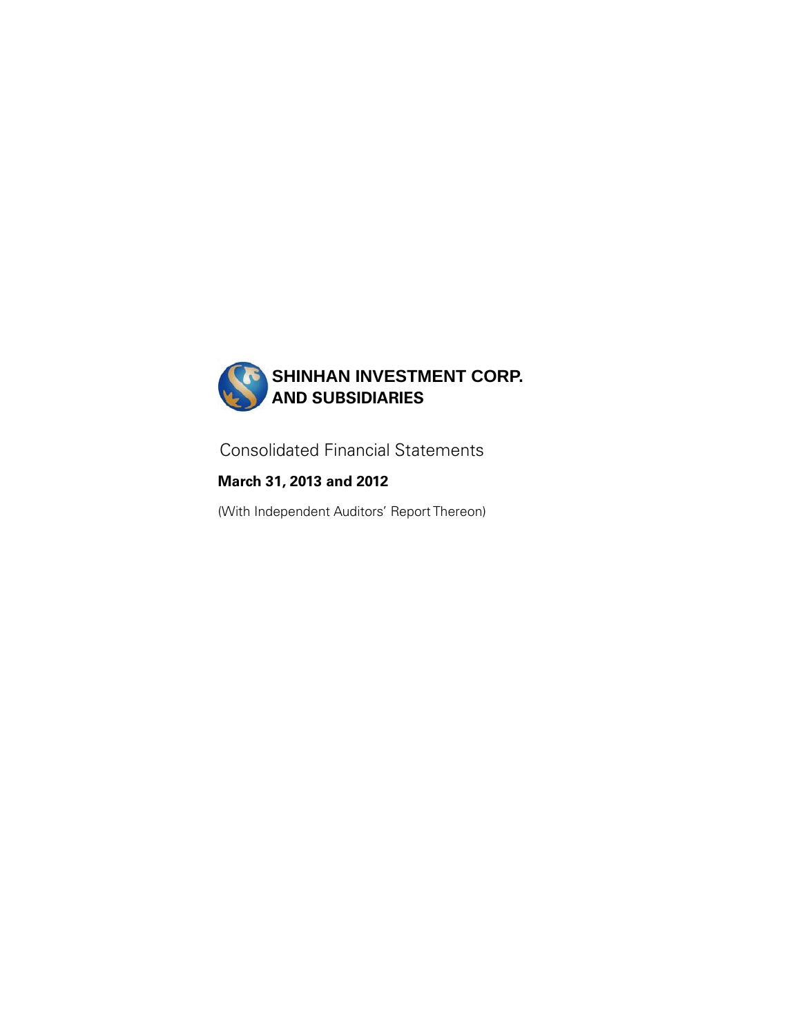# SHINHAN INVESTMENT CORP. AND SUBSIDIARIES

Consolidated Financial Statements

**March 31, 2013 and 2012**

(With Independent Auditors' Report Thereon)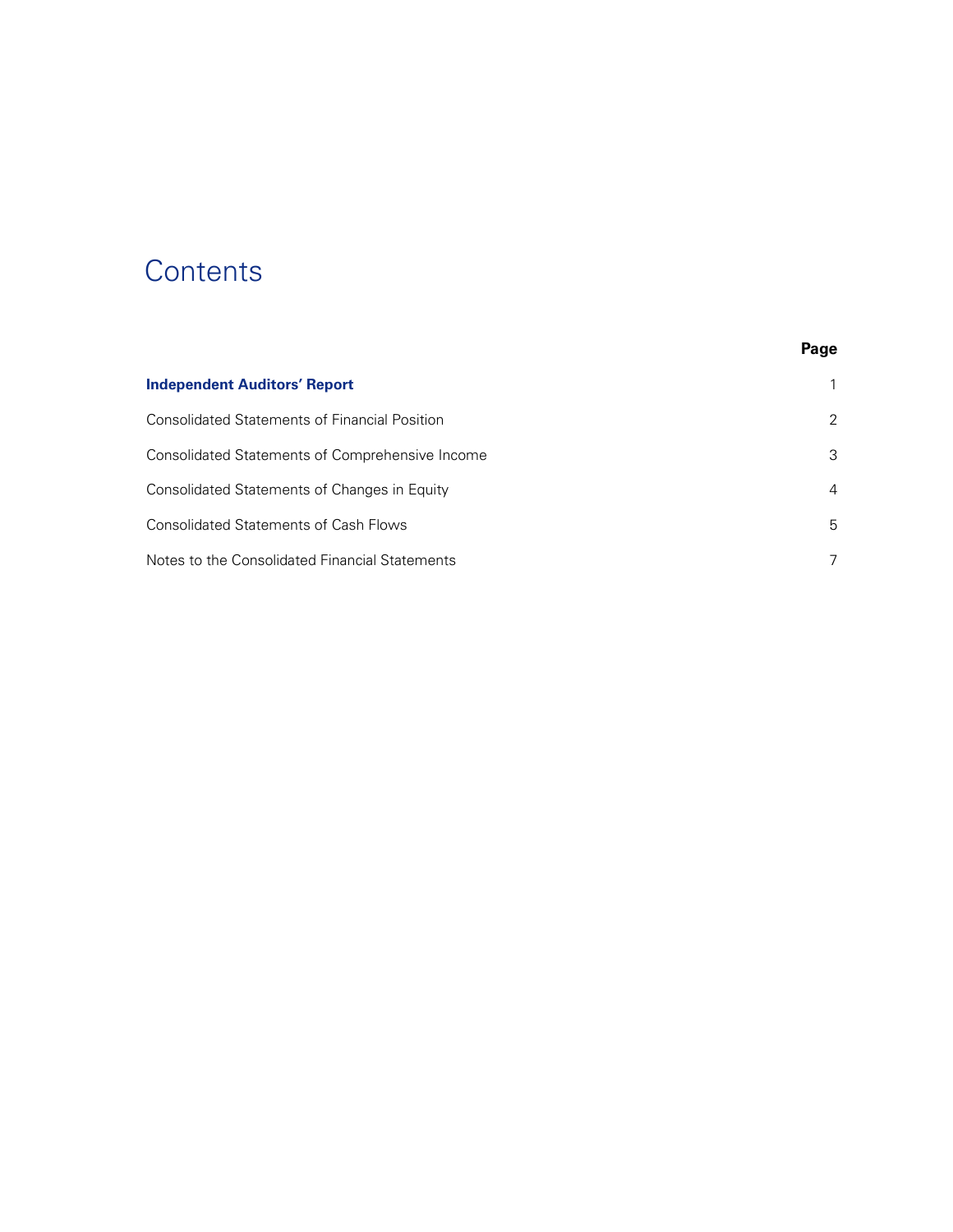# Contents

| | Page |
|---|---|
| **Independent Auditors' Report** | 1 |
| Consolidated Statements of Financial Position | 2 |
| Consolidated Statements of Comprehensive Income | 3 |
| Consolidated Statements of Changes in Equity | 4 |
| Consolidated Statements of Cash Flows | 5 |
| Notes to the Consolidated Financial Statements | 7 |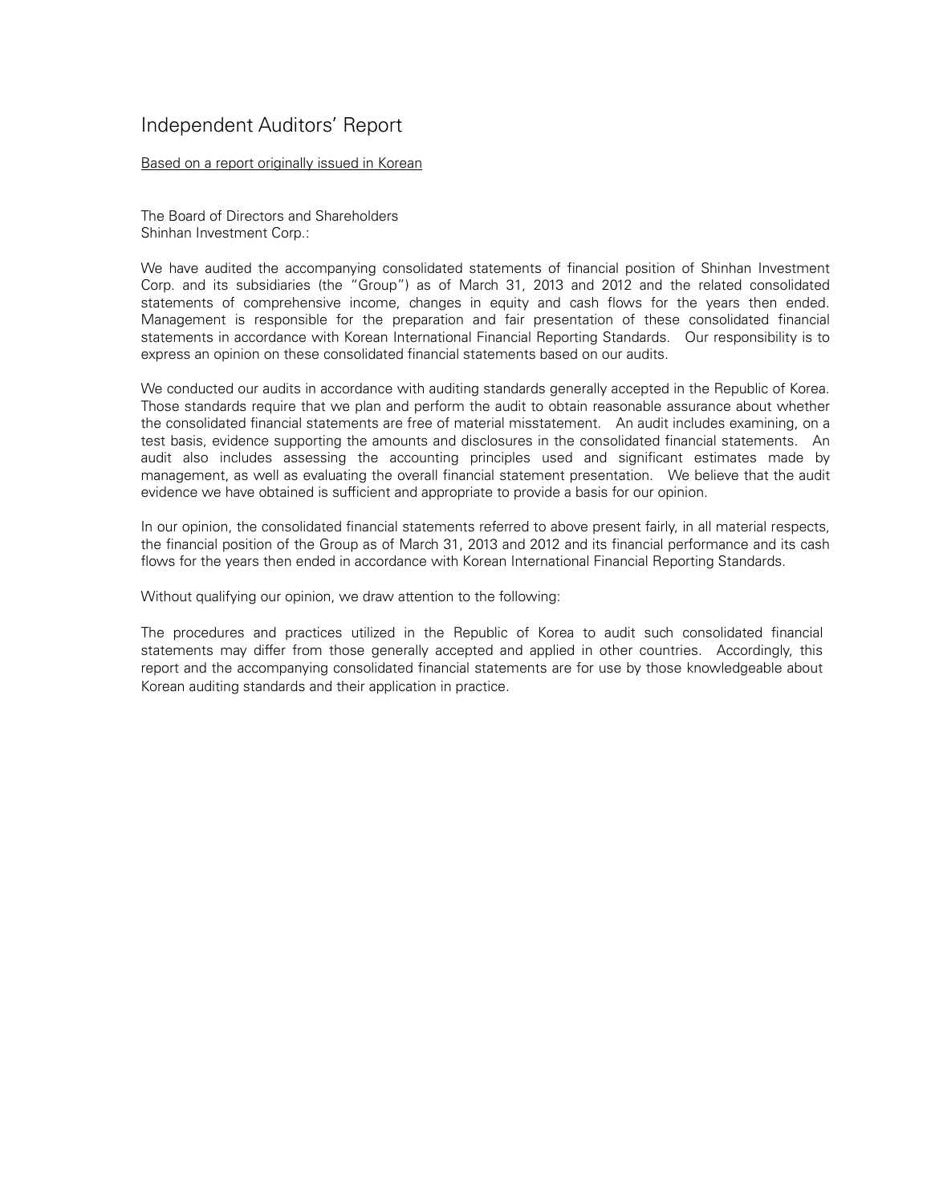# Independent Auditors' Report

Based on a report originally issued in Korean

The Board of Directors and Shareholders
Shinhan Investment Corp.:

We have audited the accompanying consolidated statements of financial position of Shinhan Investment Corp. and its subsidiaries (the "Group") as of March 31, 2013 and 2012 and the related consolidated statements of comprehensive income, changes in equity and cash flows for the years then ended. Management is responsible for the preparation and fair presentation of these consolidated financial statements in accordance with Korean International Financial Reporting Standards. Our responsibility is to express an opinion on these consolidated financial statements based on our audits.

We conducted our audits in accordance with auditing standards generally accepted in the Republic of Korea. Those standards require that we plan and perform the audit to obtain reasonable assurance about whether the consolidated financial statements are free of material misstatement. An audit includes examining, on a test basis, evidence supporting the amounts and disclosures in the consolidated financial statements. An audit also includes assessing the accounting principles used and significant estimates made by management, as well as evaluating the overall financial statement presentation. We believe that the audit evidence we have obtained is sufficient and appropriate to provide a basis for our opinion.

In our opinion, the consolidated financial statements referred to above present fairly, in all material respects, the financial position of the Group as of March 31, 2013 and 2012 and its financial performance and its cash flows for the years then ended in accordance with Korean International Financial Reporting Standards.

Without qualifying our opinion, we draw attention to the following:

The procedures and practices utilized in the Republic of Korea to audit such consolidated financial statements may differ from those generally accepted and applied in other countries. Accordingly, this report and the accompanying consolidated financial statements are for use by those knowledgeable about Korean auditing standards and their application in practice.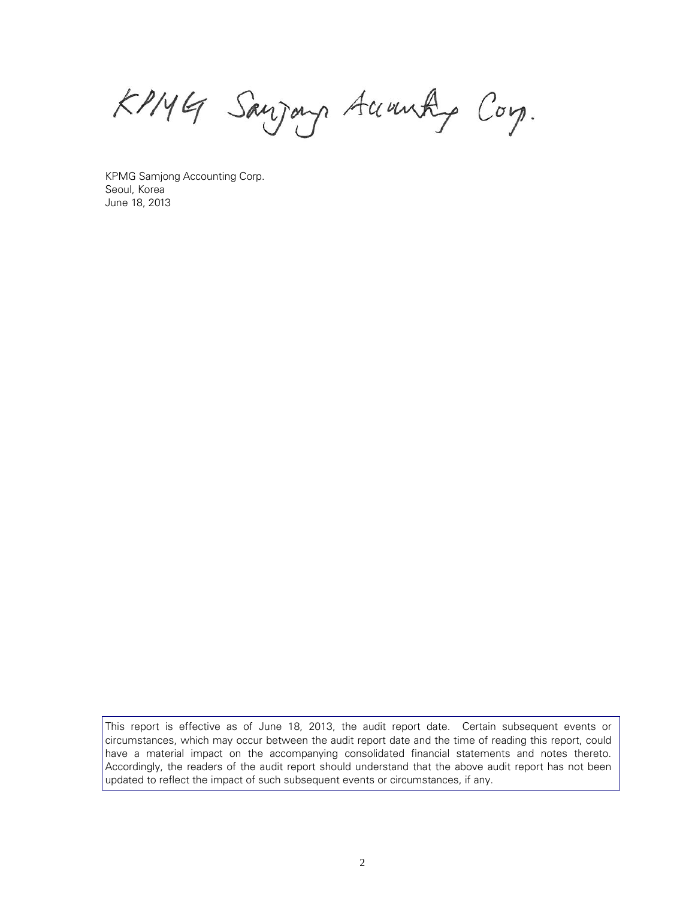KPMG Samjong Accounting Corp.

KPMG Samjong Accounting Corp.
Seoul, Korea
June 18, 2013

This report is effective as of June 18, 2013, the audit report date. Certain subsequent events or circumstances, which may occur between the audit report date and the time of reading this report, could have a material impact on the accompanying consolidated financial statements and notes thereto. Accordingly, the readers of the audit report should understand that the above audit report has not been updated to reflect the impact of such subsequent events or circumstances, if any.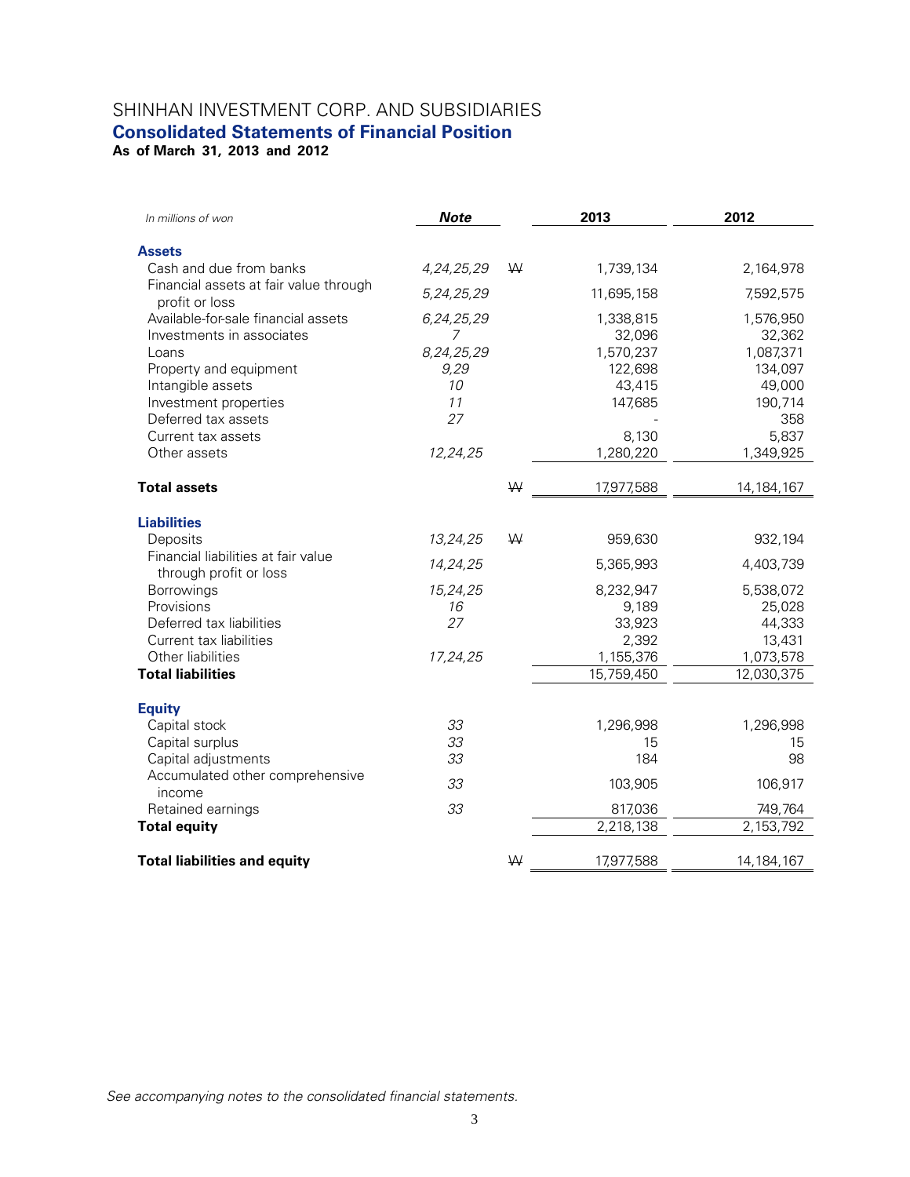# SHINHAN INVESTMENT CORP. AND SUBSIDIARIES

## Consolidated Statements of Financial Position

**As of March 31, 2013 and 2012**

| *In millions of won* | ***Note*** | | **2013** | **2012** |
|---|---|---|---|---|
| **Assets** | | | | |
| Cash and due from banks | *4,24,25,29* | ₩ | 1,739,134 | 2,164,978 |
| Financial assets at fair value through profit or loss | *5,24,25,29* | | 11,695,158 | 7,592,575 |
| Available-for-sale financial assets | *6,24,25,29* | | 1,338,815 | 1,576,950 |
| Investments in associates | *7* | | 32,096 | 32,362 |
| Loans | *8,24,25,29* | | 1,570,237 | 1,087,371 |
| Property and equipment | *9,29* | | 122,698 | 134,097 |
| Intangible assets | *10* | | 43,415 | 49,000 |
| Investment properties | *11* | | 147,685 | 190,714 |
| Deferred tax assets | *27* | | - | 358 |
| Current tax assets | | | 8,130 | 5,837 |
| Other assets | *12,24,25* | | 1,280,220 | 1,349,925 |
| **Total assets** | | ₩ | 17,977,588 | 14,184,167 |
| **Liabilities** | | | | |
| Deposits | *13,24,25* | ₩ | 959,630 | 932,194 |
| Financial liabilities at fair value through profit or loss | *14,24,25* | | 5,365,993 | 4,403,739 |
| Borrowings | *15,24,25* | | 8,232,947 | 5,538,072 |
| Provisions | *16* | | 9,189 | 25,028 |
| Deferred tax liabilities | *27* | | 33,923 | 44,333 |
| Current tax liabilities | | | 2,392 | 13,431 |
| Other liabilities | *17,24,25* | | 1,155,376 | 1,073,578 |
| **Total liabilities** | | | 15,759,450 | 12,030,375 |
| **Equity** | | | | |
| Capital stock | *33* | | 1,296,998 | 1,296,998 |
| Capital surplus | *33* | | 15 | 15 |
| Capital adjustments | *33* | | 184 | 98 |
| Accumulated other comprehensive income | *33* | | 103,905 | 106,917 |
| Retained earnings | *33* | | 817,036 | 749,764 |
| **Total equity** | | | 2,218,138 | 2,153,792 |
| **Total liabilities and equity** | | ₩ | 17,977,588 | 14,184,167 |

*See accompanying notes to the consolidated financial statements.*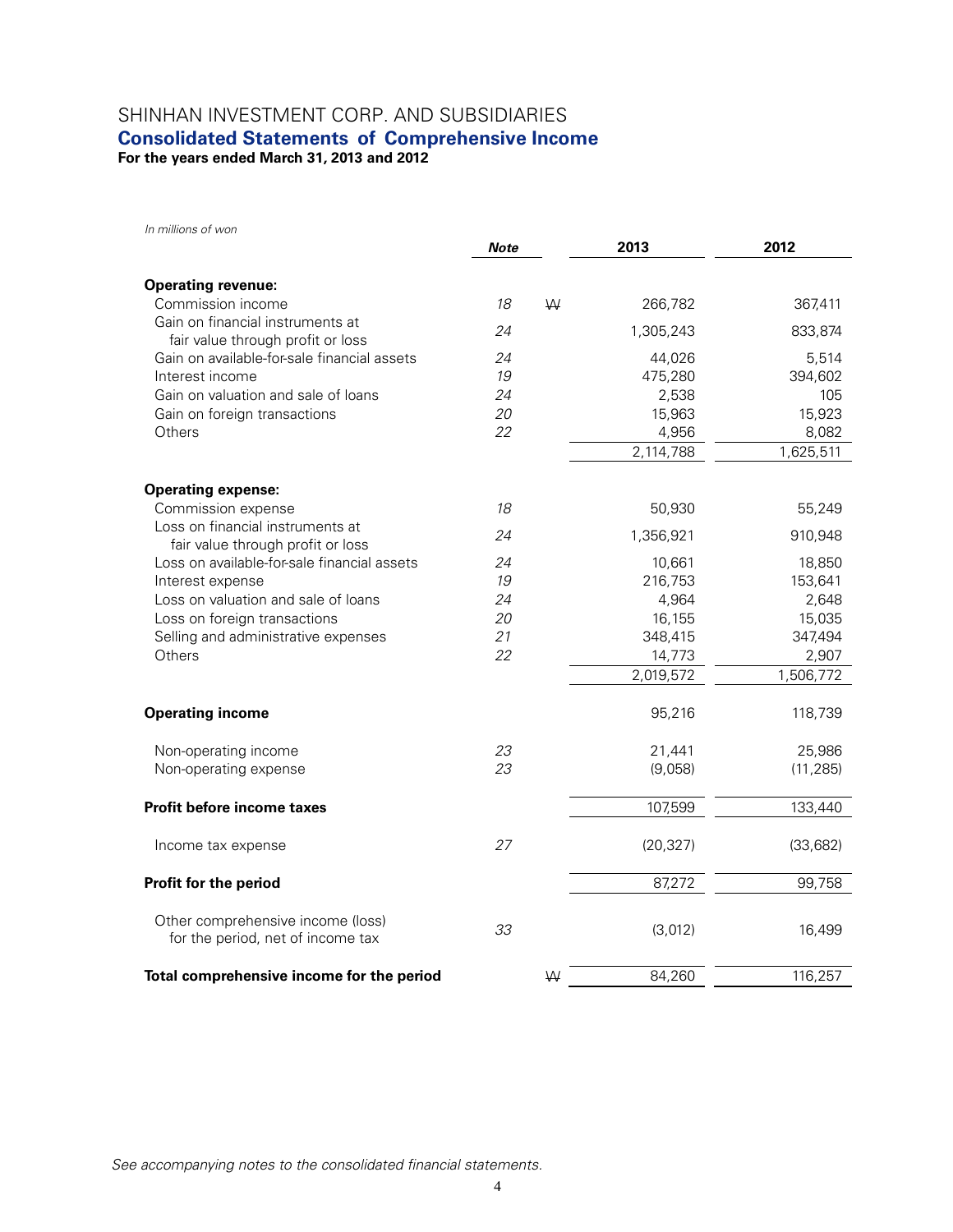# SHINHAN INVESTMENT CORP. AND SUBSIDIARIES

## Consolidated Statements of Comprehensive Income

**For the years ended March 31, 2013 and 2012**

*In millions of won*

| | *Note* | | 2013 | 2012 |
|---|---|---|---|---|
| **Operating revenue:** | | | | |
| Commission income | *18* | ₩ | 266,782 | 367,411 |
| Gain on financial instruments at fair value through profit or loss | *24* | | 1,305,243 | 833,874 |
| Gain on available-for-sale financial assets | *24* | | 44,026 | 5,514 |
| Interest income | *19* | | 475,280 | 394,602 |
| Gain on valuation and sale of loans | *24* | | 2,538 | 105 |
| Gain on foreign transactions | *20* | | 15,963 | 15,923 |
| Others | *22* | | 4,956 | 8,082 |
| | | | 2,114,788 | 1,625,511 |
| **Operating expense:** | | | | |
| Commission expense | *18* | | 50,930 | 55,249 |
| Loss on financial instruments at fair value through profit or loss | *24* | | 1,356,921 | 910,948 |
| Loss on available-for-sale financial assets | *24* | | 10,661 | 18,850 |
| Interest expense | *19* | | 216,753 | 153,641 |
| Loss on valuation and sale of loans | *24* | | 4,964 | 2,648 |
| Loss on foreign transactions | *20* | | 16,155 | 15,035 |
| Selling and administrative expenses | *21* | | 348,415 | 347,494 |
| Others | *22* | | 14,773 | 2,907 |
| | | | 2,019,572 | 1,506,772 |
| **Operating income** | | | 95,216 | 118,739 |
| Non-operating income | *23* | | 21,441 | 25,986 |
| Non-operating expense | *23* | | (9,058) | (11,285) |
| **Profit before income taxes** | | | 107,599 | 133,440 |
| Income tax expense | *27* | | (20,327) | (33,682) |
| **Profit for the period** | | | 87,272 | 99,758 |
| Other comprehensive income (loss) for the period, net of income tax | *33* | | (3,012) | 16,499 |
| **Total comprehensive income for the period** | | ₩ | 84,260 | 116,257 |

*See accompanying notes to the consolidated financial statements.*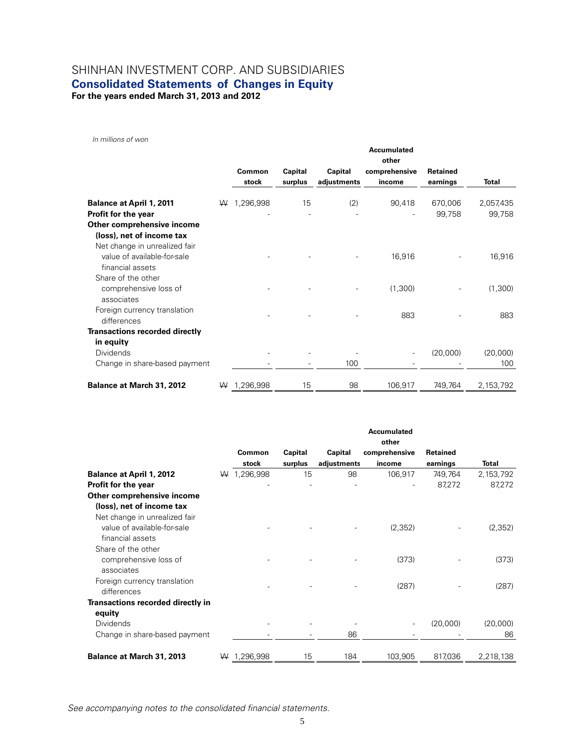# SHINHAN INVESTMENT CORP. AND SUBSIDIARIES

## Consolidated Statements of Changes in Equity

**For the years ended March 31, 2013 and 2012**

*In millions of won*

| | Common stock | Capital surplus | Capital adjustments | Accumulated other comprehensive income | Retained earnings | Total |
|---|---|---|---|---|---|---|
| **Balance at April 1, 2011** | ₩ 1,296,998 | 15 | (2) | 90,418 | 670,006 | 2,057,435 |
| **Profit for the year** | - | - | - | - | 99,758 | 99,758 |
| **Other comprehensive income (loss), net of income tax** | | | | | | |
| Net change in unrealized fair value of available-for-sale financial assets | - | - | - | 16,916 | - | 16,916 |
| Share of the other comprehensive loss of associates | - | - | - | (1,300) | - | (1,300) |
| Foreign currency translation differences | - | - | - | 883 | - | 883 |
| **Transactions recorded directly in equity** | | | | | | |
| Dividends | - | - | - | - | (20,000) | (20,000) |
| Change in share-based payment | - | - | 100 | - | - | 100 |
| **Balance at March 31, 2012** | ₩ 1,296,998 | 15 | 98 | 106,917 | 749,764 | 2,153,792 |

| | Common stock | Capital surplus | Capital adjustments | Accumulated other comprehensive income | Retained earnings | Total |
|---|---|---|---|---|---|---|
| **Balance at April 1, 2012** | ₩ 1,296,998 | 15 | 98 | 106,917 | 749,764 | 2,153,792 |
| **Profit for the year** | - | - | - | - | 87,272 | 87,272 |
| **Other comprehensive income (loss), net of income tax** | | | | | | |
| Net change in unrealized fair value of available-for-sale financial assets | - | - | - | (2,352) | - | (2,352) |
| Share of the other comprehensive loss of associates | - | - | - | (373) | - | (373) |
| Foreign currency translation differences | - | - | - | (287) | - | (287) |
| **Transactions recorded directly in equity** | | | | | | |
| Dividends | - | - | - | - | (20,000) | (20,000) |
| Change in share-based payment | - | - | 86 | - | - | 86 |
| **Balance at March 31, 2013** | ₩ 1,296,998 | 15 | 184 | 103,905 | 817,036 | 2,218,138 |

*See accompanying notes to the consolidated financial statements.*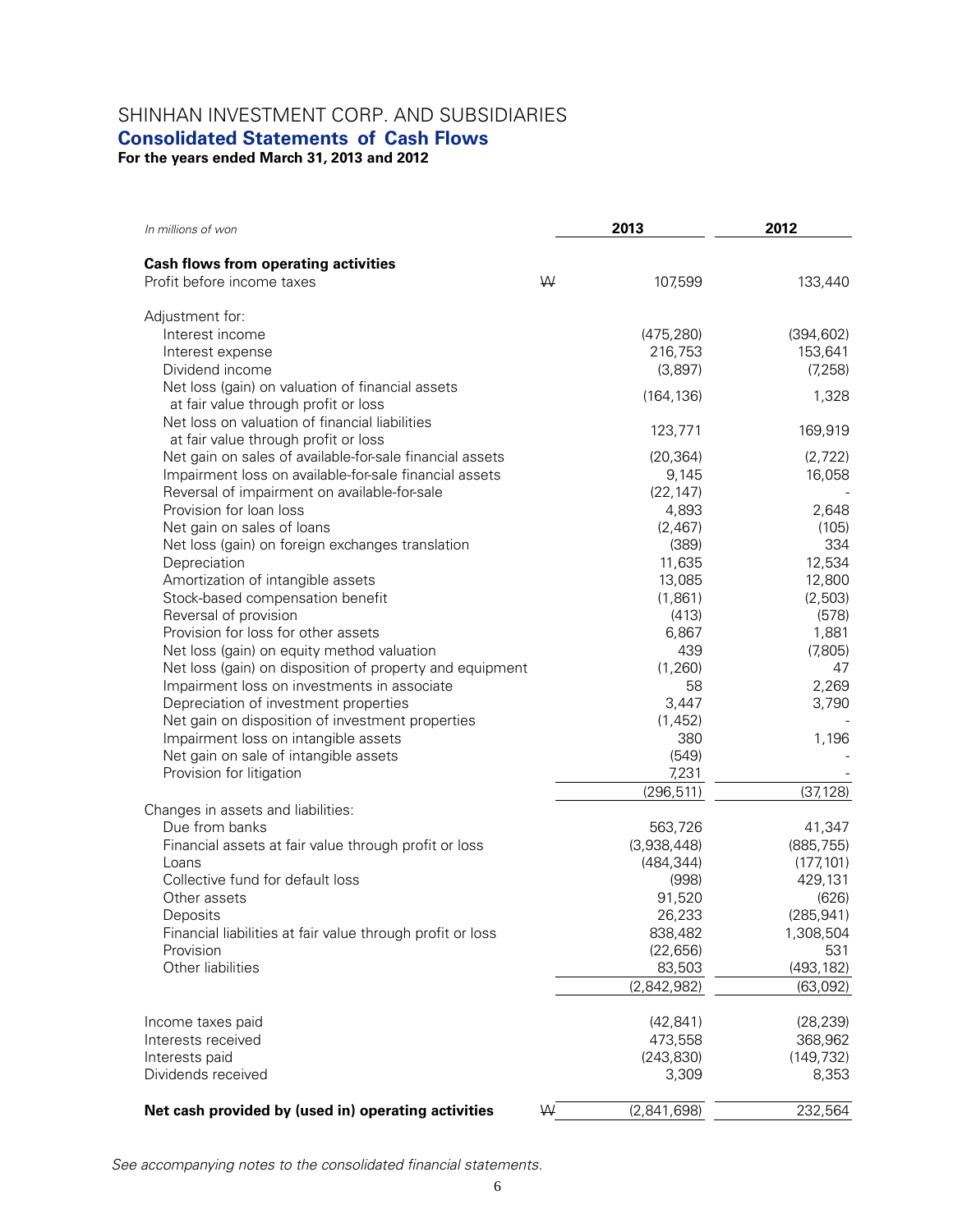# SHINHAN INVESTMENT CORP. AND SUBSIDIARIES

## Consolidated Statements of Cash Flows

**For the years ended March 31, 2013 and 2012**

| *In millions of won* | | 2013 | 2012 |
|---|---|---|---|
| **Cash flows from operating activities** | | | |
| Profit before income taxes | ₩ | 107,599 | 133,440 |
| Adjustment for: | | | |
| Interest income | | (475,280) | (394,602) |
| Interest expense | | 216,753 | 153,641 |
| Dividend income | | (3,897) | (7,258) |
| Net loss (gain) on valuation of financial assets at fair value through profit or loss | | (164,136) | 1,328 |
| Net loss on valuation of financial liabilities at fair value through profit or loss | | 123,771 | 169,919 |
| Net gain on sales of available-for-sale financial assets | | (20,364) | (2,722) |
| Impairment loss on available-for-sale financial assets | | 9,145 | 16,058 |
| Reversal of impairment on available-for-sale | | (22,147) | - |
| Provision for loan loss | | 4,893 | 2,648 |
| Net gain on sales of loans | | (2,467) | (105) |
| Net loss (gain) on foreign exchanges translation | | (389) | 334 |
| Depreciation | | 11,635 | 12,534 |
| Amortization of intangible assets | | 13,085 | 12,800 |
| Stock-based compensation benefit | | (1,861) | (2,503) |
| Reversal of provision | | (413) | (578) |
| Provision for loss for other assets | | 6,867 | 1,881 |
| Net loss (gain) on equity method valuation | | 439 | (7,805) |
| Net loss (gain) on disposition of property and equipment | | (1,260) | 47 |
| Impairment loss on investments in associate | | 58 | 2,269 |
| Depreciation of investment properties | | 3,447 | 3,790 |
| Net gain on disposition of investment properties | | (1,452) | - |
| Impairment loss on intangible assets | | 380 | 1,196 |
| Net gain on sale of intangible assets | | (549) | - |
| Provision for litigation | | 7,231 | - |
| | | (296,511) | (37,128) |
| Changes in assets and liabilities: | | | |
| Due from banks | | 563,726 | 41,347 |
| Financial assets at fair value through profit or loss | | (3,938,448) | (885,755) |
| Loans | | (484,344) | (177,101) |
| Collective fund for default loss | | (998) | 429,131 |
| Other assets | | 91,520 | (626) |
| Deposits | | 26,233 | (285,941) |
| Financial liabilities at fair value through profit or loss | | 838,482 | 1,308,504 |
| Provision | | (22,656) | 531 |
| Other liabilities | | 83,503 | (493,182) |
| | | (2,842,982) | (63,092) |
| Income taxes paid | | (42,841) | (28,239) |
| Interests received | | 473,558 | 368,962 |
| Interests paid | | (243,830) | (149,732) |
| Dividends received | | 3,309 | 8,353 |
| **Net cash provided by (used in) operating activities** | ₩ | (2,841,698) | 232,564 |

*See accompanying notes to the consolidated financial statements.*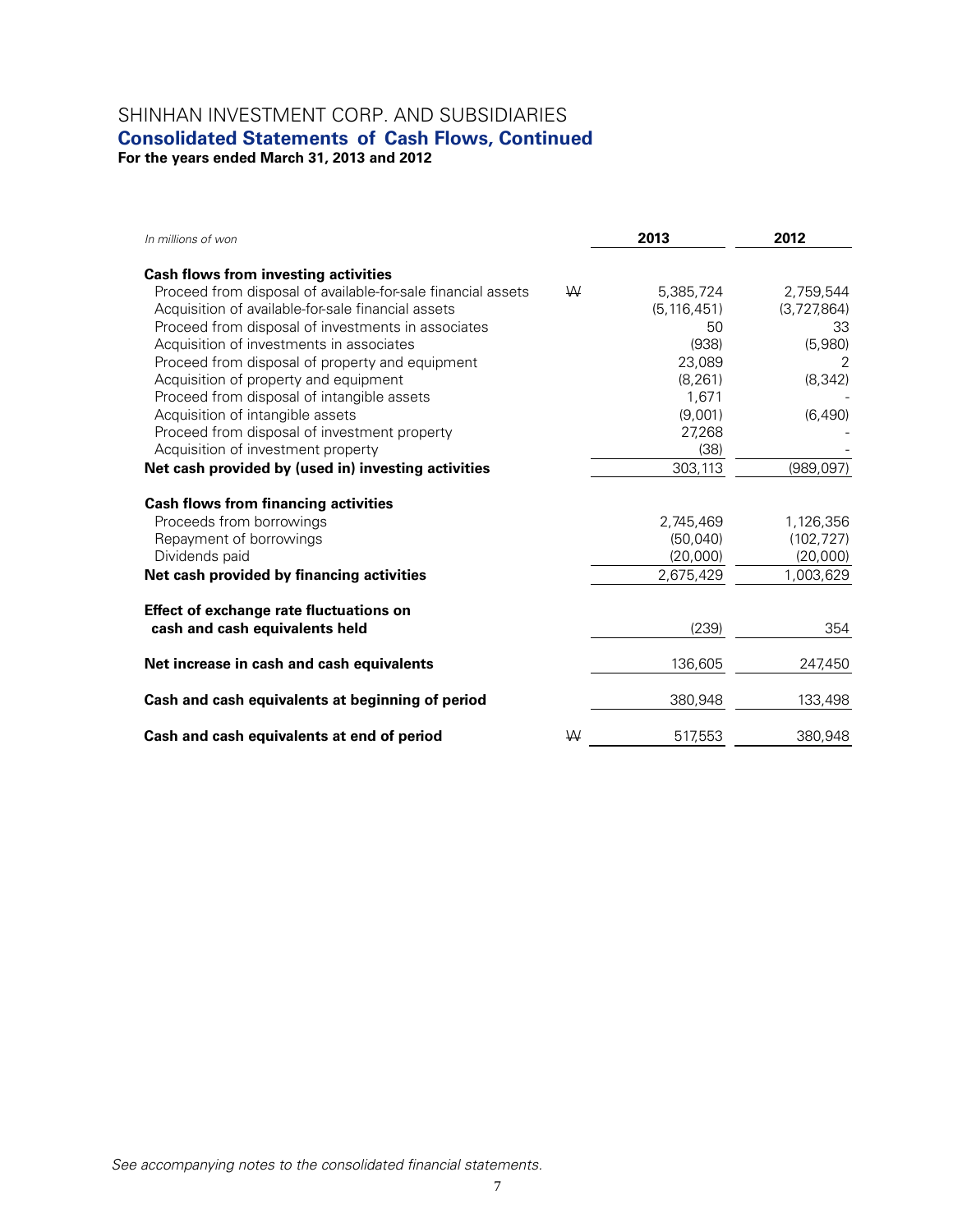# SHINHAN INVESTMENT CORP. AND SUBSIDIARIES

## Consolidated Statements of Cash Flows, Continued

**For the years ended March 31, 2013 and 2012**

| *In millions of won* | | 2013 | 2012 |
|---|---|---|---|
| **Cash flows from investing activities** | | | |
| Proceed from disposal of available-for-sale financial assets | ₩ | 5,385,724 | 2,759,544 |
| Acquisition of available-for-sale financial assets | | (5,116,451) | (3,727,864) |
| Proceed from disposal of investments in associates | | 50 | 33 |
| Acquisition of investments in associates | | (938) | (5,980) |
| Proceed from disposal of property and equipment | | 23,089 | 2 |
| Acquisition of property and equipment | | (8,261) | (8,342) |
| Proceed from disposal of intangible assets | | 1,671 | - |
| Acquisition of intangible assets | | (9,001) | (6,490) |
| Proceed from disposal of investment property | | 27,268 | - |
| Acquisition of investment property | | (38) | - |
| **Net cash provided by (used in) investing activities** | | 303,113 | (989,097) |
| **Cash flows from financing activities** | | | |
| Proceeds from borrowings | | 2,745,469 | 1,126,356 |
| Repayment of borrowings | | (50,040) | (102,727) |
| Dividends paid | | (20,000) | (20,000) |
| **Net cash provided by financing activities** | | 2,675,429 | 1,003,629 |
| **Effect of exchange rate fluctuations on cash and cash equivalents held** | | (239) | 354 |
| **Net increase in cash and cash equivalents** | | 136,605 | 247,450 |
| **Cash and cash equivalents at beginning of period** | | 380,948 | 133,498 |
| **Cash and cash equivalents at end of period** | ₩ | 517,553 | 380,948 |

*See accompanying notes to the consolidated financial statements.*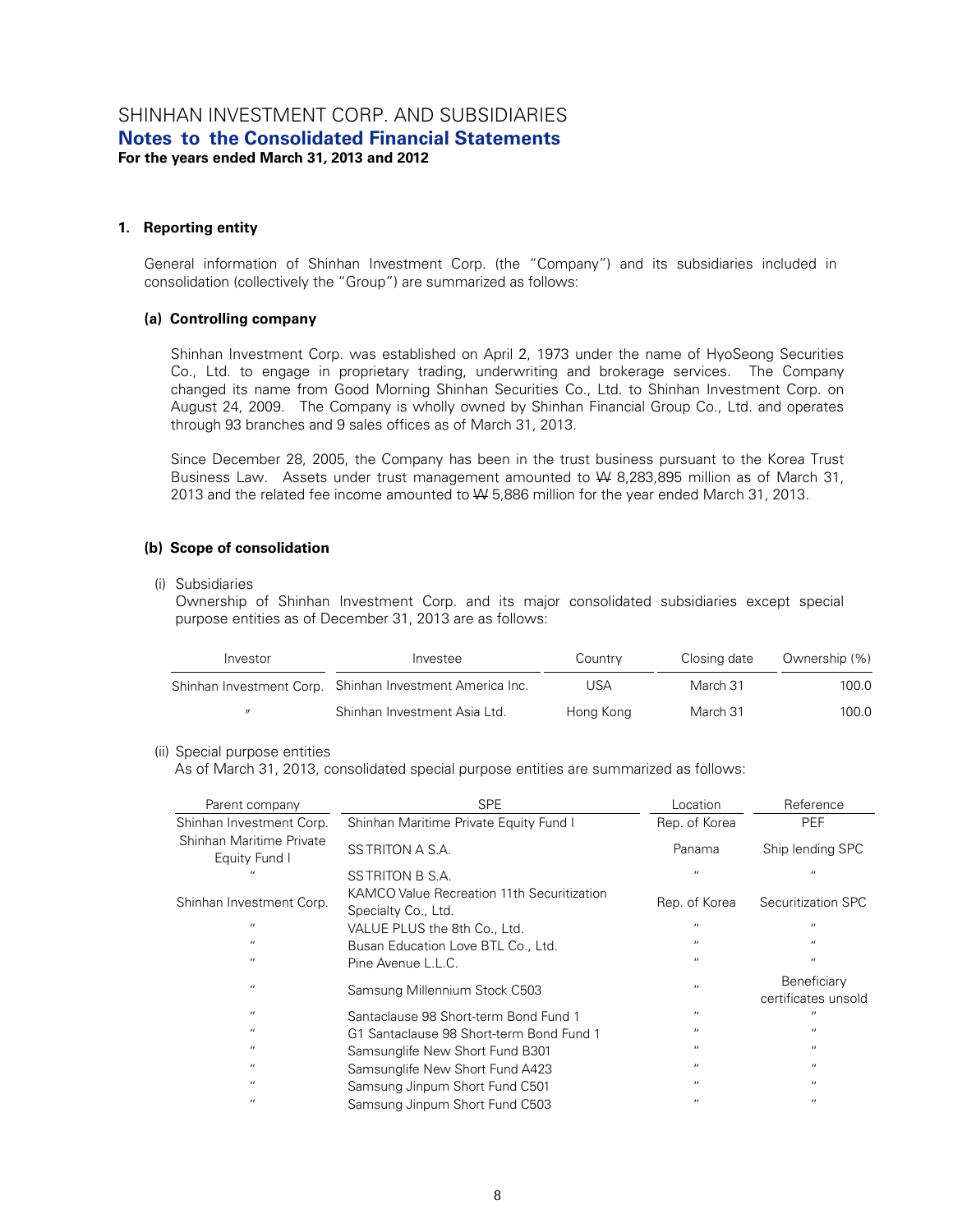## 1. Reporting entity

General information of Shinhan Investment Corp. (the "Company") and its subsidiaries included in consolidation (collectively the "Group") are summarized as follows:

### (a) Controlling company

Shinhan Investment Corp. was established on April 2, 1973 under the name of HyoSeong Securities Co., Ltd. to engage in proprietary trading, underwriting and brokerage services. The Company changed its name from Good Morning Shinhan Securities Co., Ltd. to Shinhan Investment Corp. on August 24, 2009. The Company is wholly owned by Shinhan Financial Group Co., Ltd. and operates through 93 branches and 9 sales offices as of March 31, 2013.

Since December 28, 2005, the Company has been in the trust business pursuant to the Korea Trust Business Law. Assets under trust management amounted to ₩ 8,283,895 million as of March 31, 2013 and the related fee income amounted to ₩ 5,886 million for the year ended March 31, 2013.

### (b) Scope of consolidation

(i) Subsidiaries

Ownership of Shinhan Investment Corp. and its major consolidated subsidiaries except special purpose entities as of December 31, 2013 are as follows:

| Investor | Investee | Country | Closing date | Ownership (%) |
|---|---|---|---|---|
| Shinhan Investment Corp. | Shinhan Investment America Inc. | USA | March 31 | 100.0 |
| 〃 | Shinhan Investment Asia Ltd. | Hong Kong | March 31 | 100.0 |

(ii) Special purpose entities

As of March 31, 2013, consolidated special purpose entities are summarized as follows:

| Parent company | SPE | Location | Reference |
|---|---|---|---|
| Shinhan Investment Corp. | Shinhan Maritime Private Equity Fund I | Rep. of Korea | PEF |
| Shinhan Maritime Private Equity Fund I | SS TRITON A S.A. | Panama | Ship lending SPC |
| 〃 | SS TRITON B S.A. | 〃 | 〃 |
| Shinhan Investment Corp. | KAMCO Value Recreation 11th Securitization Specialty Co., Ltd. | Rep. of Korea | Securitization SPC |
| 〃 | VALUE PLUS the 8th Co., Ltd. | 〃 | 〃 |
| 〃 | Busan Education Love BTL Co., Ltd. | 〃 | 〃 |
| 〃 | Pine Avenue L.L.C. | 〃 | 〃 |
| 〃 | Samsung Millennium Stock C503 | 〃 | Beneficiary certificates unsold |
| 〃 | Santaclause 98 Short-term Bond Fund 1 | 〃 | 〃 |
| 〃 | G1 Santaclause 98 Short-term Bond Fund 1 | 〃 | 〃 |
| 〃 | Samsunglife New Short Fund B301 | 〃 | 〃 |
| 〃 | Samsunglife New Short Fund A423 | 〃 | 〃 |
| 〃 | Samsung Jinpum Short Fund C501 | 〃 | 〃 |
| 〃 | Samsung Jinpum Short Fund C503 | 〃 | 〃 |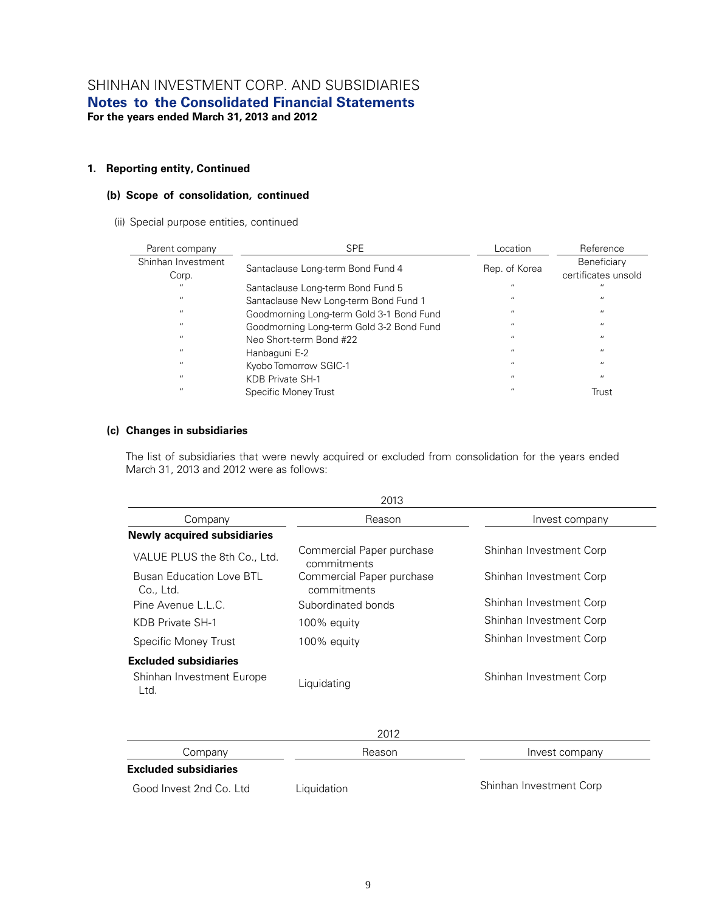# SHINHAN INVESTMENT CORP. AND SUBSIDIARIES
## Notes to the Consolidated Financial Statements
**For the years ended March 31, 2013 and 2012**

### 1. Reporting entity, Continued

#### (b) Scope of consolidation, continued

(ii) Special purpose entities, continued

| Parent company | SPE | Location | Reference |
|---|---|---|---|
| Shinhan Investment Corp. | Santaclause Long-term Bond Fund 4 | Rep. of Korea | Beneficiary certificates unsold |
| " | Santaclause Long-term Bond Fund 5 | " | " |
| " | Santaclause New Long-term Bond Fund 1 | " | " |
| " | Goodmorning Long-term Gold 3-1 Bond Fund | " | " |
| " | Goodmorning Long-term Gold 3-2 Bond Fund | " | " |
| " | Neo Short-term Bond #22 | " | " |
| " | Hanbaguni E-2 | " | " |
| " | Kyobo Tomorrow SGIC-1 | " | " |
| " | KDB Private SH-1 | " | " |
| " | Specific Money Trust | " | Trust |

#### (c) Changes in subsidiaries

The list of subsidiaries that were newly acquired or excluded from consolidation for the years ended March 31, 2013 and 2012 were as follows:

| 2013 | | |
|---|---|---|
| Company | Reason | Invest company |
| **Newly acquired subsidiaries** | | |
| VALUE PLUS the 8th Co., Ltd. | Commercial Paper purchase commitments | Shinhan Investment Corp |
| Busan Education Love BTL Co., Ltd. | Commercial Paper purchase commitments | Shinhan Investment Corp |
| Pine Avenue L.L.C. | Subordinated bonds | Shinhan Investment Corp |
| KDB Private SH-1 | 100% equity | Shinhan Investment Corp |
| Specific Money Trust | 100% equity | Shinhan Investment Corp |
| **Excluded subsidiaries** | | |
| Shinhan Investment Europe Ltd. | Liquidating | Shinhan Investment Corp |

| 2012 | | |
|---|---|---|
| Company | Reason | Invest company |
| **Excluded subsidiaries** | | |
| Good Invest 2nd Co. Ltd | Liquidation | Shinhan Investment Corp |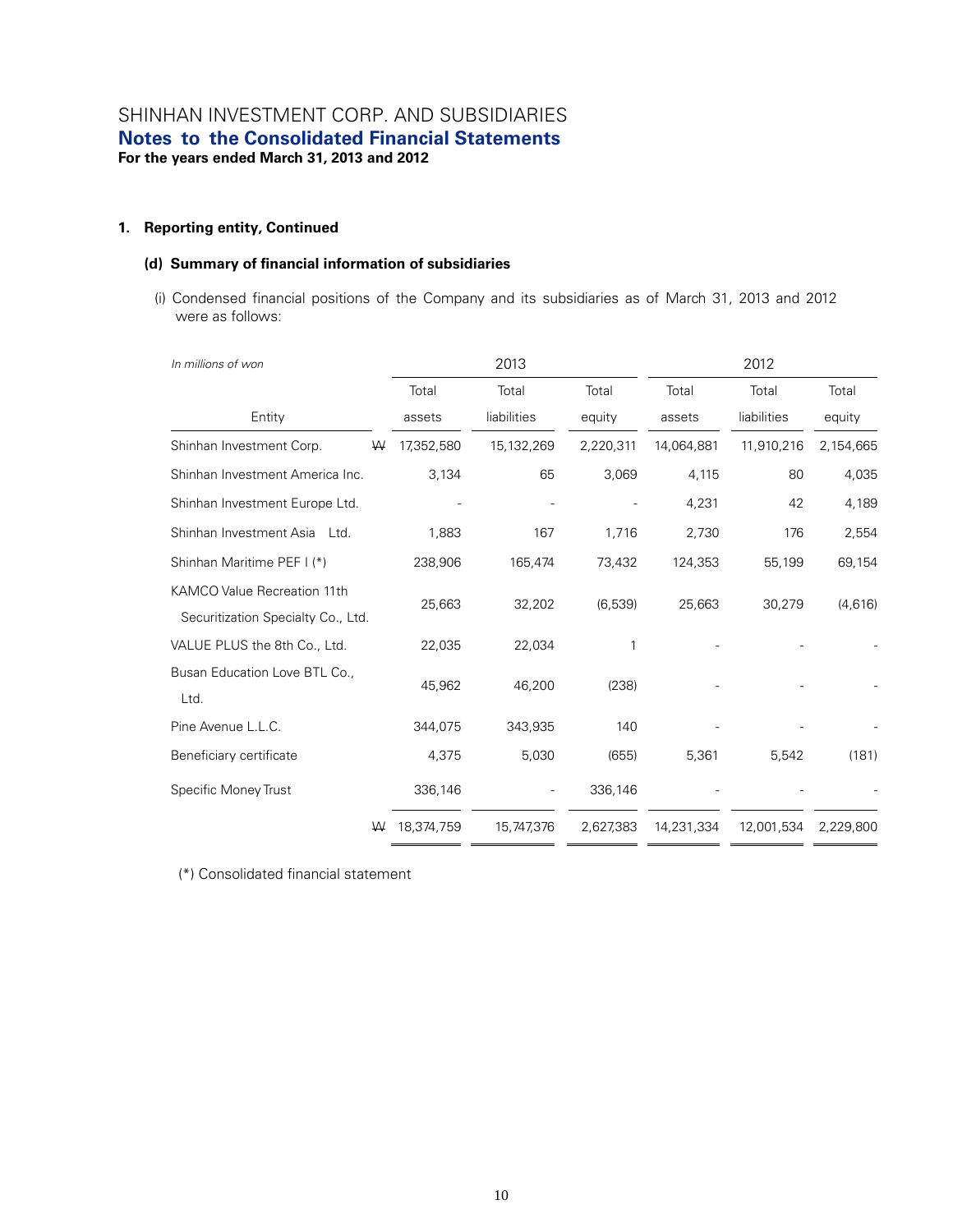# SHINHAN INVESTMENT CORP. AND SUBSIDIARIES
## Notes to the Consolidated Financial Statements
**For the years ended March 31, 2013 and 2012**

### 1. Reporting entity, Continued

#### (d) Summary of financial information of subsidiaries

(i) Condensed financial positions of the Company and its subsidiaries as of March 31, 2013 and 2012 were as follows:

| *In millions of won* | | 2013 | | | 2012 | | |
|---|---|---|---|---|---|---|---|
| Entity | | Total assets | Total liabilities | Total equity | Total assets | Total liabilities | Total equity |
| Shinhan Investment Corp. | ₩ | 17,352,580 | 15,132,269 | 2,220,311 | 14,064,881 | 11,910,216 | 2,154,665 |
| Shinhan Investment America Inc. | | 3,134 | 65 | 3,069 | 4,115 | 80 | 4,035 |
| Shinhan Investment Europe Ltd. | | - | - | - | 4,231 | 42 | 4,189 |
| Shinhan Investment Asia Ltd. | | 1,883 | 167 | 1,716 | 2,730 | 176 | 2,554 |
| Shinhan Maritime PEF I (*) | | 238,906 | 165,474 | 73,432 | 124,353 | 55,199 | 69,154 |
| KAMCO Value Recreation 11th Securitization Specialty Co., Ltd. | | 25,663 | 32,202 | (6,539) | 25,663 | 30,279 | (4,616) |
| VALUE PLUS the 8th Co., Ltd. | | 22,035 | 22,034 | 1 | - | - | - |
| Busan Education Love BTL Co., Ltd. | | 45,962 | 46,200 | (238) | - | - | - |
| Pine Avenue L.L.C. | | 344,075 | 343,935 | 140 | - | - | - |
| Beneficiary certificate | | 4,375 | 5,030 | (655) | 5,361 | 5,542 | (181) |
| Specific Money Trust | | 336,146 | - | 336,146 | - | - | - |
| | ₩ | 18,374,759 | 15,747,376 | 2,627,383 | 14,231,334 | 12,001,534 | 2,229,800 |

(*) Consolidated financial statement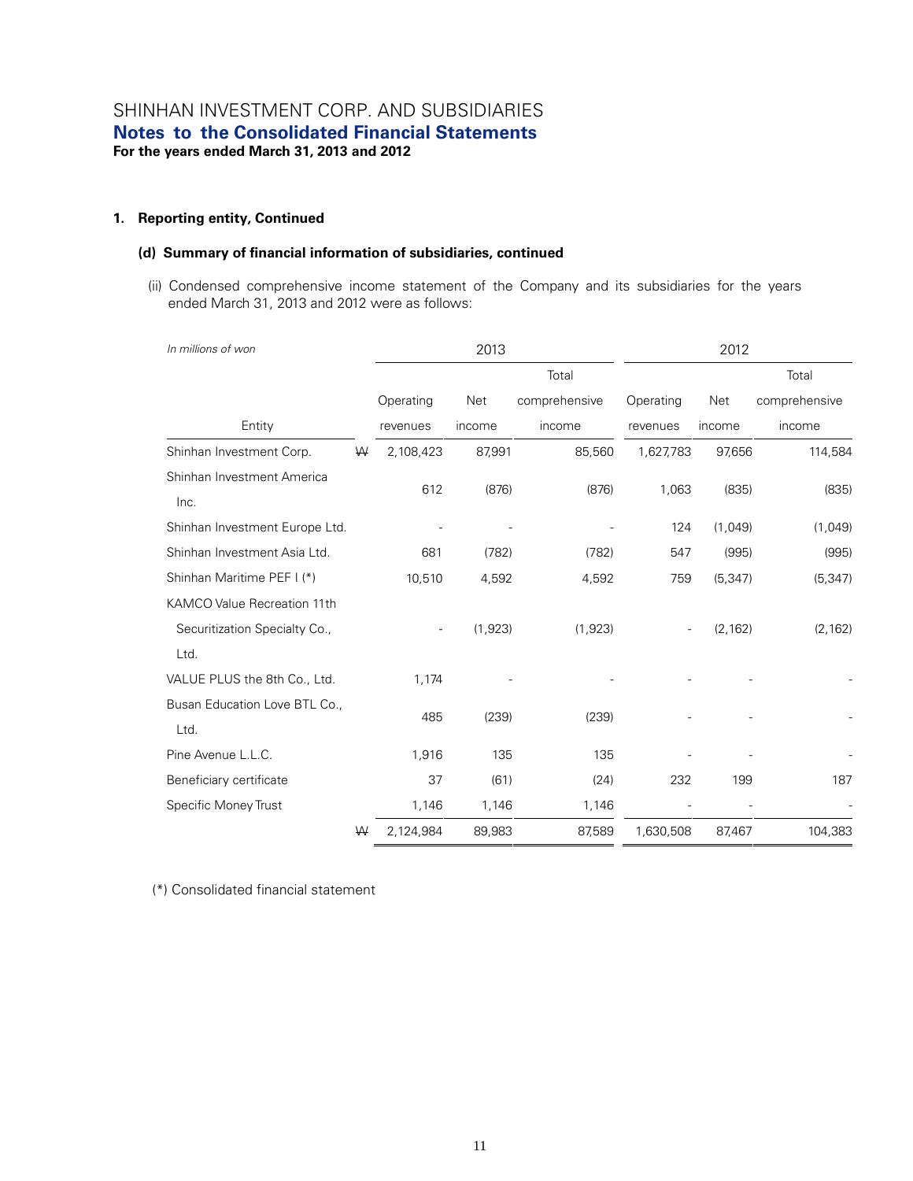SHINHAN INVESTMENT CORP. AND SUBSIDIARIES
**Notes to the Consolidated Financial Statements**
**For the years ended March 31, 2013 and 2012**

## 1. Reporting entity, Continued

### (d) Summary of financial information of subsidiaries, continued

(ii) Condensed comprehensive income statement of the Company and its subsidiaries for the years ended March 31, 2013 and 2012 were as follows:

| *In millions of won* | | 2013 | | | 2012 | | |
|---|---|---|---|---|---|---|---|
| Entity | | Operating revenues | Net income | Total comprehensive income | Operating revenues | Net income | Total comprehensive income |
| Shinhan Investment Corp. | ₩ | 2,108,423 | 87,991 | 85,560 | 1,627,783 | 97,656 | 114,584 |
| Shinhan Investment America Inc. | | 612 | (876) | (876) | 1,063 | (835) | (835) |
| Shinhan Investment Europe Ltd. | | - | - | - | 124 | (1,049) | (1,049) |
| Shinhan Investment Asia Ltd. | | 681 | (782) | (782) | 547 | (995) | (995) |
| Shinhan Maritime PEF I (*) | | 10,510 | 4,592 | 4,592 | 759 | (5,347) | (5,347) |
| KAMCO Value Recreation 11th Securitization Specialty Co., Ltd. | | - | (1,923) | (1,923) | - | (2,162) | (2,162) |
| VALUE PLUS the 8th Co., Ltd. | | 1,174 | - | - | - | - | - |
| Busan Education Love BTL Co., Ltd. | | 485 | (239) | (239) | - | - | - |
| Pine Avenue L.L.C. | | 1,916 | 135 | 135 | - | - | - |
| Beneficiary certificate | | 37 | (61) | (24) | 232 | 199 | 187 |
| Specific Money Trust | | 1,146 | 1,146 | 1,146 | - | - | - |
| | ₩ | 2,124,984 | 89,983 | 87,589 | 1,630,508 | 87,467 | 104,383 |

(*) Consolidated financial statement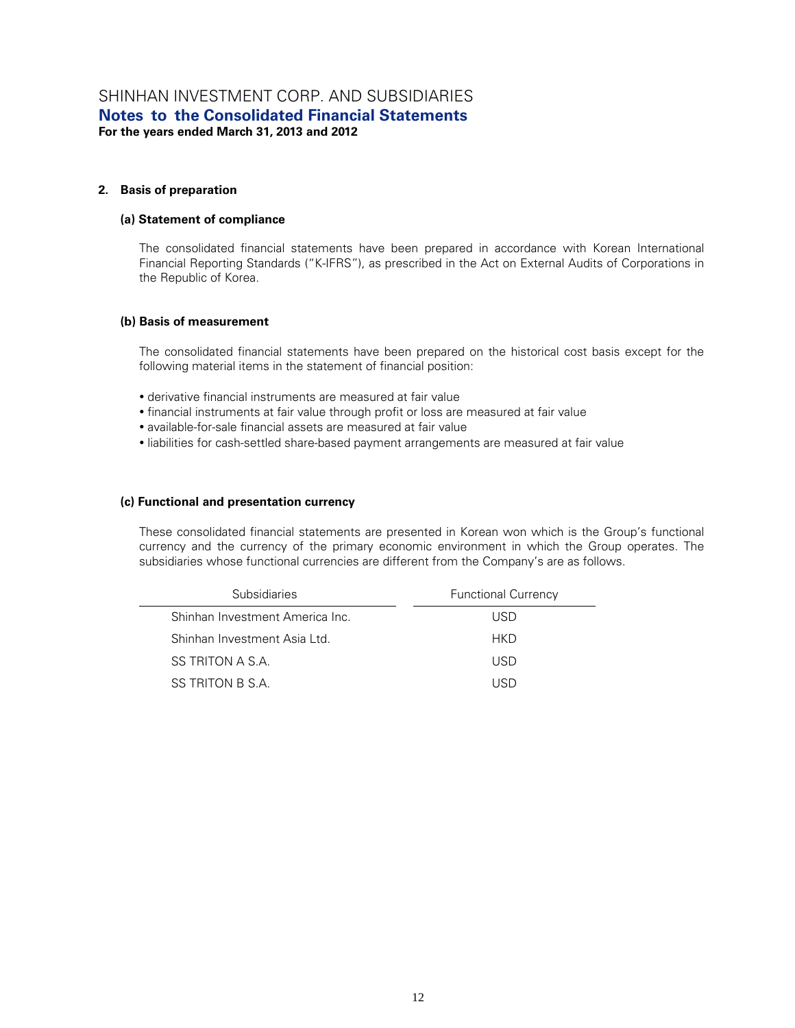## 2. Basis of preparation

### (a) Statement of compliance

The consolidated financial statements have been prepared in accordance with Korean International Financial Reporting Standards ("K-IFRS"), as prescribed in the Act on External Audits of Corporations in the Republic of Korea.

### (b) Basis of measurement

The consolidated financial statements have been prepared on the historical cost basis except for the following material items in the statement of financial position:

- derivative financial instruments are measured at fair value
- financial instruments at fair value through profit or loss are measured at fair value
- available-for-sale financial assets are measured at fair value
- liabilities for cash-settled share-based payment arrangements are measured at fair value

### (c) Functional and presentation currency

These consolidated financial statements are presented in Korean won which is the Group's functional currency and the currency of the primary economic environment in which the Group operates. The subsidiaries whose functional currencies are different from the Company's are as follows.

| Subsidiaries | Functional Currency |
|---|---|
| Shinhan Investment America Inc. | USD |
| Shinhan Investment Asia Ltd. | HKD |
| SS TRITON A S.A. | USD |
| SS TRITON B S.A. | USD |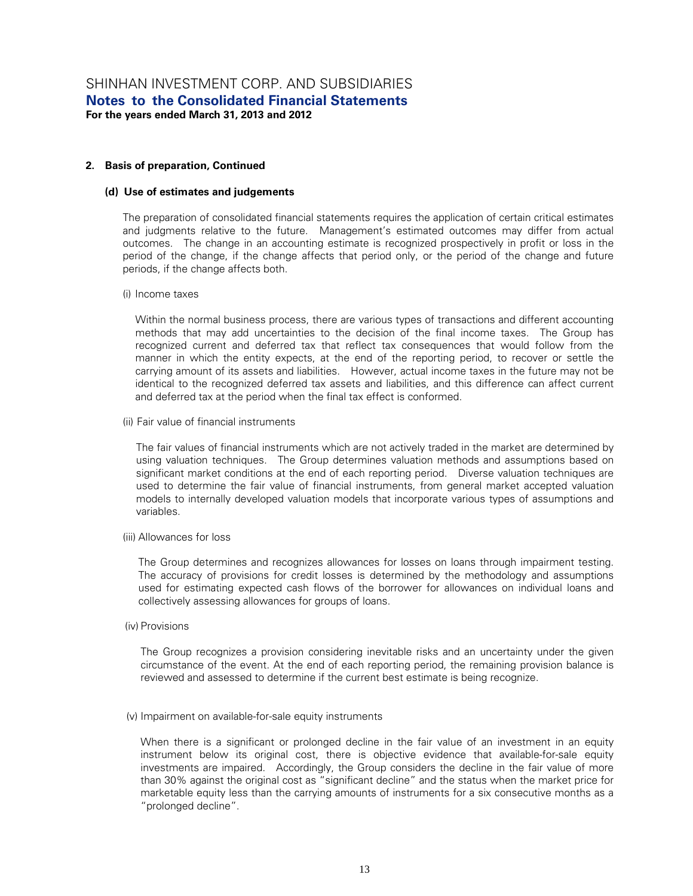## 2. Basis of preparation, Continued

### (d) Use of estimates and judgements

The preparation of consolidated financial statements requires the application of certain critical estimates and judgments relative to the future. Management's estimated outcomes may differ from actual outcomes. The change in an accounting estimate is recognized prospectively in profit or loss in the period of the change, if the change affects that period only, or the period of the change and future periods, if the change affects both.

(i) Income taxes

Within the normal business process, there are various types of transactions and different accounting methods that may add uncertainties to the decision of the final income taxes. The Group has recognized current and deferred tax that reflect tax consequences that would follow from the manner in which the entity expects, at the end of the reporting period, to recover or settle the carrying amount of its assets and liabilities. However, actual income taxes in the future may not be identical to the recognized deferred tax assets and liabilities, and this difference can affect current and deferred tax at the period when the final tax effect is conformed.

(ii) Fair value of financial instruments

The fair values of financial instruments which are not actively traded in the market are determined by using valuation techniques. The Group determines valuation methods and assumptions based on significant market conditions at the end of each reporting period. Diverse valuation techniques are used to determine the fair value of financial instruments, from general market accepted valuation models to internally developed valuation models that incorporate various types of assumptions and variables.

(iii) Allowances for loss

The Group determines and recognizes allowances for losses on loans through impairment testing. The accuracy of provisions for credit losses is determined by the methodology and assumptions used for estimating expected cash flows of the borrower for allowances on individual loans and collectively assessing allowances for groups of loans.

(iv) Provisions

The Group recognizes a provision considering inevitable risks and an uncertainty under the given circumstance of the event. At the end of each reporting period, the remaining provision balance is reviewed and assessed to determine if the current best estimate is being recognize.

(v) Impairment on available-for-sale equity instruments

When there is a significant or prolonged decline in the fair value of an investment in an equity instrument below its original cost, there is objective evidence that available-for-sale equity investments are impaired. Accordingly, the Group considers the decline in the fair value of more than 30% against the original cost as "significant decline" and the status when the market price for marketable equity less than the carrying amounts of instruments for a six consecutive months as a "prolonged decline".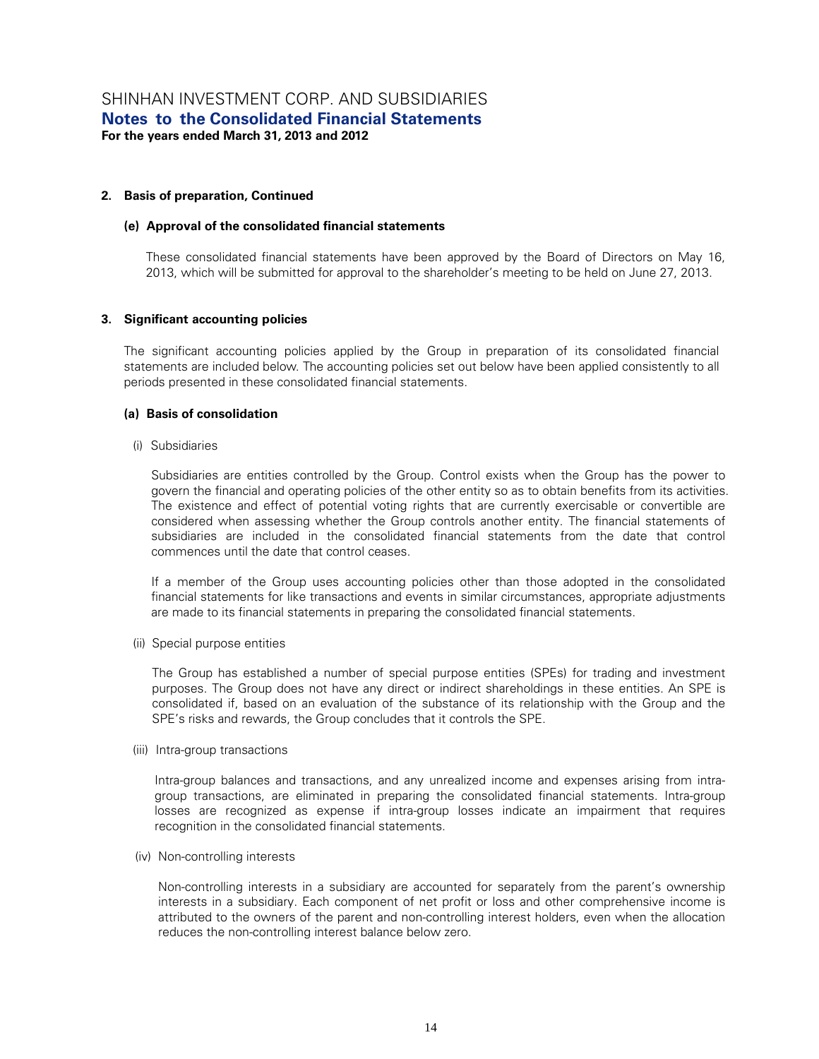## 2. Basis of preparation, Continued

### (e) Approval of the consolidated financial statements

These consolidated financial statements have been approved by the Board of Directors on May 16, 2013, which will be submitted for approval to the shareholder's meeting to be held on June 27, 2013.

## 3. Significant accounting policies

The significant accounting policies applied by the Group in preparation of its consolidated financial statements are included below. The accounting policies set out below have been applied consistently to all periods presented in these consolidated financial statements.

### (a) Basis of consolidation

(i) Subsidiaries

Subsidiaries are entities controlled by the Group. Control exists when the Group has the power to govern the financial and operating policies of the other entity so as to obtain benefits from its activities. The existence and effect of potential voting rights that are currently exercisable or convertible are considered when assessing whether the Group controls another entity. The financial statements of subsidiaries are included in the consolidated financial statements from the date that control commences until the date that control ceases.

If a member of the Group uses accounting policies other than those adopted in the consolidated financial statements for like transactions and events in similar circumstances, appropriate adjustments are made to its financial statements in preparing the consolidated financial statements.

(ii) Special purpose entities

The Group has established a number of special purpose entities (SPEs) for trading and investment purposes. The Group does not have any direct or indirect shareholdings in these entities. An SPE is consolidated if, based on an evaluation of the substance of its relationship with the Group and the SPE's risks and rewards, the Group concludes that it controls the SPE.

(iii) Intra-group transactions

Intra-group balances and transactions, and any unrealized income and expenses arising from intra-group transactions, are eliminated in preparing the consolidated financial statements. Intra-group losses are recognized as expense if intra-group losses indicate an impairment that requires recognition in the consolidated financial statements.

(iv) Non-controlling interests

Non-controlling interests in a subsidiary are accounted for separately from the parent's ownership interests in a subsidiary. Each component of net profit or loss and other comprehensive income is attributed to the owners of the parent and non-controlling interest holders, even when the allocation reduces the non-controlling interest balance below zero.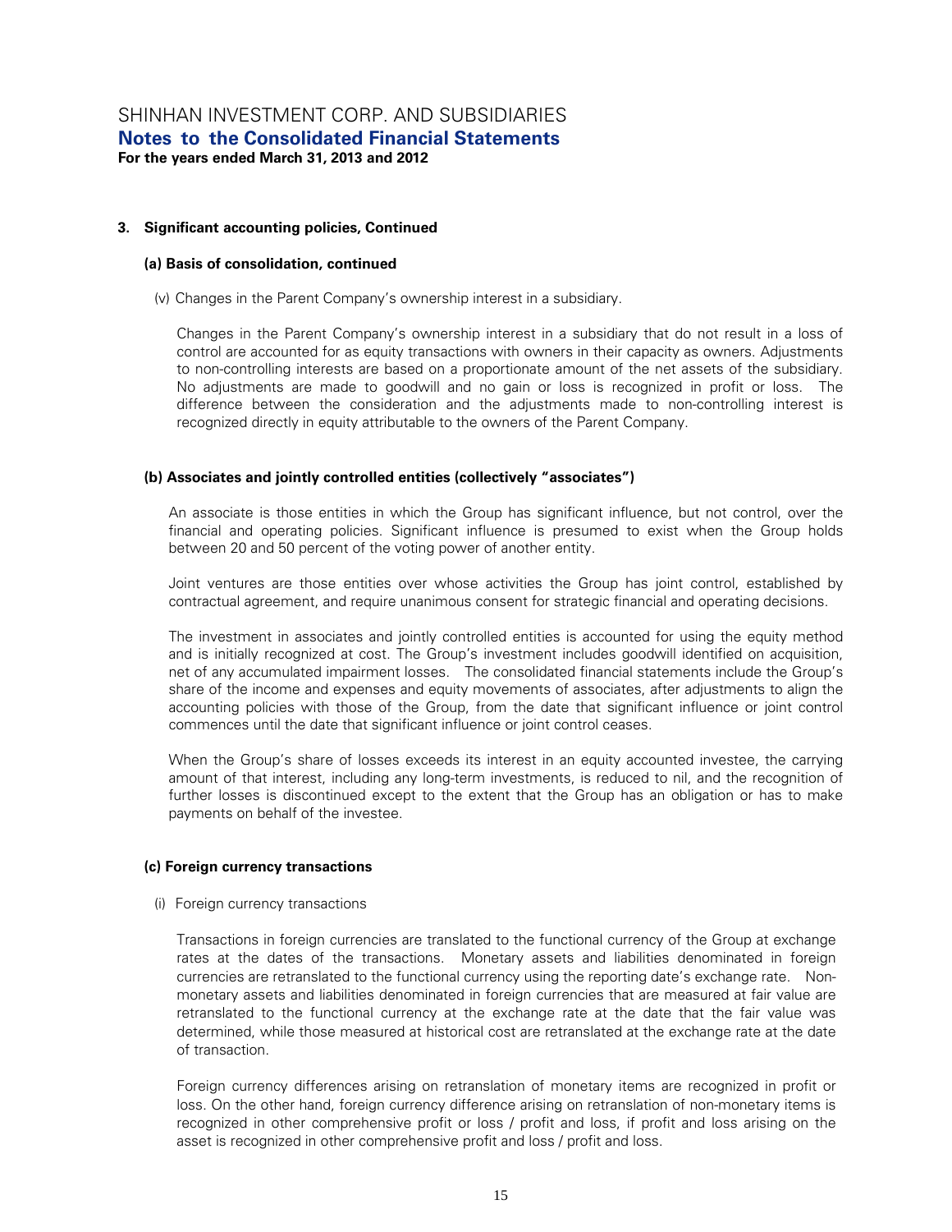### 3. Significant accounting policies, Continued

#### (a) Basis of consolidation, continued

(v) Changes in the Parent Company's ownership interest in a subsidiary.

Changes in the Parent Company's ownership interest in a subsidiary that do not result in a loss of control are accounted for as equity transactions with owners in their capacity as owners. Adjustments to non-controlling interests are based on a proportionate amount of the net assets of the subsidiary. No adjustments are made to goodwill and no gain or loss is recognized in profit or loss. The difference between the consideration and the adjustments made to non-controlling interest is recognized directly in equity attributable to the owners of the Parent Company.

#### (b) Associates and jointly controlled entities (collectively "associates")

An associate is those entities in which the Group has significant influence, but not control, over the financial and operating policies. Significant influence is presumed to exist when the Group holds between 20 and 50 percent of the voting power of another entity.

Joint ventures are those entities over whose activities the Group has joint control, established by contractual agreement, and require unanimous consent for strategic financial and operating decisions.

The investment in associates and jointly controlled entities is accounted for using the equity method and is initially recognized at cost. The Group's investment includes goodwill identified on acquisition, net of any accumulated impairment losses. The consolidated financial statements include the Group's share of the income and expenses and equity movements of associates, after adjustments to align the accounting policies with those of the Group, from the date that significant influence or joint control commences until the date that significant influence or joint control ceases.

When the Group's share of losses exceeds its interest in an equity accounted investee, the carrying amount of that interest, including any long-term investments, is reduced to nil, and the recognition of further losses is discontinued except to the extent that the Group has an obligation or has to make payments on behalf of the investee.

#### (c) Foreign currency transactions

(i) Foreign currency transactions

Transactions in foreign currencies are translated to the functional currency of the Group at exchange rates at the dates of the transactions. Monetary assets and liabilities denominated in foreign currencies are retranslated to the functional currency using the reporting date's exchange rate. Non-monetary assets and liabilities denominated in foreign currencies that are measured at fair value are retranslated to the functional currency at the exchange rate at the date that the fair value was determined, while those measured at historical cost are retranslated at the exchange rate at the date of transaction.

Foreign currency differences arising on retranslation of monetary items are recognized in profit or loss. On the other hand, foreign currency difference arising on retranslation of non-monetary items is recognized in other comprehensive profit or loss / profit and loss, if profit and loss arising on the asset is recognized in other comprehensive profit and loss / profit and loss.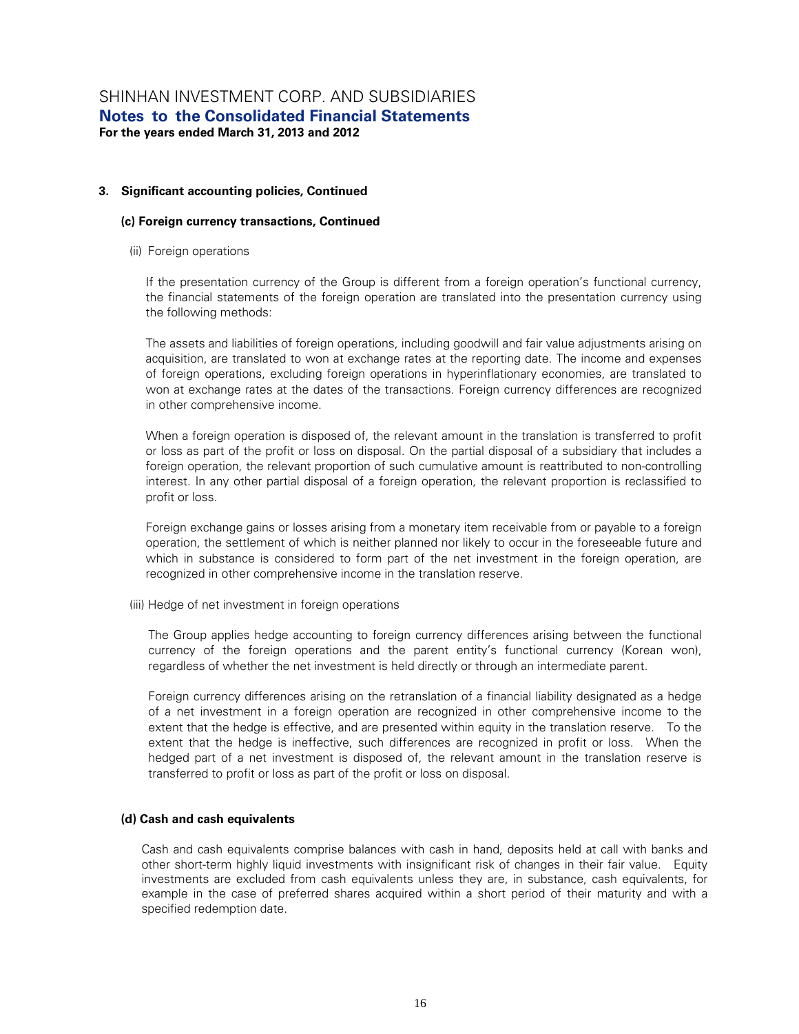## 3. Significant accounting policies, Continued

### (c) Foreign currency transactions, Continued

(ii) Foreign operations

If the presentation currency of the Group is different from a foreign operation's functional currency, the financial statements of the foreign operation are translated into the presentation currency using the following methods:

The assets and liabilities of foreign operations, including goodwill and fair value adjustments arising on acquisition, are translated to won at exchange rates at the reporting date. The income and expenses of foreign operations, excluding foreign operations in hyperinflationary economies, are translated to won at exchange rates at the dates of the transactions. Foreign currency differences are recognized in other comprehensive income.

When a foreign operation is disposed of, the relevant amount in the translation is transferred to profit or loss as part of the profit or loss on disposal. On the partial disposal of a subsidiary that includes a foreign operation, the relevant proportion of such cumulative amount is reattributed to non-controlling interest. In any other partial disposal of a foreign operation, the relevant proportion is reclassified to profit or loss.

Foreign exchange gains or losses arising from a monetary item receivable from or payable to a foreign operation, the settlement of which is neither planned nor likely to occur in the foreseeable future and which in substance is considered to form part of the net investment in the foreign operation, are recognized in other comprehensive income in the translation reserve.

(iii) Hedge of net investment in foreign operations

The Group applies hedge accounting to foreign currency differences arising between the functional currency of the foreign operations and the parent entity's functional currency (Korean won), regardless of whether the net investment is held directly or through an intermediate parent.

Foreign currency differences arising on the retranslation of a financial liability designated as a hedge of a net investment in a foreign operation are recognized in other comprehensive income to the extent that the hedge is effective, and are presented within equity in the translation reserve. To the extent that the hedge is ineffective, such differences are recognized in profit or loss. When the hedged part of a net investment is disposed of, the relevant amount in the translation reserve is transferred to profit or loss as part of the profit or loss on disposal.

### (d) Cash and cash equivalents

Cash and cash equivalents comprise balances with cash in hand, deposits held at call with banks and other short-term highly liquid investments with insignificant risk of changes in their fair value. Equity investments are excluded from cash equivalents unless they are, in substance, cash equivalents, for example in the case of preferred shares acquired within a short period of their maturity and with a specified redemption date.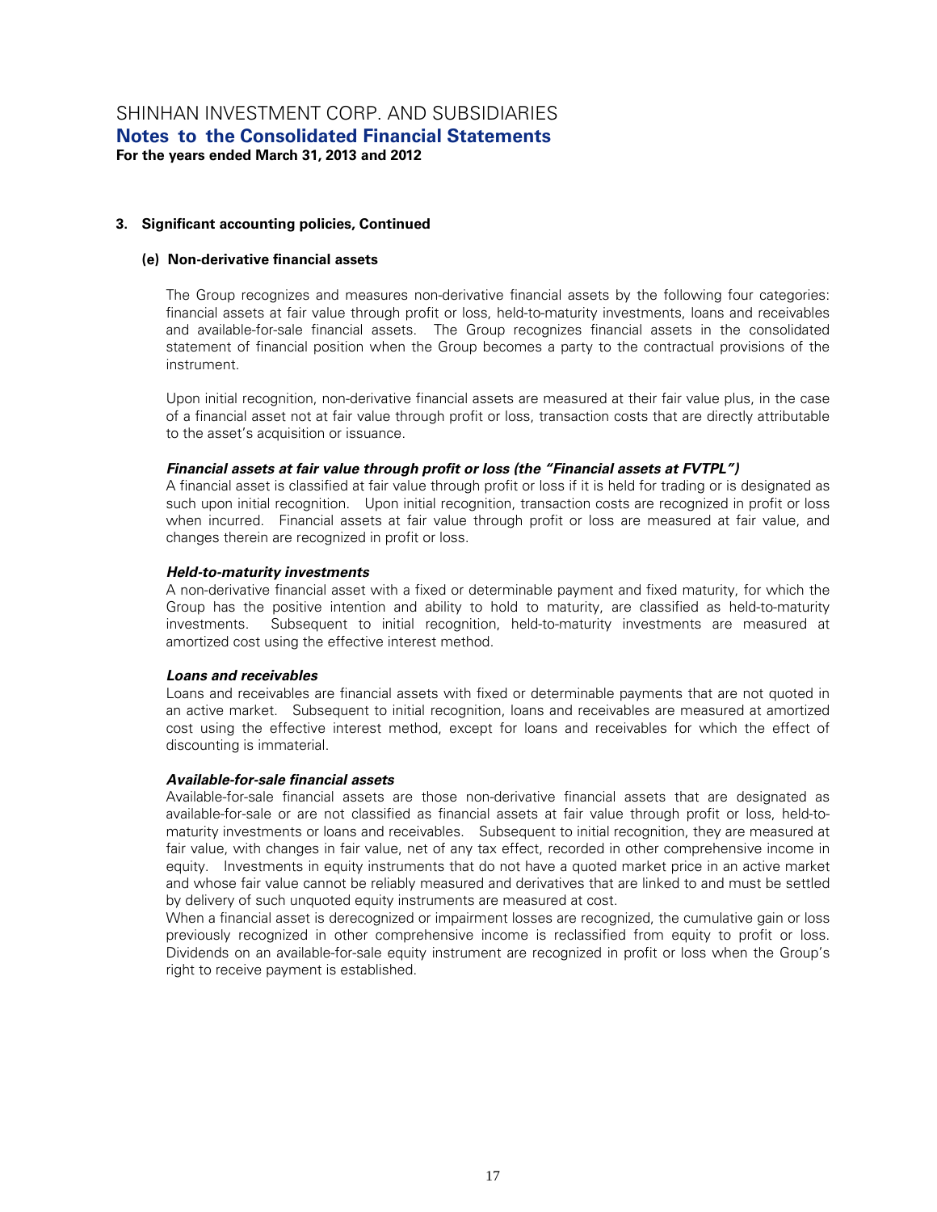# SHINHAN INVESTMENT CORP. AND SUBSIDIARIES
## Notes to the Consolidated Financial Statements
**For the years ended March 31, 2013 and 2012**

**3. Significant accounting policies, Continued**

**(e) Non-derivative financial assets**

The Group recognizes and measures non-derivative financial assets by the following four categories: financial assets at fair value through profit or loss, held-to-maturity investments, loans and receivables and available-for-sale financial assets. The Group recognizes financial assets in the consolidated statement of financial position when the Group becomes a party to the contractual provisions of the instrument.

Upon initial recognition, non-derivative financial assets are measured at their fair value plus, in the case of a financial asset not at fair value through profit or loss, transaction costs that are directly attributable to the asset's acquisition or issuance.

***Financial assets at fair value through profit or loss (the "Financial assets at FVTPL")***
A financial asset is classified at fair value through profit or loss if it is held for trading or is designated as such upon initial recognition. Upon initial recognition, transaction costs are recognized in profit or loss when incurred. Financial assets at fair value through profit or loss are measured at fair value, and changes therein are recognized in profit or loss.

***Held-to-maturity investments***
A non-derivative financial asset with a fixed or determinable payment and fixed maturity, for which the Group has the positive intention and ability to hold to maturity, are classified as held-to-maturity investments. Subsequent to initial recognition, held-to-maturity investments are measured at amortized cost using the effective interest method.

***Loans and receivables***
Loans and receivables are financial assets with fixed or determinable payments that are not quoted in an active market. Subsequent to initial recognition, loans and receivables are measured at amortized cost using the effective interest method, except for loans and receivables for which the effect of discounting is immaterial.

***Available-for-sale financial assets***
Available-for-sale financial assets are those non-derivative financial assets that are designated as available-for-sale or are not classified as financial assets at fair value through profit or loss, held-to-maturity investments or loans and receivables. Subsequent to initial recognition, they are measured at fair value, with changes in fair value, net of any tax effect, recorded in other comprehensive income in equity. Investments in equity instruments that do not have a quoted market price in an active market and whose fair value cannot be reliably measured and derivatives that are linked to and must be settled by delivery of such unquoted equity instruments are measured at cost.
When a financial asset is derecognized or impairment losses are recognized, the cumulative gain or loss previously recognized in other comprehensive income is reclassified from equity to profit or loss. Dividends on an available-for-sale equity instrument are recognized in profit or loss when the Group's right to receive payment is established.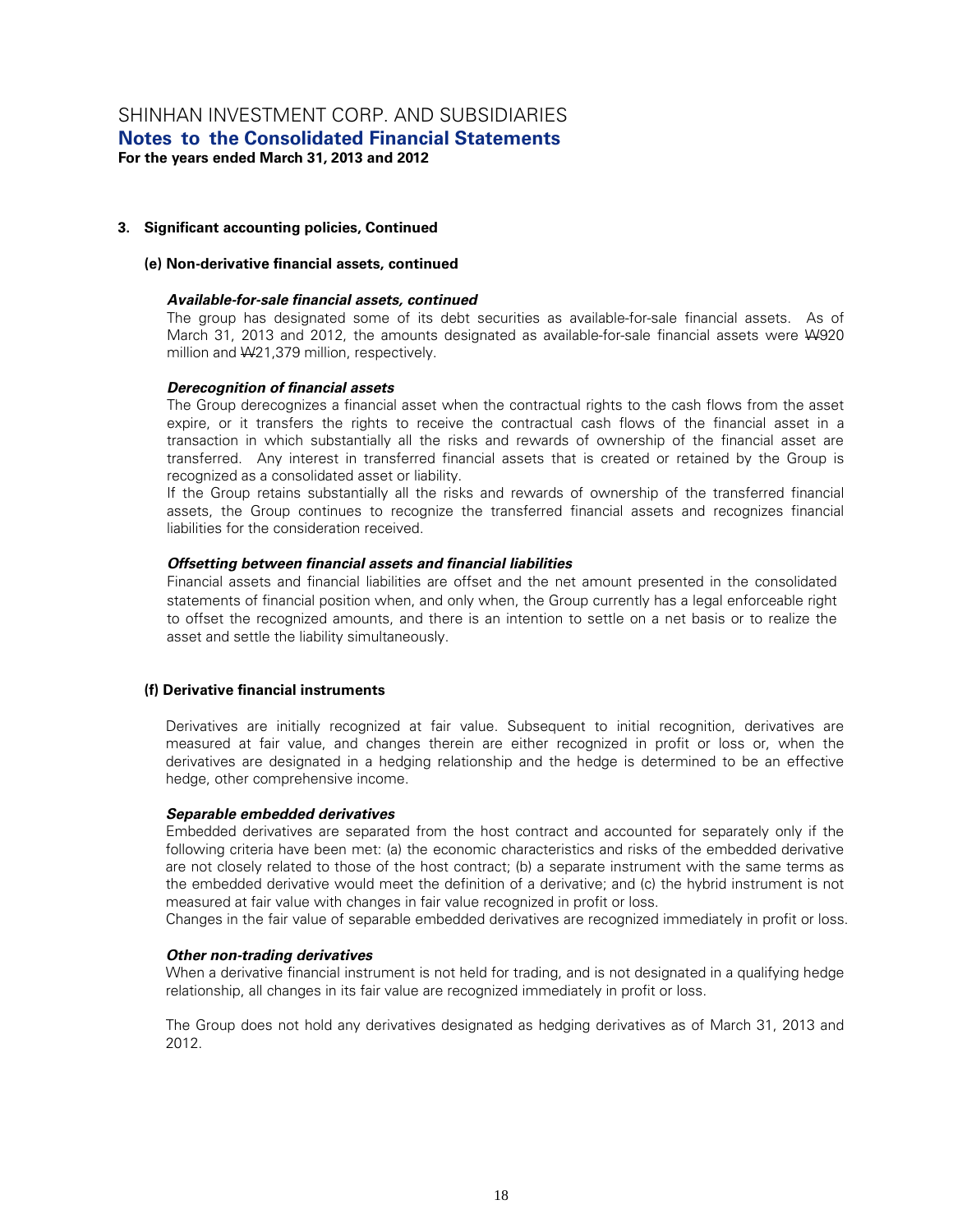## 3. Significant accounting policies, Continued

### (e) Non-derivative financial assets, continued

***Available-for-sale financial assets, continued***

The group has designated some of its debt securities as available-for-sale financial assets. As of March 31, 2013 and 2012, the amounts designated as available-for-sale financial assets were ₩920 million and ₩21,379 million, respectively.

***Derecognition of financial assets***

The Group derecognizes a financial asset when the contractual rights to the cash flows from the asset expire, or it transfers the rights to receive the contractual cash flows of the financial asset in a transaction in which substantially all the risks and rewards of ownership of the financial asset are transferred. Any interest in transferred financial assets that is created or retained by the Group is recognized as a consolidated asset or liability.

If the Group retains substantially all the risks and rewards of ownership of the transferred financial assets, the Group continues to recognize the transferred financial assets and recognizes financial liabilities for the consideration received.

***Offsetting between financial assets and financial liabilities***

Financial assets and financial liabilities are offset and the net amount presented in the consolidated statements of financial position when, and only when, the Group currently has a legal enforceable right to offset the recognized amounts, and there is an intention to settle on a net basis or to realize the asset and settle the liability simultaneously.

### (f) Derivative financial instruments

Derivatives are initially recognized at fair value. Subsequent to initial recognition, derivatives are measured at fair value, and changes therein are either recognized in profit or loss or, when the derivatives are designated in a hedging relationship and the hedge is determined to be an effective hedge, other comprehensive income.

***Separable embedded derivatives***

Embedded derivatives are separated from the host contract and accounted for separately only if the following criteria have been met: (a) the economic characteristics and risks of the embedded derivative are not closely related to those of the host contract; (b) a separate instrument with the same terms as the embedded derivative would meet the definition of a derivative; and (c) the hybrid instrument is not measured at fair value with changes in fair value recognized in profit or loss.

Changes in the fair value of separable embedded derivatives are recognized immediately in profit or loss.

***Other non-trading derivatives***

When a derivative financial instrument is not held for trading, and is not designated in a qualifying hedge relationship, all changes in its fair value are recognized immediately in profit or loss.

The Group does not hold any derivatives designated as hedging derivatives as of March 31, 2013 and 2012.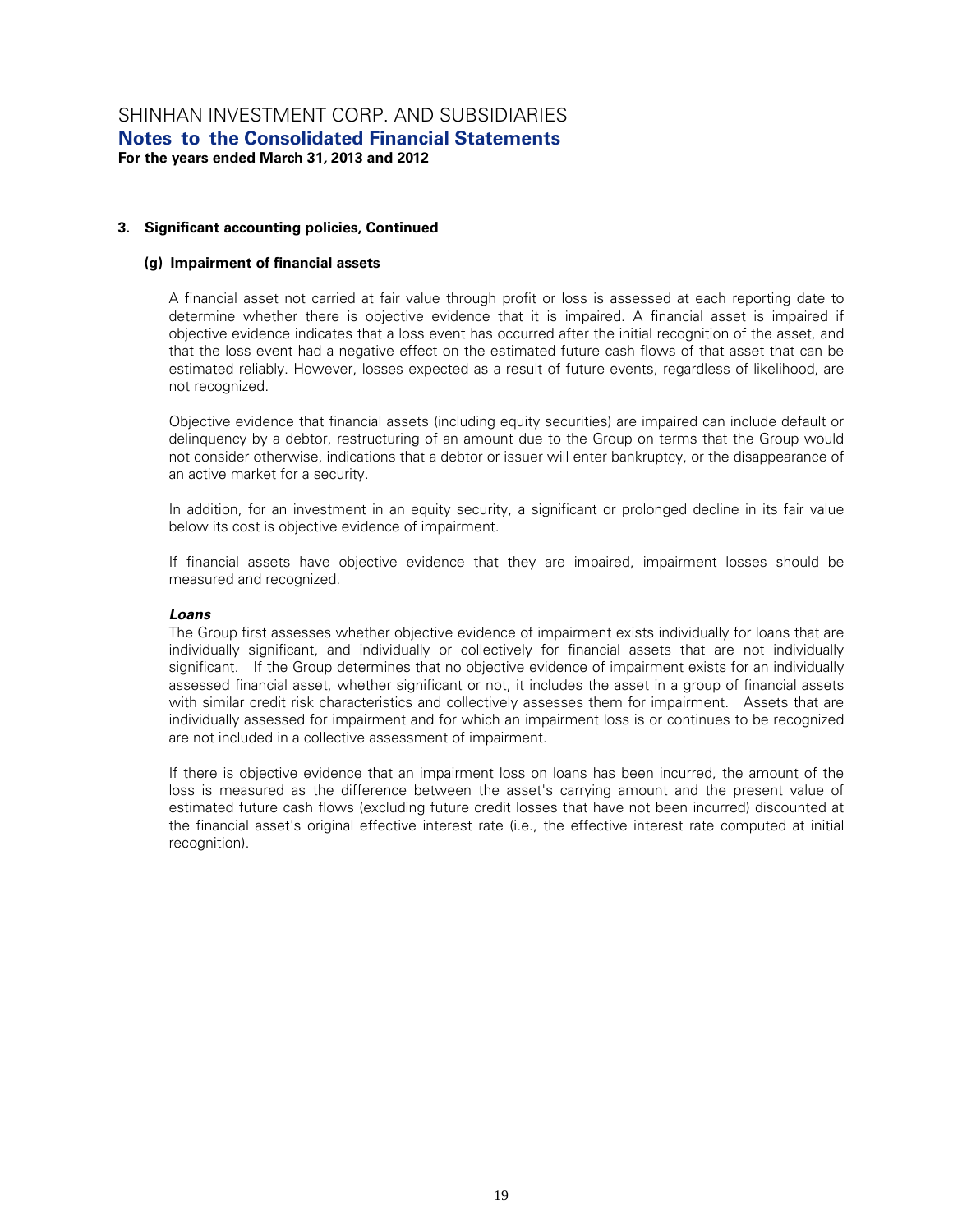### 3. Significant accounting policies, Continued

#### (g) Impairment of financial assets

A financial asset not carried at fair value through profit or loss is assessed at each reporting date to determine whether there is objective evidence that it is impaired. A financial asset is impaired if objective evidence indicates that a loss event has occurred after the initial recognition of the asset, and that the loss event had a negative effect on the estimated future cash flows of that asset that can be estimated reliably. However, losses expected as a result of future events, regardless of likelihood, are not recognized.

Objective evidence that financial assets (including equity securities) are impaired can include default or delinquency by a debtor, restructuring of an amount due to the Group on terms that the Group would not consider otherwise, indications that a debtor or issuer will enter bankruptcy, or the disappearance of an active market for a security.

In addition, for an investment in an equity security, a significant or prolonged decline in its fair value below its cost is objective evidence of impairment.

If financial assets have objective evidence that they are impaired, impairment losses should be measured and recognized.

***Loans***

The Group first assesses whether objective evidence of impairment exists individually for loans that are individually significant, and individually or collectively for financial assets that are not individually significant. If the Group determines that no objective evidence of impairment exists for an individually assessed financial asset, whether significant or not, it includes the asset in a group of financial assets with similar credit risk characteristics and collectively assesses them for impairment. Assets that are individually assessed for impairment and for which an impairment loss is or continues to be recognized are not included in a collective assessment of impairment.

If there is objective evidence that an impairment loss on loans has been incurred, the amount of the loss is measured as the difference between the asset's carrying amount and the present value of estimated future cash flows (excluding future credit losses that have not been incurred) discounted at the financial asset's original effective interest rate (i.e., the effective interest rate computed at initial recognition).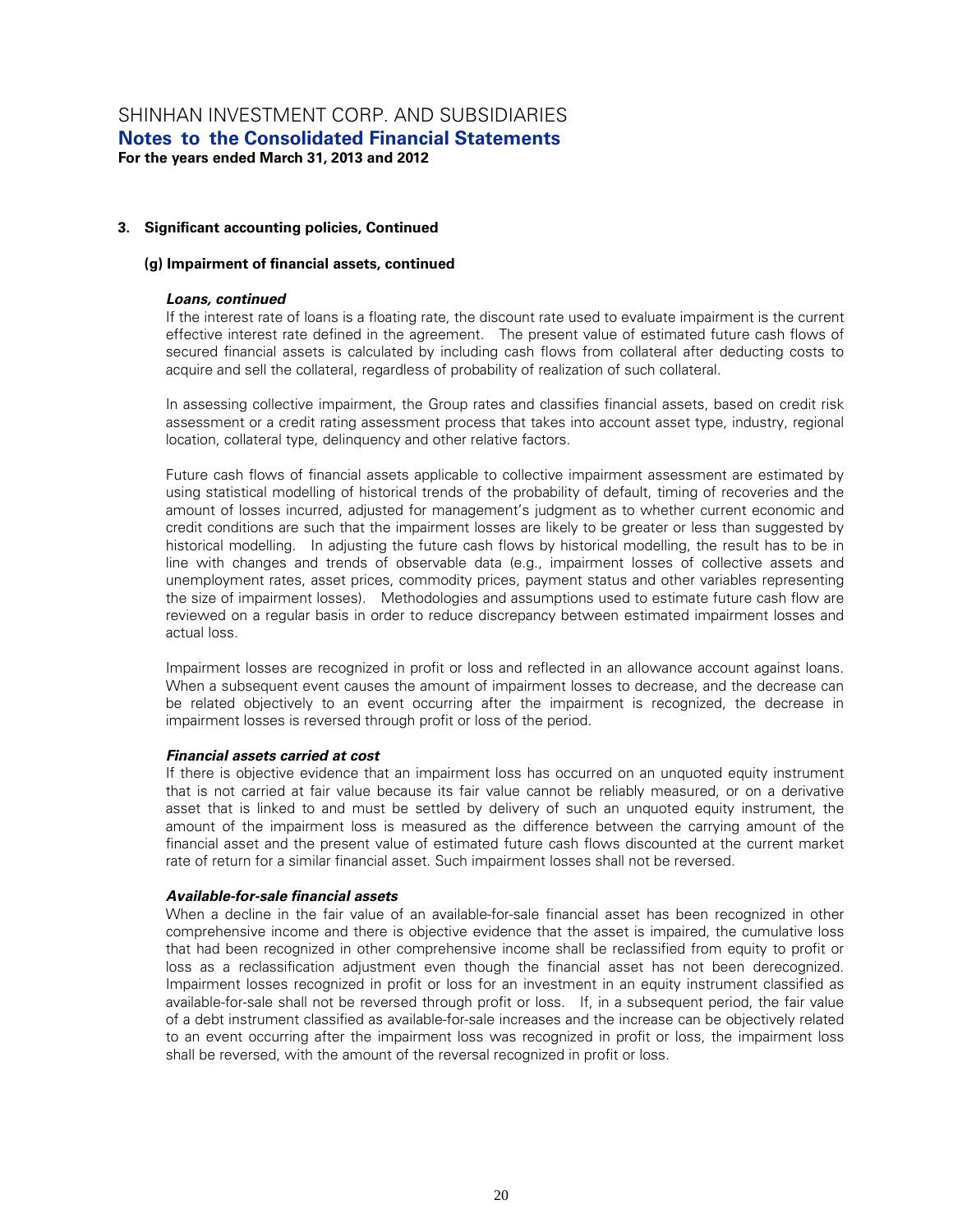### 3. Significant accounting policies, Continued

#### (g) Impairment of financial assets, continued

***Loans, continued***

If the interest rate of loans is a floating rate, the discount rate used to evaluate impairment is the current effective interest rate defined in the agreement. The present value of estimated future cash flows of secured financial assets is calculated by including cash flows from collateral after deducting costs to acquire and sell the collateral, regardless of probability of realization of such collateral.

In assessing collective impairment, the Group rates and classifies financial assets, based on credit risk assessment or a credit rating assessment process that takes into account asset type, industry, regional location, collateral type, delinquency and other relative factors.

Future cash flows of financial assets applicable to collective impairment assessment are estimated by using statistical modelling of historical trends of the probability of default, timing of recoveries and the amount of losses incurred, adjusted for management's judgment as to whether current economic and credit conditions are such that the impairment losses are likely to be greater or less than suggested by historical modelling. In adjusting the future cash flows by historical modelling, the result has to be in line with changes and trends of observable data (e.g., impairment losses of collective assets and unemployment rates, asset prices, commodity prices, payment status and other variables representing the size of impairment losses). Methodologies and assumptions used to estimate future cash flow are reviewed on a regular basis in order to reduce discrepancy between estimated impairment losses and actual loss.

Impairment losses are recognized in profit or loss and reflected in an allowance account against loans. When a subsequent event causes the amount of impairment losses to decrease, and the decrease can be related objectively to an event occurring after the impairment is recognized, the decrease in impairment losses is reversed through profit or loss of the period.

***Financial assets carried at cost***

If there is objective evidence that an impairment loss has occurred on an unquoted equity instrument that is not carried at fair value because its fair value cannot be reliably measured, or on a derivative asset that is linked to and must be settled by delivery of such an unquoted equity instrument, the amount of the impairment loss is measured as the difference between the carrying amount of the financial asset and the present value of estimated future cash flows discounted at the current market rate of return for a similar financial asset. Such impairment losses shall not be reversed.

***Available-for-sale financial assets***

When a decline in the fair value of an available-for-sale financial asset has been recognized in other comprehensive income and there is objective evidence that the asset is impaired, the cumulative loss that had been recognized in other comprehensive income shall be reclassified from equity to profit or loss as a reclassification adjustment even though the financial asset has not been derecognized. Impairment losses recognized in profit or loss for an investment in an equity instrument classified as available-for-sale shall not be reversed through profit or loss. If, in a subsequent period, the fair value of a debt instrument classified as available-for-sale increases and the increase can be objectively related to an event occurring after the impairment loss was recognized in profit or loss, the impairment loss shall be reversed, with the amount of the reversal recognized in profit or loss.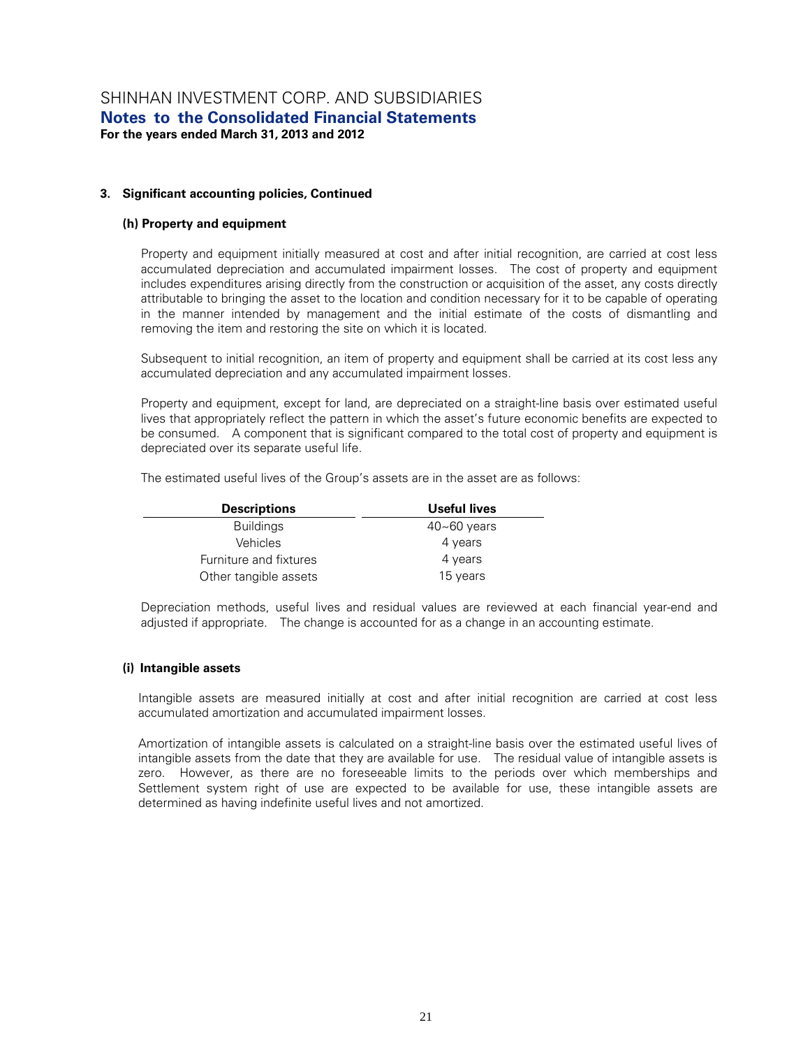### 3. Significant accounting policies, Continued

#### (h) Property and equipment

Property and equipment initially measured at cost and after initial recognition, are carried at cost less accumulated depreciation and accumulated impairment losses. The cost of property and equipment includes expenditures arising directly from the construction or acquisition of the asset, any costs directly attributable to bringing the asset to the location and condition necessary for it to be capable of operating in the manner intended by management and the initial estimate of the costs of dismantling and removing the item and restoring the site on which it is located.

Subsequent to initial recognition, an item of property and equipment shall be carried at its cost less any accumulated depreciation and any accumulated impairment losses.

Property and equipment, except for land, are depreciated on a straight-line basis over estimated useful lives that appropriately reflect the pattern in which the asset's future economic benefits are expected to be consumed. A component that is significant compared to the total cost of property and equipment is depreciated over its separate useful life.

The estimated useful lives of the Group's assets are in the asset are as follows:

| Descriptions | Useful lives |
|---|---|
| Buildings | 40~60 years |
| Vehicles | 4 years |
| Furniture and fixtures | 4 years |
| Other tangible assets | 15 years |

Depreciation methods, useful lives and residual values are reviewed at each financial year-end and adjusted if appropriate. The change is accounted for as a change in an accounting estimate.

#### (i) Intangible assets

Intangible assets are measured initially at cost and after initial recognition are carried at cost less accumulated amortization and accumulated impairment losses.

Amortization of intangible assets is calculated on a straight-line basis over the estimated useful lives of intangible assets from the date that they are available for use. The residual value of intangible assets is zero. However, as there are no foreseeable limits to the periods over which memberships and Settlement system right of use are expected to be available for use, these intangible assets are determined as having indefinite useful lives and not amortized.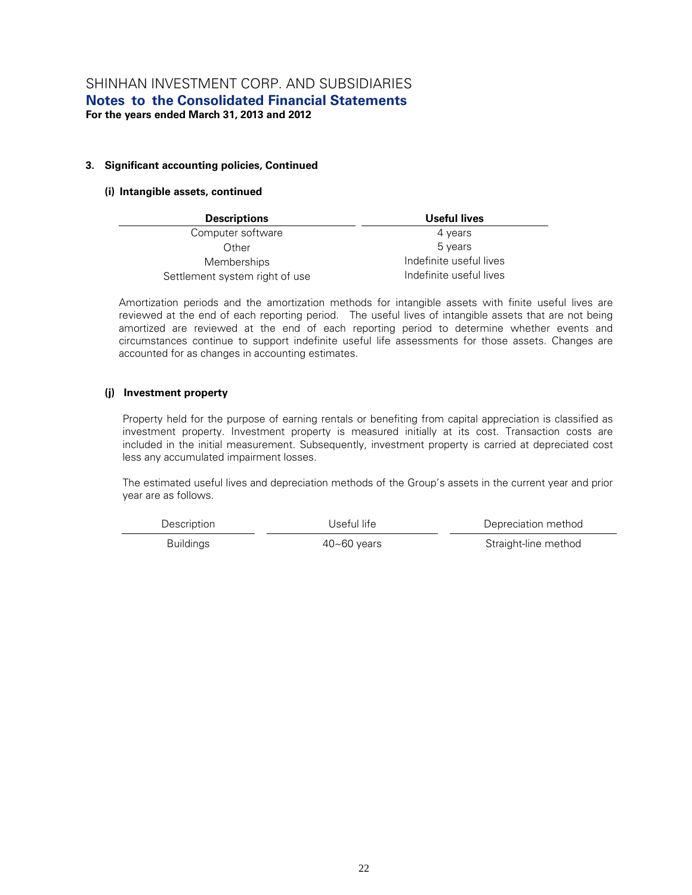### 3. Significant accounting policies, Continued

#### (i) Intangible assets, continued

| Descriptions | Useful lives |
|---|---|
| Computer software | 4 years |
| Other | 5 years |
| Memberships | Indefinite useful lives |
| Settlement system right of use | Indefinite useful lives |

Amortization periods and the amortization methods for intangible assets with finite useful lives are reviewed at the end of each reporting period. The useful lives of intangible assets that are not being amortized are reviewed at the end of each reporting period to determine whether events and circumstances continue to support indefinite useful life assessments for those assets. Changes are accounted for as changes in accounting estimates.

#### (j) Investment property

Property held for the purpose of earning rentals or benefiting from capital appreciation is classified as investment property. Investment property is measured initially at its cost. Transaction costs are included in the initial measurement. Subsequently, investment property is carried at depreciated cost less any accumulated impairment losses.

The estimated useful lives and depreciation methods of the Group's assets in the current year and prior year are as follows.

| Description | Useful life | Depreciation method |
|---|---|---|
| Buildings | 40~60 years | Straight-line method |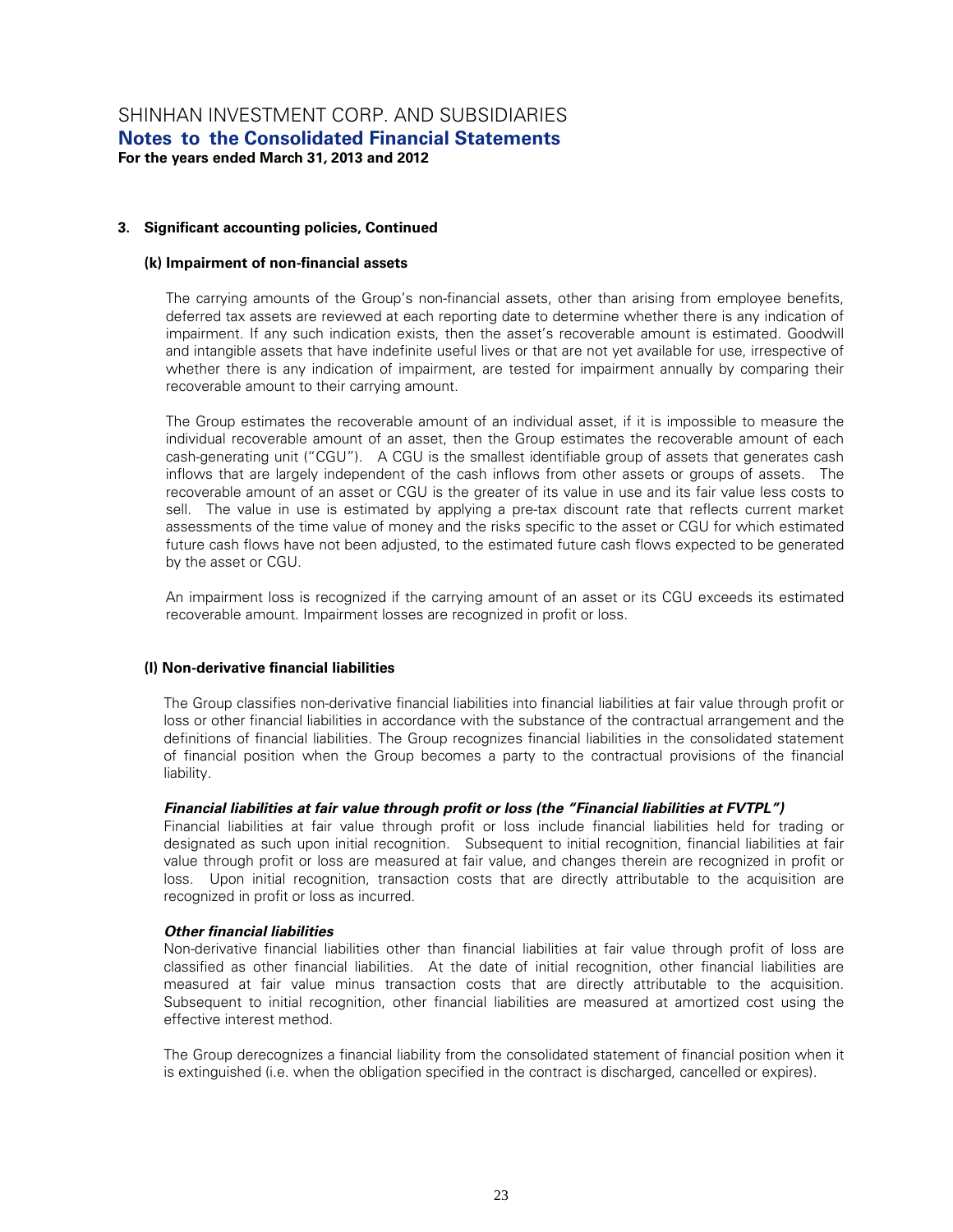## 3. Significant accounting policies, Continued

### (k) Impairment of non-financial assets

The carrying amounts of the Group's non-financial assets, other than arising from employee benefits, deferred tax assets are reviewed at each reporting date to determine whether there is any indication of impairment. If any such indication exists, then the asset's recoverable amount is estimated. Goodwill and intangible assets that have indefinite useful lives or that are not yet available for use, irrespective of whether there is any indication of impairment, are tested for impairment annually by comparing their recoverable amount to their carrying amount.

The Group estimates the recoverable amount of an individual asset, if it is impossible to measure the individual recoverable amount of an asset, then the Group estimates the recoverable amount of each cash-generating unit ("CGU"). A CGU is the smallest identifiable group of assets that generates cash inflows that are largely independent of the cash inflows from other assets or groups of assets. The recoverable amount of an asset or CGU is the greater of its value in use and its fair value less costs to sell. The value in use is estimated by applying a pre-tax discount rate that reflects current market assessments of the time value of money and the risks specific to the asset or CGU for which estimated future cash flows have not been adjusted, to the estimated future cash flows expected to be generated by the asset or CGU.

An impairment loss is recognized if the carrying amount of an asset or its CGU exceeds its estimated recoverable amount. Impairment losses are recognized in profit or loss.

### (l) Non-derivative financial liabilities

The Group classifies non-derivative financial liabilities into financial liabilities at fair value through profit or loss or other financial liabilities in accordance with the substance of the contractual arrangement and the definitions of financial liabilities. The Group recognizes financial liabilities in the consolidated statement of financial position when the Group becomes a party to the contractual provisions of the financial liability.

***Financial liabilities at fair value through profit or loss (the "Financial liabilities at FVTPL")***

Financial liabilities at fair value through profit or loss include financial liabilities held for trading or designated as such upon initial recognition. Subsequent to initial recognition, financial liabilities at fair value through profit or loss are measured at fair value, and changes therein are recognized in profit or loss. Upon initial recognition, transaction costs that are directly attributable to the acquisition are recognized in profit or loss as incurred.

***Other financial liabilities***

Non-derivative financial liabilities other than financial liabilities at fair value through profit of loss are classified as other financial liabilities. At the date of initial recognition, other financial liabilities are measured at fair value minus transaction costs that are directly attributable to the acquisition. Subsequent to initial recognition, other financial liabilities are measured at amortized cost using the effective interest method.

The Group derecognizes a financial liability from the consolidated statement of financial position when it is extinguished (i.e. when the obligation specified in the contract is discharged, cancelled or expires).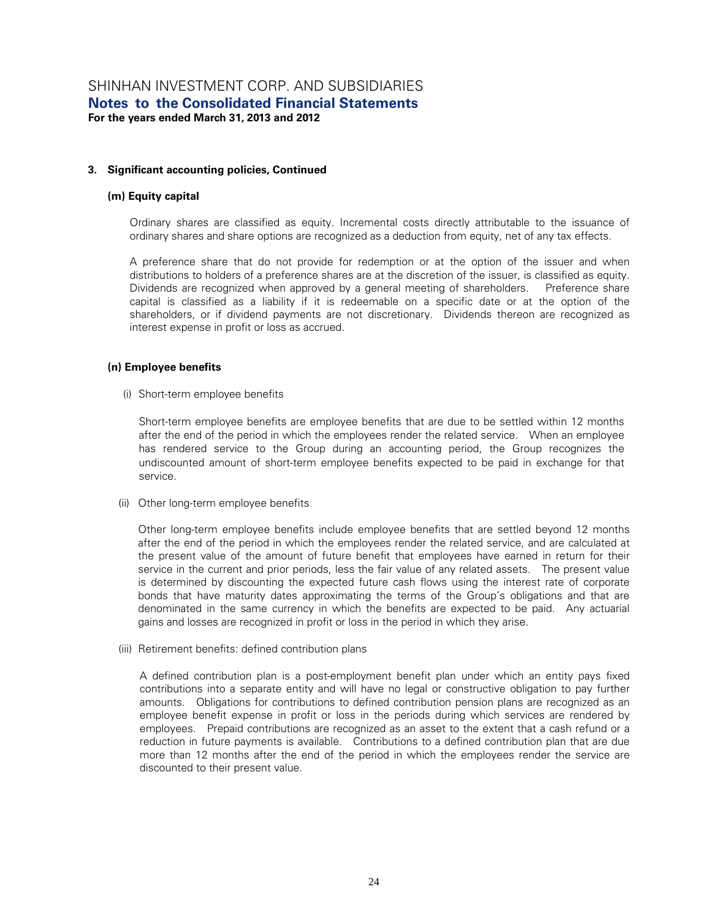### 3. Significant accounting policies, Continued

#### (m) Equity capital

Ordinary shares are classified as equity. Incremental costs directly attributable to the issuance of ordinary shares and share options are recognized as a deduction from equity, net of any tax effects.

A preference share that do not provide for redemption or at the option of the issuer and when distributions to holders of a preference shares are at the discretion of the issuer, is classified as equity. Dividends are recognized when approved by a general meeting of shareholders. Preference share capital is classified as a liability if it is redeemable on a specific date or at the option of the shareholders, or if dividend payments are not discretionary. Dividends thereon are recognized as interest expense in profit or loss as accrued.

#### (n) Employee benefits

(i) Short-term employee benefits

Short-term employee benefits are employee benefits that are due to be settled within 12 months after the end of the period in which the employees render the related service. When an employee has rendered service to the Group during an accounting period, the Group recognizes the undiscounted amount of short-term employee benefits expected to be paid in exchange for that service.

(ii) Other long-term employee benefits

Other long-term employee benefits include employee benefits that are settled beyond 12 months after the end of the period in which the employees render the related service, and are calculated at the present value of the amount of future benefit that employees have earned in return for their service in the current and prior periods, less the fair value of any related assets. The present value is determined by discounting the expected future cash flows using the interest rate of corporate bonds that have maturity dates approximating the terms of the Group's obligations and that are denominated in the same currency in which the benefits are expected to be paid. Any actuarial gains and losses are recognized in profit or loss in the period in which they arise.

(iii) Retirement benefits: defined contribution plans

A defined contribution plan is a post-employment benefit plan under which an entity pays fixed contributions into a separate entity and will have no legal or constructive obligation to pay further amounts. Obligations for contributions to defined contribution pension plans are recognized as an employee benefit expense in profit or loss in the periods during which services are rendered by employees. Prepaid contributions are recognized as an asset to the extent that a cash refund or a reduction in future payments is available. Contributions to a defined contribution plan that are due more than 12 months after the end of the period in which the employees render the service are discounted to their present value.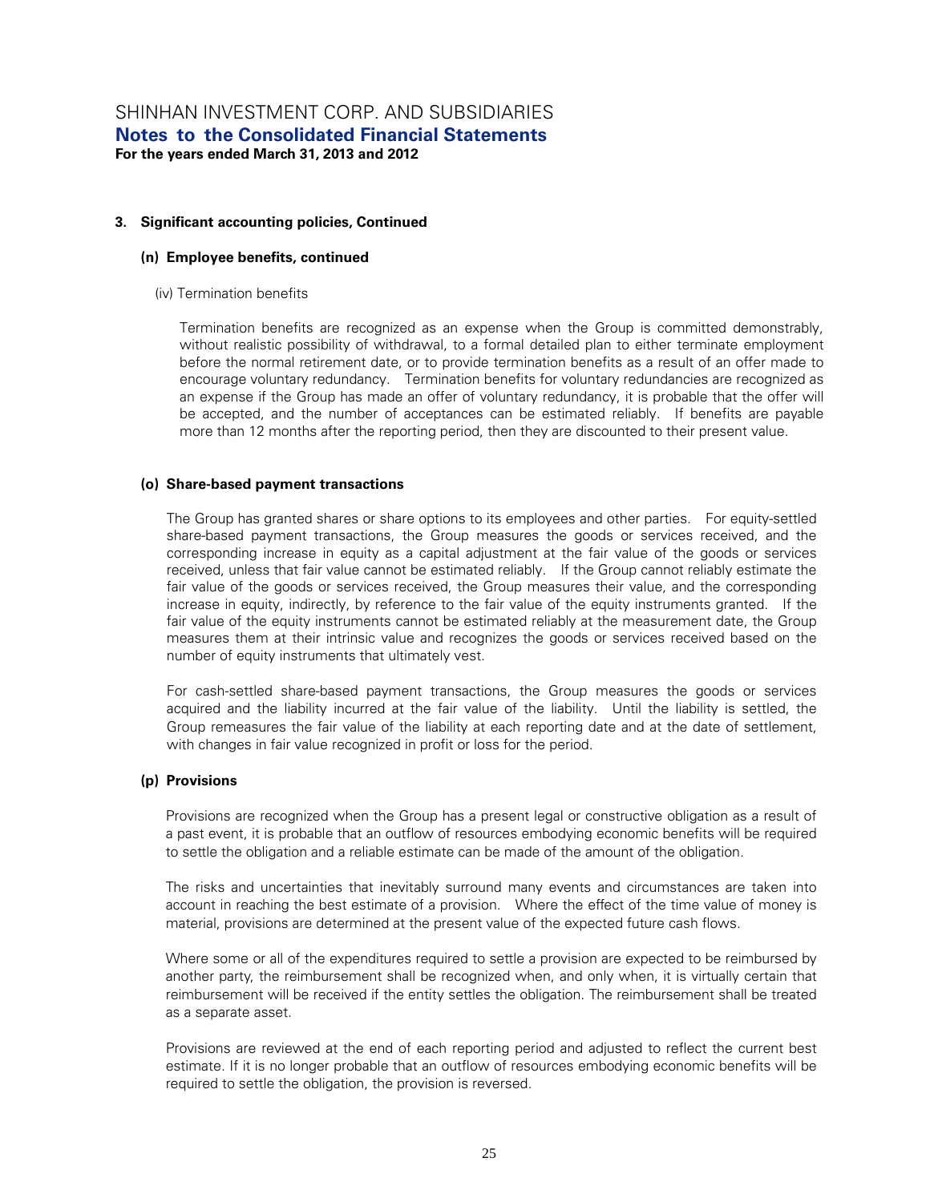## 3. Significant accounting policies, Continued

### (n) Employee benefits, continued

(iv) Termination benefits

Termination benefits are recognized as an expense when the Group is committed demonstrably, without realistic possibility of withdrawal, to a formal detailed plan to either terminate employment before the normal retirement date, or to provide termination benefits as a result of an offer made to encourage voluntary redundancy. Termination benefits for voluntary redundancies are recognized as an expense if the Group has made an offer of voluntary redundancy, it is probable that the offer will be accepted, and the number of acceptances can be estimated reliably. If benefits are payable more than 12 months after the reporting period, then they are discounted to their present value.

### (o) Share-based payment transactions

The Group has granted shares or share options to its employees and other parties. For equity-settled share-based payment transactions, the Group measures the goods or services received, and the corresponding increase in equity as a capital adjustment at the fair value of the goods or services received, unless that fair value cannot be estimated reliably. If the Group cannot reliably estimate the fair value of the goods or services received, the Group measures their value, and the corresponding increase in equity, indirectly, by reference to the fair value of the equity instruments granted. If the fair value of the equity instruments cannot be estimated reliably at the measurement date, the Group measures them at their intrinsic value and recognizes the goods or services received based on the number of equity instruments that ultimately vest.

For cash-settled share-based payment transactions, the Group measures the goods or services acquired and the liability incurred at the fair value of the liability. Until the liability is settled, the Group remeasures the fair value of the liability at each reporting date and at the date of settlement, with changes in fair value recognized in profit or loss for the period.

### (p) Provisions

Provisions are recognized when the Group has a present legal or constructive obligation as a result of a past event, it is probable that an outflow of resources embodying economic benefits will be required to settle the obligation and a reliable estimate can be made of the amount of the obligation.

The risks and uncertainties that inevitably surround many events and circumstances are taken into account in reaching the best estimate of a provision. Where the effect of the time value of money is material, provisions are determined at the present value of the expected future cash flows.

Where some or all of the expenditures required to settle a provision are expected to be reimbursed by another party, the reimbursement shall be recognized when, and only when, it is virtually certain that reimbursement will be received if the entity settles the obligation. The reimbursement shall be treated as a separate asset.

Provisions are reviewed at the end of each reporting period and adjusted to reflect the current best estimate. If it is no longer probable that an outflow of resources embodying economic benefits will be required to settle the obligation, the provision is reversed.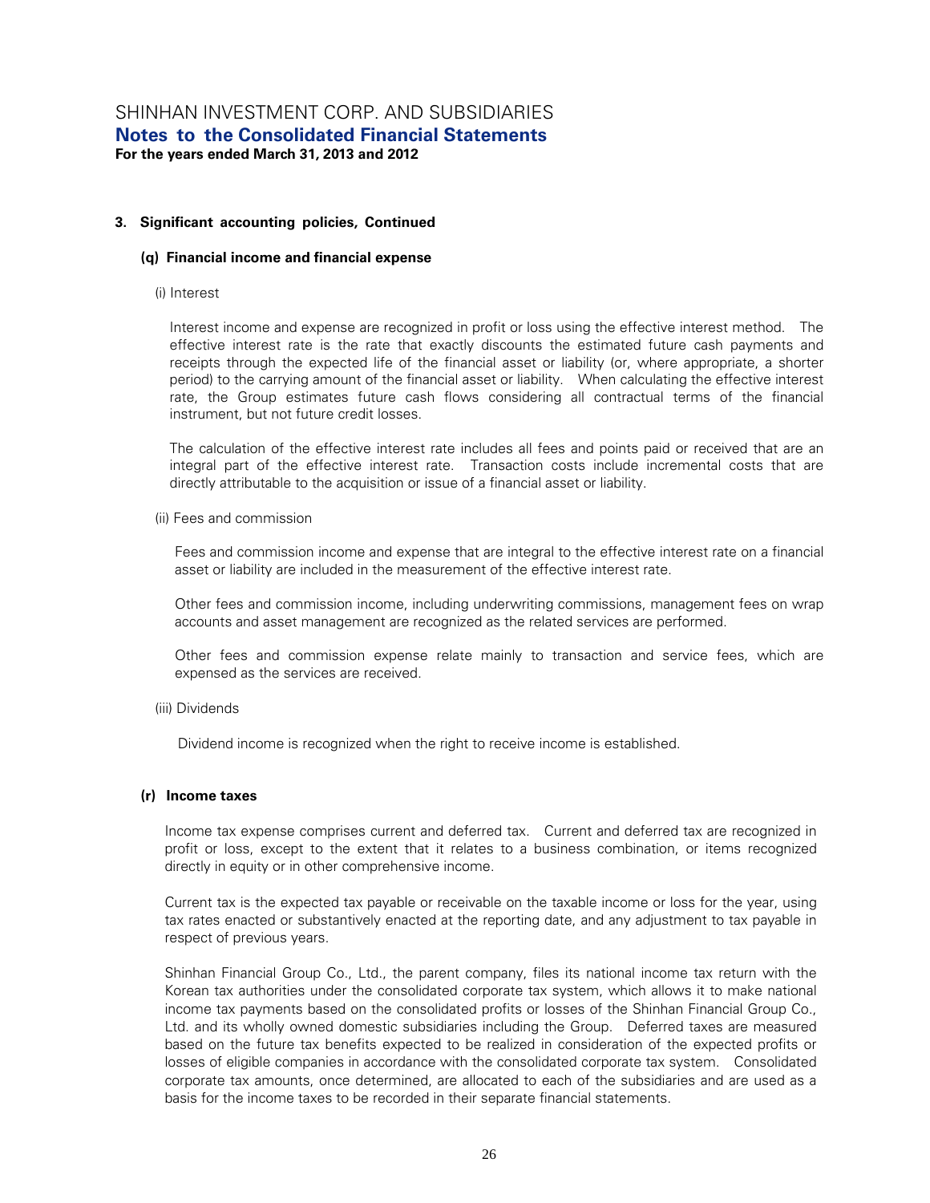## 3. Significant accounting policies, Continued

### (q) Financial income and financial expense

(i) Interest

Interest income and expense are recognized in profit or loss using the effective interest method. The effective interest rate is the rate that exactly discounts the estimated future cash payments and receipts through the expected life of the financial asset or liability (or, where appropriate, a shorter period) to the carrying amount of the financial asset or liability. When calculating the effective interest rate, the Group estimates future cash flows considering all contractual terms of the financial instrument, but not future credit losses.

The calculation of the effective interest rate includes all fees and points paid or received that are an integral part of the effective interest rate. Transaction costs include incremental costs that are directly attributable to the acquisition or issue of a financial asset or liability.

(ii) Fees and commission

Fees and commission income and expense that are integral to the effective interest rate on a financial asset or liability are included in the measurement of the effective interest rate.

Other fees and commission income, including underwriting commissions, management fees on wrap accounts and asset management are recognized as the related services are performed.

Other fees and commission expense relate mainly to transaction and service fees, which are expensed as the services are received.

(iii) Dividends

Dividend income is recognized when the right to receive income is established.

### (r) Income taxes

Income tax expense comprises current and deferred tax. Current and deferred tax are recognized in profit or loss, except to the extent that it relates to a business combination, or items recognized directly in equity or in other comprehensive income.

Current tax is the expected tax payable or receivable on the taxable income or loss for the year, using tax rates enacted or substantively enacted at the reporting date, and any adjustment to tax payable in respect of previous years.

Shinhan Financial Group Co., Ltd., the parent company, files its national income tax return with the Korean tax authorities under the consolidated corporate tax system, which allows it to make national income tax payments based on the consolidated profits or losses of the Shinhan Financial Group Co., Ltd. and its wholly owned domestic subsidiaries including the Group. Deferred taxes are measured based on the future tax benefits expected to be realized in consideration of the expected profits or losses of eligible companies in accordance with the consolidated corporate tax system. Consolidated corporate tax amounts, once determined, are allocated to each of the subsidiaries and are used as a basis for the income taxes to be recorded in their separate financial statements.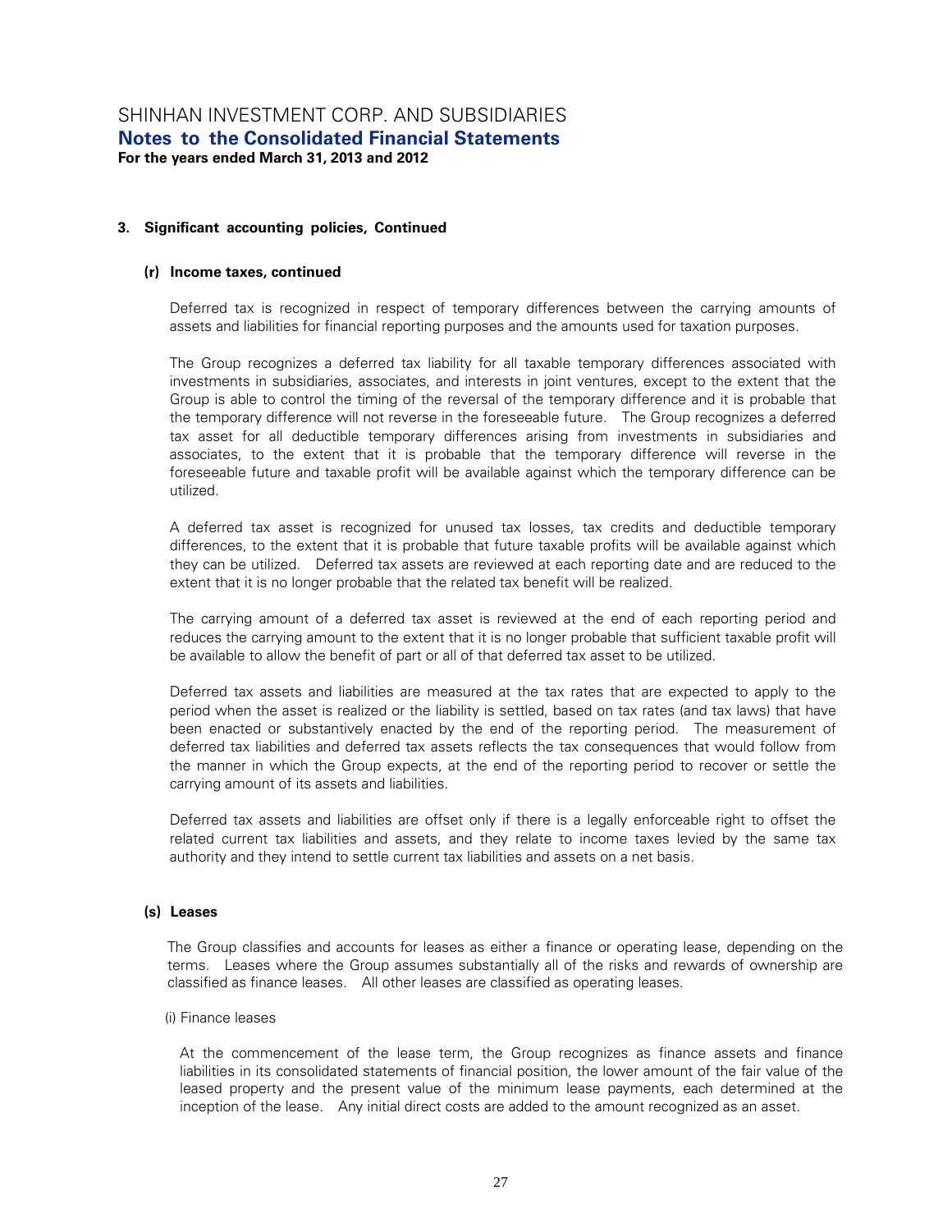### 3. Significant accounting policies, Continued

#### (r) Income taxes, continued

Deferred tax is recognized in respect of temporary differences between the carrying amounts of assets and liabilities for financial reporting purposes and the amounts used for taxation purposes.

The Group recognizes a deferred tax liability for all taxable temporary differences associated with investments in subsidiaries, associates, and interests in joint ventures, except to the extent that the Group is able to control the timing of the reversal of the temporary difference and it is probable that the temporary difference will not reverse in the foreseeable future. The Group recognizes a deferred tax asset for all deductible temporary differences arising from investments in subsidiaries and associates, to the extent that it is probable that the temporary difference will reverse in the foreseeable future and taxable profit will be available against which the temporary difference can be utilized.

A deferred tax asset is recognized for unused tax losses, tax credits and deductible temporary differences, to the extent that it is probable that future taxable profits will be available against which they can be utilized. Deferred tax assets are reviewed at each reporting date and are reduced to the extent that it is no longer probable that the related tax benefit will be realized.

The carrying amount of a deferred tax asset is reviewed at the end of each reporting period and reduces the carrying amount to the extent that it is no longer probable that sufficient taxable profit will be available to allow the benefit of part or all of that deferred tax asset to be utilized.

Deferred tax assets and liabilities are measured at the tax rates that are expected to apply to the period when the asset is realized or the liability is settled, based on tax rates (and tax laws) that have been enacted or substantively enacted by the end of the reporting period. The measurement of deferred tax liabilities and deferred tax assets reflects the tax consequences that would follow from the manner in which the Group expects, at the end of the reporting period to recover or settle the carrying amount of its assets and liabilities.

Deferred tax assets and liabilities are offset only if there is a legally enforceable right to offset the related current tax liabilities and assets, and they relate to income taxes levied by the same tax authority and they intend to settle current tax liabilities and assets on a net basis.

#### (s) Leases

The Group classifies and accounts for leases as either a finance or operating lease, depending on the terms. Leases where the Group assumes substantially all of the risks and rewards of ownership are classified as finance leases. All other leases are classified as operating leases.

(i) Finance leases

At the commencement of the lease term, the Group recognizes as finance assets and finance liabilities in its consolidated statements of financial position, the lower amount of the fair value of the leased property and the present value of the minimum lease payments, each determined at the inception of the lease. Any initial direct costs are added to the amount recognized as an asset.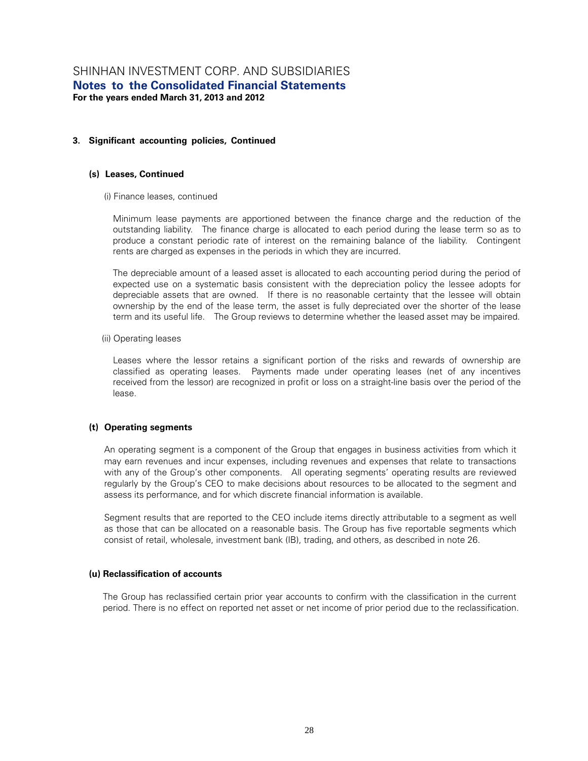## 3. Significant accounting policies, Continued

### (s) Leases, Continued

(i) Finance leases, continued

Minimum lease payments are apportioned between the finance charge and the reduction of the outstanding liability. The finance charge is allocated to each period during the lease term so as to produce a constant periodic rate of interest on the remaining balance of the liability. Contingent rents are charged as expenses in the periods in which they are incurred.

The depreciable amount of a leased asset is allocated to each accounting period during the period of expected use on a systematic basis consistent with the depreciation policy the lessee adopts for depreciable assets that are owned. If there is no reasonable certainty that the lessee will obtain ownership by the end of the lease term, the asset is fully depreciated over the shorter of the lease term and its useful life. The Group reviews to determine whether the leased asset may be impaired.

(ii) Operating leases

Leases where the lessor retains a significant portion of the risks and rewards of ownership are classified as operating leases. Payments made under operating leases (net of any incentives received from the lessor) are recognized in profit or loss on a straight-line basis over the period of the lease.

### (t) Operating segments

An operating segment is a component of the Group that engages in business activities from which it may earn revenues and incur expenses, including revenues and expenses that relate to transactions with any of the Group's other components. All operating segments' operating results are reviewed regularly by the Group's CEO to make decisions about resources to be allocated to the segment and assess its performance, and for which discrete financial information is available.

Segment results that are reported to the CEO include items directly attributable to a segment as well as those that can be allocated on a reasonable basis. The Group has five reportable segments which consist of retail, wholesale, investment bank (IB), trading, and others, as described in note 26.

### (u) Reclassification of accounts

The Group has reclassified certain prior year accounts to confirm with the classification in the current period. There is no effect on reported net asset or net income of prior period due to the reclassification.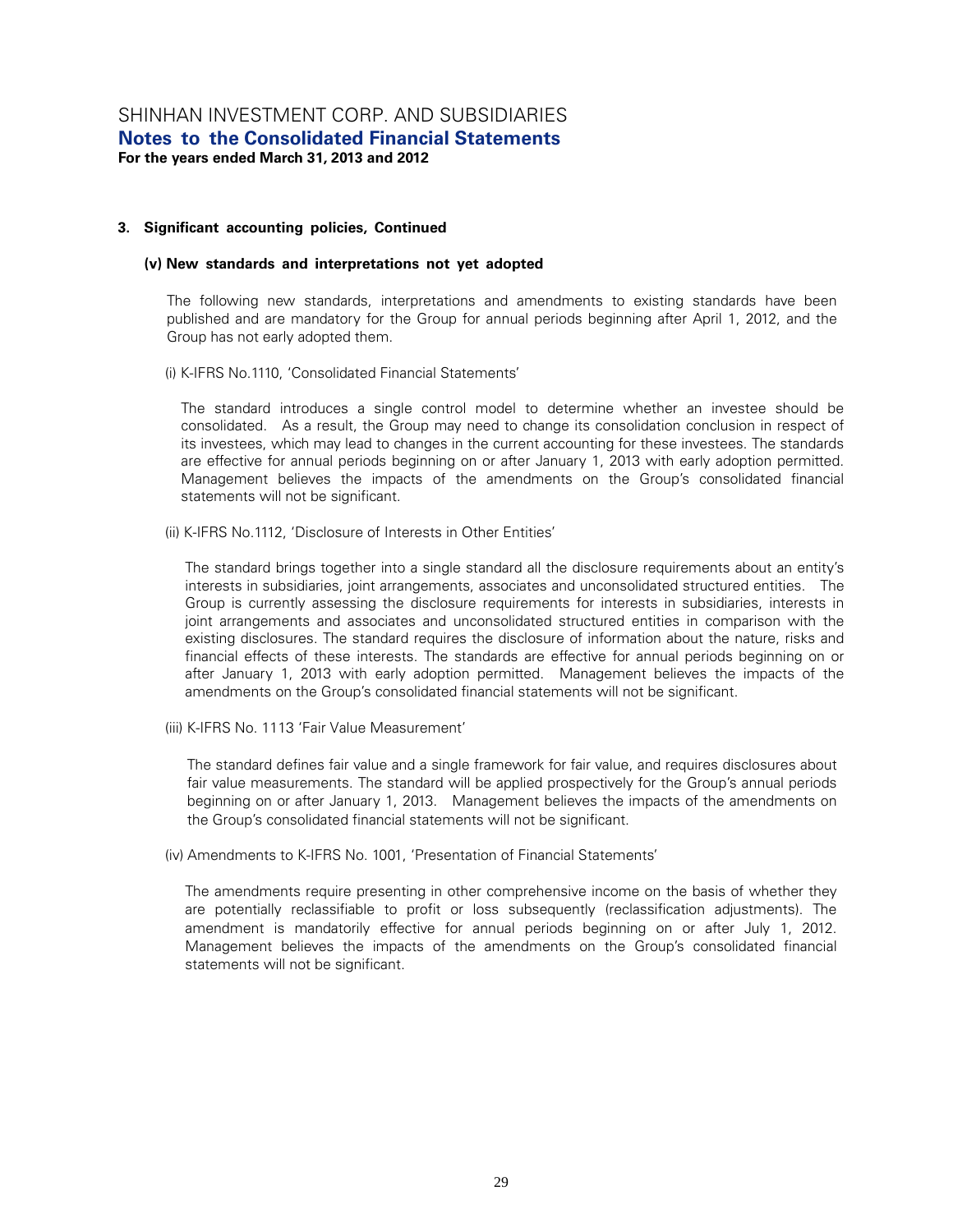SHINHAN INVESTMENT CORP. AND SUBSIDIARIES
**Notes to the Consolidated Financial Statements**
**For the years ended March 31, 2013 and 2012**

**3. Significant accounting policies, Continued**

**(v) New standards and interpretations not yet adopted**

The following new standards, interpretations and amendments to existing standards have been published and are mandatory for the Group for annual periods beginning after April 1, 2012, and the Group has not early adopted them.

(i) K-IFRS No.1110, 'Consolidated Financial Statements'

The standard introduces a single control model to determine whether an investee should be consolidated. As a result, the Group may need to change its consolidation conclusion in respect of its investees, which may lead to changes in the current accounting for these investees. The standards are effective for annual periods beginning on or after January 1, 2013 with early adoption permitted. Management believes the impacts of the amendments on the Group's consolidated financial statements will not be significant.

(ii) K-IFRS No.1112, 'Disclosure of Interests in Other Entities'

The standard brings together into a single standard all the disclosure requirements about an entity's interests in subsidiaries, joint arrangements, associates and unconsolidated structured entities. The Group is currently assessing the disclosure requirements for interests in subsidiaries, interests in joint arrangements and associates and unconsolidated structured entities in comparison with the existing disclosures. The standard requires the disclosure of information about the nature, risks and financial effects of these interests. The standards are effective for annual periods beginning on or after January 1, 2013 with early adoption permitted. Management believes the impacts of the amendments on the Group's consolidated financial statements will not be significant.

(iii) K-IFRS No. 1113 'Fair Value Measurement'

The standard defines fair value and a single framework for fair value, and requires disclosures about fair value measurements. The standard will be applied prospectively for the Group's annual periods beginning on or after January 1, 2013. Management believes the impacts of the amendments on the Group's consolidated financial statements will not be significant.

(iv) Amendments to K-IFRS No. 1001, 'Presentation of Financial Statements'

The amendments require presenting in other comprehensive income on the basis of whether they are potentially reclassifiable to profit or loss subsequently (reclassification adjustments). The amendment is mandatorily effective for annual periods beginning on or after July 1, 2012. Management believes the impacts of the amendments on the Group's consolidated financial statements will not be significant.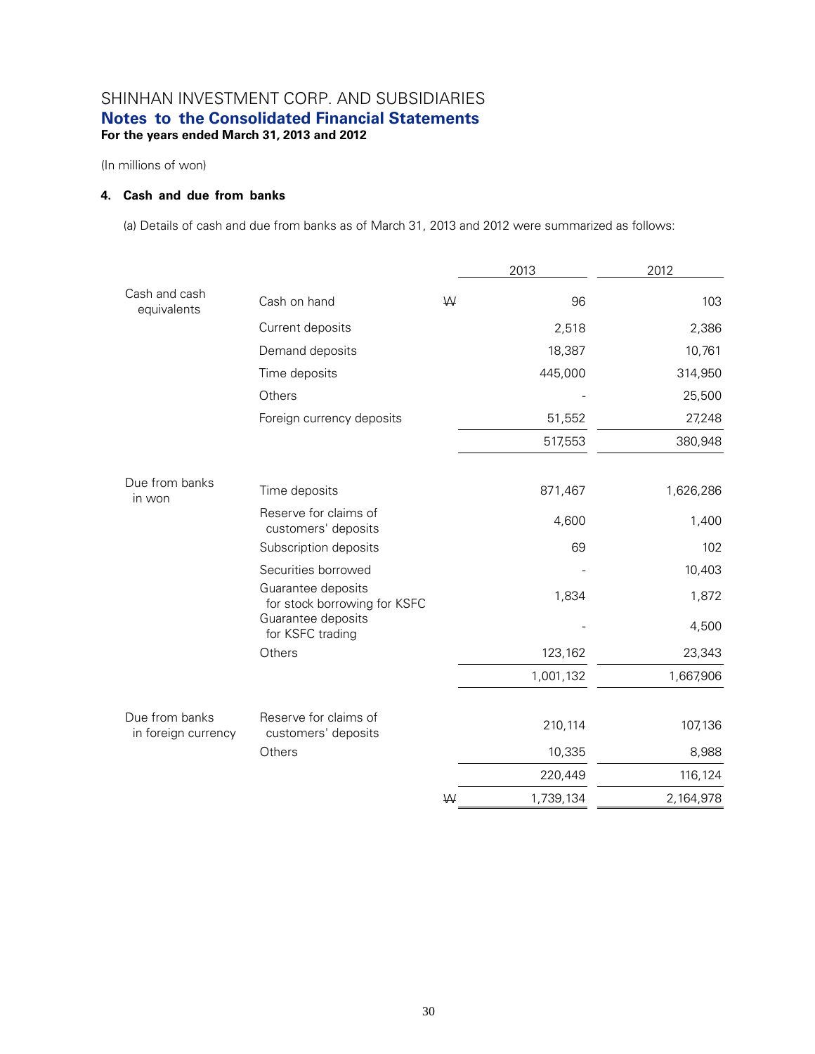SHINHAN INVESTMENT CORP. AND SUBSIDIARIES

**Notes to the Consolidated Financial Statements**

**For the years ended March 31, 2013 and 2012**

(In millions of won)

#### 4. Cash and due from banks

(a) Details of cash and due from banks as of March 31, 2013 and 2012 were summarized as follows:

| | | | 2013 | 2012 |
|---|---|---|---|---|
| Cash and cash equivalents | Cash on hand | ₩ | 96 | 103 |
| | Current deposits | | 2,518 | 2,386 |
| | Demand deposits | | 18,387 | 10,761 |
| | Time deposits | | 445,000 | 314,950 |
| | Others | | - | 25,500 |
| | Foreign currency deposits | | 51,552 | 27,248 |
| | | | 517,553 | 380,948 |
| Due from banks in won | Time deposits | | 871,467 | 1,626,286 |
| | Reserve for claims of customers' deposits | | 4,600 | 1,400 |
| | Subscription deposits | | 69 | 102 |
| | Securities borrowed | | - | 10,403 |
| | Guarantee deposits for stock borrowing for KSFC | | 1,834 | 1,872 |
| | Guarantee deposits for KSFC trading | | - | 4,500 |
| | Others | | 123,162 | 23,343 |
| | | | 1,001,132 | 1,667,906 |
| Due from banks in foreign currency | Reserve for claims of customers' deposits | | 210,114 | 107,136 |
| | Others | | 10,335 | 8,988 |
| | | | 220,449 | 116,124 |
| | | ₩ | 1,739,134 | 2,164,978 |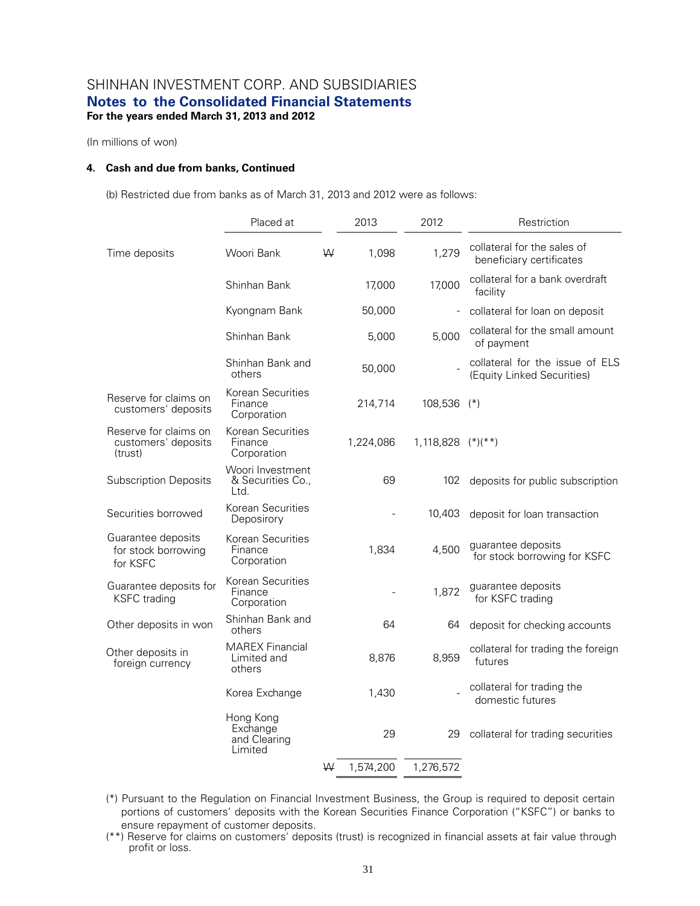(In millions of won)

## 4. Cash and due from banks, Continued

(b) Restricted due from banks as of March 31, 2013 and 2012 were as follows:

| | Placed at | 2013 | 2012 | Restriction |
|---|---|---|---|---|
| Time deposits | Woori Bank | ₩ 1,098 | 1,279 | collateral for the sales of beneficiary certificates |
| | Shinhan Bank | 17,000 | 17,000 | collateral for a bank overdraft facility |
| | Kyongnam Bank | 50,000 | - | collateral for loan on deposit |
| | Shinhan Bank | 5,000 | 5,000 | collateral for the small amount of payment |
| | Shinhan Bank and others | 50,000 | - | collateral for the issue of ELS (Equity Linked Securities) |
| Reserve for claims on customers' deposits | Korean Securities Finance Corporation | 214,714 | 108,536 | (*) |
| Reserve for claims on customers' deposits (trust) | Korean Securities Finance Corporation | 1,224,086 | 1,118,828 | (*)(**) |
| Subscription Deposits | Woori Investment & Securities Co., Ltd. | 69 | 102 | deposits for public subscription |
| Securities borrowed | Korean Securities Deposirory | - | 10,403 | deposit for loan transaction |
| Guarantee deposits for stock borrowing for KSFC | Korean Securities Finance Corporation | 1,834 | 4,500 | guarantee deposits for stock borrowing for KSFC |
| Guarantee deposits for KSFC trading | Korean Securities Finance Corporation | - | 1,872 | guarantee deposits for KSFC trading |
| Other deposits in won | Shinhan Bank and others | 64 | 64 | deposit for checking accounts |
| Other deposits in foreign currency | MAREX Financial Limited and others | 8,876 | 8,959 | collateral for trading the foreign futures |
| | Korea Exchange | 1,430 | - | collateral for trading the domestic futures |
| | Hong Kong Exchange and Clearing Limited | 29 | 29 | collateral for trading securities |
| | | ₩ 1,574,200 | 1,276,572 | |

(*) Pursuant to the Regulation on Financial Investment Business, the Group is required to deposit certain portions of customers' deposits with the Korean Securities Finance Corporation ("KSFC") or banks to ensure repayment of customer deposits.

(**) Reserve for claims on customers' deposits (trust) is recognized in financial assets at fair value through profit or loss.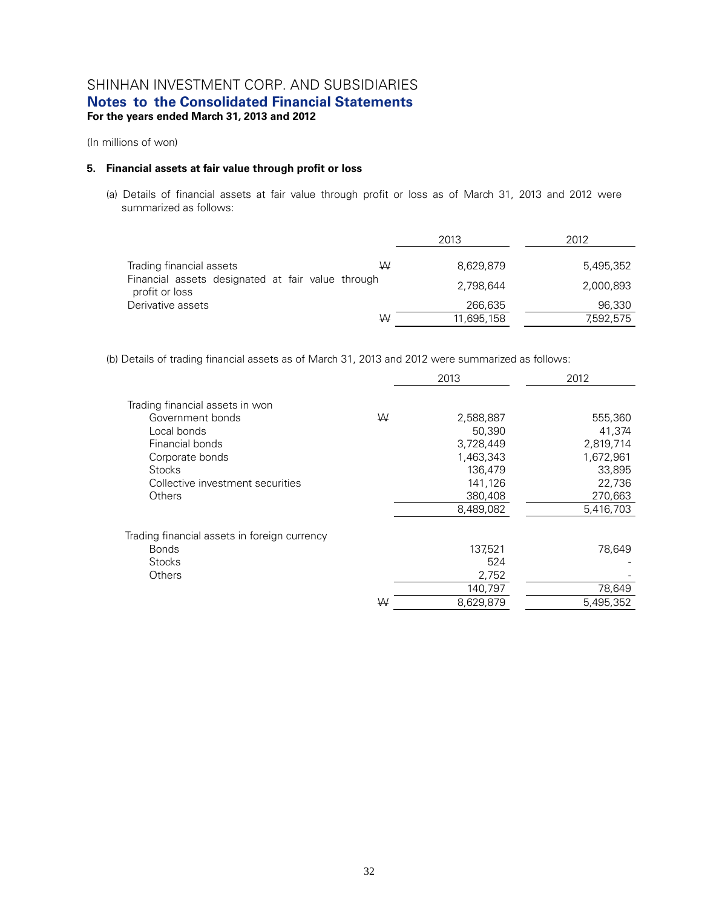SHINHAN INVESTMENT CORP. AND SUBSIDIARIES

**Notes to the Consolidated Financial Statements**

**For the years ended March 31, 2013 and 2012**

(In millions of won)

### 5. Financial assets at fair value through profit or loss

(a) Details of financial assets at fair value through profit or loss as of March 31, 2013 and 2012 were summarized as follows:

| | | 2013 | 2012 |
|---|---|---|---|
| Trading financial assets | ₩ | 8,629,879 | 5,495,352 |
| Financial assets designated at fair value through profit or loss | | 2,798,644 | 2,000,893 |
| Derivative assets | | 266,635 | 96,330 |
| | ₩ | 11,695,158 | 7,592,575 |

(b) Details of trading financial assets as of March 31, 2013 and 2012 were summarized as follows:

| | | 2013 | 2012 |
|---|---|---|---|
| Trading financial assets in won | | | |
| Government bonds | ₩ | 2,588,887 | 555,360 |
| Local bonds | | 50,390 | 41,374 |
| Financial bonds | | 3,728,449 | 2,819,714 |
| Corporate bonds | | 1,463,343 | 1,672,961 |
| Stocks | | 136,479 | 33,895 |
| Collective investment securities | | 141,126 | 22,736 |
| Others | | 380,408 | 270,663 |
| | | 8,489,082 | 5,416,703 |
| Trading financial assets in foreign currency | | | |
| Bonds | | 137,521 | 78,649 |
| Stocks | | 524 | - |
| Others | | 2,752 | - |
| | | 140,797 | 78,649 |
| | ₩ | 8,629,879 | 5,495,352 |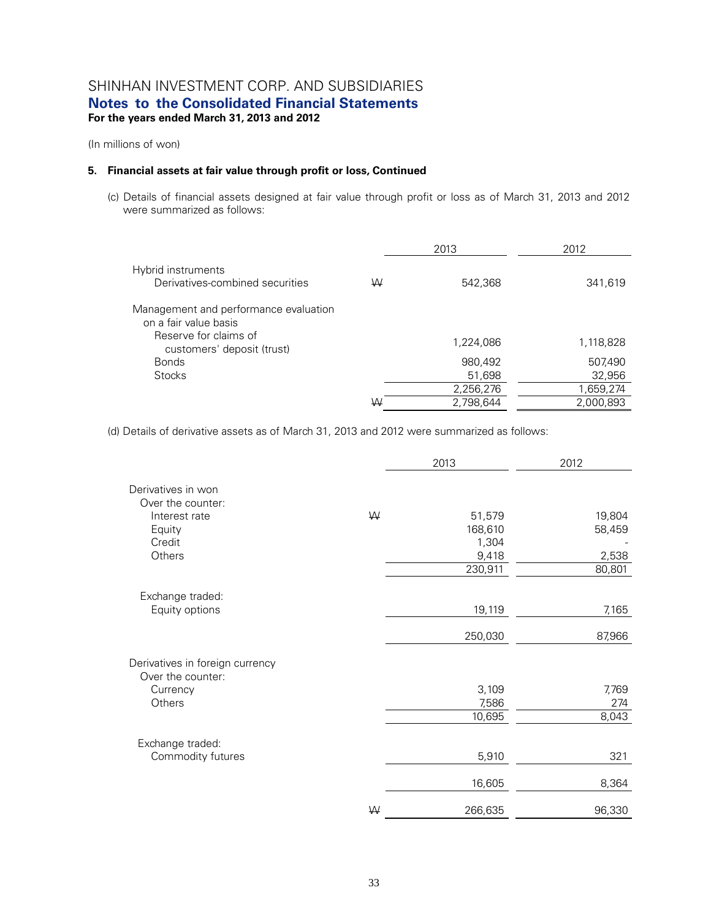SHINHAN INVESTMENT CORP. AND SUBSIDIARIES
**Notes to the Consolidated Financial Statements**
**For the years ended March 31, 2013 and 2012**

(In millions of won)

**5. Financial assets at fair value through profit or loss, Continued**

(c) Details of financial assets designed at fair value through profit or loss as of March 31, 2013 and 2012 were summarized as follows:

| | | 2013 | 2012 |
|---|---|---|---|
| Hybrid instruments | | | |
| Derivatives-combined securities | ₩ | 542,368 | 341,619 |
| Management and performance evaluation on a fair value basis | | | |
| Reserve for claims of customers' deposit (trust) | | 1,224,086 | 1,118,828 |
| Bonds | | 980,492 | 507,490 |
| Stocks | | 51,698 | 32,956 |
| | | 2,256,276 | 1,659,274 |
| | ₩ | 2,798,644 | 2,000,893 |

(d) Details of derivative assets as of March 31, 2013 and 2012 were summarized as follows:

| | | 2013 | 2012 |
|---|---|---|---|
| Derivatives in won | | | |
| Over the counter: | | | |
| Interest rate | ₩ | 51,579 | 19,804 |
| Equity | | 168,610 | 58,459 |
| Credit | | 1,304 | - |
| Others | | 9,418 | 2,538 |
| | | 230,911 | 80,801 |
| Exchange traded: | | | |
| Equity options | | 19,119 | 7,165 |
| | | 250,030 | 87,966 |
| Derivatives in foreign currency | | | |
| Over the counter: | | | |
| Currency | | 3,109 | 7,769 |
| Others | | 7,586 | 274 |
| | | 10,695 | 8,043 |
| Exchange traded: | | | |
| Commodity futures | | 5,910 | 321 |
| | | 16,605 | 8,364 |
| | ₩ | 266,635 | 96,330 |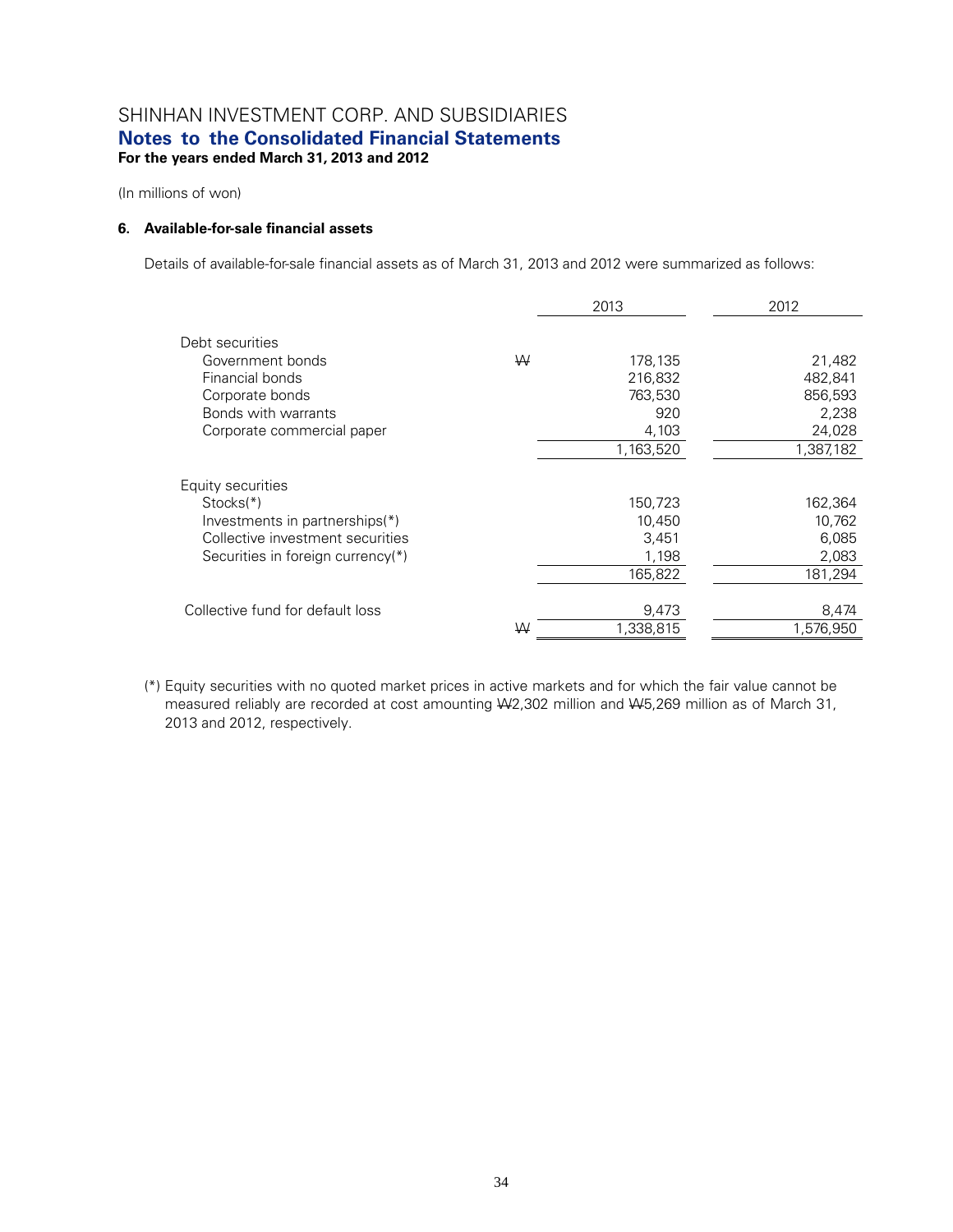SHINHAN INVESTMENT CORP. AND SUBSIDIARIES
**Notes to the Consolidated Financial Statements**
**For the years ended March 31, 2013 and 2012**

(In millions of won)

**6. Available-for-sale financial assets**

Details of available-for-sale financial assets as of March 31, 2013 and 2012 were summarized as follows:

| | | 2013 | 2012 |
|---|---|---|---|
| Debt securities | | | |
| Government bonds | ₩ | 178,135 | 21,482 |
| Financial bonds | | 216,832 | 482,841 |
| Corporate bonds | | 763,530 | 856,593 |
| Bonds with warrants | | 920 | 2,238 |
| Corporate commercial paper | | 4,103 | 24,028 |
| | | 1,163,520 | 1,387,182 |
| Equity securities | | | |
| Stocks(*) | | 150,723 | 162,364 |
| Investments in partnerships(*) | | 10,450 | 10,762 |
| Collective investment securities | | 3,451 | 6,085 |
| Securities in foreign currency(*) | | 1,198 | 2,083 |
| | | 165,822 | 181,294 |
| Collective fund for default loss | | 9,473 | 8,474 |
| | ₩ | 1,338,815 | 1,576,950 |

(*) Equity securities with no quoted market prices in active markets and for which the fair value cannot be measured reliably are recorded at cost amounting ₩2,302 million and ₩5,269 million as of March 31, 2013 and 2012, respectively.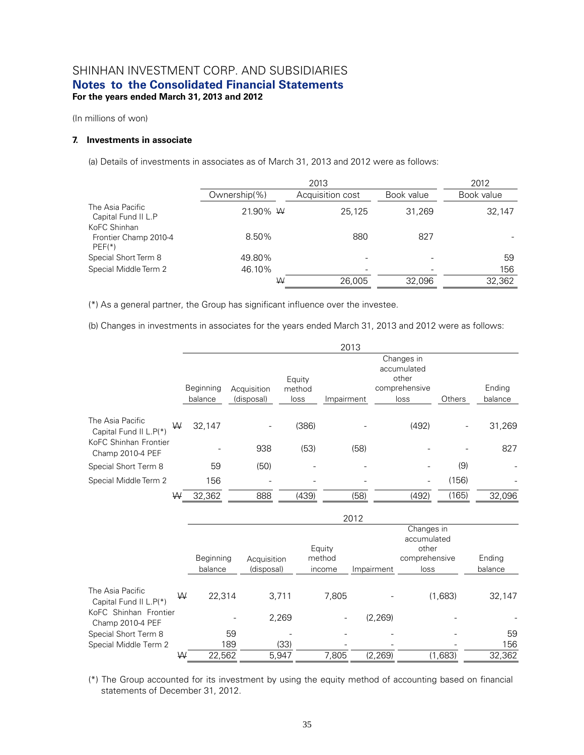(In millions of won)

**7. Investments in associate**

(a) Details of investments in associates as of March 31, 2013 and 2012 were as follows:

| | 2013 | | | 2012 |
|---|---|---|---|---|
| | Ownership(%) | Acquisition cost | Book value | Book value |
| The Asia Pacific Capital Fund II L.P | 21.90% ₩ | 25,125 | 31,269 | 32,147 |
| KoFC Shinhan Frontier Champ 2010-4 PEF(*) | 8.50% | 880 | 827 | - |
| Special Short Term 8 | 49.80% | - | - | 59 |
| Special Middle Term 2 | 46.10% | - | - | 156 |
| | ₩ | 26,005 | 32,096 | 32,362 |

(*) As a general partner, the Group has significant influence over the investee.

(b) Changes in investments in associates for the years ended March 31, 2013 and 2012 were as follows:

| | 2013 | | | | | | |
|---|---|---|---|---|---|---|---|
| | Beginning balance | Acquisition (disposal) | Equity method loss | Impairment | Changes in accumulated other comprehensive loss | Others | Ending balance |
| The Asia Pacific Capital Fund II L.P(*) | ₩ 32,147 | - | (386) | - | (492) | - | 31,269 |
| KoFC Shinhan Frontier Champ 2010-4 PEF | - | 938 | (53) | (58) | - | - | 827 |
| Special Short Term 8 | 59 | (50) | - | - | - | (9) | - |
| Special Middle Term 2 | 156 | - | - | - | - | (156) | - |
| | ₩ 32,362 | 888 | (439) | (58) | (492) | (165) | 32,096 |

| | 2012 | | | | | |
|---|---|---|---|---|---|---|
| | Beginning balance | Acquisition (disposal) | Equity method income | Impairment | Changes in accumulated other comprehensive loss | Ending balance |
| The Asia Pacific Capital Fund II L.P(*) | ₩ 22,314 | 3,711 | 7,805 | - | (1,683) | 32,147 |
| KoFC Shinhan Frontier Champ 2010-4 PEF | - | 2,269 | - | (2,269) | - | - |
| Special Short Term 8 | 59 | - | - | - | - | 59 |
| Special Middle Term 2 | 189 | (33) | - | - | - | 156 |
| | ₩ 22,562 | 5,947 | 7,805 | (2,269) | (1,683) | 32,362 |

(*) The Group accounted for its investment by using the equity method of accounting based on financial statements of December 31, 2012.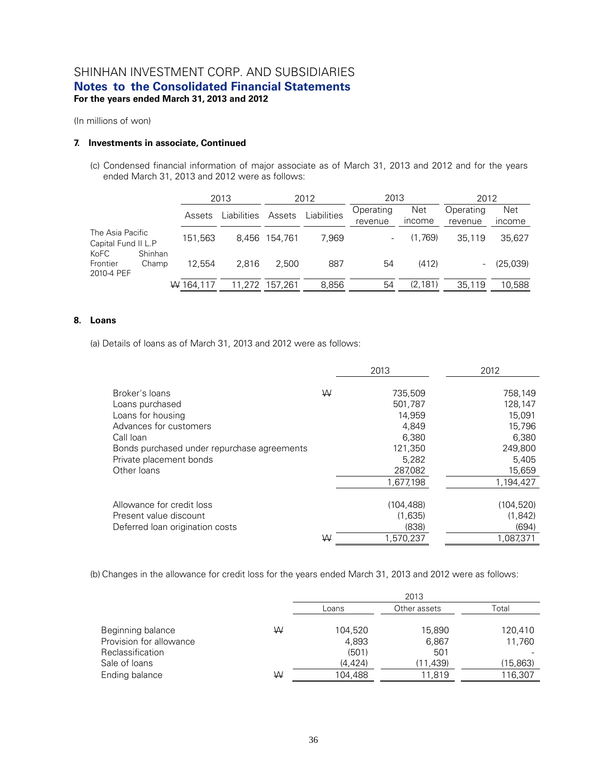(In millions of won)

### 7. Investments in associate, Continued

(c) Condensed financial information of major associate as of March 31, 2013 and 2012 and for the years ended March 31, 2013 and 2012 were as follows:

| | 2013 | | 2012 | | 2013 | | 2012 | |
|---|---|---|---|---|---|---|---|---|
| | Assets | Liabilities | Assets | Liabilities | Operating revenue | Net income | Operating revenue | Net income |
| The Asia Pacific Capital Fund II L.P | 151,563 | 8,456 | 154,761 | 7,969 | - | (1,769) | 35,119 | 35,627 |
| KoFC Shinhan Frontier Champ 2010-4 PEF | 12,554 | 2,816 | 2,500 | 887 | 54 | (412) | - | (25,039) |
| | ₩ 164,117 | 11,272 | 157,261 | 8,856 | 54 | (2,181) | 35,119 | 10,588 |

### 8. Loans

(a) Details of loans as of March 31, 2013 and 2012 were as follows:

| | | 2013 | 2012 |
|---|---|---|---|
| Broker's loans | ₩ | 735,509 | 758,149 |
| Loans purchased | | 501,787 | 128,147 |
| Loans for housing | | 14,959 | 15,091 |
| Advances for customers | | 4,849 | 15,796 |
| Call loan | | 6,380 | 6,380 |
| Bonds purchased under repurchase agreements | | 121,350 | 249,800 |
| Private placement bonds | | 5,282 | 5,405 |
| Other loans | | 287,082 | 15,659 |
| | | 1,677,198 | 1,194,427 |
| Allowance for credit loss | | (104,488) | (104,520) |
| Present value discount | | (1,635) | (1,842) |
| Deferred loan origination costs | | (838) | (694) |
| | ₩ | 1,570,237 | 1,087,371 |

(b) Changes in the allowance for credit loss for the years ended March 31, 2013 and 2012 were as follows:

| | | 2013 | | |
|---|---|---|---|---|
| | | Loans | Other assets | Total |
| Beginning balance | ₩ | 104,520 | 15,890 | 120,410 |
| Provision for allowance | | 4,893 | 6,867 | 11,760 |
| Reclassification | | (501) | 501 | - |
| Sale of loans | | (4,424) | (11,439) | (15,863) |
| Ending balance | ₩ | 104,488 | 11,819 | 116,307 |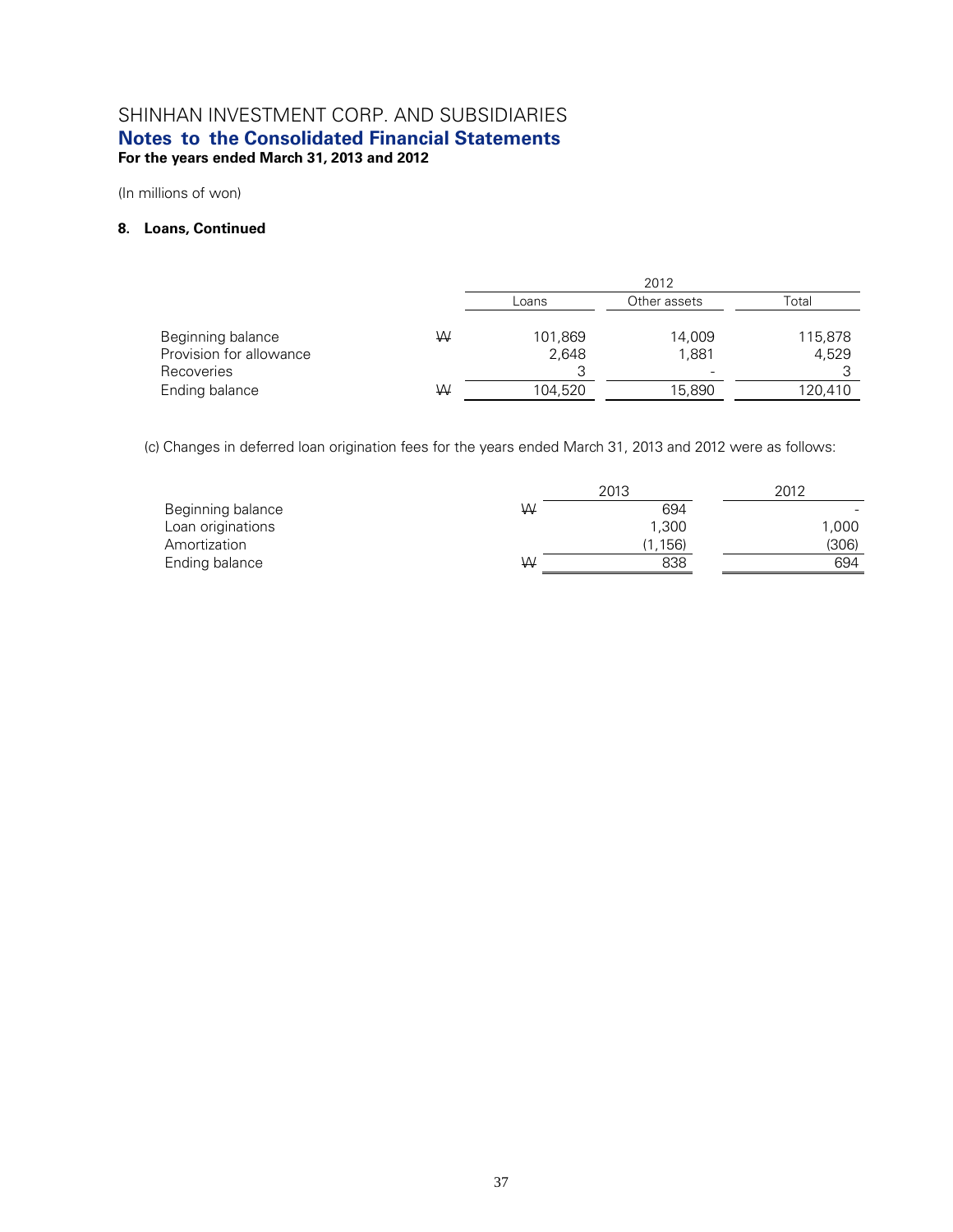(In millions of won)

**8. Loans, Continued**

| | | 2012 | | |
|---|---|---|---|---|
| | | Loans | Other assets | Total |
| Beginning balance | ₩ | 101,869 | 14,009 | 115,878 |
| Provision for allowance | | 2,648 | 1,881 | 4,529 |
| Recoveries | | 3 | - | 3 |
| Ending balance | ₩ | 104,520 | 15,890 | 120,410 |

(c) Changes in deferred loan origination fees for the years ended March 31, 2013 and 2012 were as follows:

| | | 2013 | 2012 |
|---|---|---|---|
| Beginning balance | ₩ | 694 | - |
| Loan originations | | 1,300 | 1,000 |
| Amortization | | (1,156) | (306) |
| Ending balance | ₩ | 838 | 694 |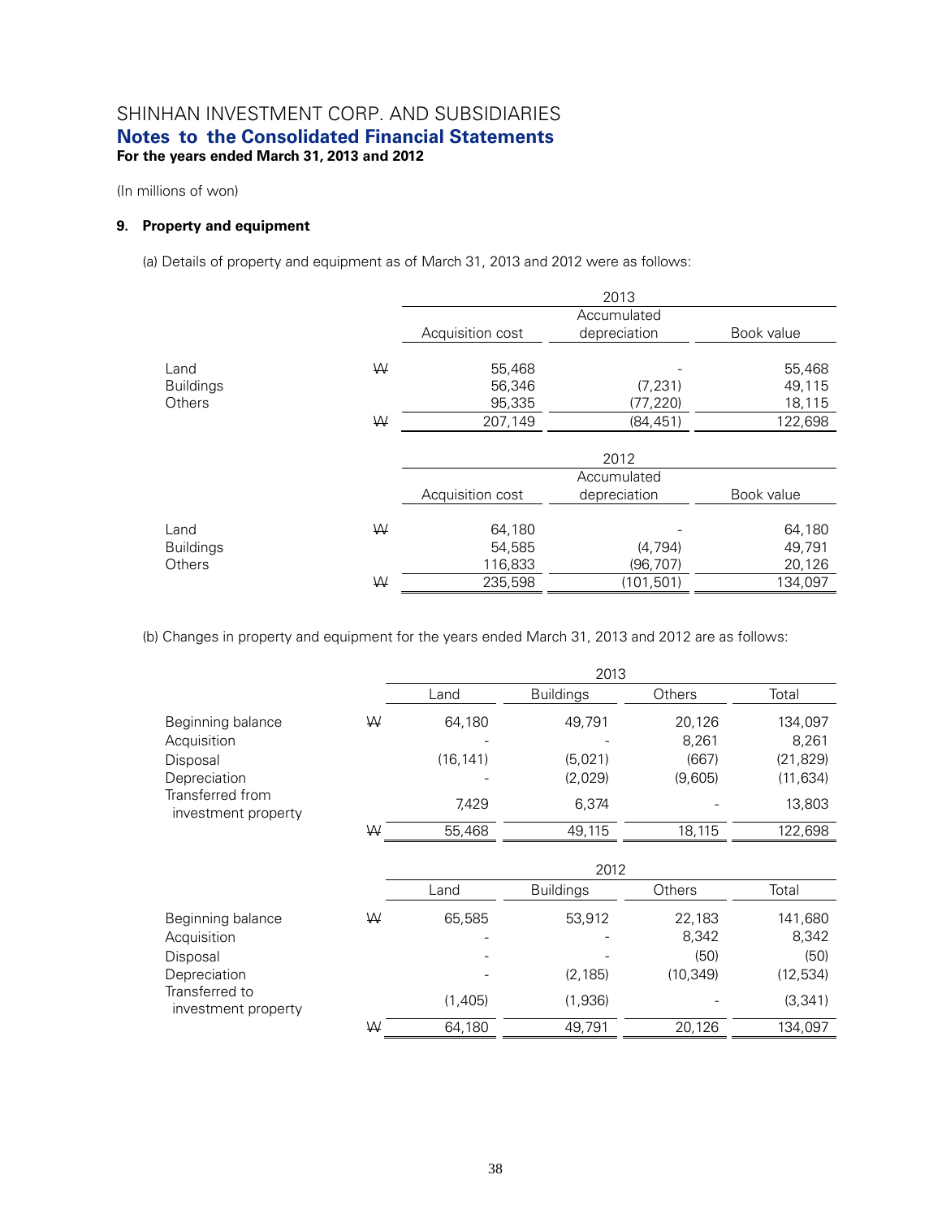SHINHAN INVESTMENT CORP. AND SUBSIDIARIES
**Notes to the Consolidated Financial Statements**
**For the years ended March 31, 2013 and 2012**

(In millions of won)

### 9. Property and equipment

(a) Details of property and equipment as of March 31, 2013 and 2012 were as follows:

| | | 2013 | | |
|---|---|---|---|---|
| | | Acquisition cost | Accumulated depreciation | Book value |
| Land | ₩ | 55,468 | - | 55,468 |
| Buildings | | 56,346 | (7,231) | 49,115 |
| Others | | 95,335 | (77,220) | 18,115 |
| | ₩ | 207,149 | (84,451) | 122,698 |

| | | 2012 | | |
|---|---|---|---|---|
| | | Acquisition cost | Accumulated depreciation | Book value |
| Land | ₩ | 64,180 | - | 64,180 |
| Buildings | | 54,585 | (4,794) | 49,791 |
| Others | | 116,833 | (96,707) | 20,126 |
| | ₩ | 235,598 | (101,501) | 134,097 |

(b) Changes in property and equipment for the years ended March 31, 2013 and 2012 are as follows:

| | | 2013 | | | |
|---|---|---|---|---|---|
| | | Land | Buildings | Others | Total |
| Beginning balance | ₩ | 64,180 | 49,791 | 20,126 | 134,097 |
| Acquisition | | - | - | 8,261 | 8,261 |
| Disposal | | (16,141) | (5,021) | (667) | (21,829) |
| Depreciation | | - | (2,029) | (9,605) | (11,634) |
| Transferred from investment property | | 7,429 | 6,374 | - | 13,803 |
| | ₩ | 55,468 | 49,115 | 18,115 | 122,698 |

| | | 2012 | | | |
|---|---|---|---|---|---|
| | | Land | Buildings | Others | Total |
| Beginning balance | ₩ | 65,585 | 53,912 | 22,183 | 141,680 |
| Acquisition | | - | - | 8,342 | 8,342 |
| Disposal | | - | - | (50) | (50) |
| Depreciation | | - | (2,185) | (10,349) | (12,534) |
| Transferred to investment property | | (1,405) | (1,936) | - | (3,341) |
| | ₩ | 64,180 | 49,791 | 20,126 | 134,097 |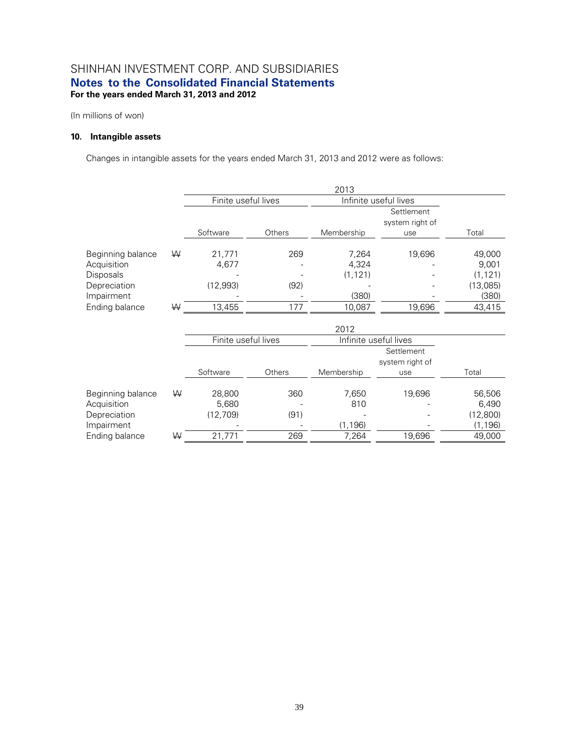SHINHAN INVESTMENT CORP. AND SUBSIDIARIES
**Notes to the Consolidated Financial Statements**
**For the years ended March 31, 2013 and 2012**

(In millions of won)

### 10. Intangible assets

Changes in intangible assets for the years ended March 31, 2013 and 2012 were as follows:

| | | 2013 | | | | |
|---|---|---|---|---|---|---|
| | | Finite useful lives | | Infinite useful lives | | |
| | | Software | Others | Membership | Settlement system right of use | Total |
| Beginning balance | ₩ | 21,771 | 269 | 7,264 | 19,696 | 49,000 |
| Acquisition | | 4,677 | - | 4,324 | - | 9,001 |
| Disposals | | - | - | (1,121) | - | (1,121) |
| Depreciation | | (12,993) | (92) | - | - | (13,085) |
| Impairment | | - | - | (380) | - | (380) |
| Ending balance | ₩ | 13,455 | 177 | 10,087 | 19,696 | 43,415 |

| | | 2012 | | | | |
|---|---|---|---|---|---|---|
| | | Finite useful lives | | Infinite useful lives | | |
| | | Software | Others | Membership | Settlement system right of use | Total |
| Beginning balance | ₩ | 28,800 | 360 | 7,650 | 19,696 | 56,506 |
| Acquisition | | 5,680 | - | 810 | - | 6,490 |
| Depreciation | | (12,709) | (91) | - | - | (12,800) |
| Impairment | | - | - | (1,196) | - | (1,196) |
| Ending balance | ₩ | 21,771 | 269 | 7,264 | 19,696 | 49,000 |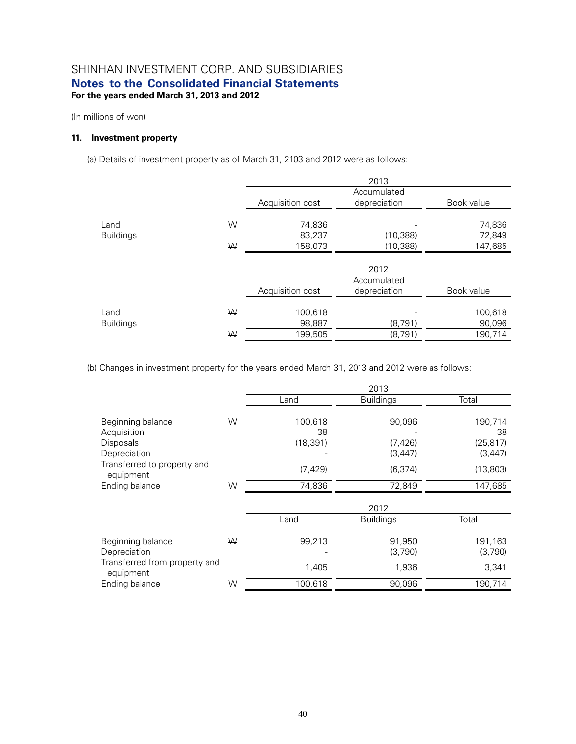SHINHAN INVESTMENT CORP. AND SUBSIDIARIES

**Notes to the Consolidated Financial Statements**

**For the years ended March 31, 2013 and 2012**

(In millions of won)

### 11. Investment property

(a) Details of investment property as of March 31, 2103 and 2012 were as follows:

| | | 2013 | | |
|---|---|---|---|---|
| | | Acquisition cost | Accumulated depreciation | Book value |
| Land | ₩ | 74,836 | - | 74,836 |
| Buildings | | 83,237 | (10,388) | 72,849 |
| | ₩ | 158,073 | (10,388) | 147,685 |

| | | 2012 | | |
|---|---|---|---|---|
| | | Acquisition cost | Accumulated depreciation | Book value |
| Land | ₩ | 100,618 | - | 100,618 |
| Buildings | | 98,887 | (8,791) | 90,096 |
| | ₩ | 199,505 | (8,791) | 190,714 |

(b) Changes in investment property for the years ended March 31, 2013 and 2012 were as follows:

| | | 2013 | | |
|---|---|---|---|---|
| | | Land | Buildings | Total |
| Beginning balance | ₩ | 100,618 | 90,096 | 190,714 |
| Acquisition | | 38 | - | 38 |
| Disposals | | (18,391) | (7,426) | (25,817) |
| Depreciation | | - | (3,447) | (3,447) |
| Transferred to property and equipment | | (7,429) | (6,374) | (13,803) |
| Ending balance | ₩ | 74,836 | 72,849 | 147,685 |

| | | 2012 | | |
|---|---|---|---|---|
| | | Land | Buildings | Total |
| Beginning balance | ₩ | 99,213 | 91,950 | 191,163 |
| Depreciation | | - | (3,790) | (3,790) |
| Transferred from property and equipment | | 1,405 | 1,936 | 3,341 |
| Ending balance | ₩ | 100,618 | 90,096 | 190,714 |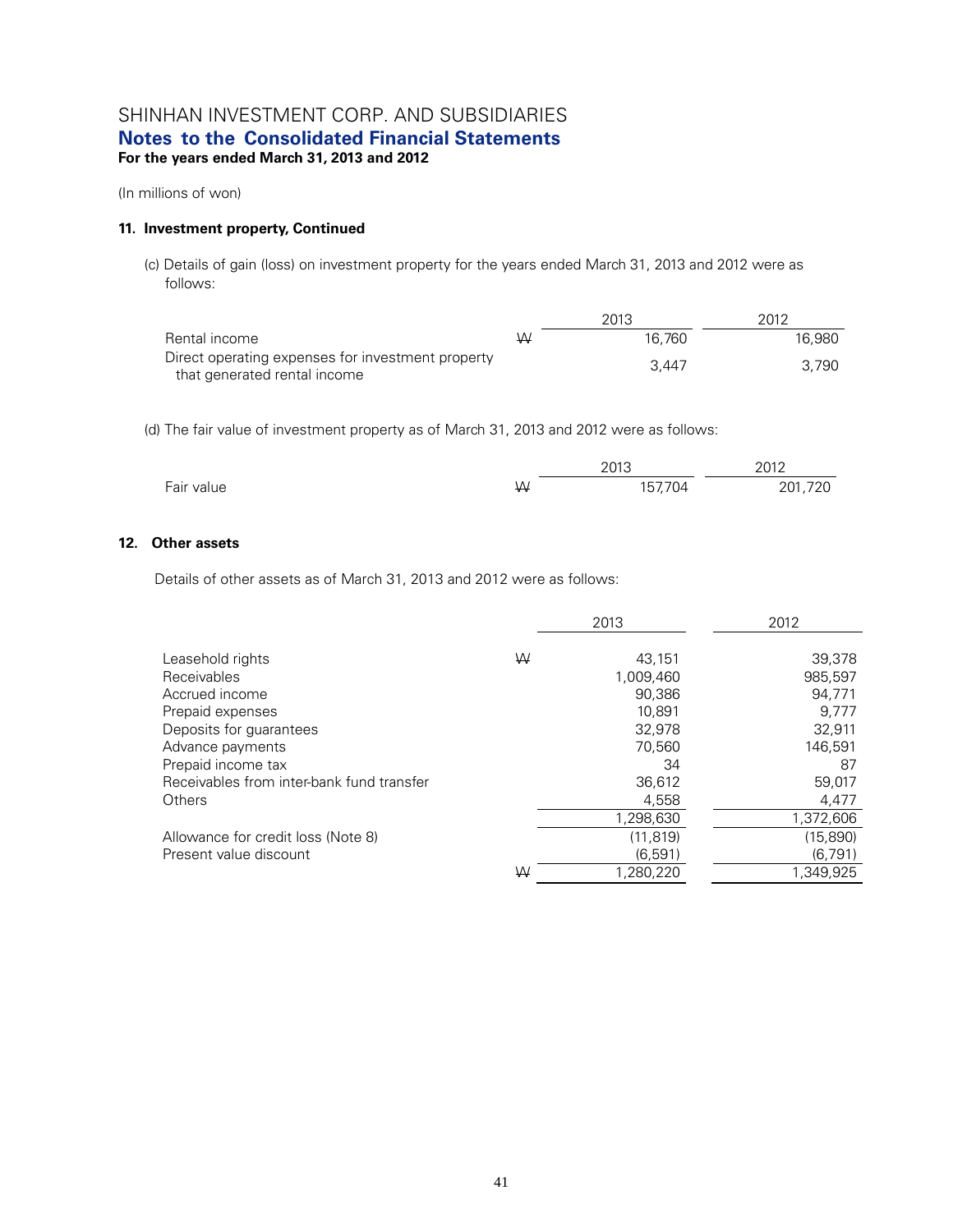# SHINHAN INVESTMENT CORP. AND SUBSIDIARIES
## Notes to the Consolidated Financial Statements
**For the years ended March 31, 2013 and 2012**

(In millions of won)

### 11. Investment property, Continued

(c) Details of gain (loss) on investment property for the years ended March 31, 2013 and 2012 were as follows:

| | | 2013 | 2012 |
|---|---|---|---|
| Rental income | ₩ | 16,760 | 16,980 |
| Direct operating expenses for investment property that generated rental income | | 3,447 | 3,790 |

(d) The fair value of investment property as of March 31, 2013 and 2012 were as follows:

| | | 2013 | 2012 |
|---|---|---|---|
| Fair value | ₩ | 157,704 | 201,720 |

### 12. Other assets

Details of other assets as of March 31, 2013 and 2012 were as follows:

| | | 2013 | 2012 |
|---|---|---|---|
| Leasehold rights | ₩ | 43,151 | 39,378 |
| Receivables | | 1,009,460 | 985,597 |
| Accrued income | | 90,386 | 94,771 |
| Prepaid expenses | | 10,891 | 9,777 |
| Deposits for guarantees | | 32,978 | 32,911 |
| Advance payments | | 70,560 | 146,591 |
| Prepaid income tax | | 34 | 87 |
| Receivables from inter-bank fund transfer | | 36,612 | 59,017 |
| Others | | 4,558 | 4,477 |
| | | 1,298,630 | 1,372,606 |
| Allowance for credit loss (Note 8) | | (11,819) | (15,890) |
| Present value discount | | (6,591) | (6,791) |
| | ₩ | 1,280,220 | 1,349,925 |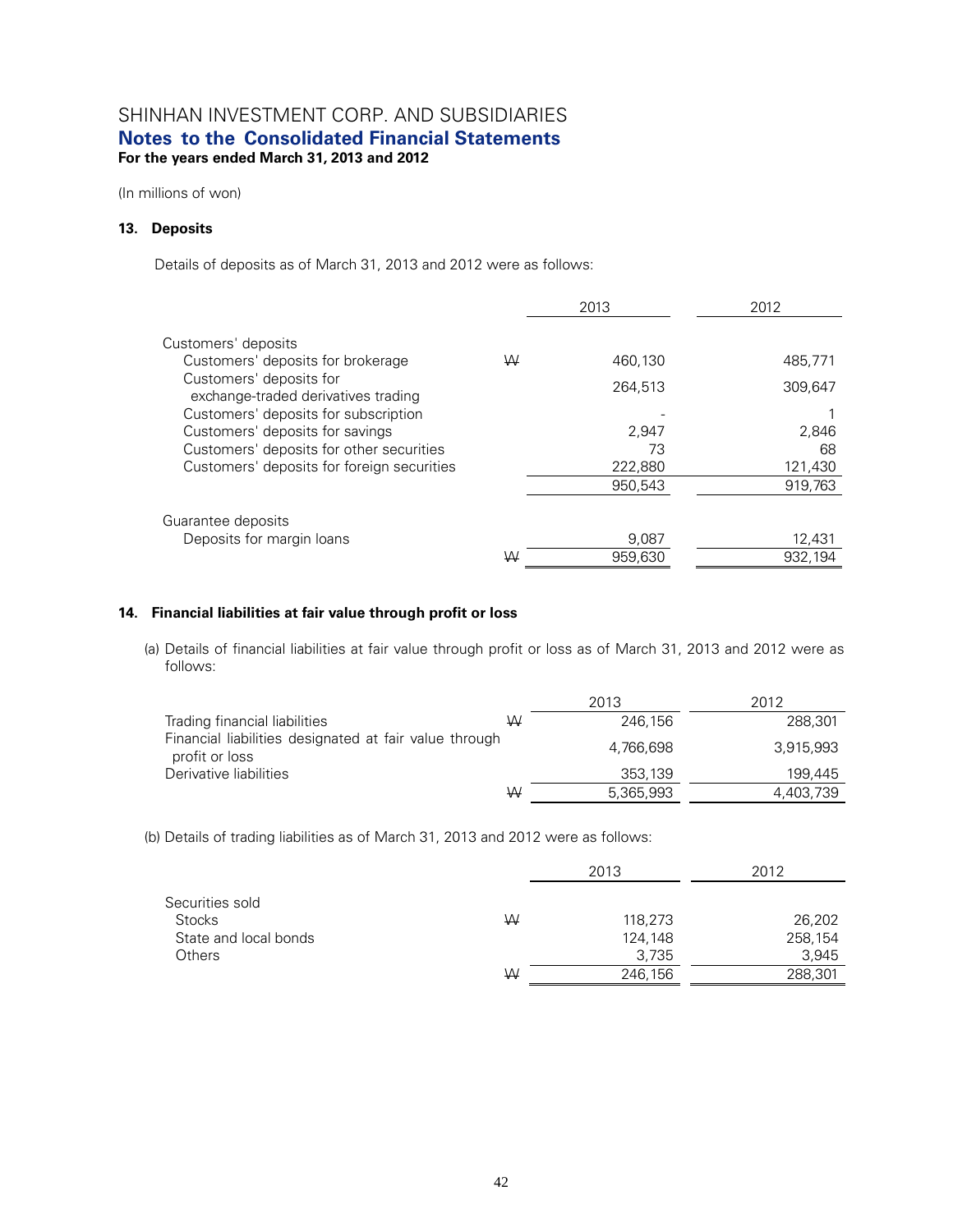SHINHAN INVESTMENT CORP. AND SUBSIDIARIES
**Notes to the Consolidated Financial Statements**
**For the years ended March 31, 2013 and 2012**

(In millions of won)

### 13. Deposits

Details of deposits as of March 31, 2013 and 2012 were as follows:

| | | 2013 | 2012 |
|---|---|---|---|
| Customers' deposits | | | |
| Customers' deposits for brokerage | ₩ | 460,130 | 485,771 |
| Customers' deposits for exchange-traded derivatives trading | | 264,513 | 309,647 |
| Customers' deposits for subscription | | - | 1 |
| Customers' deposits for savings | | 2,947 | 2,846 |
| Customers' deposits for other securities | | 73 | 68 |
| Customers' deposits for foreign securities | | 222,880 | 121,430 |
| | | 950,543 | 919,763 |
| Guarantee deposits | | | |
| Deposits for margin loans | | 9,087 | 12,431 |
| | ₩ | 959,630 | 932,194 |

### 14. Financial liabilities at fair value through profit or loss

(a) Details of financial liabilities at fair value through profit or loss as of March 31, 2013 and 2012 were as follows:

| | | 2013 | 2012 |
|---|---|---|---|
| Trading financial liabilities | ₩ | 246,156 | 288,301 |
| Financial liabilities designated at fair value through profit or loss | | 4,766,698 | 3,915,993 |
| Derivative liabilities | | 353,139 | 199,445 |
| | ₩ | 5,365,993 | 4,403,739 |

(b) Details of trading liabilities as of March 31, 2013 and 2012 were as follows:

| | | 2013 | 2012 |
|---|---|---|---|
| Securities sold | | | |
| Stocks | ₩ | 118,273 | 26,202 |
| State and local bonds | | 124,148 | 258,154 |
| Others | | 3,735 | 3,945 |
| | ₩ | 246,156 | 288,301 |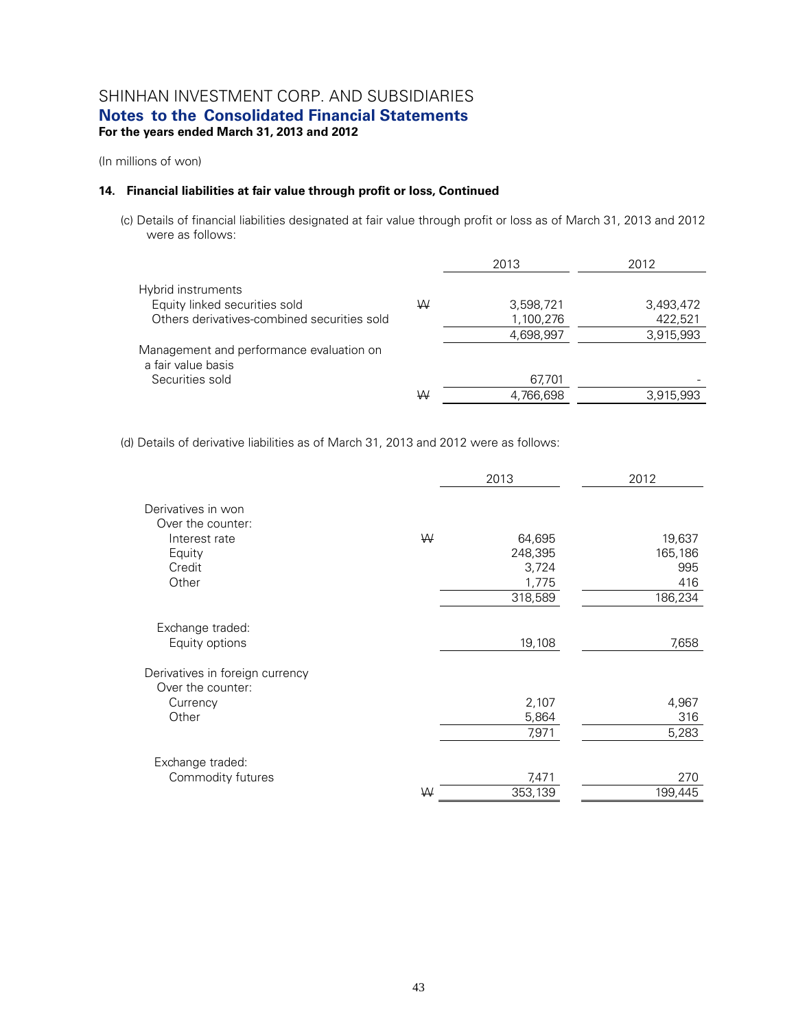SHINHAN INVESTMENT CORP. AND SUBSIDIARIES
**Notes to the Consolidated Financial Statements**
**For the years ended March 31, 2013 and 2012**

(In millions of won)

### 14. Financial liabilities at fair value through profit or loss, Continued

(c) Details of financial liabilities designated at fair value through profit or loss as of March 31, 2013 and 2012 were as follows:

| | | 2013 | 2012 |
|---|---|---|---|
| Hybrid instruments | | | |
| Equity linked securities sold | ₩ | 3,598,721 | 3,493,472 |
| Others derivatives-combined securities sold | | 1,100,276 | 422,521 |
| | | 4,698,997 | 3,915,993 |
| Management and performance evaluation on a fair value basis | | | |
| Securities sold | | 67,701 | - |
| | ₩ | 4,766,698 | 3,915,993 |

(d) Details of derivative liabilities as of March 31, 2013 and 2012 were as follows:

| | | 2013 | 2012 |
|---|---|---|---|
| Derivatives in won | | | |
| Over the counter: | | | |
| Interest rate | ₩ | 64,695 | 19,637 |
| Equity | | 248,395 | 165,186 |
| Credit | | 3,724 | 995 |
| Other | | 1,775 | 416 |
| | | 318,589 | 186,234 |
| Exchange traded: | | | |
| Equity options | | 19,108 | 7,658 |
| Derivatives in foreign currency | | | |
| Over the counter: | | | |
| Currency | | 2,107 | 4,967 |
| Other | | 5,864 | 316 |
| | | 7,971 | 5,283 |
| Exchange traded: | | | |
| Commodity futures | | 7,471 | 270 |
| | ₩ | 353,139 | 199,445 |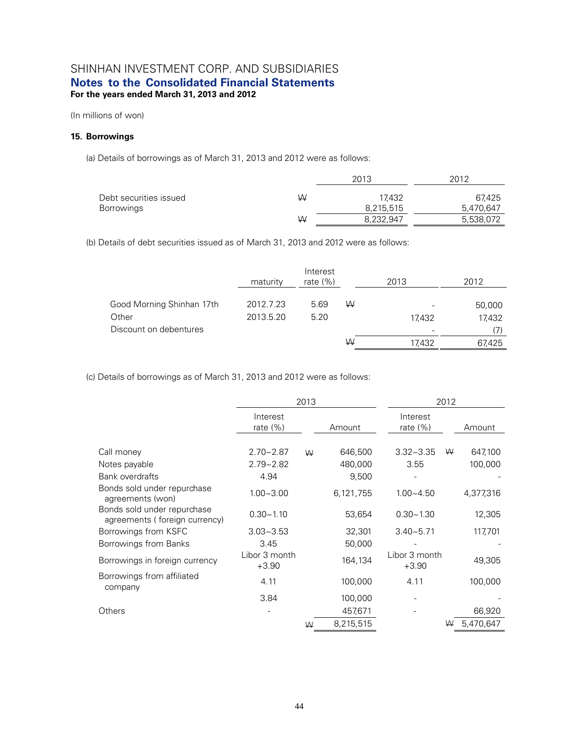# SHINHAN INVESTMENT CORP. AND SUBSIDIARIES
## Notes to the Consolidated Financial Statements
**For the years ended March 31, 2013 and 2012**

(In millions of won)

### 15. Borrowings

(a) Details of borrowings as of March 31, 2013 and 2012 were as follows:

| | | 2013 | 2012 |
|---|---|---|---|
| Debt securities issued | ₩ | 17,432 | 67,425 |
| Borrowings | | 8,215,515 | 5,470,647 |
| | ₩ | 8,232,947 | 5,538,072 |

(b) Details of debt securities issued as of March 31, 2013 and 2012 were as follows:

| | maturity | Interest rate (%) | | 2013 | 2012 |
|---|---|---|---|---|---|
| Good Morning Shinhan 17th | 2012.7.23 | 5.69 | ₩ | - | 50,000 |
| Other | 2013.5.20 | 5.20 | | 17,432 | 17,432 |
| Discount on debentures | | | | - | (7) |
| | | | ₩ | 17,432 | 67,425 |

(c) Details of borrowings as of March 31, 2013 and 2012 were as follows:

| | 2013 | | | 2012 | | |
|---|---|---|---|---|---|---|
| | Interest rate (%) | | Amount | Interest rate (%) | | Amount |
| Call money | 2.70~2.87 | ₩ | 646,500 | 3.32~3.35 | ₩ | 647,100 |
| Notes payable | 2.79~2.82 | | 480,000 | 3.55 | | 100,000 |
| Bank overdrafts | 4.94 | | 9,500 | - | | - |
| Bonds sold under repurchase agreements (won) | 1.00~3.00 | | 6,121,755 | 1.00~4.50 | | 4,377,316 |
| Bonds sold under repurchase agreements ( foreign currency) | 0.30~1.10 | | 53,654 | 0.30~1.30 | | 12,305 |
| Borrowings from KSFC | 3.03~3.53 | | 32,301 | 3.40~5.71 | | 117,701 |
| Borrowings from Banks | 3.45 | | 50,000 | - | | - |
| Borrowings in foreign currency | Libor 3 month +3.90 | | 164,134 | Libor 3 month +3.90 | | 49,305 |
| Borrowings from affiliated company | 4.11 | | 100,000 | 4.11 | | 100,000 |
| | 3.84 | | 100,000 | - | | - |
| Others | - | | 457,671 | - | | 66,920 |
| | | ₩ | 8,215,515 | | ₩ | 5,470,647 |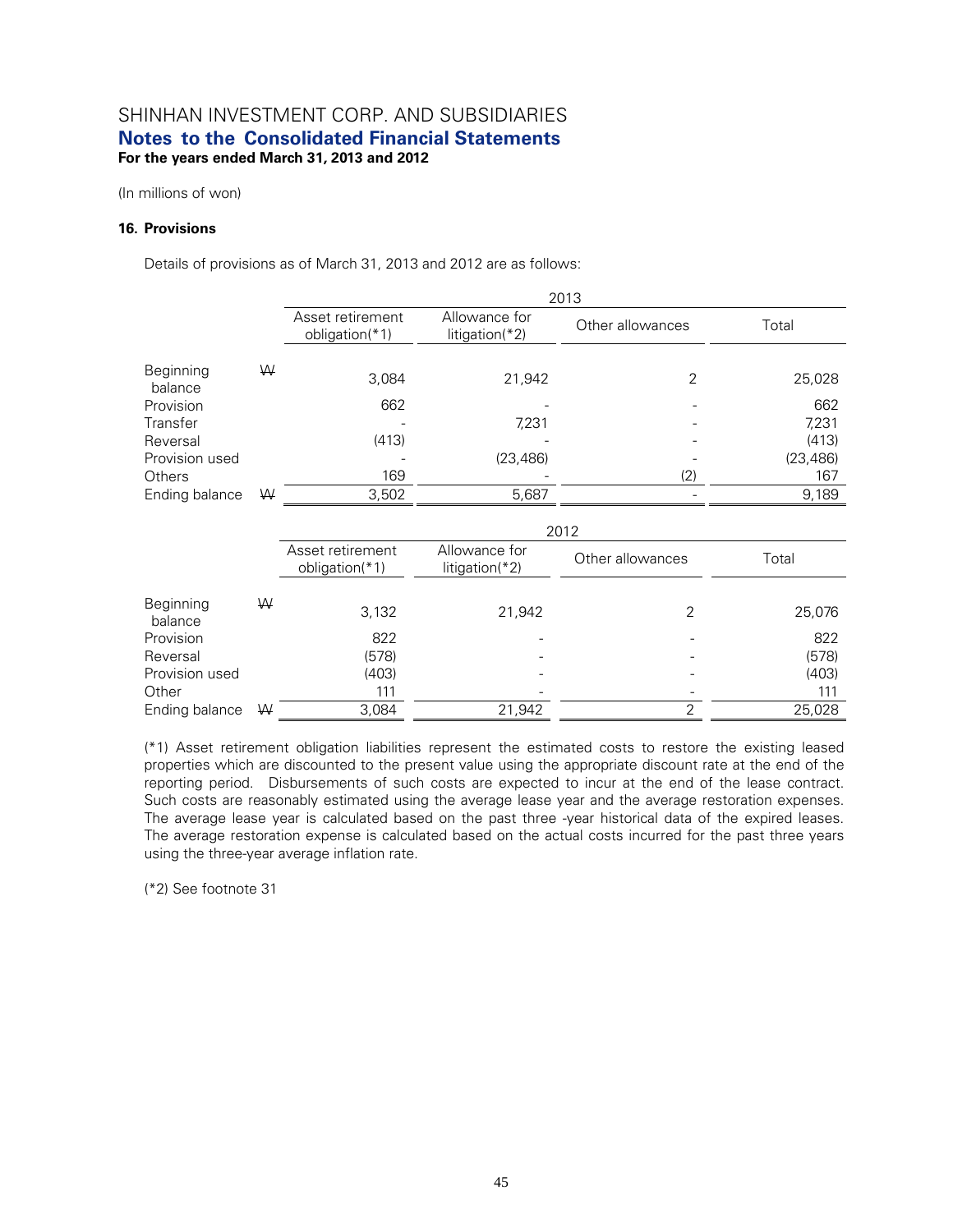SHINHAN INVESTMENT CORP. AND SUBSIDIARIES

**Notes to the Consolidated Financial Statements**

**For the years ended March 31, 2013 and 2012**

(In millions of won)

#### 16. Provisions

Details of provisions as of March 31, 2013 and 2012 are as follows:

| | | 2013 | | | |
|---|---|---|---|---|---|
| | | Asset retirement obligation(*1) | Allowance for litigation(*2) | Other allowances | Total |
| Beginning balance | ₩ | 3,084 | 21,942 | 2 | 25,028 |
| Provision | | 662 | - | - | 662 |
| Transfer | | - | 7,231 | - | 7,231 |
| Reversal | | (413) | - | - | (413) |
| Provision used | | - | (23,486) | - | (23,486) |
| Others | | 169 | - | (2) | 167 |
| Ending balance | ₩ | 3,502 | 5,687 | - | 9,189 |

| | | 2012 | | | |
|---|---|---|---|---|---|
| | | Asset retirement obligation(*1) | Allowance for litigation(*2) | Other allowances | Total |
| Beginning balance | ₩ | 3,132 | 21,942 | 2 | 25,076 |
| Provision | | 822 | - | - | 822 |
| Reversal | | (578) | - | - | (578) |
| Provision used | | (403) | - | - | (403) |
| Other | | 111 | - | - | 111 |
| Ending balance | ₩ | 3,084 | 21,942 | 2 | 25,028 |

(*1) Asset retirement obligation liabilities represent the estimated costs to restore the existing leased properties which are discounted to the present value using the appropriate discount rate at the end of the reporting period. Disbursements of such costs are expected to incur at the end of the lease contract. Such costs are reasonably estimated using the average lease year and the average restoration expenses. The average lease year is calculated based on the past three -year historical data of the expired leases. The average restoration expense is calculated based on the actual costs incurred for the past three years using the three-year average inflation rate.

(*2) See footnote 31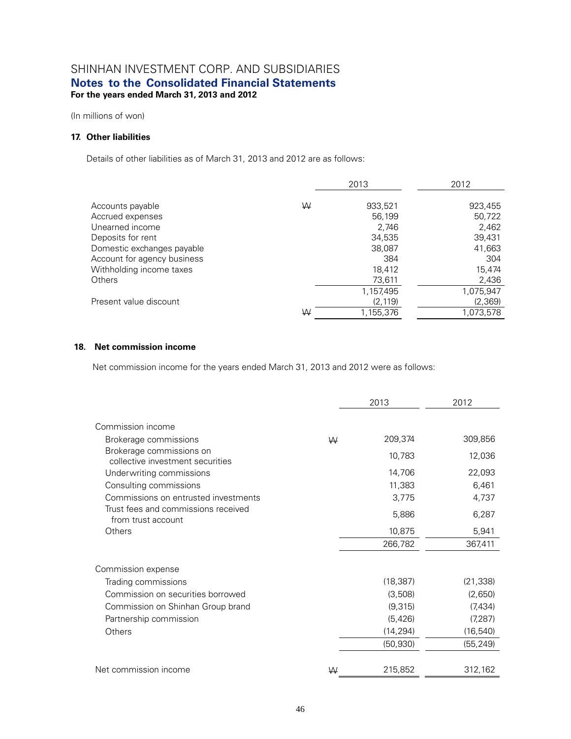# SHINHAN INVESTMENT CORP. AND SUBSIDIARIES
## Notes to the Consolidated Financial Statements
**For the years ended March 31, 2013 and 2012**

(In millions of won)

### 17. Other liabilities

Details of other liabilities as of March 31, 2013 and 2012 are as follows:

| | | 2013 | 2012 |
|---|---|---|---|
| Accounts payable | ₩ | 933,521 | 923,455 |
| Accrued expenses | | 56,199 | 50,722 |
| Unearned income | | 2,746 | 2,462 |
| Deposits for rent | | 34,535 | 39,431 |
| Domestic exchanges payable | | 38,087 | 41,663 |
| Account for agency business | | 384 | 304 |
| Withholding income taxes | | 18,412 | 15,474 |
| Others | | 73,611 | 2,436 |
| | | 1,157,495 | 1,075,947 |
| Present value discount | | (2,119) | (2,369) |
| | ₩ | 1,155,376 | 1,073,578 |

### 18. Net commission income

Net commission income for the years ended March 31, 2013 and 2012 were as follows:

| | | 2013 | 2012 |
|---|---|---|---|
| Commission income | | | |
| Brokerage commissions | ₩ | 209,374 | 309,856 |
| Brokerage commissions on collective investment securities | | 10,783 | 12,036 |
| Underwriting commissions | | 14,706 | 22,093 |
| Consulting commissions | | 11,383 | 6,461 |
| Commissions on entrusted investments | | 3,775 | 4,737 |
| Trust fees and commissions received from trust account | | 5,886 | 6,287 |
| Others | | 10,875 | 5,941 |
| | | 266,782 | 367,411 |
| Commission expense | | | |
| Trading commissions | | (18,387) | (21,338) |
| Commission on securities borrowed | | (3,508) | (2,650) |
| Commission on Shinhan Group brand | | (9,315) | (7,434) |
| Partnership commission | | (5,426) | (7,287) |
| Others | | (14,294) | (16,540) |
| | | (50,930) | (55,249) |
| Net commission income | ₩ | 215,852 | 312,162 |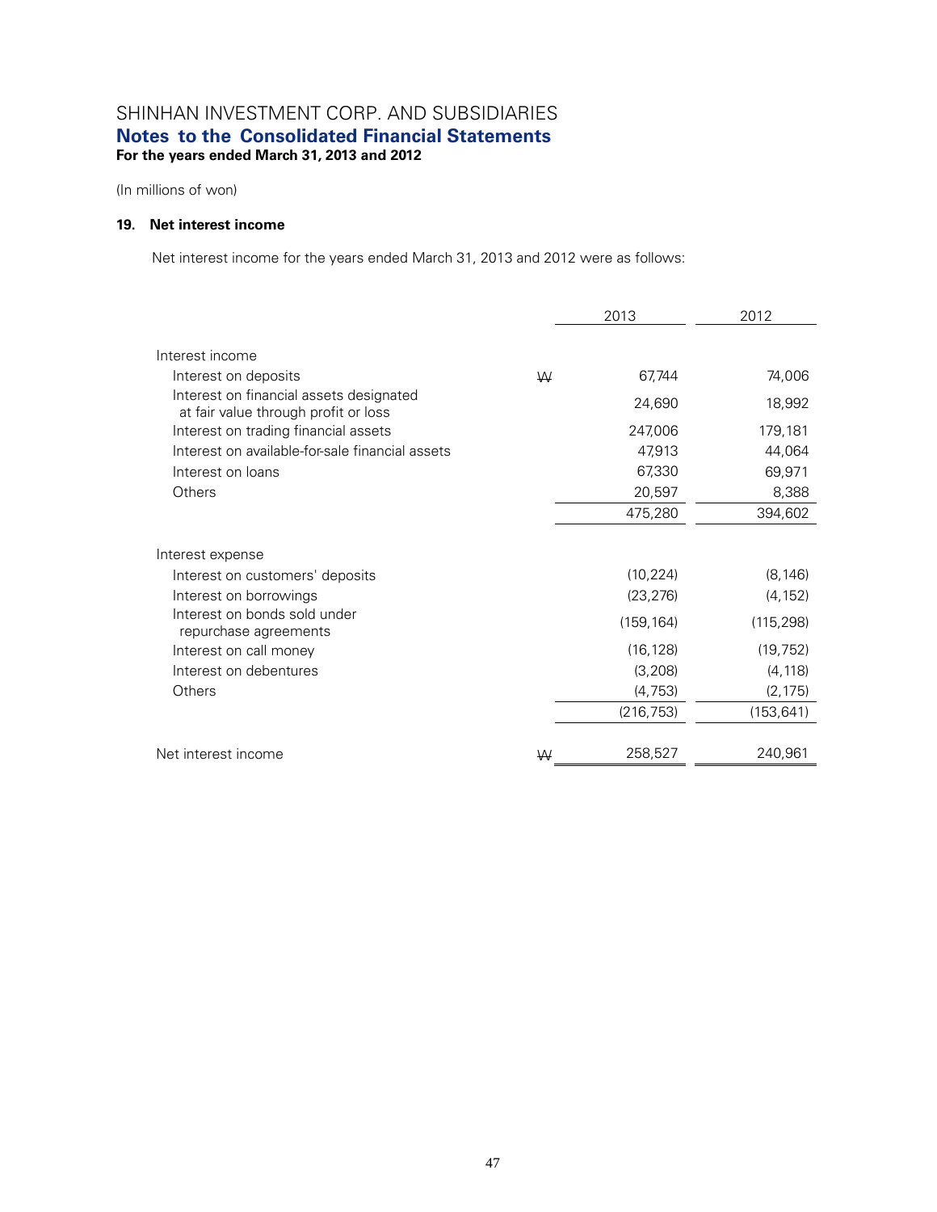SHINHAN INVESTMENT CORP. AND SUBSIDIARIES
**Notes to the Consolidated Financial Statements**
**For the years ended March 31, 2013 and 2012**

(In millions of won)

**19. Net interest income**

Net interest income for the years ended March 31, 2013 and 2012 were as follows:

| | | 2013 | 2012 |
|---|---|---|---|
| Interest income | | | |
| Interest on deposits | ₩ | 67,744 | 74,006 |
| Interest on financial assets designated at fair value through profit or loss | | 24,690 | 18,992 |
| Interest on trading financial assets | | 247,006 | 179,181 |
| Interest on available-for-sale financial assets | | 47,913 | 44,064 |
| Interest on loans | | 67,330 | 69,971 |
| Others | | 20,597 | 8,388 |
| | | 475,280 | 394,602 |
| Interest expense | | | |
| Interest on customers' deposits | | (10,224) | (8,146) |
| Interest on borrowings | | (23,276) | (4,152) |
| Interest on bonds sold under repurchase agreements | | (159,164) | (115,298) |
| Interest on call money | | (16,128) | (19,752) |
| Interest on debentures | | (3,208) | (4,118) |
| Others | | (4,753) | (2,175) |
| | | (216,753) | (153,641) |
| Net interest income | ₩ | 258,527 | 240,961 |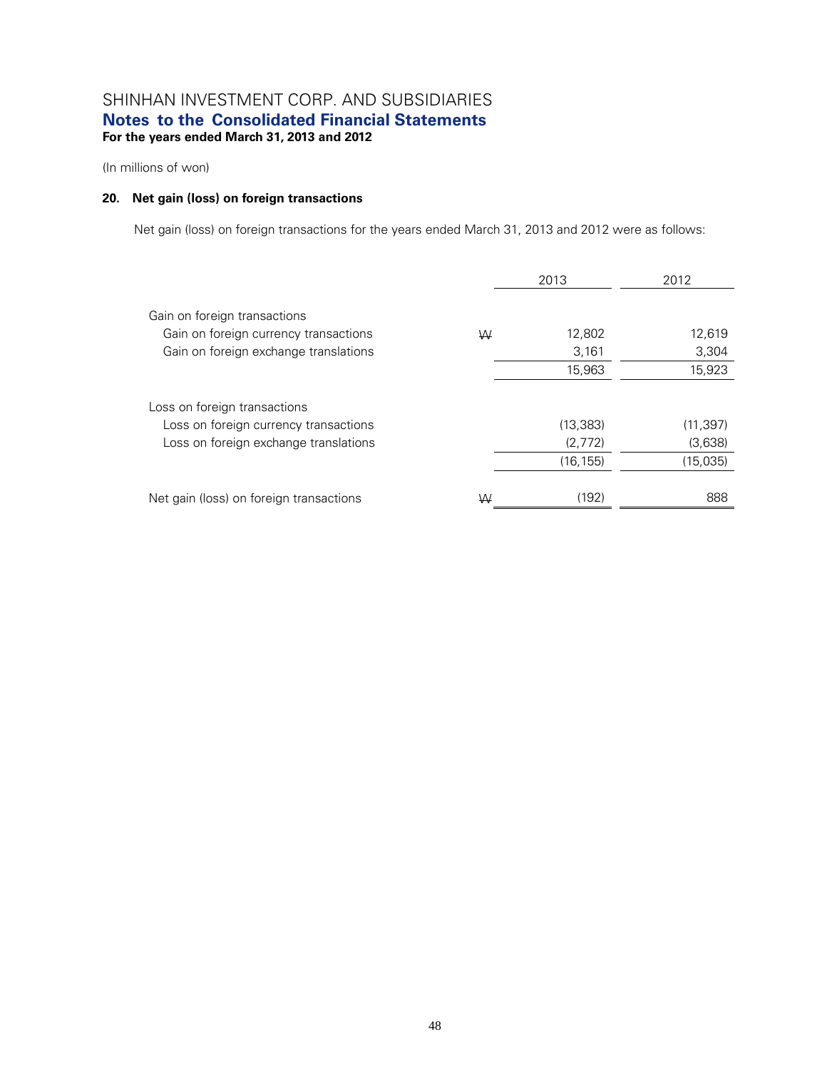SHINHAN INVESTMENT CORP. AND SUBSIDIARIES

**Notes to the Consolidated Financial Statements**

**For the years ended March 31, 2013 and 2012**

(In millions of won)

### 20. Net gain (loss) on foreign transactions

Net gain (loss) on foreign transactions for the years ended March 31, 2013 and 2012 were as follows:

| | | 2013 | 2012 |
|---|---|---|---|
| Gain on foreign transactions | | | |
| Gain on foreign currency transactions | ₩ | 12,802 | 12,619 |
| Gain on foreign exchange translations | | 3,161 | 3,304 |
| | | 15,963 | 15,923 |
| Loss on foreign transactions | | | |
| Loss on foreign currency transactions | | (13,383) | (11,397) |
| Loss on foreign exchange translations | | (2,772) | (3,638) |
| | | (16,155) | (15,035) |
| Net gain (loss) on foreign transactions | ₩ | (192) | 888 |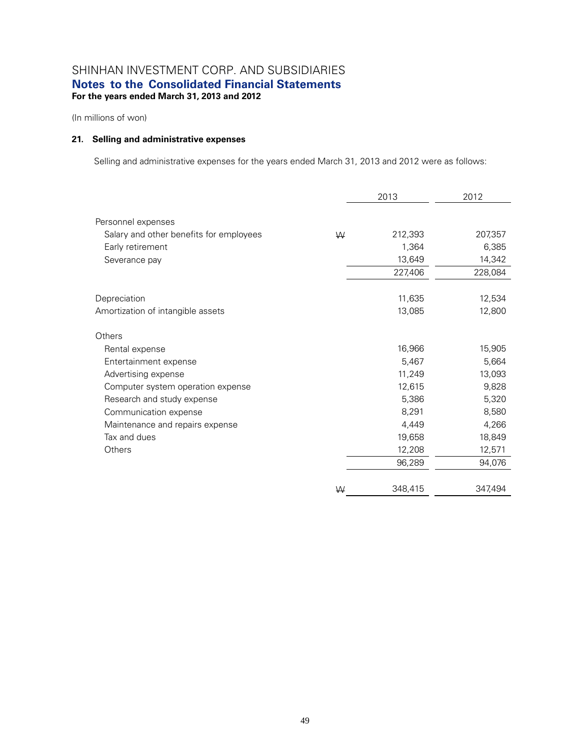SHINHAN INVESTMENT CORP. AND SUBSIDIARIES
**Notes to the Consolidated Financial Statements**
**For the years ended March 31, 2013 and 2012**

(In millions of won)

### 21. Selling and administrative expenses

Selling and administrative expenses for the years ended March 31, 2013 and 2012 were as follows:

| | | 2013 | 2012 |
|---|---|---|---|
| Personnel expenses | | | |
| Salary and other benefits for employees | ₩ | 212,393 | 207,357 |
| Early retirement | | 1,364 | 6,385 |
| Severance pay | | 13,649 | 14,342 |
| | | 227,406 | 228,084 |
| Depreciation | | 11,635 | 12,534 |
| Amortization of intangible assets | | 13,085 | 12,800 |
| Others | | | |
| Rental expense | | 16,966 | 15,905 |
| Entertainment expense | | 5,467 | 5,664 |
| Advertising expense | | 11,249 | 13,093 |
| Computer system operation expense | | 12,615 | 9,828 |
| Research and study expense | | 5,386 | 5,320 |
| Communication expense | | 8,291 | 8,580 |
| Maintenance and repairs expense | | 4,449 | 4,266 |
| Tax and dues | | 19,658 | 18,849 |
| Others | | 12,208 | 12,571 |
| | | 96,289 | 94,076 |
| | ₩ | 348,415 | 347,494 |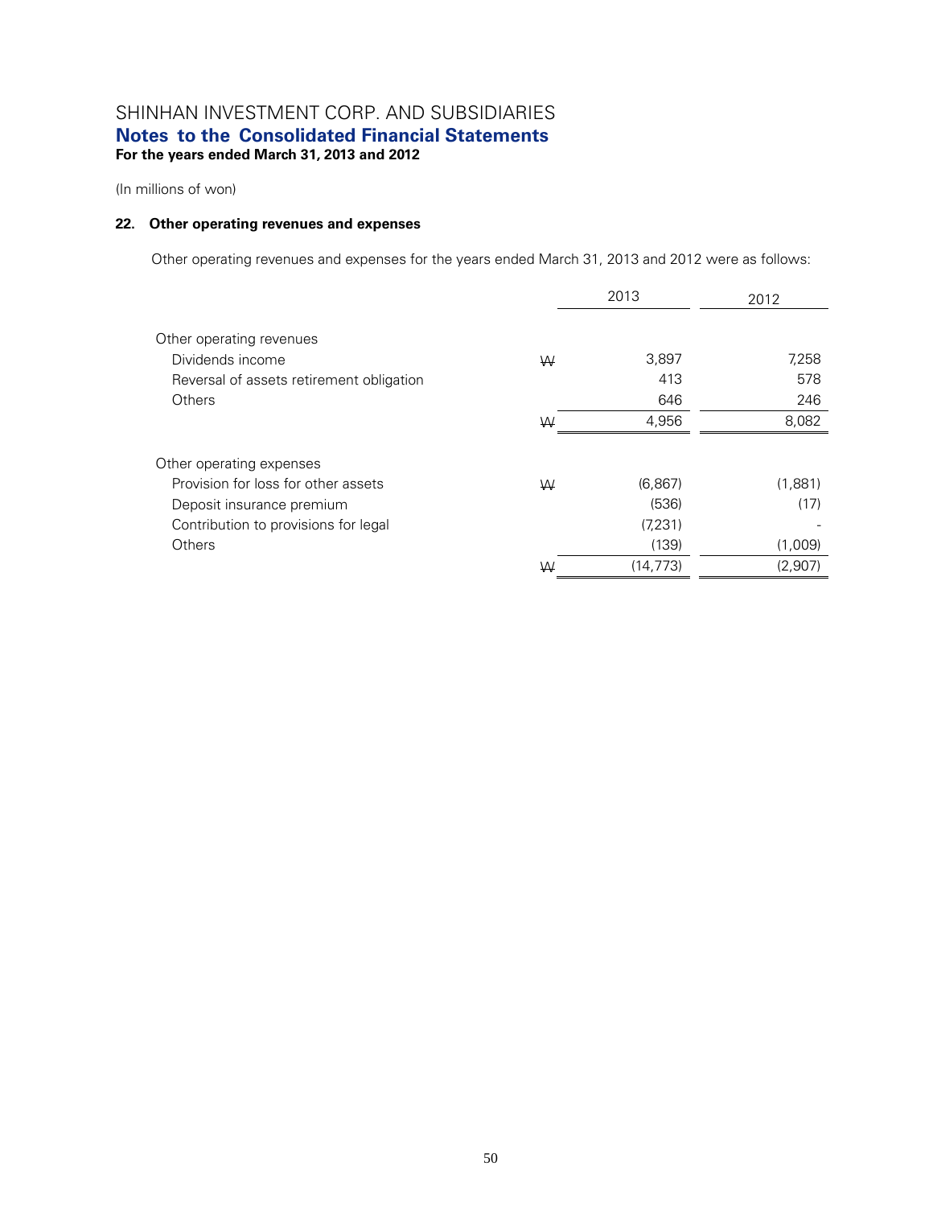# SHINHAN INVESTMENT CORP. AND SUBSIDIARIES
## Notes to the Consolidated Financial Statements
**For the years ended March 31, 2013 and 2012**

(In millions of won)

### 22. Other operating revenues and expenses

Other operating revenues and expenses for the years ended March 31, 2013 and 2012 were as follows:

| | | 2013 | 2012 |
|---|---|---|---|
| Other operating revenues | | | |
| Dividends income | ₩ | 3,897 | 7,258 |
| Reversal of assets retirement obligation | | 413 | 578 |
| Others | | 646 | 246 |
| | ₩ | 4,956 | 8,082 |
| Other operating expenses | | | |
| Provision for loss for other assets | ₩ | (6,867) | (1,881) |
| Deposit insurance premium | | (536) | (17) |
| Contribution to provisions for legal | | (7,231) | - |
| Others | | (139) | (1,009) |
| | ₩ | (14,773) | (2,907) |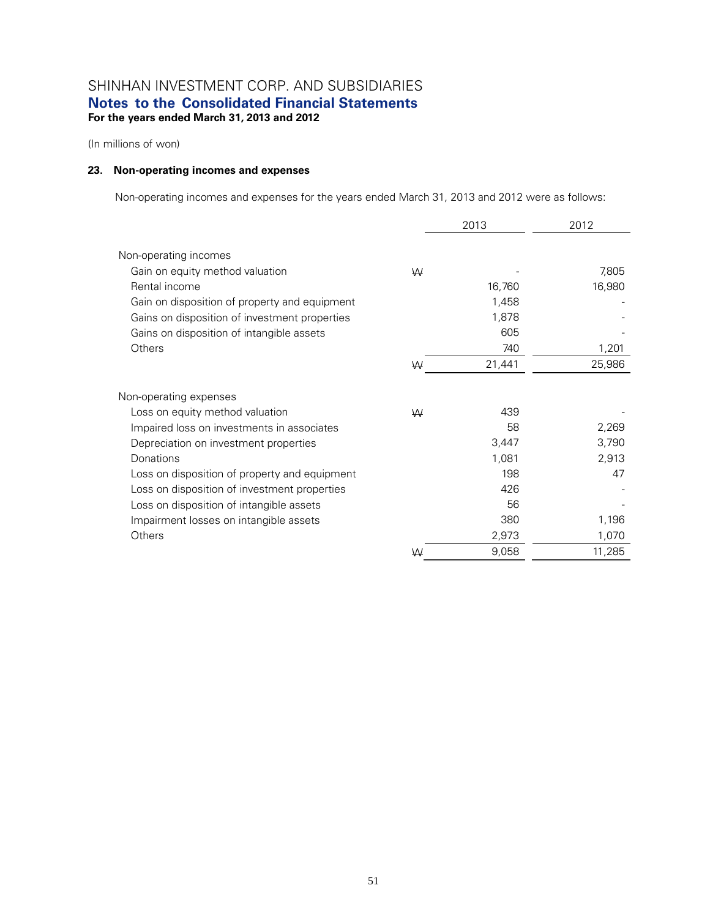SHINHAN INVESTMENT CORP. AND SUBSIDIARIES

**Notes to the Consolidated Financial Statements**

**For the years ended March 31, 2013 and 2012**

(In millions of won)

### 23. Non-operating incomes and expenses

Non-operating incomes and expenses for the years ended March 31, 2013 and 2012 were as follows:

| | | 2013 | 2012 |
|---|---|---|---|
| Non-operating incomes | | | |
| Gain on equity method valuation | ₩ | - | 7,805 |
| Rental income | | 16,760 | 16,980 |
| Gain on disposition of property and equipment | | 1,458 | - |
| Gains on disposition of investment properties | | 1,878 | - |
| Gains on disposition of intangible assets | | 605 | - |
| Others | | 740 | 1,201 |
| | ₩ | 21,441 | 25,986 |
| Non-operating expenses | | | |
| Loss on equity method valuation | ₩ | 439 | - |
| Impaired loss on investments in associates | | 58 | 2,269 |
| Depreciation on investment properties | | 3,447 | 3,790 |
| Donations | | 1,081 | 2,913 |
| Loss on disposition of property and equipment | | 198 | 47 |
| Loss on disposition of investment properties | | 426 | - |
| Loss on disposition of intangible assets | | 56 | - |
| Impairment losses on intangible assets | | 380 | 1,196 |
| Others | | 2,973 | 1,070 |
| | ₩ | 9,058 | 11,285 |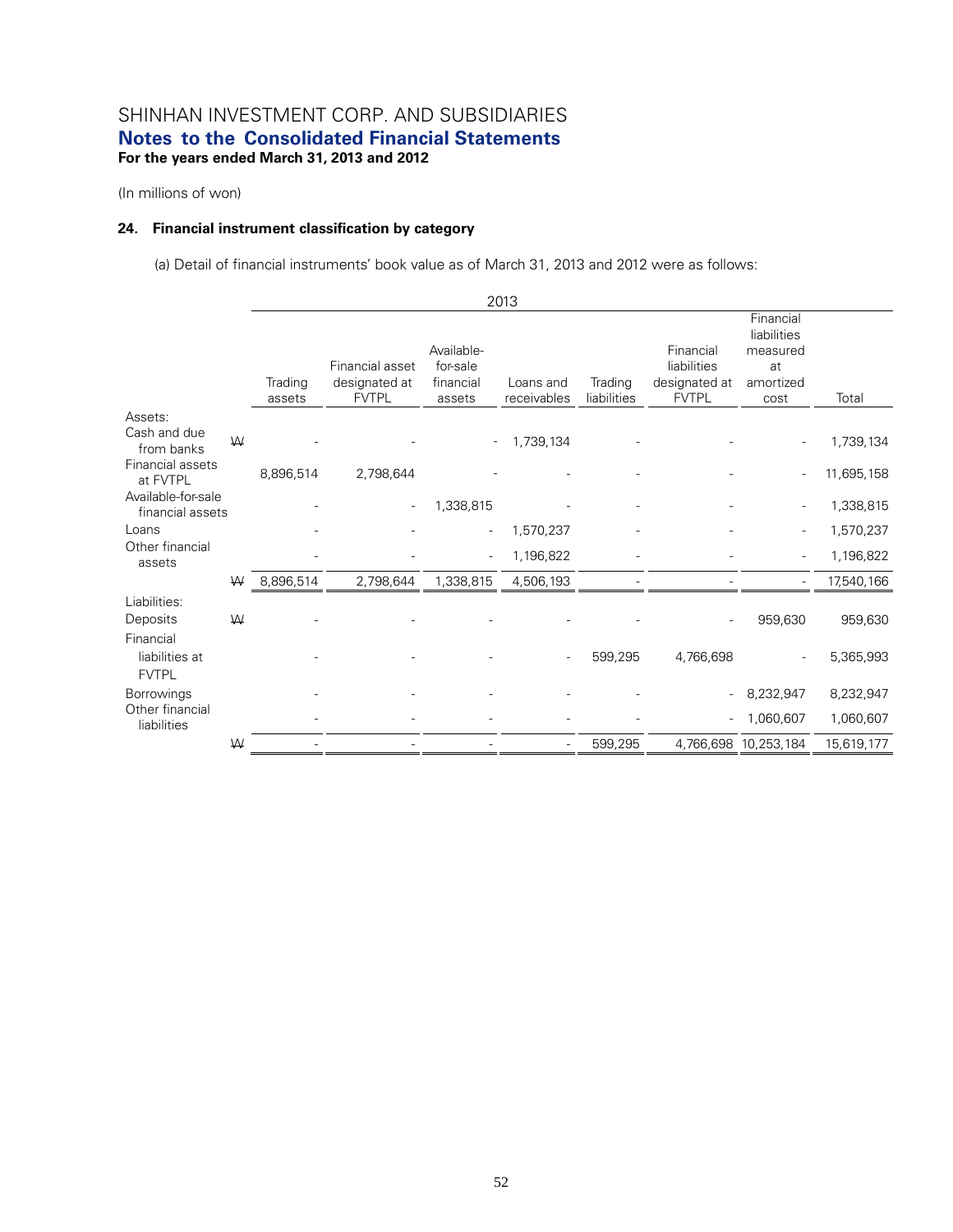# SHINHAN INVESTMENT CORP. AND SUBSIDIARIES
## Notes to the Consolidated Financial Statements
**For the years ended March 31, 2013 and 2012**

(In millions of won)

### 24. Financial instrument classification by category

(a) Detail of financial instruments' book value as of March 31, 2013 and 2012 were as follows:

| | | 2013 | | | | | | | |
|---|---|---|---|---|---|---|---|---|---|
| | | Trading assets | Financial asset designated at FVTPL | Available-for-sale financial assets | Loans and receivables | Trading liabilities | Financial liabilities designated at FVTPL | Financial liabilities measured at amortized cost | Total |
| Assets: | | | | | | | | | |
| Cash and due from banks | ₩ | - | - | - | 1,739,134 | - | - | - | 1,739,134 |
| Financial assets at FVTPL | | 8,896,514 | 2,798,644 | - | - | - | - | - | 11,695,158 |
| Available-for-sale financial assets | | - | - | 1,338,815 | - | - | - | - | 1,338,815 |
| Loans | | - | - | - | 1,570,237 | - | - | - | 1,570,237 |
| Other financial assets | | - | - | - | 1,196,822 | - | - | - | 1,196,822 |
| | ₩ | 8,896,514 | 2,798,644 | 1,338,815 | 4,506,193 | - | - | - | 17,540,166 |
| Liabilities: | | | | | | | | | |
| Deposits | ₩ | - | - | - | - | - | - | 959,630 | 959,630 |
| Financial liabilities at FVTPL | | - | - | - | - | 599,295 | 4,766,698 | - | 5,365,993 |
| Borrowings | | - | - | - | - | - | - | 8,232,947 | 8,232,947 |
| Other financial liabilities | | - | - | - | - | - | - | 1,060,607 | 1,060,607 |
| | ₩ | - | - | - | - | 599,295 | 4,766,698 | 10,253,184 | 15,619,177 |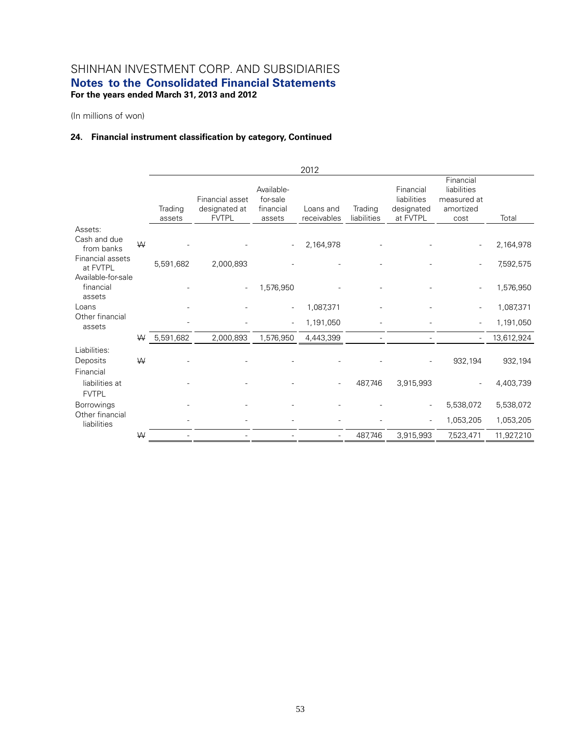# SHINHAN INVESTMENT CORP. AND SUBSIDIARIES
## Notes to the Consolidated Financial Statements
**For the years ended March 31, 2013 and 2012**

(In millions of won)

### 24. Financial instrument classification by category, Continued

| | | 2012 | | | | | | | |
|---|---|---|---|---|---|---|---|---|---|
| | | Trading assets | Financial asset designated at FVTPL | Available-for-sale financial assets | Loans and receivables | Trading liabilities | Financial liabilities designated at FVTPL | Financial liabilities measured at amortized cost | Total |
| Assets: | | | | | | | | | |
| Cash and due from banks | ₩ | - | - | - | 2,164,978 | - | - | - | 2,164,978 |
| Financial assets at FVTPL | | 5,591,682 | 2,000,893 | - | - | - | - | - | 7,592,575 |
| Available-for-sale financial assets | | - | - | 1,576,950 | - | - | - | - | 1,576,950 |
| Loans | | - | - | - | 1,087,371 | - | - | - | 1,087,371 |
| Other financial assets | | - | - | - | 1,191,050 | - | - | - | 1,191,050 |
| | ₩ | 5,591,682 | 2,000,893 | 1,576,950 | 4,443,399 | - | - | - | 13,612,924 |
| Liabilities: | | | | | | | | | |
| Deposits | ₩ | - | - | - | - | - | - | 932,194 | 932,194 |
| Financial liabilities at FVTPL | | - | - | - | - | 487,746 | 3,915,993 | - | 4,403,739 |
| Borrowings | | - | - | - | - | - | - | 5,538,072 | 5,538,072 |
| Other financial liabilities | | - | - | - | - | - | - | 1,053,205 | 1,053,205 |
| | ₩ | - | - | - | - | 487,746 | 3,915,993 | 7,523,471 | 11,927,210 |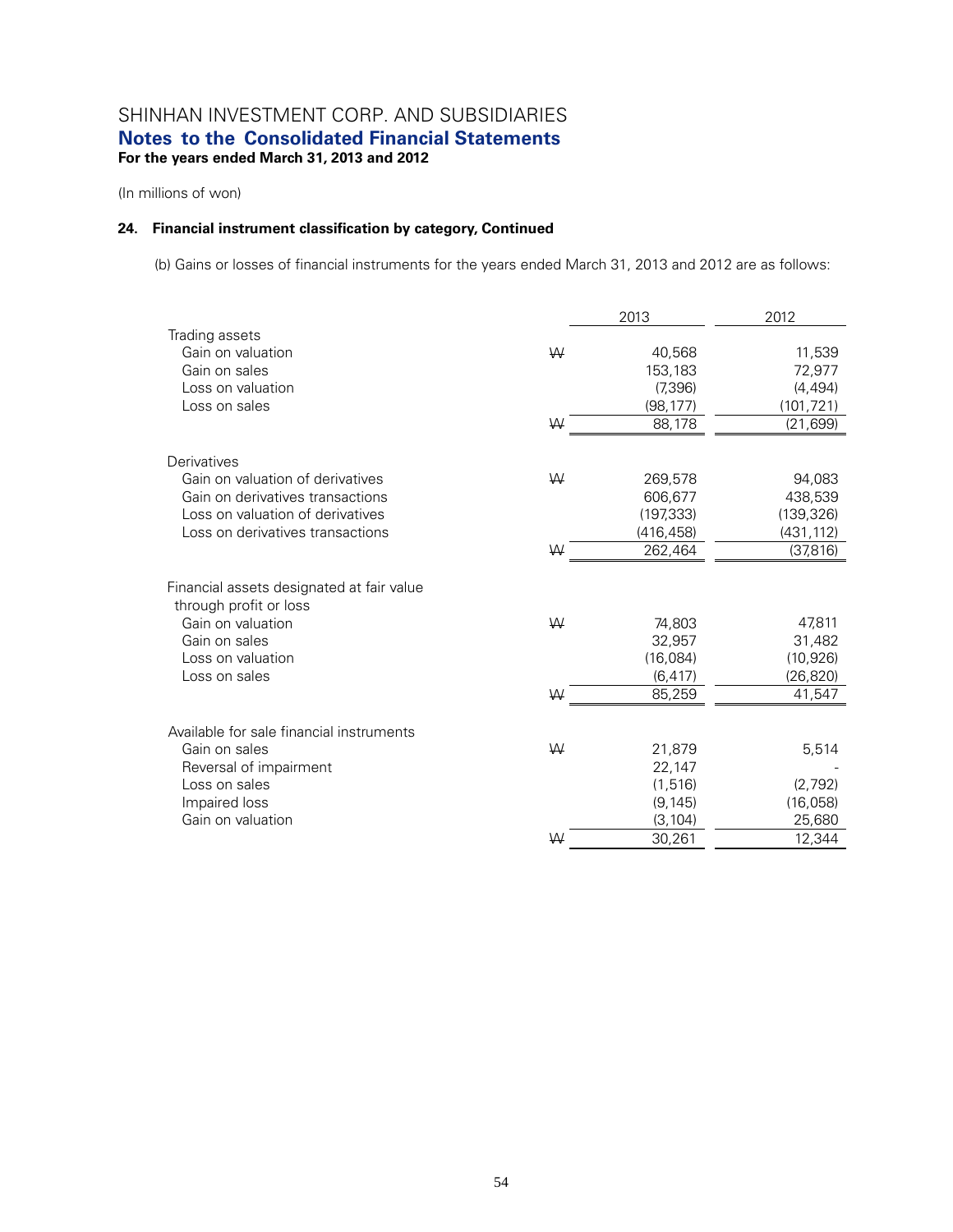SHINHAN INVESTMENT CORP. AND SUBSIDIARIES
**Notes to the Consolidated Financial Statements**
**For the years ended March 31, 2013 and 2012**

(In millions of won)

### 24. Financial instrument classification by category, Continued

(b) Gains or losses of financial instruments for the years ended March 31, 2013 and 2012 are as follows:

| | | 2013 | 2012 |
|---|---|---|---|
| Trading assets | | | |
| Gain on valuation | ₩ | 40,568 | 11,539 |
| Gain on sales | | 153,183 | 72,977 |
| Loss on valuation | | (7,396) | (4,494) |
| Loss on sales | | (98,177) | (101,721) |
| | ₩ | 88,178 | (21,699) |
| Derivatives | | | |
| Gain on valuation of derivatives | ₩ | 269,578 | 94,083 |
| Gain on derivatives transactions | | 606,677 | 438,539 |
| Loss on valuation of derivatives | | (197,333) | (139,326) |
| Loss on derivatives transactions | | (416,458) | (431,112) |
| | ₩ | 262,464 | (37,816) |
| Financial assets designated at fair value through profit or loss | | | |
| Gain on valuation | ₩ | 74,803 | 47,811 |
| Gain on sales | | 32,957 | 31,482 |
| Loss on valuation | | (16,084) | (10,926) |
| Loss on sales | | (6,417) | (26,820) |
| | ₩ | 85,259 | 41,547 |
| Available for sale financial instruments | | | |
| Gain on sales | ₩ | 21,879 | 5,514 |
| Reversal of impairment | | 22,147 | - |
| Loss on sales | | (1,516) | (2,792) |
| Impaired loss | | (9,145) | (16,058) |
| Gain on valuation | | (3,104) | 25,680 |
| | ₩ | 30,261 | 12,344 |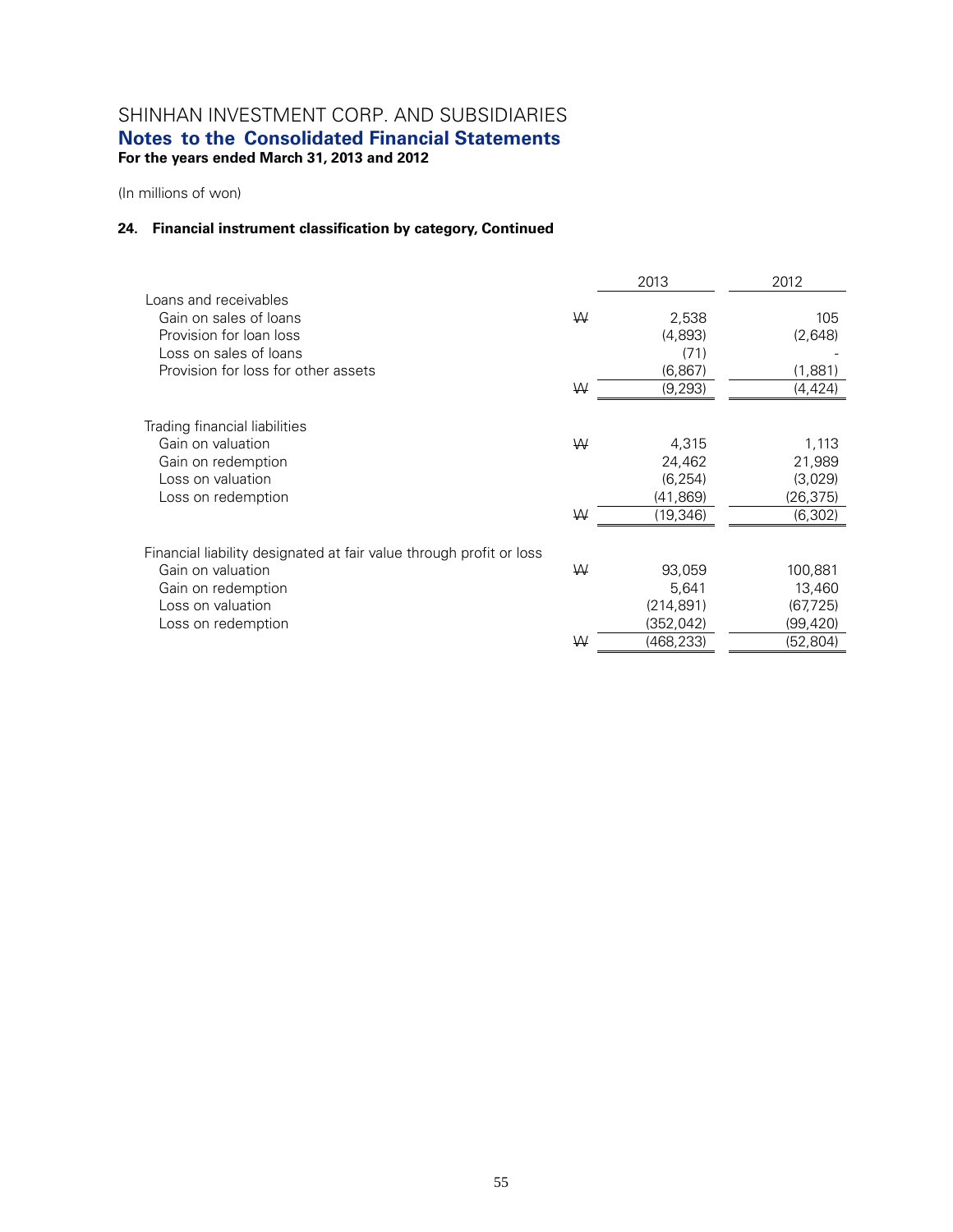(In millions of won)

### 24. Financial instrument classification by category, Continued

| | | 2013 | 2012 |
|---|---|---|---|
| Loans and receivables | | | |
| Gain on sales of loans | ₩ | 2,538 | 105 |
| Provision for loan loss | | (4,893) | (2,648) |
| Loss on sales of loans | | (71) | - |
| Provision for loss for other assets | | (6,867) | (1,881) |
| | ₩ | (9,293) | (4,424) |
| Trading financial liabilities | | | |
| Gain on valuation | ₩ | 4,315 | 1,113 |
| Gain on redemption | | 24,462 | 21,989 |
| Loss on valuation | | (6,254) | (3,029) |
| Loss on redemption | | (41,869) | (26,375) |
| | ₩ | (19,346) | (6,302) |
| Financial liability designated at fair value through profit or loss | | | |
| Gain on valuation | ₩ | 93,059 | 100,881 |
| Gain on redemption | | 5,641 | 13,460 |
| Loss on valuation | | (214,891) | (67,725) |
| Loss on redemption | | (352,042) | (99,420) |
| | ₩ | (468,233) | (52,804) |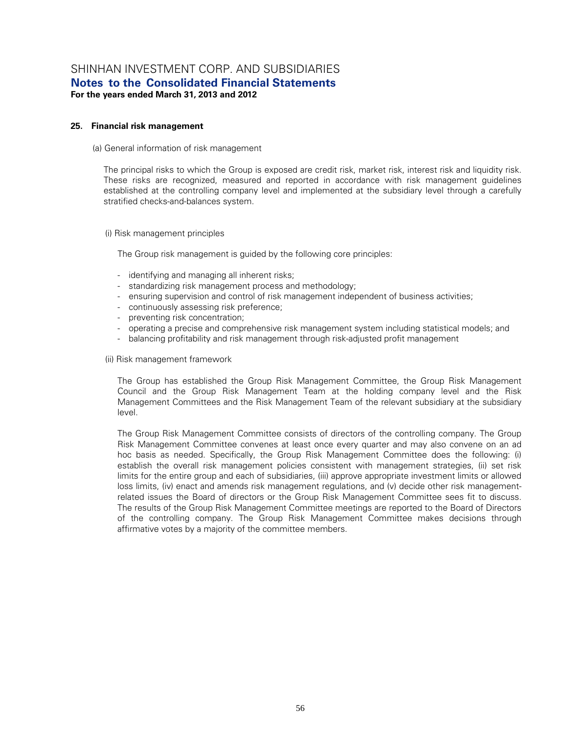## 25. Financial risk management

(a) General information of risk management

The principal risks to which the Group is exposed are credit risk, market risk, interest risk and liquidity risk. These risks are recognized, measured and reported in accordance with risk management guidelines established at the controlling company level and implemented at the subsidiary level through a carefully stratified checks-and-balances system.

(i) Risk management principles

The Group risk management is guided by the following core principles:

- identifying and managing all inherent risks;
- standardizing risk management process and methodology;
- ensuring supervision and control of risk management independent of business activities;
- continuously assessing risk preference;
- preventing risk concentration;
- operating a precise and comprehensive risk management system including statistical models; and
- balancing profitability and risk management through risk-adjusted profit management

(ii) Risk management framework

The Group has established the Group Risk Management Committee, the Group Risk Management Council and the Group Risk Management Team at the holding company level and the Risk Management Committees and the Risk Management Team of the relevant subsidiary at the subsidiary level.

The Group Risk Management Committee consists of directors of the controlling company. The Group Risk Management Committee convenes at least once every quarter and may also convene on an ad hoc basis as needed. Specifically, the Group Risk Management Committee does the following: (i) establish the overall risk management policies consistent with management strategies, (ii) set risk limits for the entire group and each of subsidiaries, (iii) approve appropriate investment limits or allowed loss limits, (iv) enact and amends risk management regulations, and (v) decide other risk management-related issues the Board of directors or the Group Risk Management Committee sees fit to discuss. The results of the Group Risk Management Committee meetings are reported to the Board of Directors of the controlling company. The Group Risk Management Committee makes decisions through affirmative votes by a majority of the committee members.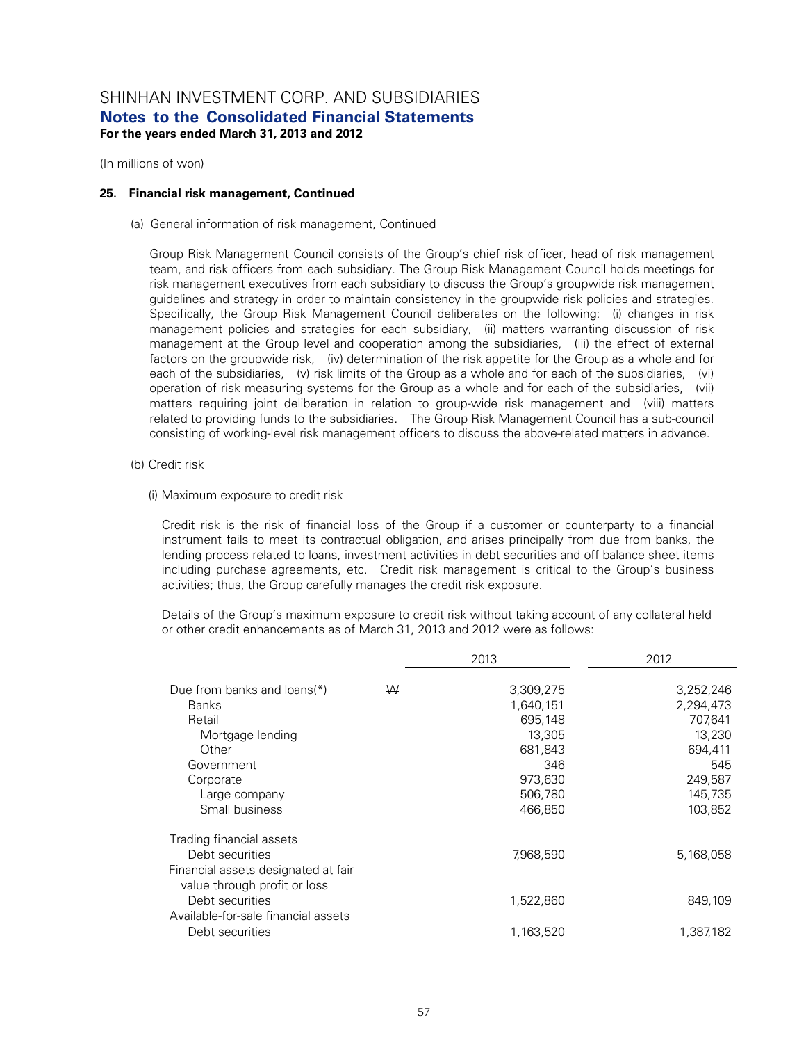SHINHAN INVESTMENT CORP. AND SUBSIDIARIES
**Notes to the Consolidated Financial Statements**
**For the years ended March 31, 2013 and 2012**

(In millions of won)

**25. Financial risk management, Continued**

(a) General information of risk management, Continued

Group Risk Management Council consists of the Group's chief risk officer, head of risk management team, and risk officers from each subsidiary. The Group Risk Management Council holds meetings for risk management executives from each subsidiary to discuss the Group's groupwide risk management guidelines and strategy in order to maintain consistency in the groupwide risk policies and strategies. Specifically, the Group Risk Management Council deliberates on the following: (i) changes in risk management policies and strategies for each subsidiary, (ii) matters warranting discussion of risk management at the Group level and cooperation among the subsidiaries, (iii) the effect of external factors on the groupwide risk, (iv) determination of the risk appetite for the Group as a whole and for each of the subsidiaries, (v) risk limits of the Group as a whole and for each of the subsidiaries, (vi) operation of risk measuring systems for the Group as a whole and for each of the subsidiaries, (vii) matters requiring joint deliberation in relation to group-wide risk management and (viii) matters related to providing funds to the subsidiaries. The Group Risk Management Council has a sub-council consisting of working-level risk management officers to discuss the above-related matters in advance.

(b) Credit risk

(i) Maximum exposure to credit risk

Credit risk is the risk of financial loss of the Group if a customer or counterparty to a financial instrument fails to meet its contractual obligation, and arises principally from due from banks, the lending process related to loans, investment activities in debt securities and off balance sheet items including purchase agreements, etc. Credit risk management is critical to the Group's business activities; thus, the Group carefully manages the credit risk exposure.

Details of the Group's maximum exposure to credit risk without taking account of any collateral held or other credit enhancements as of March 31, 2013 and 2012 were as follows:

| | | 2013 | 2012 |
|---|---|---|---|
| Due from banks and loans(*) | ₩ | 3,309,275 | 3,252,246 |
| Banks | | 1,640,151 | 2,294,473 |
| Retail | | 695,148 | 707,641 |
| Mortgage lending | | 13,305 | 13,230 |
| Other | | 681,843 | 694,411 |
| Government | | 346 | 545 |
| Corporate | | 973,630 | 249,587 |
| Large company | | 506,780 | 145,735 |
| Small business | | 466,850 | 103,852 |
| Trading financial assets | | | |
| Debt securities | | 7,968,590 | 5,168,058 |
| Financial assets designated at fair value through profit or loss | | | |
| Debt securities | | 1,522,860 | 849,109 |
| Available-for-sale financial assets | | | |
| Debt securities | | 1,163,520 | 1,387,182 |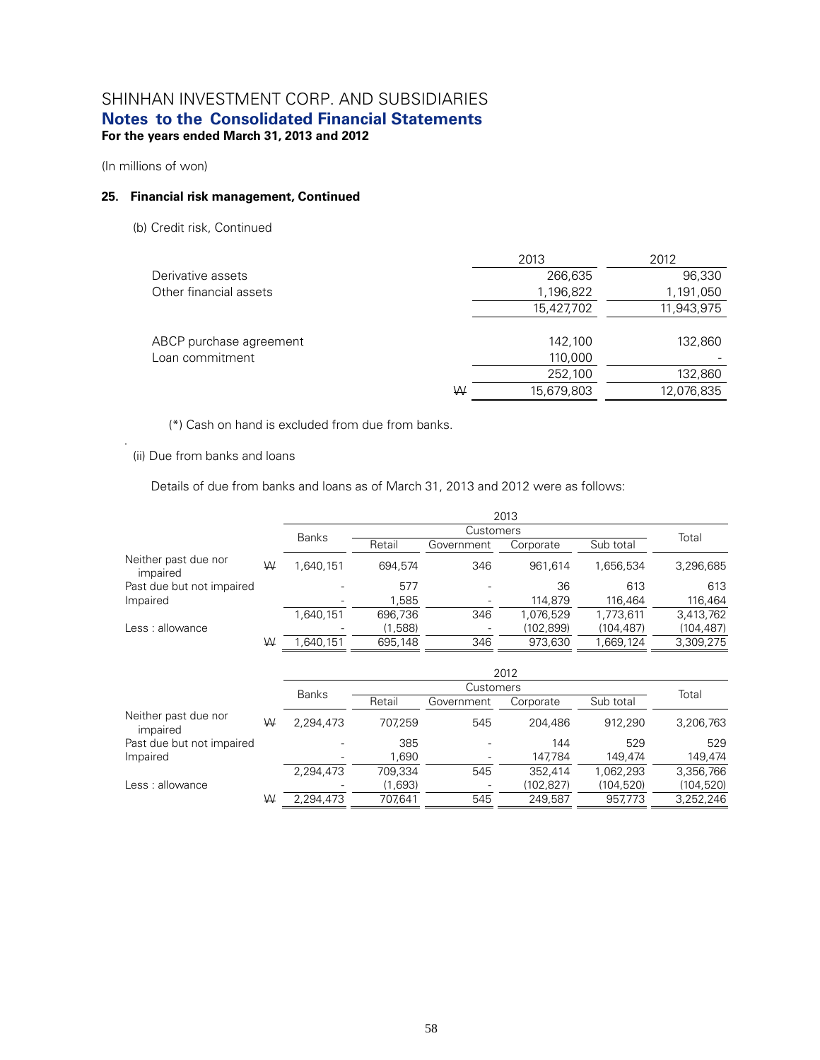(In millions of won)

## 25. Financial risk management, Continued

(b) Credit risk, Continued

| | | 2013 | 2012 |
|---|---|---|---|
| Derivative assets | | 266,635 | 96,330 |
| Other financial assets | | 1,196,822 | 1,191,050 |
| | | 15,427,702 | 11,943,975 |
| | | | |
| ABCP purchase agreement | | 142,100 | 132,860 |
| Loan commitment | | 110,000 | - |
| | | 252,100 | 132,860 |
| | ₩ | 15,679,803 | 12,076,835 |

(*) Cash on hand is excluded from due from banks.

(ii) Due from banks and loans

Details of due from banks and loans as of March 31, 2013 and 2012 were as follows:

| | | 2013 | | | | | |
|---|---|---|---|---|---|---|---|
| | | Banks | Customers | | | | Total |
| | | | Retail | Government | Corporate | Sub total | |
| Neither past due nor impaired | ₩ | 1,640,151 | 694,574 | 346 | 961,614 | 1,656,534 | 3,296,685 |
| Past due but not impaired | | - | 577 | - | 36 | 613 | 613 |
| Impaired | | - | 1,585 | - | 114,879 | 116,464 | 116,464 |
| | | 1,640,151 | 696,736 | 346 | 1,076,529 | 1,773,611 | 3,413,762 |
| Less : allowance | | - | (1,588) | - | (102,899) | (104,487) | (104,487) |
| | ₩ | 1,640,151 | 695,148 | 346 | 973,630 | 1,669,124 | 3,309,275 |

| | | 2012 | | | | | |
|---|---|---|---|---|---|---|---|
| | | Banks | Customers | | | | Total |
| | | | Retail | Government | Corporate | Sub total | |
| Neither past due nor impaired | ₩ | 2,294,473 | 707,259 | 545 | 204,486 | 912,290 | 3,206,763 |
| Past due but not impaired | | - | 385 | - | 144 | 529 | 529 |
| Impaired | | - | 1,690 | - | 147,784 | 149,474 | 149,474 |
| | | 2,294,473 | 709,334 | 545 | 352,414 | 1,062,293 | 3,356,766 |
| Less : allowance | | - | (1,693) | - | (102,827) | (104,520) | (104,520) |
| | ₩ | 2,294,473 | 707,641 | 545 | 249,587 | 957,773 | 3,252,246 |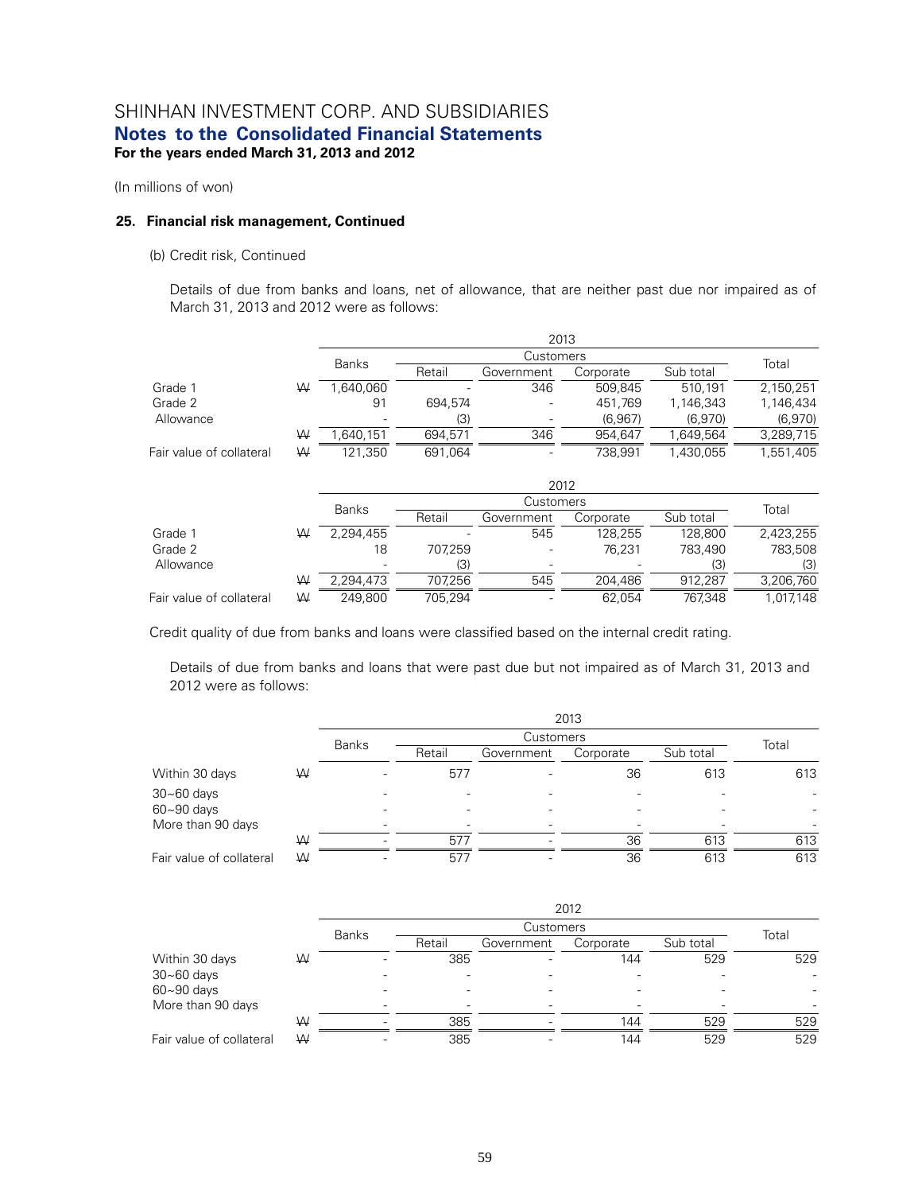# SHINHAN INVESTMENT CORP. AND SUBSIDIARIES
## Notes to the Consolidated Financial Statements
**For the years ended March 31, 2013 and 2012**

(In millions of won)

### 25. Financial risk management, Continued

(b) Credit risk, Continued

Details of due from banks and loans, net of allowance, that are neither past due nor impaired as of March 31, 2013 and 2012 were as follows:

| | | 2013 | | | | | |
|---|---|---|---|---|---|---|---|
| | | Banks | Customers | | | | Total |
| | | | Retail | Government | Corporate | Sub total | |
| Grade 1 | ₩ | 1,640,060 | - | 346 | 509,845 | 510,191 | 2,150,251 |
| Grade 2 | | 91 | 694,574 | - | 451,769 | 1,146,343 | 1,146,434 |
| Allowance | | - | (3) | - | (6,967) | (6,970) | (6,970) |
| | ₩ | 1,640,151 | 694,571 | 346 | 954,647 | 1,649,564 | 3,289,715 |
| Fair value of collateral | ₩ | 121,350 | 691,064 | - | 738,991 | 1,430,055 | 1,551,405 |

| | | 2012 | | | | | |
|---|---|---|---|---|---|---|---|
| | | Banks | Customers | | | | Total |
| | | | Retail | Government | Corporate | Sub total | |
| Grade 1 | ₩ | 2,294,455 | - | 545 | 128,255 | 128,800 | 2,423,255 |
| Grade 2 | | 18 | 707,259 | - | 76,231 | 783,490 | 783,508 |
| Allowance | | - | (3) | - | - | (3) | (3) |
| | ₩ | 2,294,473 | 707,256 | 545 | 204,486 | 912,287 | 3,206,760 |
| Fair value of collateral | ₩ | 249,800 | 705,294 | - | 62,054 | 767,348 | 1,017,148 |

Credit quality of due from banks and loans were classified based on the internal credit rating.

Details of due from banks and loans that were past due but not impaired as of March 31, 2013 and 2012 were as follows:

| | | 2013 | | | | | |
|---|---|---|---|---|---|---|---|
| | | Banks | Customers | | | | Total |
| | | | Retail | Government | Corporate | Sub total | |
| Within 30 days | ₩ | - | 577 | - | 36 | 613 | 613 |
| 30~60 days | | - | - | - | - | - | - |
| 60~90 days | | - | - | - | - | - | - |
| More than 90 days | | - | - | - | - | - | - |
| | ₩ | - | 577 | - | 36 | 613 | 613 |
| Fair value of collateral | ₩ | - | 577 | - | 36 | 613 | 613 |

| | | 2012 | | | | | |
|---|---|---|---|---|---|---|---|
| | | Banks | Customers | | | | Total |
| | | | Retail | Government | Corporate | Sub total | |
| Within 30 days | ₩ | - | 385 | - | 144 | 529 | 529 |
| 30~60 days | | - | - | - | - | - | - |
| 60~90 days | | - | - | - | - | - | - |
| More than 90 days | | - | - | - | - | - | - |
| | ₩ | - | 385 | - | 144 | 529 | 529 |
| Fair value of collateral | ₩ | - | 385 | - | 144 | 529 | 529 |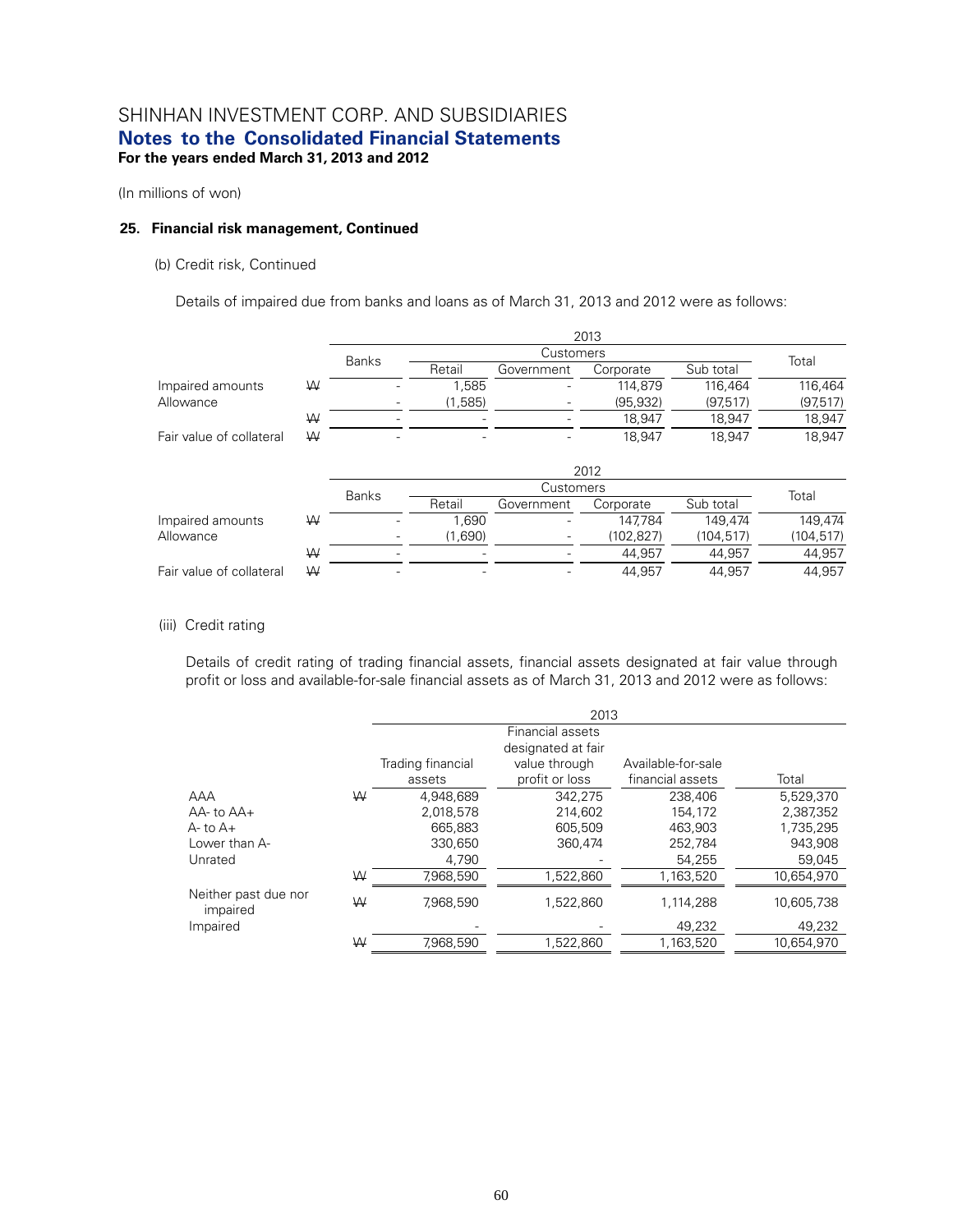SHINHAN INVESTMENT CORP. AND SUBSIDIARIES

**Notes to the Consolidated Financial Statements**

**For the years ended March 31, 2013 and 2012**

(In millions of won)

#### 25. Financial risk management, Continued

(b) Credit risk, Continued

Details of impaired due from banks and loans as of March 31, 2013 and 2012 were as follows:

| | | 2013 | | | | | |
|---|---|---|---|---|---|---|---|
| | | Banks | Customers | | | | Total |
| | | | Retail | Government | Corporate | Sub total | |
| Impaired amounts | ₩ | - | 1,585 | - | 114,879 | 116,464 | 116,464 |
| Allowance | | - | (1,585) | - | (95,932) | (97,517) | (97,517) |
| | ₩ | - | - | - | 18,947 | 18,947 | 18,947 |
| Fair value of collateral | ₩ | - | - | - | 18,947 | 18,947 | 18,947 |

| | | 2012 | | | | | |
|---|---|---|---|---|---|---|---|
| | | Banks | Customers | | | | Total |
| | | | Retail | Government | Corporate | Sub total | |
| Impaired amounts | ₩ | - | 1,690 | - | 147,784 | 149,474 | 149,474 |
| Allowance | | - | (1,690) | - | (102,827) | (104,517) | (104,517) |
| | ₩ | - | - | - | 44,957 | 44,957 | 44,957 |
| Fair value of collateral | ₩ | - | - | - | 44,957 | 44,957 | 44,957 |

(iii) Credit rating

Details of credit rating of trading financial assets, financial assets designated at fair value through profit or loss and available-for-sale financial assets as of March 31, 2013 and 2012 were as follows:

| | | 2013 | | | |
|---|---|---|---|---|---|
| | | Trading financial assets | Financial assets designated at fair value through profit or loss | Available-for-sale financial assets | Total |
| AAA | ₩ | 4,948,689 | 342,275 | 238,406 | 5,529,370 |
| AA- to AA+ | | 2,018,578 | 214,602 | 154,172 | 2,387,352 |
| A- to A+ | | 665,883 | 605,509 | 463,903 | 1,735,295 |
| Lower than A- | | 330,650 | 360,474 | 252,784 | 943,908 |
| Unrated | | 4,790 | - | 54,255 | 59,045 |
| | ₩ | 7,968,590 | 1,522,860 | 1,163,520 | 10,654,970 |
| Neither past due nor impaired | ₩ | 7,968,590 | 1,522,860 | 1,114,288 | 10,605,738 |
| Impaired | | - | - | 49,232 | 49,232 |
| | ₩ | 7,968,590 | 1,522,860 | 1,163,520 | 10,654,970 |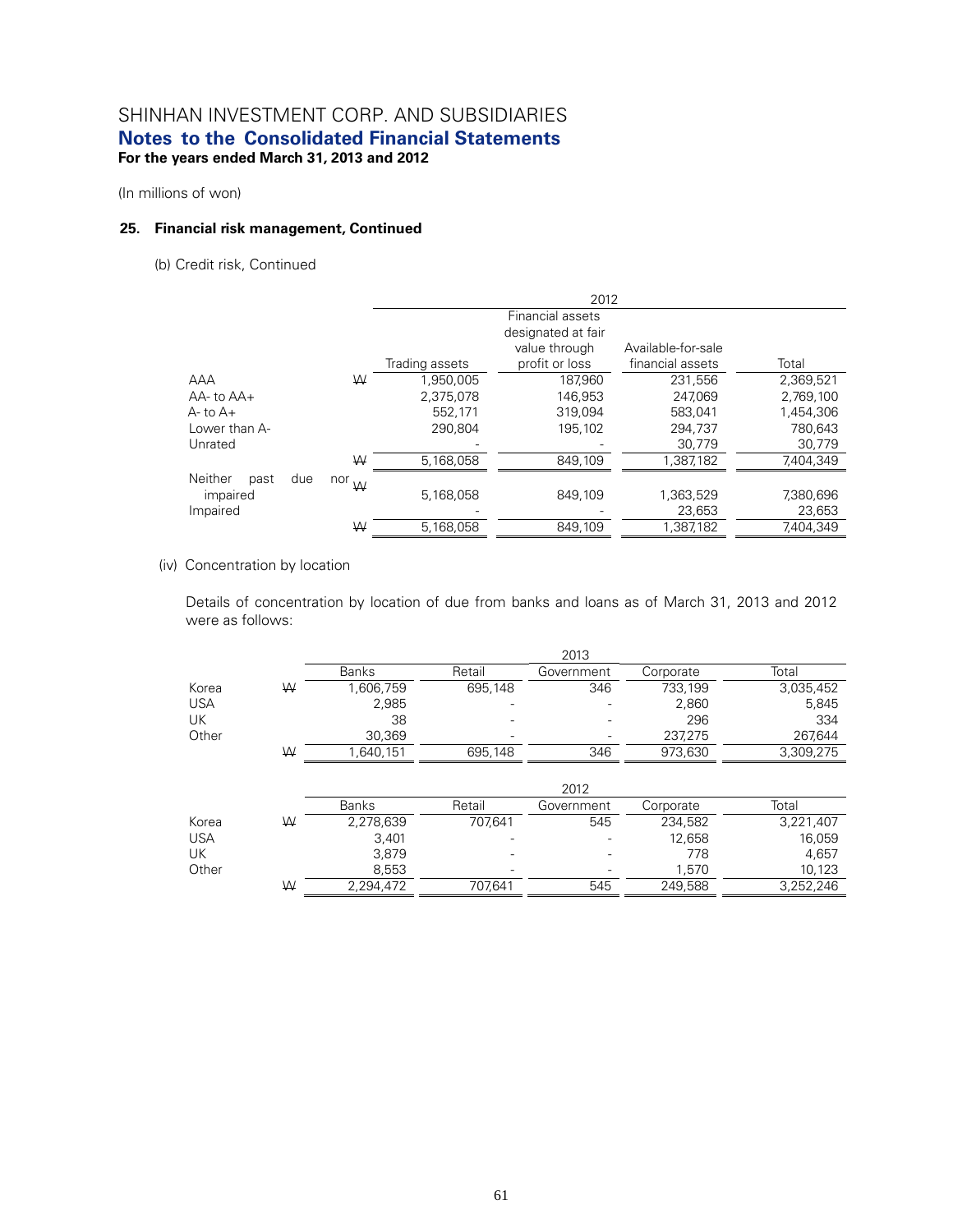# SHINHAN INVESTMENT CORP. AND SUBSIDIARIES

## Notes to the Consolidated Financial Statements

**For the years ended March 31, 2013 and 2012**

(In millions of won)

### 25. Financial risk management, Continued

(b) Credit risk, Continued

| | | 2012 | | | |
|---|---|---|---|---|---|
| | | Trading assets | Financial assets designated at fair value through profit or loss | Available-for-sale financial assets | Total |
| AAA | ₩ | 1,950,005 | 187,960 | 231,556 | 2,369,521 |
| AA- to AA+ | | 2,375,078 | 146,953 | 247,069 | 2,769,100 |
| A- to A+ | | 552,171 | 319,094 | 583,041 | 1,454,306 |
| Lower than A- | | 290,804 | 195,102 | 294,737 | 780,643 |
| Unrated | | - | - | 30,779 | 30,779 |
| | ₩ | 5,168,058 | 849,109 | 1,387,182 | 7,404,349 |
| Neither past due nor impaired | ₩ | 5,168,058 | 849,109 | 1,363,529 | 7,380,696 |
| Impaired | | - | - | 23,653 | 23,653 |
| | ₩ | 5,168,058 | 849,109 | 1,387,182 | 7,404,349 |

(iv) Concentration by location

Details of concentration by location of due from banks and loans as of March 31, 2013 and 2012 were as follows:

| | | 2013 | | | | |
|---|---|---|---|---|---|---|
| | | Banks | Retail | Government | Corporate | Total |
| Korea | ₩ | 1,606,759 | 695,148 | 346 | 733,199 | 3,035,452 |
| USA | | 2,985 | - | - | 2,860 | 5,845 |
| UK | | 38 | - | - | 296 | 334 |
| Other | | 30,369 | - | - | 237,275 | 267,644 |
| | ₩ | 1,640,151 | 695,148 | 346 | 973,630 | 3,309,275 |

| | | 2012 | | | | |
|---|---|---|---|---|---|---|
| | | Banks | Retail | Government | Corporate | Total |
| Korea | ₩ | 2,278,639 | 707,641 | 545 | 234,582 | 3,221,407 |
| USA | | 3,401 | - | - | 12,658 | 16,059 |
| UK | | 3,879 | - | - | 778 | 4,657 |
| Other | | 8,553 | - | - | 1,570 | 10,123 |
| | ₩ | 2,294,472 | 707,641 | 545 | 249,588 | 3,252,246 |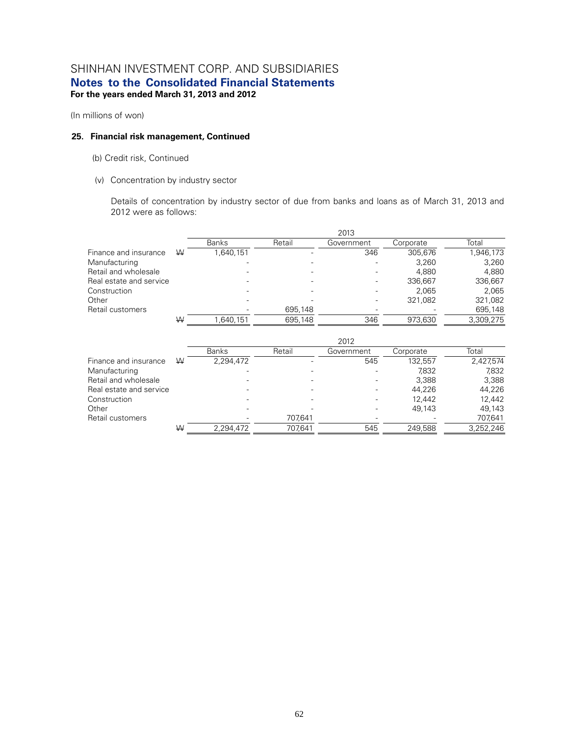# SHINHAN INVESTMENT CORP. AND SUBSIDIARIES
## Notes to the Consolidated Financial Statements
**For the years ended March 31, 2013 and 2012**

(In millions of won)

### 25. Financial risk management, Continued

(b) Credit risk, Continued

(v) Concentration by industry sector

Details of concentration by industry sector of due from banks and loans as of March 31, 2013 and 2012 were as follows:

| | | 2013 | | | | |
|---|---|---|---|---|---|---|
| | | Banks | Retail | Government | Corporate | Total |
| Finance and insurance | ₩ | 1,640,151 | - | 346 | 305,676 | 1,946,173 |
| Manufacturing | | - | - | - | 3,260 | 3,260 |
| Retail and wholesale | | - | - | - | 4,880 | 4,880 |
| Real estate and service | | - | - | - | 336,667 | 336,667 |
| Construction | | - | - | - | 2,065 | 2,065 |
| Other | | - | - | - | 321,082 | 321,082 |
| Retail customers | | - | 695,148 | - | - | 695,148 |
| | ₩ | 1,640,151 | 695,148 | 346 | 973,630 | 3,309,275 |

| | | 2012 | | | | |
|---|---|---|---|---|---|---|
| | | Banks | Retail | Government | Corporate | Total |
| Finance and insurance | ₩ | 2,294,472 | - | 545 | 132,557 | 2,427,574 |
| Manufacturing | | - | - | - | 7,832 | 7,832 |
| Retail and wholesale | | - | - | - | 3,388 | 3,388 |
| Real estate and service | | - | - | - | 44,226 | 44,226 |
| Construction | | - | - | - | 12,442 | 12,442 |
| Other | | - | - | - | 49,143 | 49,143 |
| Retail customers | | - | 707,641 | - | - | 707,641 |
| | ₩ | 2,294,472 | 707,641 | 545 | 249,588 | 3,252,246 |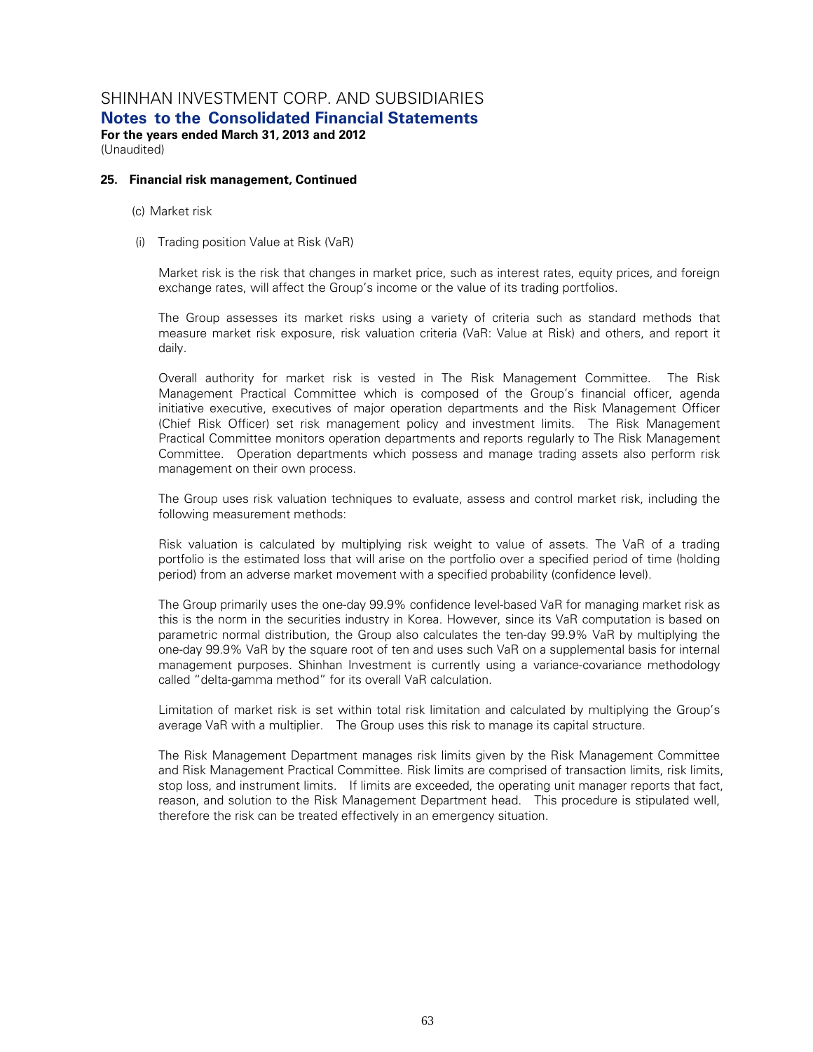## 25. Financial risk management, Continued

(c) Market risk

(i) Trading position Value at Risk (VaR)

Market risk is the risk that changes in market price, such as interest rates, equity prices, and foreign exchange rates, will affect the Group's income or the value of its trading portfolios.

The Group assesses its market risks using a variety of criteria such as standard methods that measure market risk exposure, risk valuation criteria (VaR: Value at Risk) and others, and report it daily.

Overall authority for market risk is vested in The Risk Management Committee. The Risk Management Practical Committee which is composed of the Group's financial officer, agenda initiative executive, executives of major operation departments and the Risk Management Officer (Chief Risk Officer) set risk management policy and investment limits. The Risk Management Practical Committee monitors operation departments and reports regularly to The Risk Management Committee. Operation departments which possess and manage trading assets also perform risk management on their own process.

The Group uses risk valuation techniques to evaluate, assess and control market risk, including the following measurement methods:

Risk valuation is calculated by multiplying risk weight to value of assets. The VaR of a trading portfolio is the estimated loss that will arise on the portfolio over a specified period of time (holding period) from an adverse market movement with a specified probability (confidence level).

The Group primarily uses the one-day 99.9% confidence level-based VaR for managing market risk as this is the norm in the securities industry in Korea. However, since its VaR computation is based on parametric normal distribution, the Group also calculates the ten-day 99.9% VaR by multiplying the one-day 99.9% VaR by the square root of ten and uses such VaR on a supplemental basis for internal management purposes. Shinhan Investment is currently using a variance-covariance methodology called "delta-gamma method" for its overall VaR calculation.

Limitation of market risk is set within total risk limitation and calculated by multiplying the Group's average VaR with a multiplier. The Group uses this risk to manage its capital structure.

The Risk Management Department manages risk limits given by the Risk Management Committee and Risk Management Practical Committee. Risk limits are comprised of transaction limits, risk limits, stop loss, and instrument limits. If limits are exceeded, the operating unit manager reports that fact, reason, and solution to the Risk Management Department head. This procedure is stipulated well, therefore the risk can be treated effectively in an emergency situation.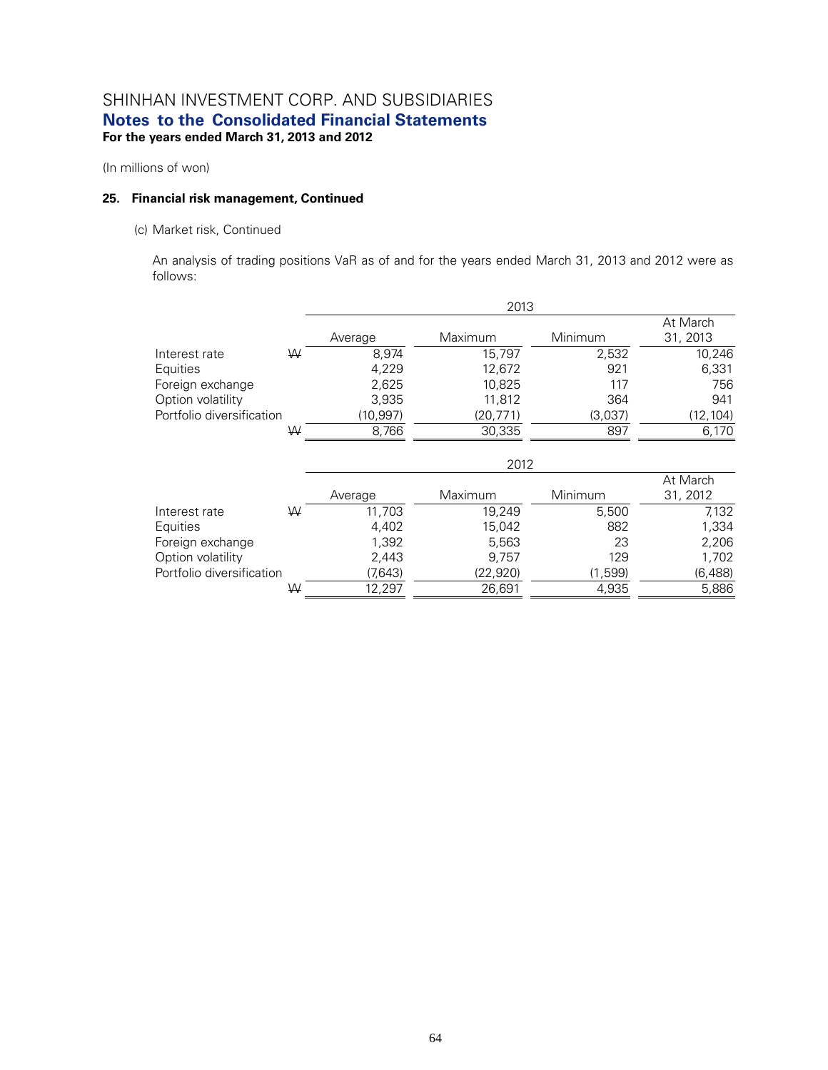# SHINHAN INVESTMENT CORP. AND SUBSIDIARIES
## Notes to the Consolidated Financial Statements
**For the years ended March 31, 2013 and 2012**

(In millions of won)

### 25. Financial risk management, Continued

(c) Market risk, Continued

An analysis of trading positions VaR as of and for the years ended March 31, 2013 and 2012 were as follows:

| | | 2013 | | | |
|---|---|---|---|---|---|
| | | Average | Maximum | Minimum | At March 31, 2013 |
| Interest rate | ₩ | 8,974 | 15,797 | 2,532 | 10,246 |
| Equities | | 4,229 | 12,672 | 921 | 6,331 |
| Foreign exchange | | 2,625 | 10,825 | 117 | 756 |
| Option volatility | | 3,935 | 11,812 | 364 | 941 |
| Portfolio diversification | | (10,997) | (20,771) | (3,037) | (12,104) |
| | ₩ | 8,766 | 30,335 | 897 | 6,170 |

| | | 2012 | | | |
|---|---|---|---|---|---|
| | | Average | Maximum | Minimum | At March 31, 2012 |
| Interest rate | ₩ | 11,703 | 19,249 | 5,500 | 7,132 |
| Equities | | 4,402 | 15,042 | 882 | 1,334 |
| Foreign exchange | | 1,392 | 5,563 | 23 | 2,206 |
| Option volatility | | 2,443 | 9,757 | 129 | 1,702 |
| Portfolio diversification | | (7,643) | (22,920) | (1,599) | (6,488) |
| | ₩ | 12,297 | 26,691 | 4,935 | 5,886 |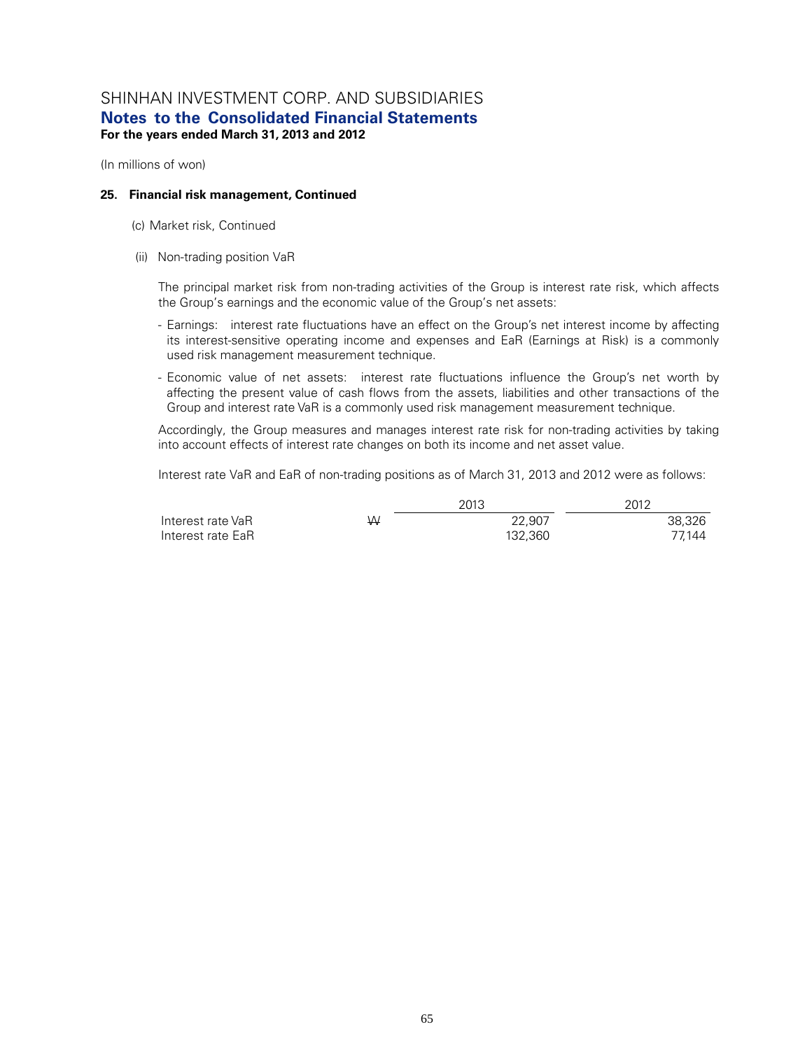# SHINHAN INVESTMENT CORP. AND SUBSIDIARIES

## Notes to the Consolidated Financial Statements

**For the years ended March 31, 2013 and 2012**

(In millions of won)

### 25. Financial risk management, Continued

(c) Market risk, Continued

(ii) Non-trading position VaR

The principal market risk from non-trading activities of the Group is interest rate risk, which affects the Group's earnings and the economic value of the Group's net assets:

- Earnings: interest rate fluctuations have an effect on the Group's net interest income by affecting its interest-sensitive operating income and expenses and EaR (Earnings at Risk) is a commonly used risk management measurement technique.
- Economic value of net assets: interest rate fluctuations influence the Group's net worth by affecting the present value of cash flows from the assets, liabilities and other transactions of the Group and interest rate VaR is a commonly used risk management measurement technique.

Accordingly, the Group measures and manages interest rate risk for non-trading activities by taking into account effects of interest rate changes on both its income and net asset value.

Interest rate VaR and EaR of non-trading positions as of March 31, 2013 and 2012 were as follows:

| | | 2013 | 2012 |
|---|---|---|---|
| Interest rate VaR | ₩ | 22,907 | 38,326 |
| Interest rate EaR | | 132,360 | 77,144 |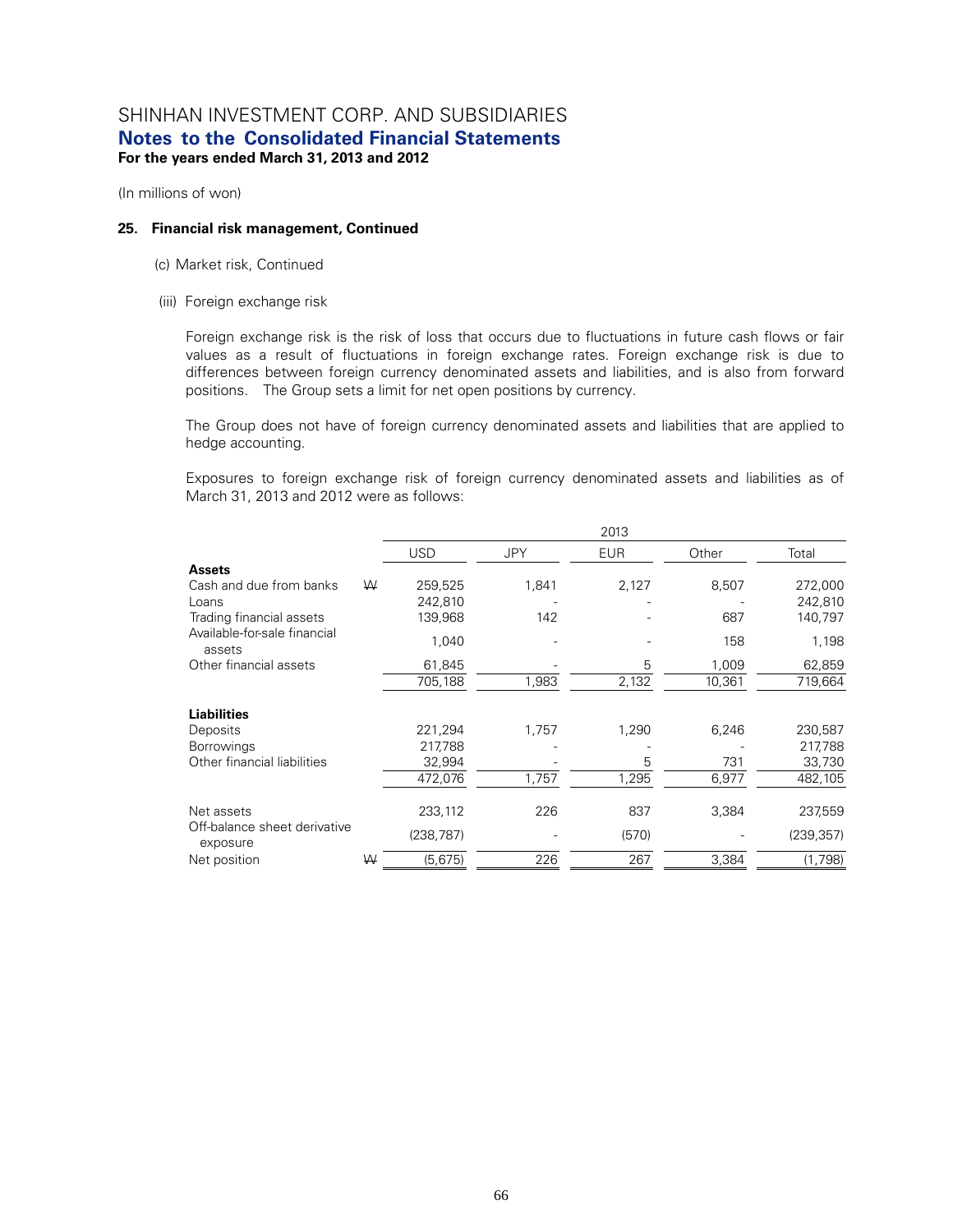SHINHAN INVESTMENT CORP. AND SUBSIDIARIES
**Notes to the Consolidated Financial Statements**
**For the years ended March 31, 2013 and 2012**

(In millions of won)

**25. Financial risk management, Continued**

(c) Market risk, Continued

(iii) Foreign exchange risk

Foreign exchange risk is the risk of loss that occurs due to fluctuations in future cash flows or fair values as a result of fluctuations in foreign exchange rates. Foreign exchange risk is due to differences between foreign currency denominated assets and liabilities, and is also from forward positions. The Group sets a limit for net open positions by currency.

The Group does not have of foreign currency denominated assets and liabilities that are applied to hedge accounting.

Exposures to foreign exchange risk of foreign currency denominated assets and liabilities as of March 31, 2013 and 2012 were as follows:

| | | 2013 | | | | |
|---|---|---|---|---|---|---|
| | | USD | JPY | EUR | Other | Total |
| **Assets** | | | | | | |
| Cash and due from banks | ₩ | 259,525 | 1,841 | 2,127 | 8,507 | 272,000 |
| Loans | | 242,810 | - | - | - | 242,810 |
| Trading financial assets | | 139,968 | 142 | - | 687 | 140,797 |
| Available-for-sale financial assets | | 1,040 | - | - | 158 | 1,198 |
| Other financial assets | | 61,845 | - | 5 | 1,009 | 62,859 |
| | | 705,188 | 1,983 | 2,132 | 10,361 | 719,664 |
| **Liabilities** | | | | | | |
| Deposits | | 221,294 | 1,757 | 1,290 | 6,246 | 230,587 |
| Borrowings | | 217,788 | - | - | - | 217,788 |
| Other financial liabilities | | 32,994 | - | 5 | 731 | 33,730 |
| | | 472,076 | 1,757 | 1,295 | 6,977 | 482,105 |
| Net assets | | 233,112 | 226 | 837 | 3,384 | 237,559 |
| Off-balance sheet derivative exposure | | (238,787) | - | (570) | - | (239,357) |
| Net position | ₩ | (5,675) | 226 | 267 | 3,384 | (1,798) |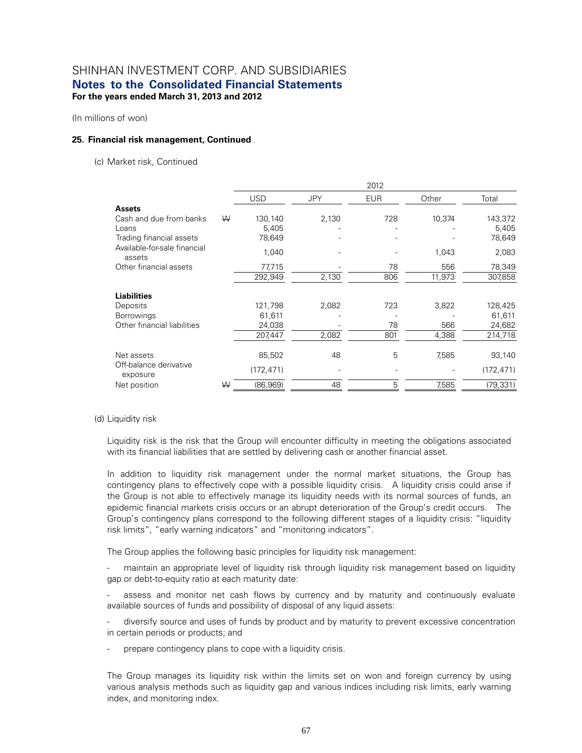(In millions of won)

**25. Financial risk management, Continued**

(c) Market risk, Continued

| | | 2012 | | | | |
|---|---|---|---|---|---|---|
| | | USD | JPY | EUR | Other | Total |
| **Assets** | | | | | | |
| Cash and due from banks | ₩ | 130,140 | 2,130 | 728 | 10,374 | 143,372 |
| Loans | | 5,405 | - | - | - | 5,405 |
| Trading financial assets | | 78,649 | - | - | - | 78,649 |
| Available-for-sale financial assets | | 1,040 | - | - | 1,043 | 2,083 |
| Other financial assets | | 77,715 | - | 78 | 556 | 78,349 |
| | | 292,949 | 2,130 | 806 | 11,973 | 307,858 |
| **Liabilities** | | | | | | |
| Deposits | | 121,798 | 2,082 | 723 | 3,822 | 128,425 |
| Borrowings | | 61,611 | - | - | - | 61,611 |
| Other financial liabilities | | 24,038 | - | 78 | 566 | 24,682 |
| | | 207,447 | 2,082 | 801 | 4,388 | 214,718 |
| Net assets | | 85,502 | 48 | 5 | 7,585 | 93,140 |
| Off-balance derivative exposure | | (172,471) | - | - | - | (172,471) |
| Net position | ₩ | (86,969) | 48 | 5 | 7,585 | (79,331) |

(d) Liquidity risk

Liquidity risk is the risk that the Group will encounter difficulty in meeting the obligations associated with its financial liabilities that are settled by delivering cash or another financial asset.

In addition to liquidity risk management under the normal market situations, the Group has contingency plans to effectively cope with a possible liquidity crisis. A liquidity crisis could arise if the Group is not able to effectively manage its liquidity needs with its normal sources of funds, an epidemic financial markets crisis occurs or an abrupt deterioration of the Group's credit occurs. The Group's contingency plans correspond to the following different stages of a liquidity crisis: "liquidity risk limits", "early warning indicators" and "monitoring indicators".

The Group applies the following basic principles for liquidity risk management:

- maintain an appropriate level of liquidity risk through liquidity risk management based on liquidity gap or debt-to-equity ratio at each maturity date:
- assess and monitor net cash flows by currency and by maturity and continuously evaluate available sources of funds and possibility of disposal of any liquid assets:
- diversify source and uses of funds by product and by maturity to prevent excessive concentration in certain periods or products; and
- prepare contingency plans to cope with a liquidity crisis.

The Group manages its liquidity risk within the limits set on won and foreign currency by using various analysis methods such as liquidity gap and various indices including risk limits, early warning index, and monitoring index.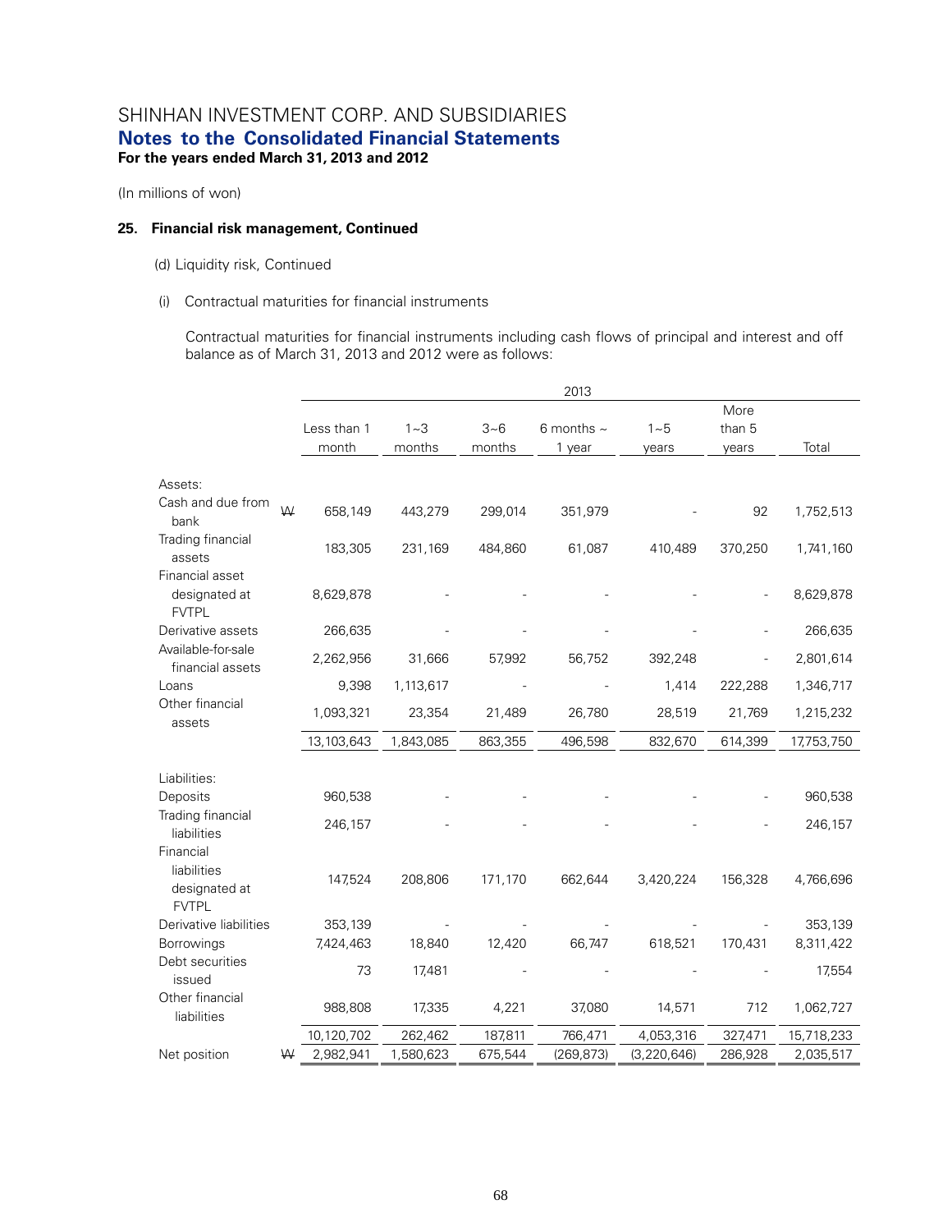# SHINHAN INVESTMENT CORP. AND SUBSIDIARIES
## Notes to the Consolidated Financial Statements
**For the years ended March 31, 2013 and 2012**

(In millions of won)

### 25. Financial risk management, Continued

(d) Liquidity risk, Continued

(i) Contractual maturities for financial instruments

Contractual maturities for financial instruments including cash flows of principal and interest and off balance as of March 31, 2013 and 2012 were as follows:

| | 2013 | | | | | | |
|---|---|---|---|---|---|---|---|
| | Less than 1 month | 1~3 months | 3~6 months | 6 months ~ 1 year | 1~5 years | More than 5 years | Total |
| **Assets:** | | | | | | | |
| Cash and due from bank | ₩ 658,149 | 443,279 | 299,014 | 351,979 | - | 92 | 1,752,513 |
| Trading financial assets | 183,305 | 231,169 | 484,860 | 61,087 | 410,489 | 370,250 | 1,741,160 |
| Financial asset designated at FVTPL | 8,629,878 | - | - | - | - | - | 8,629,878 |
| Derivative assets | 266,635 | - | - | - | - | - | 266,635 |
| Available-for-sale financial assets | 2,262,956 | 31,666 | 57,992 | 56,752 | 392,248 | - | 2,801,614 |
| Loans | 9,398 | 1,113,617 | - | - | 1,414 | 222,288 | 1,346,717 |
| Other financial assets | 1,093,321 | 23,354 | 21,489 | 26,780 | 28,519 | 21,769 | 1,215,232 |
| | 13,103,643 | 1,843,085 | 863,355 | 496,598 | 832,670 | 614,399 | 17,753,750 |
| **Liabilities:** | | | | | | | |
| Deposits | 960,538 | - | - | - | - | - | 960,538 |
| Trading financial liabilities | 246,157 | - | - | - | - | - | 246,157 |
| Financial liabilities designated at FVTPL | 147,524 | 208,806 | 171,170 | 662,644 | 3,420,224 | 156,328 | 4,766,696 |
| Derivative liabilities | 353,139 | - | - | - | - | - | 353,139 |
| Borrowings | 7,424,463 | 18,840 | 12,420 | 66,747 | 618,521 | 170,431 | 8,311,422 |
| Debt securities issued | 73 | 17,481 | - | - | - | - | 17,554 |
| Other financial liabilities | 988,808 | 17,335 | 4,221 | 37,080 | 14,571 | 712 | 1,062,727 |
| | 10,120,702 | 262,462 | 187,811 | 766,471 | 4,053,316 | 327,471 | 15,718,233 |
| Net position | ₩ 2,982,941 | 1,580,623 | 675,544 | (269,873) | (3,220,646) | 286,928 | 2,035,517 |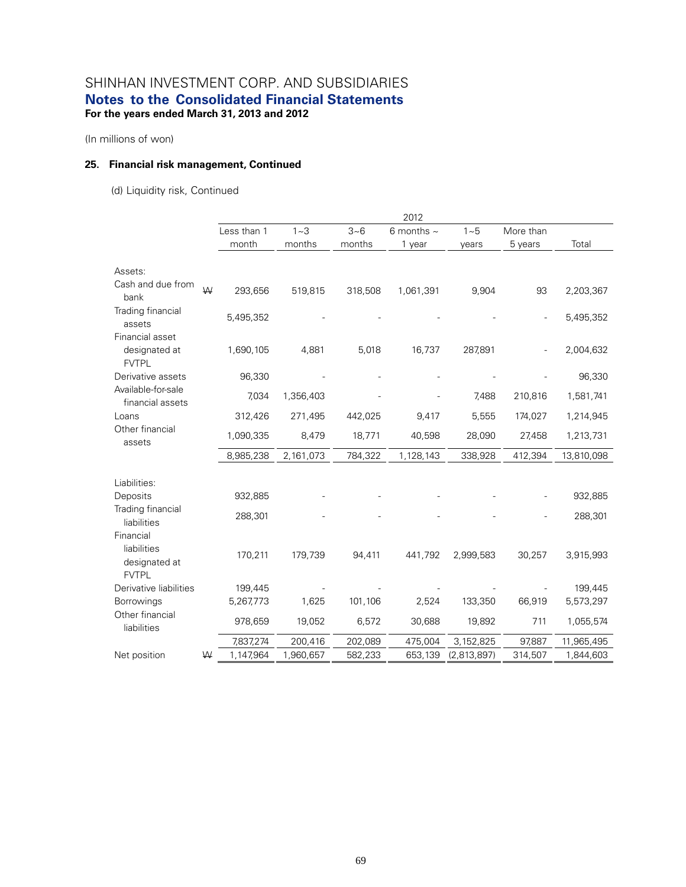# SHINHAN INVESTMENT CORP. AND SUBSIDIARIES
## Notes to the Consolidated Financial Statements
**For the years ended March 31, 2013 and 2012**

(In millions of won)

### 25. Financial risk management, Continued

(d) Liquidity risk, Continued

| | | 2012 | | | | | | |
|---|---|---|---|---|---|---|---|---|
| | | Less than 1 month | 1~3 months | 3~6 months | 6 months ~ 1 year | 1~5 years | More than 5 years | Total |
| Assets: | | | | | | | | |
| Cash and due from bank | ₩ | 293,656 | 519,815 | 318,508 | 1,061,391 | 9,904 | 93 | 2,203,367 |
| Trading financial assets | | 5,495,352 | - | - | - | - | - | 5,495,352 |
| Financial asset designated at FVTPL | | 1,690,105 | 4,881 | 5,018 | 16,737 | 287,891 | - | 2,004,632 |
| Derivative assets | | 96,330 | - | - | - | - | - | 96,330 |
| Available-for-sale financial assets | | 7,034 | 1,356,403 | - | - | 7,488 | 210,816 | 1,581,741 |
| Loans | | 312,426 | 271,495 | 442,025 | 9,417 | 5,555 | 174,027 | 1,214,945 |
| Other financial assets | | 1,090,335 | 8,479 | 18,771 | 40,598 | 28,090 | 27,458 | 1,213,731 |
| | | 8,985,238 | 2,161,073 | 784,322 | 1,128,143 | 338,928 | 412,394 | 13,810,098 |
| Liabilities: | | | | | | | | |
| Deposits | | 932,885 | - | - | - | - | - | 932,885 |
| Trading financial liabilities | | 288,301 | - | - | - | - | - | 288,301 |
| Financial liabilities designated at FVTPL | | 170,211 | 179,739 | 94,411 | 441,792 | 2,999,583 | 30,257 | 3,915,993 |
| Derivative liabilities | | 199,445 | - | - | - | - | - | 199,445 |
| Borrowings | | 5,267,773 | 1,625 | 101,106 | 2,524 | 133,350 | 66,919 | 5,573,297 |
| Other financial liabilities | | 978,659 | 19,052 | 6,572 | 30,688 | 19,892 | 711 | 1,055,574 |
| | | 7,837,274 | 200,416 | 202,089 | 475,004 | 3,152,825 | 97,887 | 11,965,495 |
| Net position | ₩ | 1,147,964 | 1,960,657 | 582,233 | 653,139 | (2,813,897) | 314,507 | 1,844,603 |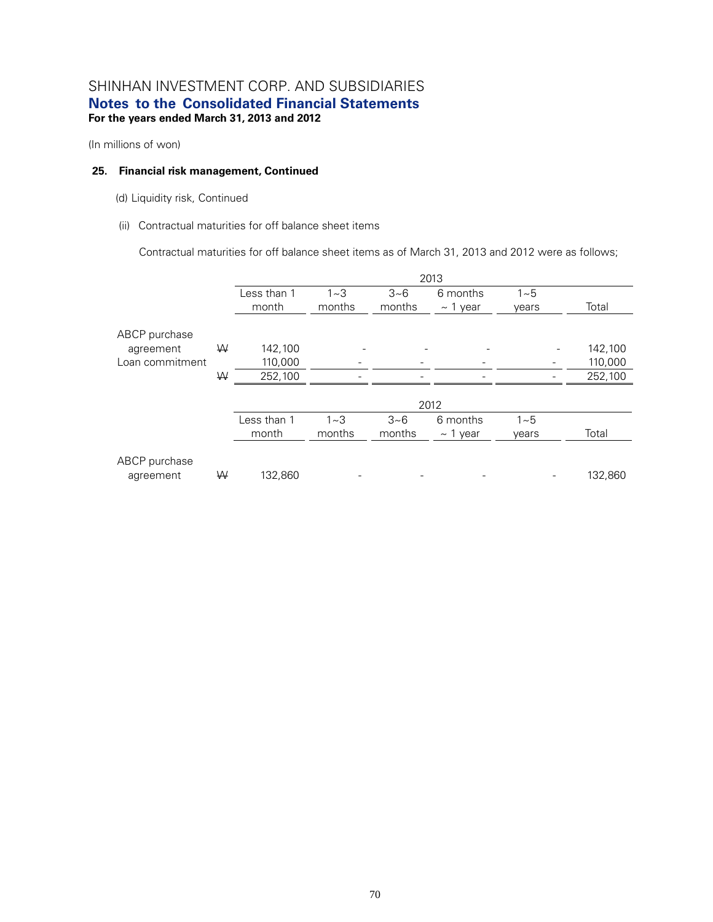SHINHAN INVESTMENT CORP. AND SUBSIDIARIES
**Notes to the Consolidated Financial Statements**
**For the years ended March 31, 2013 and 2012**

(In millions of won)

**25. Financial risk management, Continued**

(d) Liquidity risk, Continued

(ii) Contractual maturities for off balance sheet items

Contractual maturities for off balance sheet items as of March 31, 2013 and 2012 were as follows;

| | | 2013 | | | | | |
|---|---|---|---|---|---|---|---|
| | | Less than 1 month | 1~3 months | 3~6 months | 6 months ~ 1 year | 1~5 years | Total |
| ABCP purchase agreement | ₩ | 142,100 | - | - | - | - | 142,100 |
| Loan commitment | | 110,000 | - | - | - | - | 110,000 |
| | ₩ | 252,100 | - | - | - | - | 252,100 |

| | | 2012 | | | | | |
|---|---|---|---|---|---|---|---|
| | | Less than 1 month | 1~3 months | 3~6 months | 6 months ~ 1 year | 1~5 years | Total |
| ABCP purchase agreement | ₩ | 132,860 | - | - | - | - | 132,860 |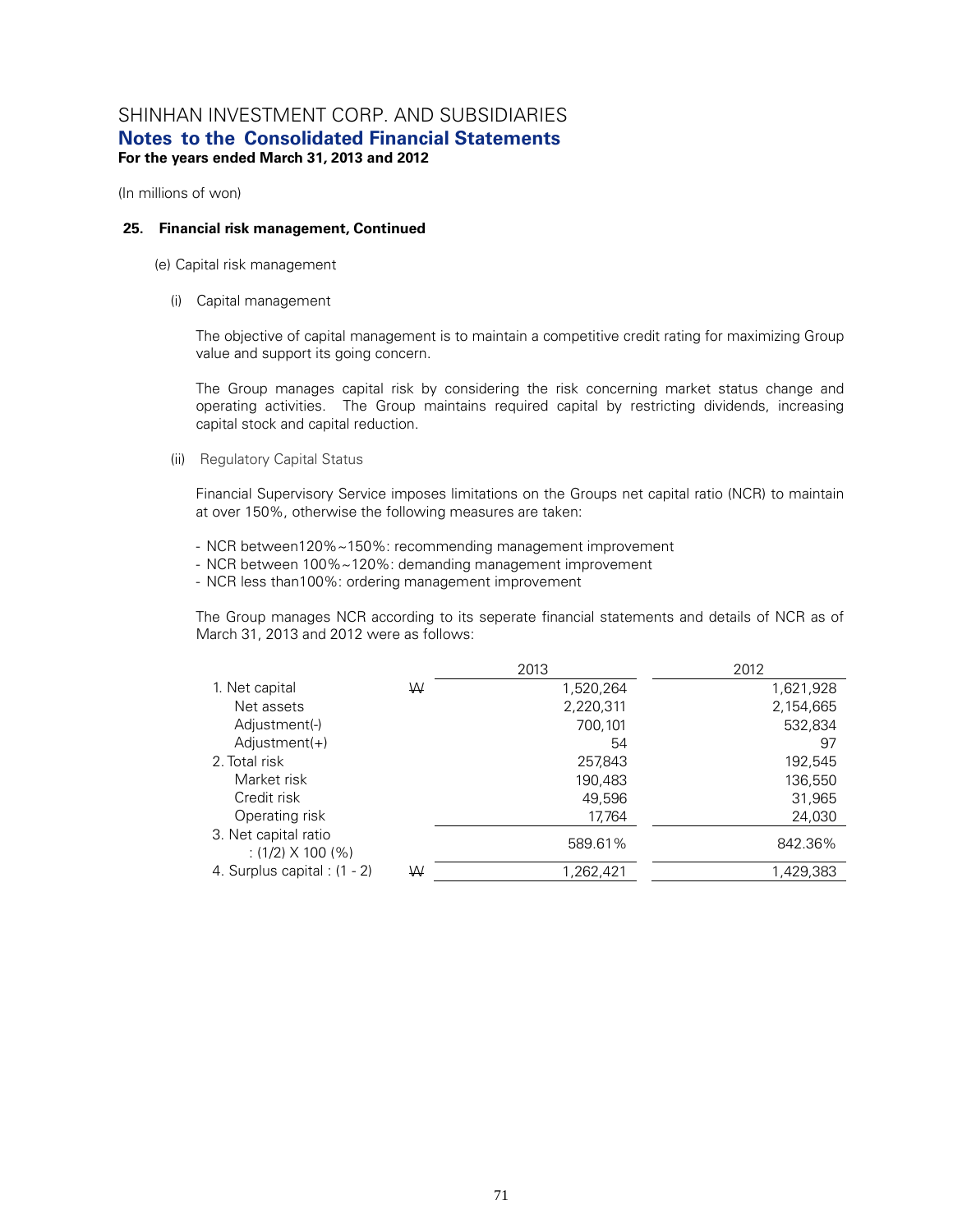# SHINHAN INVESTMENT CORP. AND SUBSIDIARIES
## Notes to the Consolidated Financial Statements
**For the years ended March 31, 2013 and 2012**

(In millions of won)

### 25. Financial risk management, Continued

(e) Capital risk management

(i) Capital management

The objective of capital management is to maintain a competitive credit rating for maximizing Group value and support its going concern.

The Group manages capital risk by considering the risk concerning market status change and operating activities. The Group maintains required capital by restricting dividends, increasing capital stock and capital reduction.

(ii) Regulatory Capital Status

Financial Supervisory Service imposes limitations on the Groups net capital ratio (NCR) to maintain at over 150%, otherwise the following measures are taken:

- NCR between120%~150%: recommending management improvement
- NCR between 100%~120%: demanding management improvement
- NCR less than100%: ordering management improvement

The Group manages NCR according to its seperate financial statements and details of NCR as of March 31, 2013 and 2012 were as follows:

| | | 2013 | 2012 |
|---|---|---|---|
| 1. Net capital | ₩ | 1,520,264 | 1,621,928 |
| Net assets | | 2,220,311 | 2,154,665 |
| Adjustment(-) | | 700,101 | 532,834 |
| Adjustment(+) | | 54 | 97 |
| 2. Total risk | | 257,843 | 192,545 |
| Market risk | | 190,483 | 136,550 |
| Credit risk | | 49,596 | 31,965 |
| Operating risk | | 17,764 | 24,030 |
| 3. Net capital ratio : (1/2) X 100 (%) | | 589.61% | 842.36% |
| 4. Surplus capital : (1 - 2) | ₩ | 1,262,421 | 1,429,383 |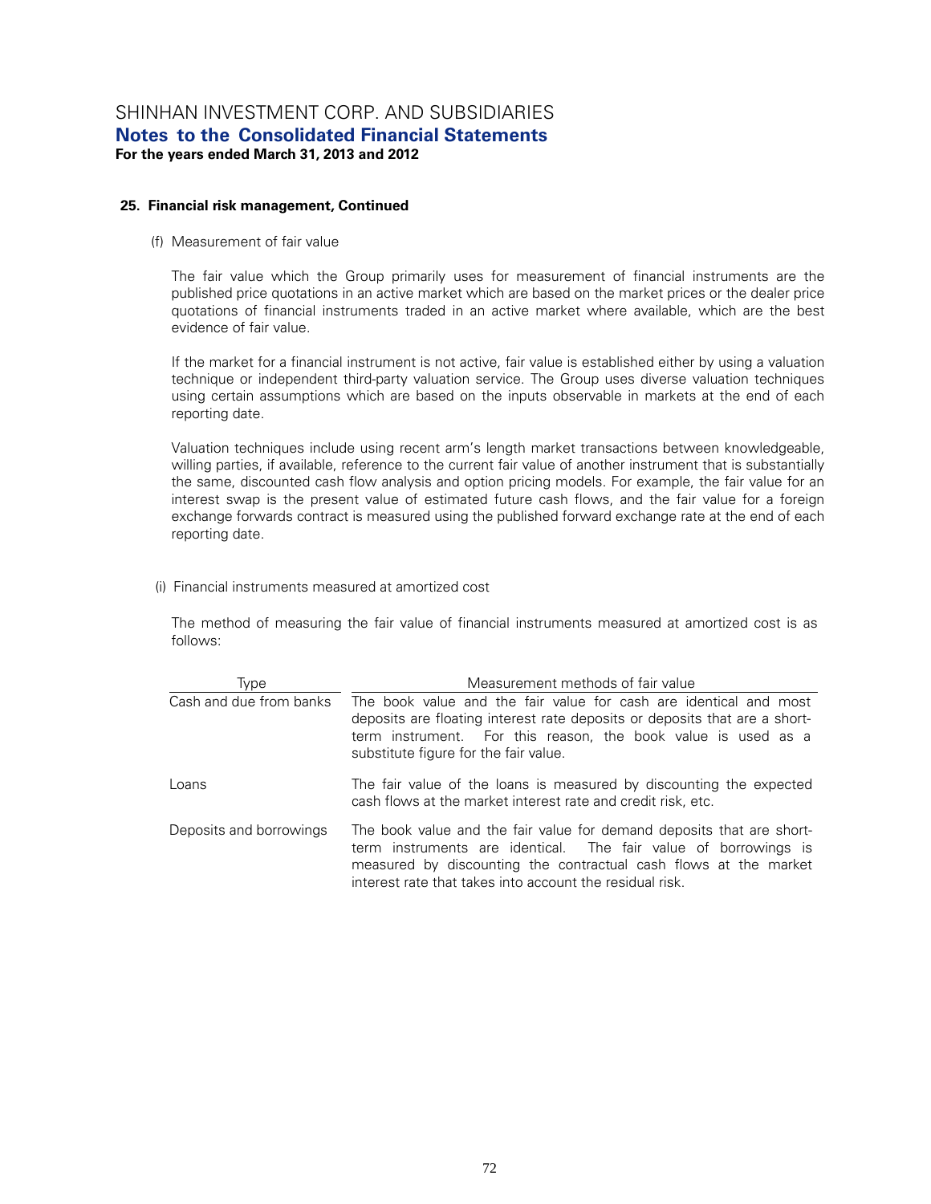**25. Financial risk management, Continued**

(f) Measurement of fair value

The fair value which the Group primarily uses for measurement of financial instruments are the published price quotations in an active market which are based on the market prices or the dealer price quotations of financial instruments traded in an active market where available, which are the best evidence of fair value.

If the market for a financial instrument is not active, fair value is established either by using a valuation technique or independent third-party valuation service. The Group uses diverse valuation techniques using certain assumptions which are based on the inputs observable in markets at the end of each reporting date.

Valuation techniques include using recent arm's length market transactions between knowledgeable, willing parties, if available, reference to the current fair value of another instrument that is substantially the same, discounted cash flow analysis and option pricing models. For example, the fair value for an interest swap is the present value of estimated future cash flows, and the fair value for a foreign exchange forwards contract is measured using the published forward exchange rate at the end of each reporting date.

(i) Financial instruments measured at amortized cost

The method of measuring the fair value of financial instruments measured at amortized cost is as follows:

| Type | Measurement methods of fair value |
|---|---|
| Cash and due from banks | The book value and the fair value for cash are identical and most deposits are floating interest rate deposits or deposits that are a short-term instrument. For this reason, the book value is used as a substitute figure for the fair value. |
| Loans | The fair value of the loans is measured by discounting the expected cash flows at the market interest rate and credit risk, etc. |
| Deposits and borrowings | The book value and the fair value for demand deposits that are short-term instruments are identical. The fair value of borrowings is measured by discounting the contractual cash flows at the market interest rate that takes into account the residual risk. |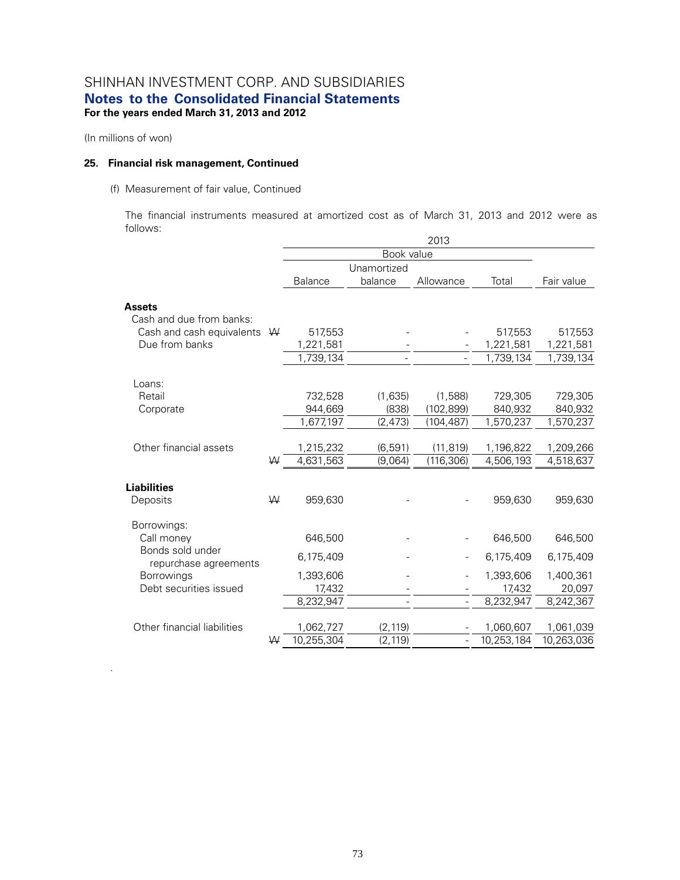(In millions of won)

**25. Financial risk management, Continued**

(f) Measurement of fair value, Continued

The financial instruments measured at amortized cost as of March 31, 2013 and 2012 were as follows:

| | 2013 | | | | |
|---|---|---|---|---|---|
| | Book value | | | | |
| | Balance | Unamortized balance | Allowance | Total | Fair value |
| **Assets** | | | | | |
| Cash and due from banks: | | | | | |
| Cash and cash equivalents ₩ | 517,553 | - | - | 517,553 | 517,553 |
| Due from banks | 1,221,581 | - | - | 1,221,581 | 1,221,581 |
| | 1,739,134 | - | - | 1,739,134 | 1,739,134 |
| Loans: | | | | | |
| Retail | 732,528 | (1,635) | (1,588) | 729,305 | 729,305 |
| Corporate | 944,669 | (838) | (102,899) | 840,932 | 840,932 |
| | 1,677,197 | (2,473) | (104,487) | 1,570,237 | 1,570,237 |
| Other financial assets | 1,215,232 | (6,591) | (11,819) | 1,196,822 | 1,209,266 |
| ₩ | 4,631,563 | (9,064) | (116,306) | 4,506,193 | 4,518,637 |
| **Liabilities** | | | | | |
| Deposits ₩ | 959,630 | - | - | 959,630 | 959,630 |
| Borrowings: | | | | | |
| Call money | 646,500 | - | - | 646,500 | 646,500 |
| Bonds sold under repurchase agreements | 6,175,409 | - | - | 6,175,409 | 6,175,409 |
| Borrowings | 1,393,606 | - | - | 1,393,606 | 1,400,361 |
| Debt securities issued | 17,432 | - | - | 17,432 | 20,097 |
| | 8,232,947 | - | - | 8,232,947 | 8,242,367 |
| Other financial liabilities | 1,062,727 | (2,119) | - | 1,060,607 | 1,061,039 |
| ₩ | 10,255,304 | (2,119) | - | 10,253,184 | 10,263,036 |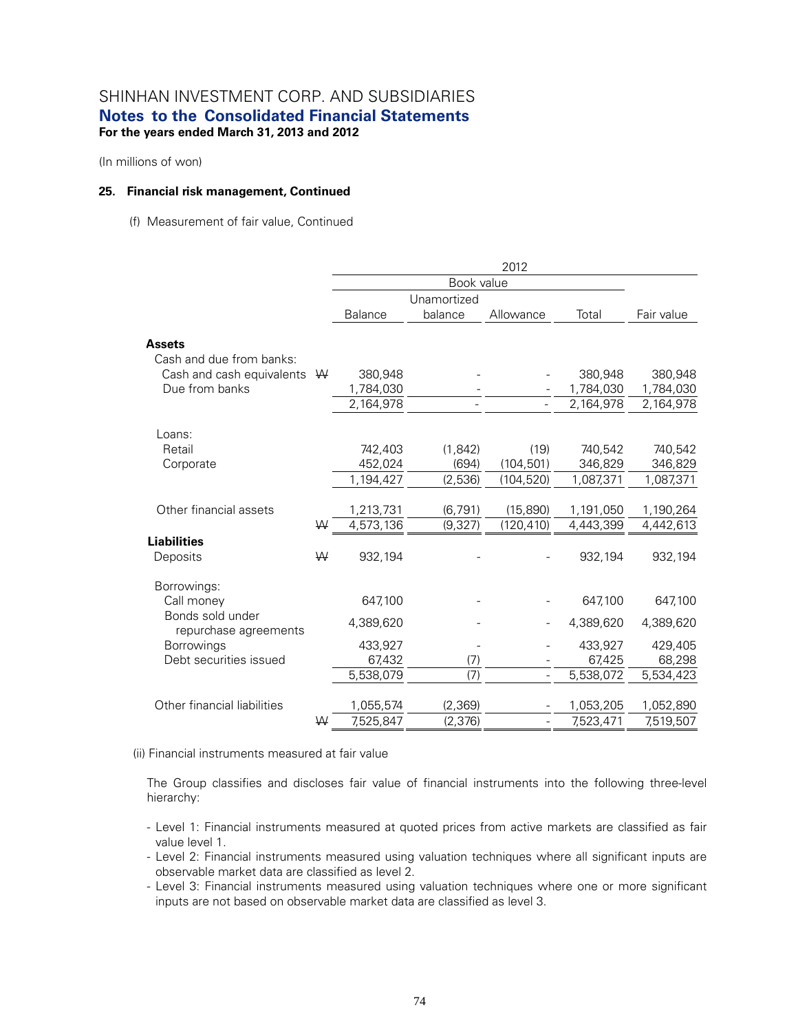SHINHAN INVESTMENT CORP. AND SUBSIDIARIES
**Notes to the Consolidated Financial Statements**
**For the years ended March 31, 2013 and 2012**

(In millions of won)

**25. Financial risk management, Continued**

(f) Measurement of fair value, Continued

| | | 2012 | | | | |
|---|---|---|---|---|---|---|
| | | Book value | | | | |
| | | Balance | Unamortized balance | Allowance | Total | Fair value |
| **Assets** | | | | | | |
| Cash and due from banks: | | | | | | |
| Cash and cash equivalents | ₩ | 380,948 | - | - | 380,948 | 380,948 |
| Due from banks | | 1,784,030 | - | - | 1,784,030 | 1,784,030 |
| | | 2,164,978 | - | - | 2,164,978 | 2,164,978 |
| Loans: | | | | | | |
| Retail | | 742,403 | (1,842) | (19) | 740,542 | 740,542 |
| Corporate | | 452,024 | (694) | (104,501) | 346,829 | 346,829 |
| | | 1,194,427 | (2,536) | (104,520) | 1,087,371 | 1,087,371 |
| Other financial assets | | 1,213,731 | (6,791) | (15,890) | 1,191,050 | 1,190,264 |
| | ₩ | 4,573,136 | (9,327) | (120,410) | 4,443,399 | 4,442,613 |
| **Liabilities** | | | | | | |
| Deposits | ₩ | 932,194 | - | - | 932,194 | 932,194 |
| Borrowings: | | | | | | |
| Call money | | 647,100 | - | - | 647,100 | 647,100 |
| Bonds sold under repurchase agreements | | 4,389,620 | - | - | 4,389,620 | 4,389,620 |
| Borrowings | | 433,927 | - | - | 433,927 | 429,405 |
| Debt securities issued | | 67,432 | (7) | - | 67,425 | 68,298 |
| | | 5,538,079 | (7) | - | 5,538,072 | 5,534,423 |
| Other financial liabilities | | 1,055,574 | (2,369) | - | 1,053,205 | 1,052,890 |
| | ₩ | 7,525,847 | (2,376) | - | 7,523,471 | 7,519,507 |

(ii) Financial instruments measured at fair value

The Group classifies and discloses fair value of financial instruments into the following three-level hierarchy:

- Level 1: Financial instruments measured at quoted prices from active markets are classified as fair value level 1.
- Level 2: Financial instruments measured using valuation techniques where all significant inputs are observable market data are classified as level 2.
- Level 3: Financial instruments measured using valuation techniques where one or more significant inputs are not based on observable market data are classified as level 3.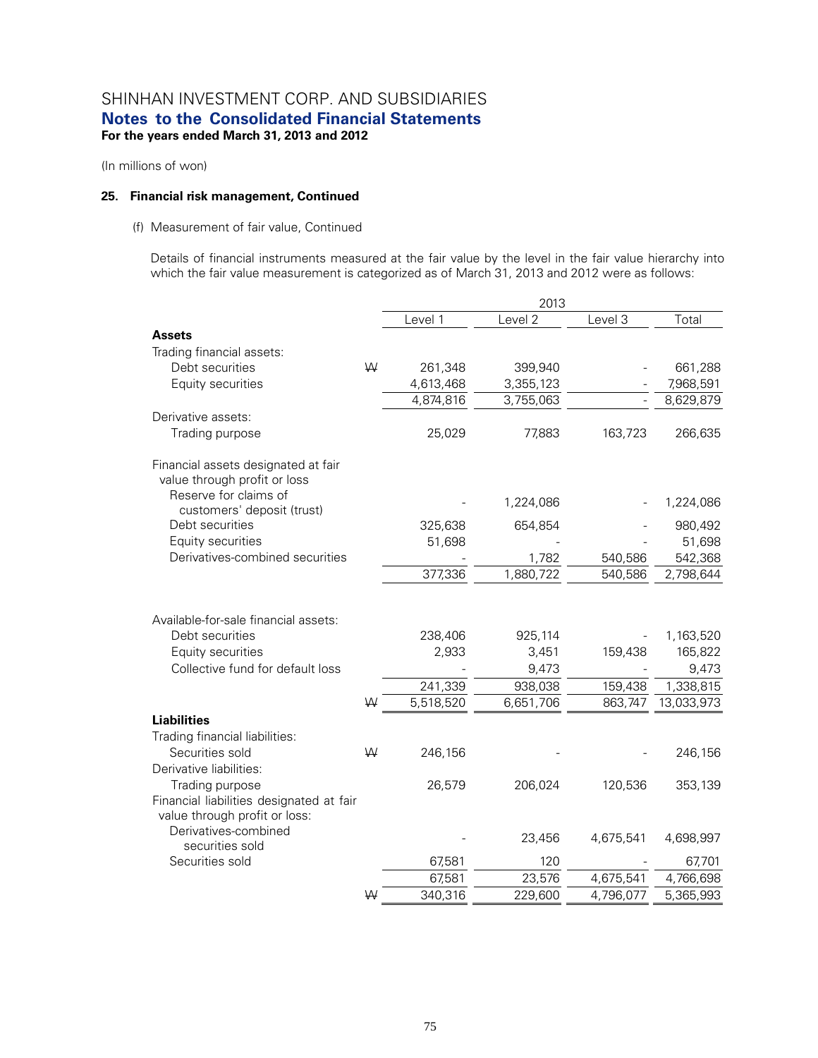SHINHAN INVESTMENT CORP. AND SUBSIDIARIES

**Notes to the Consolidated Financial Statements**

**For the years ended March 31, 2013 and 2012**

(In millions of won)

### 25. Financial risk management, Continued

(f) Measurement of fair value, Continued

Details of financial instruments measured at the fair value by the level in the fair value hierarchy into which the fair value measurement is categorized as of March 31, 2013 and 2012 were as follows:

| | | 2013 | | | |
|---|---|---|---|---|---|
| | | Level 1 | Level 2 | Level 3 | Total |
| **Assets** | | | | | |
| Trading financial assets: | | | | | |
| Debt securities | ₩ | 261,348 | 399,940 | - | 661,288 |
| Equity securities | | 4,613,468 | 3,355,123 | - | 7,968,591 |
| | | 4,874,816 | 3,755,063 | - | 8,629,879 |
| Derivative assets: | | | | | |
| Trading purpose | | 25,029 | 77,883 | 163,723 | 266,635 |
| Financial assets designated at fair value through profit or loss | | | | | |
| Reserve for claims of customers' deposit (trust) | | - | 1,224,086 | - | 1,224,086 |
| Debt securities | | 325,638 | 654,854 | - | 980,492 |
| Equity securities | | 51,698 | - | - | 51,698 |
| Derivatives-combined securities | | - | 1,782 | 540,586 | 542,368 |
| | | 377,336 | 1,880,722 | 540,586 | 2,798,644 |
| Available-for-sale financial assets: | | | | | |
| Debt securities | | 238,406 | 925,114 | - | 1,163,520 |
| Equity securities | | 2,933 | 3,451 | 159,438 | 165,822 |
| Collective fund for default loss | | - | 9,473 | - | 9,473 |
| | | 241,339 | 938,038 | 159,438 | 1,338,815 |
| | ₩ | 5,518,520 | 6,651,706 | 863,747 | 13,033,973 |
| **Liabilities** | | | | | |
| Trading financial liabilities: | | | | | |
| Securities sold | ₩ | 246,156 | - | - | 246,156 |
| Derivative liabilities: | | | | | |
| Trading purpose | | 26,579 | 206,024 | 120,536 | 353,139 |
| Financial liabilities designated at fair value through profit or loss: | | | | | |
| Derivatives-combined securities sold | | - | 23,456 | 4,675,541 | 4,698,997 |
| Securities sold | | 67,581 | 120 | - | 67,701 |
| | | 67,581 | 23,576 | 4,675,541 | 4,766,698 |
| | ₩ | 340,316 | 229,600 | 4,796,077 | 5,365,993 |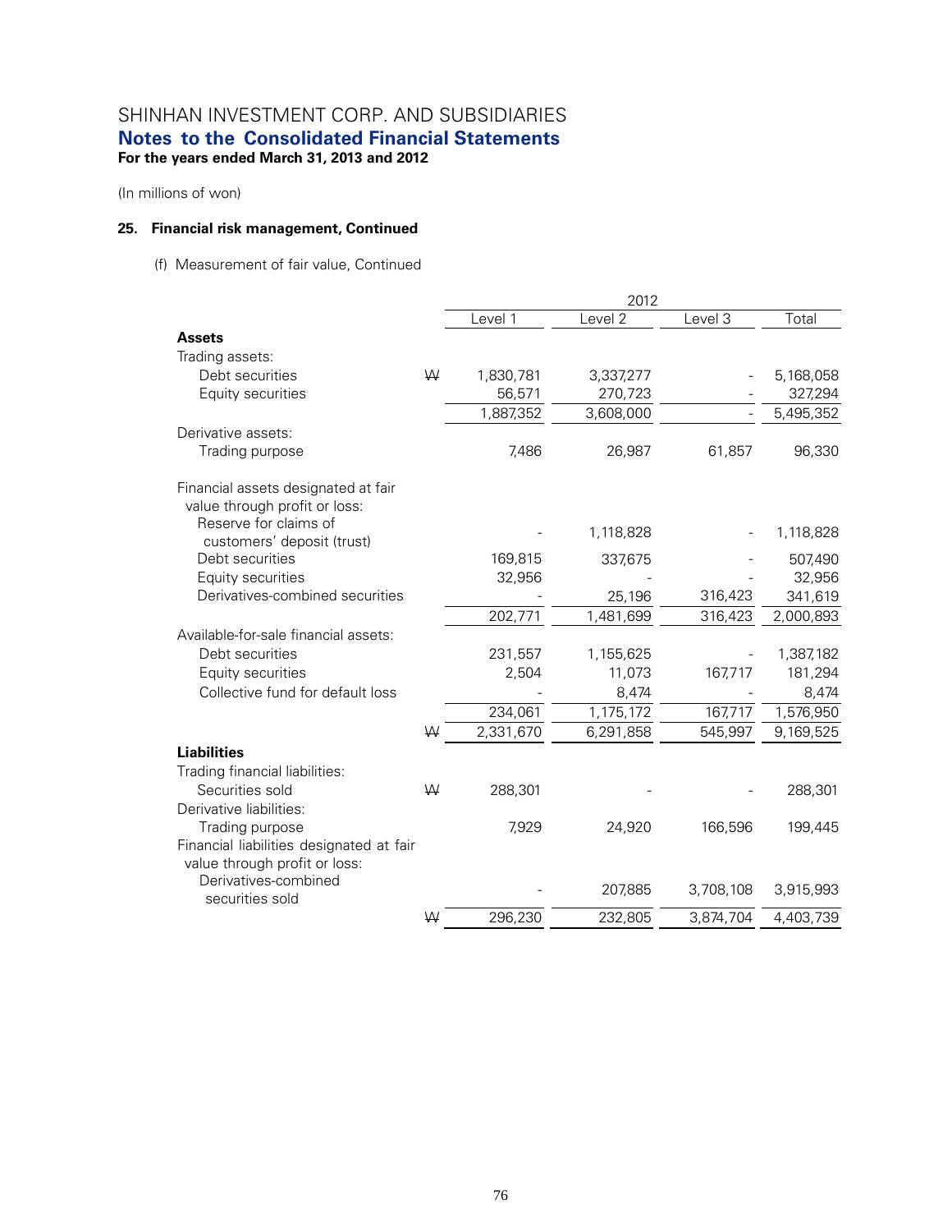(In millions of won)

## 25. Financial risk management, Continued

(f) Measurement of fair value, Continued

| | | 2012 | | | |
|---|---|---|---|---|---|
| | | Level 1 | Level 2 | Level 3 | Total |
| **Assets** | | | | | |
| Trading assets: | | | | | |
| Debt securities | ₩ | 1,830,781 | 3,337,277 | - | 5,168,058 |
| Equity securities | | 56,571 | 270,723 | - | 327,294 |
| | | 1,887,352 | 3,608,000 | - | 5,495,352 |
| Derivative assets: | | | | | |
| Trading purpose | | 7,486 | 26,987 | 61,857 | 96,330 |
| Financial assets designated at fair value through profit or loss: | | | | | |
| Reserve for claims of customers' deposit (trust) | | - | 1,118,828 | - | 1,118,828 |
| Debt securities | | 169,815 | 337,675 | - | 507,490 |
| Equity securities | | 32,956 | - | - | 32,956 |
| Derivatives-combined securities | | - | 25,196 | 316,423 | 341,619 |
| | | 202,771 | 1,481,699 | 316,423 | 2,000,893 |
| Available-for-sale financial assets: | | | | | |
| Debt securities | | 231,557 | 1,155,625 | - | 1,387,182 |
| Equity securities | | 2,504 | 11,073 | 167,717 | 181,294 |
| Collective fund for default loss | | - | 8,474 | - | 8,474 |
| | | 234,061 | 1,175,172 | 167,717 | 1,576,950 |
| | ₩ | 2,331,670 | 6,291,858 | 545,997 | 9,169,525 |
| **Liabilities** | | | | | |
| Trading financial liabilities: | | | | | |
| Securities sold | ₩ | 288,301 | - | - | 288,301 |
| Derivative liabilities: | | | | | |
| Trading purpose | | 7,929 | 24,920 | 166,596 | 199,445 |
| Financial liabilities designated at fair value through profit or loss: | | | | | |
| Derivatives-combined securities sold | | - | 207,885 | 3,708,108 | 3,915,993 |
| | ₩ | 296,230 | 232,805 | 3,874,704 | 4,403,739 |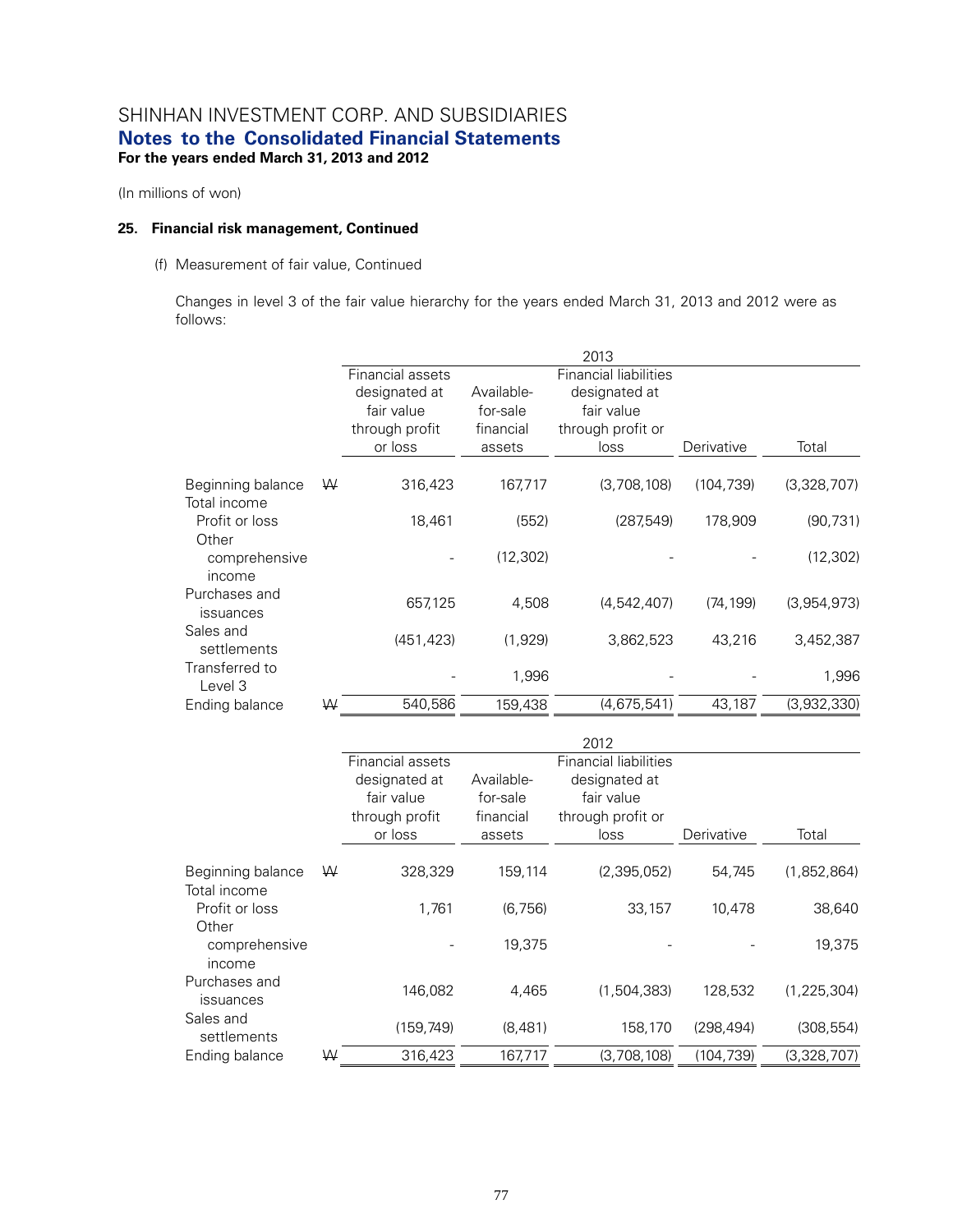SHINHAN INVESTMENT CORP. AND SUBSIDIARIES

**Notes to the Consolidated Financial Statements**

**For the years ended March 31, 2013 and 2012**

(In millions of won)

### 25. Financial risk management, Continued

(f) Measurement of fair value, Continued

Changes in level 3 of the fair value hierarchy for the years ended March 31, 2013 and 2012 were as follows:

| | | 2013 | | | | |
|---|---|---|---|---|---|---|
| | | Financial assets designated at fair value through profit or loss | Available-for-sale financial assets | Financial liabilities designated at fair value through profit or loss | Derivative | Total |
| Beginning balance | ₩ | 316,423 | 167,717 | (3,708,108) | (104,739) | (3,328,707) |
| Total income | | | | | | |
| Profit or loss | | 18,461 | (552) | (287,549) | 178,909 | (90,731) |
| Other comprehensive income | | - | (12,302) | - | - | (12,302) |
| Purchases and issuances | | 657,125 | 4,508 | (4,542,407) | (74,199) | (3,954,973) |
| Sales and settlements | | (451,423) | (1,929) | 3,862,523 | 43,216 | 3,452,387 |
| Transferred to Level 3 | | - | 1,996 | - | - | 1,996 |
| Ending balance | ₩ | 540,586 | 159,438 | (4,675,541) | 43,187 | (3,932,330) |

| | | 2012 | | | | |
|---|---|---|---|---|---|---|
| | | Financial assets designated at fair value through profit or loss | Available-for-sale financial assets | Financial liabilities designated at fair value through profit or loss | Derivative | Total |
| Beginning balance | ₩ | 328,329 | 159,114 | (2,395,052) | 54,745 | (1,852,864) |
| Total income | | | | | | |
| Profit or loss | | 1,761 | (6,756) | 33,157 | 10,478 | 38,640 |
| Other comprehensive income | | - | 19,375 | - | - | 19,375 |
| Purchases and issuances | | 146,082 | 4,465 | (1,504,383) | 128,532 | (1,225,304) |
| Sales and settlements | | (159,749) | (8,481) | 158,170 | (298,494) | (308,554) |
| Ending balance | ₩ | 316,423 | 167,717 | (3,708,108) | (104,739) | (3,328,707) |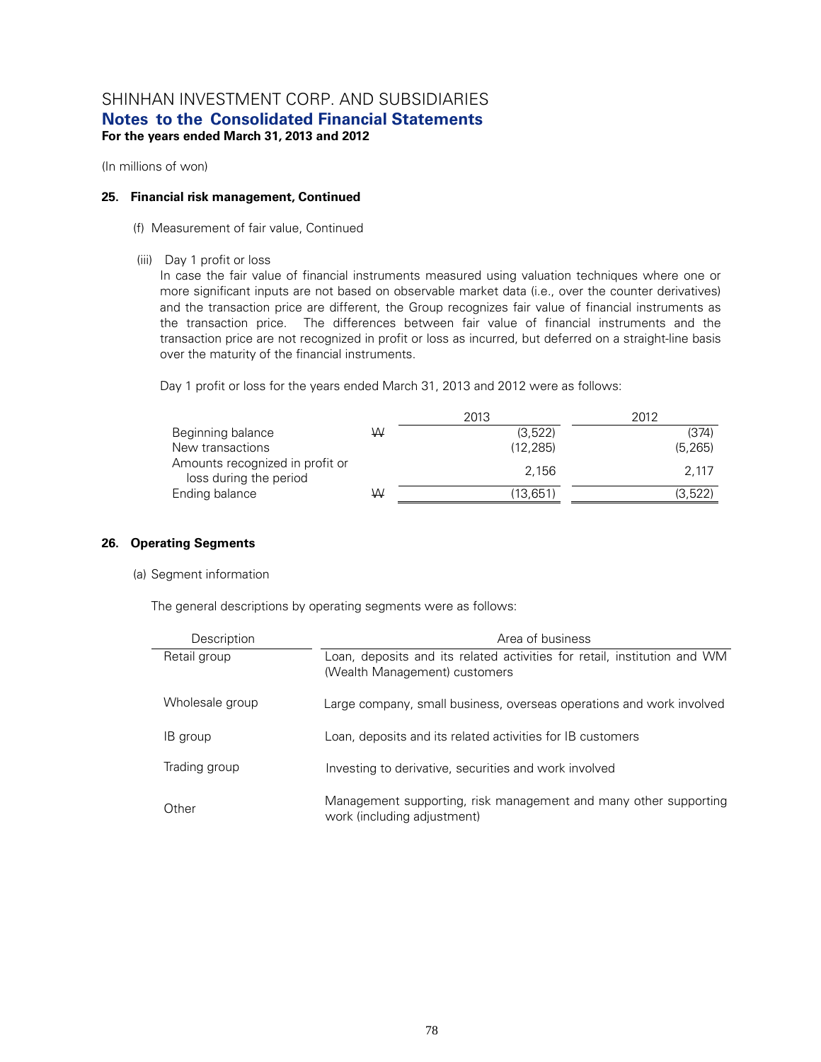SHINHAN INVESTMENT CORP. AND SUBSIDIARIES
**Notes to the Consolidated Financial Statements**
**For the years ended March 31, 2013 and 2012**

(In millions of won)

**25. Financial risk management, Continued**

(f) Measurement of fair value, Continued

(iii) Day 1 profit or loss

In case the fair value of financial instruments measured using valuation techniques where one or more significant inputs are not based on observable market data (i.e., over the counter derivatives) and the transaction price are different, the Group recognizes fair value of financial instruments as the transaction price. The differences between fair value of financial instruments and the transaction price are not recognized in profit or loss as incurred, but deferred on a straight-line basis over the maturity of the financial instruments.

Day 1 profit or loss for the years ended March 31, 2013 and 2012 were as follows:

| | | 2013 | 2012 |
|---|---|---|---|
| Beginning balance | ₩ | (3,522) | (374) |
| New transactions | | (12,285) | (5,265) |
| Amounts recognized in profit or loss during the period | | 2,156 | 2,117 |
| Ending balance | ₩ | (13,651) | (3,522) |

**26. Operating Segments**

(a) Segment information

The general descriptions by operating segments were as follows:

| Description | Area of business |
|---|---|
| Retail group | Loan, deposits and its related activities for retail, institution and WM (Wealth Management) customers |
| Wholesale group | Large company, small business, overseas operations and work involved |
| IB group | Loan, deposits and its related activities for IB customers |
| Trading group | Investing to derivative, securities and work involved |
| Other | Management supporting, risk management and many other supporting work (including adjustment) |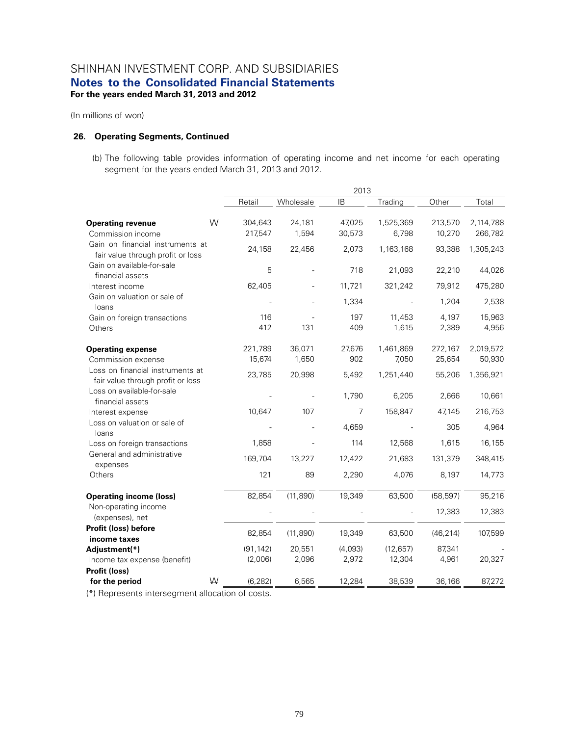# SHINHAN INVESTMENT CORP. AND SUBSIDIARIES

## Notes to the Consolidated Financial Statements

**For the years ended March 31, 2013 and 2012**

(In millions of won)

### 26. Operating Segments, Continued

(b) The following table provides information of operating income and net income for each operating segment for the years ended March 31, 2013 and 2012.

| | | 2013 | | | | | |
|---|---|---|---|---|---|---|---|
| | | Retail | Wholesale | IB | Trading | Other | Total |
| **Operating revenue** | ₩ | 304,643 | 24,181 | 47,025 | 1,525,369 | 213,570 | 2,114,788 |
| Commission income | | 217,547 | 1,594 | 30,573 | 6,798 | 10,270 | 266,782 |
| Gain on financial instruments at fair value through profit or loss | | 24,158 | 22,456 | 2,073 | 1,163,168 | 93,388 | 1,305,243 |
| Gain on available-for-sale financial assets | | 5 | - | 718 | 21,093 | 22,210 | 44,026 |
| Interest income | | 62,405 | - | 11,721 | 321,242 | 79,912 | 475,280 |
| Gain on valuation or sale of loans | | - | - | 1,334 | - | 1,204 | 2,538 |
| Gain on foreign transactions | | 116 | - | 197 | 11,453 | 4,197 | 15,963 |
| Others | | 412 | 131 | 409 | 1,615 | 2,389 | 4,956 |
| **Operating expense** | | 221,789 | 36,071 | 27,676 | 1,461,869 | 272,167 | 2,019,572 |
| Commission expense | | 15,674 | 1,650 | 902 | 7,050 | 25,654 | 50,930 |
| Loss on financial instruments at fair value through profit or loss | | 23,785 | 20,998 | 5,492 | 1,251,440 | 55,206 | 1,356,921 |
| Loss on available-for-sale financial assets | | - | - | 1,790 | 6,205 | 2,666 | 10,661 |
| Interest expense | | 10,647 | 107 | 7 | 158,847 | 47,145 | 216,753 |
| Loss on valuation or sale of loans | | - | - | 4,659 | - | 305 | 4,964 |
| Loss on foreign transactions | | 1,858 | - | 114 | 12,568 | 1,615 | 16,155 |
| General and administrative expenses | | 169,704 | 13,227 | 12,422 | 21,683 | 131,379 | 348,415 |
| Others | | 121 | 89 | 2,290 | 4,076 | 8,197 | 14,773 |
| **Operating income (loss)** | | 82,854 | (11,890) | 19,349 | 63,500 | (58,597) | 95,216 |
| Non-operating income (expenses), net | | - | - | - | - | 12,383 | 12,383 |
| **Profit (loss) before income taxes** | | 82,854 | (11,890) | 19,349 | 63,500 | (46,214) | 107,599 |
| **Adjustment(*)** | | (91,142) | 20,551 | (4,093) | (12,657) | 87,341 | - |
| Income tax expense (benefit) | | (2,006) | 2,096 | 2,972 | 12,304 | 4,961 | 20,327 |
| **Profit (loss) for the period** | ₩ | (6,282) | 6,565 | 12,284 | 38,539 | 36,166 | 87,272 |

(*) Represents intersegment allocation of costs.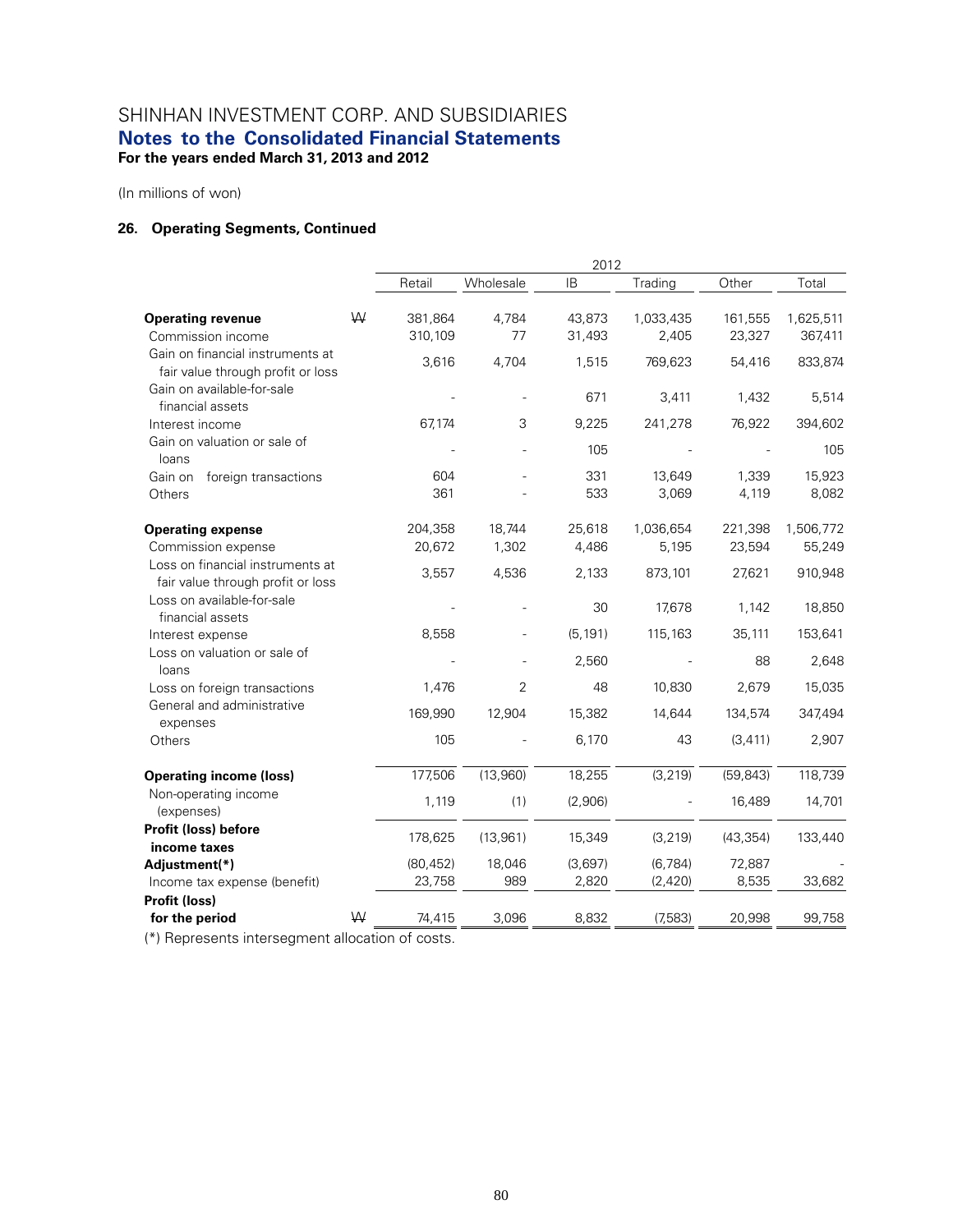# SHINHAN INVESTMENT CORP. AND SUBSIDIARIES

## Notes to the Consolidated Financial Statements

**For the years ended March 31, 2013 and 2012**

(In millions of won)

### 26. Operating Segments, Continued

| | | 2012 | | | | | |
|---|---|---|---|---|---|---|---|
| | | Retail | Wholesale | IB | Trading | Other | Total |
| **Operating revenue** | ₩ | 381,864 | 4,784 | 43,873 | 1,033,435 | 161,555 | 1,625,511 |
| Commission income | | 310,109 | 77 | 31,493 | 2,405 | 23,327 | 367,411 |
| Gain on financial instruments at fair value through profit or loss | | 3,616 | 4,704 | 1,515 | 769,623 | 54,416 | 833,874 |
| Gain on available-for-sale financial assets | | - | - | 671 | 3,411 | 1,432 | 5,514 |
| Interest income | | 67,174 | 3 | 9,225 | 241,278 | 76,922 | 394,602 |
| Gain on valuation or sale of loans | | - | - | 105 | - | - | 105 |
| Gain on foreign transactions | | 604 | - | 331 | 13,649 | 1,339 | 15,923 |
| Others | | 361 | - | 533 | 3,069 | 4,119 | 8,082 |
| **Operating expense** | | 204,358 | 18,744 | 25,618 | 1,036,654 | 221,398 | 1,506,772 |
| Commission expense | | 20,672 | 1,302 | 4,486 | 5,195 | 23,594 | 55,249 |
| Loss on financial instruments at fair value through profit or loss | | 3,557 | 4,536 | 2,133 | 873,101 | 27,621 | 910,948 |
| Loss on available-for-sale financial assets | | - | - | 30 | 17,678 | 1,142 | 18,850 |
| Interest expense | | 8,558 | - | (5,191) | 115,163 | 35,111 | 153,641 |
| Loss on valuation or sale of loans | | - | - | 2,560 | - | 88 | 2,648 |
| Loss on foreign transactions | | 1,476 | 2 | 48 | 10,830 | 2,679 | 15,035 |
| General and administrative expenses | | 169,990 | 12,904 | 15,382 | 14,644 | 134,574 | 347,494 |
| Others | | 105 | - | 6,170 | 43 | (3,411) | 2,907 |
| **Operating income (loss)** | | 177,506 | (13,960) | 18,255 | (3,219) | (59,843) | 118,739 |
| Non-operating income (expenses) | | 1,119 | (1) | (2,906) | - | 16,489 | 14,701 |
| **Profit (loss) before income taxes** | | 178,625 | (13,961) | 15,349 | (3,219) | (43,354) | 133,440 |
| **Adjustment(*)** | | (80,452) | 18,046 | (3,697) | (6,784) | 72,887 | - |
| Income tax expense (benefit) | | 23,758 | 989 | 2,820 | (2,420) | 8,535 | 33,682 |
| **Profit (loss) for the period** | ₩ | 74,415 | 3,096 | 8,832 | (7,583) | 20,998 | 99,758 |

(*) Represents intersegment allocation of costs.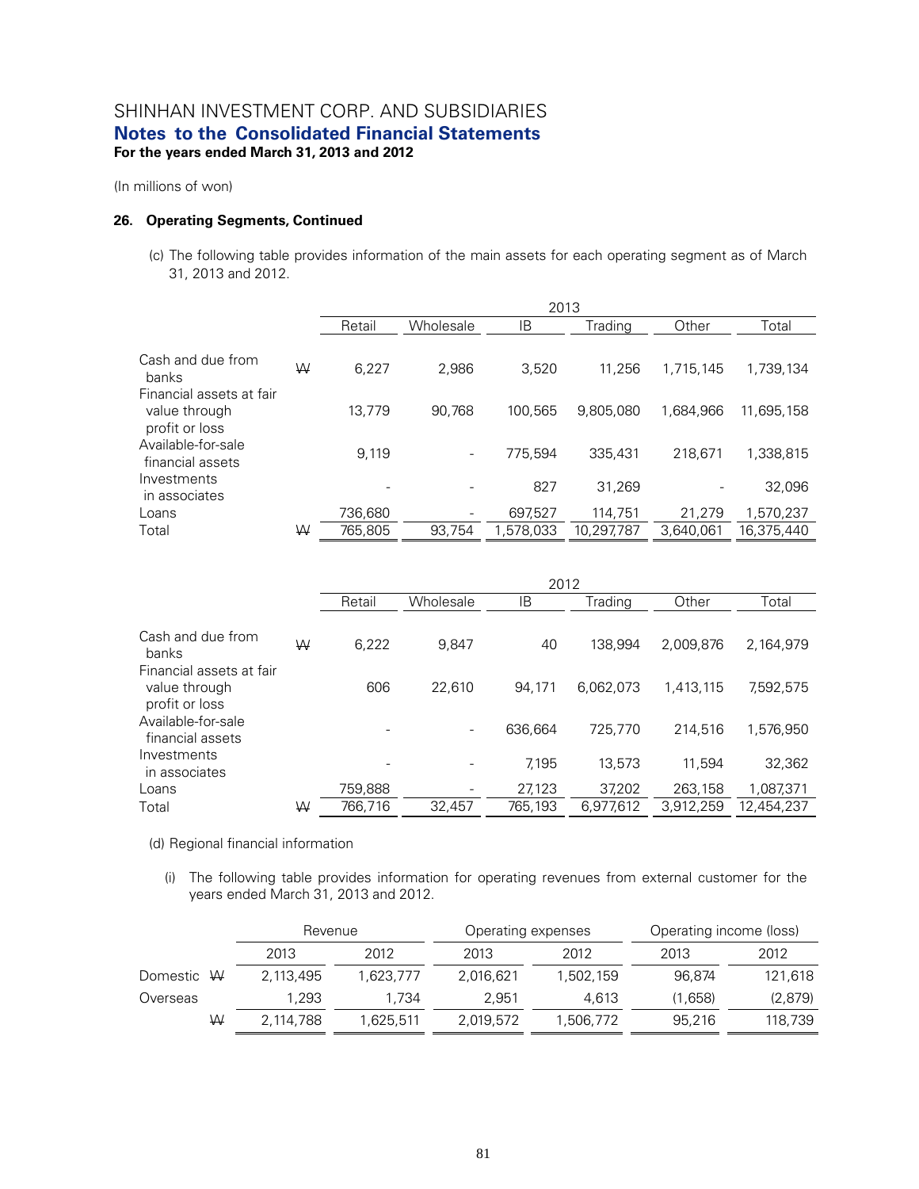SHINHAN INVESTMENT CORP. AND SUBSIDIARIES
**Notes to the Consolidated Financial Statements**
**For the years ended March 31, 2013 and 2012**

(In millions of won)

### 26. Operating Segments, Continued

(c) The following table provides information of the main assets for each operating segment as of March 31, 2013 and 2012.

| | | 2013 | | | | | |
|---|---|---|---|---|---|---|---|
| | | Retail | Wholesale | IB | Trading | Other | Total |
| Cash and due from banks | ₩ | 6,227 | 2,986 | 3,520 | 11,256 | 1,715,145 | 1,739,134 |
| Financial assets at fair value through profit or loss | | 13,779 | 90,768 | 100,565 | 9,805,080 | 1,684,966 | 11,695,158 |
| Available-for-sale financial assets | | 9,119 | - | 775,594 | 335,431 | 218,671 | 1,338,815 |
| Investments in associates | | - | - | 827 | 31,269 | - | 32,096 |
| Loans | | 736,680 | - | 697,527 | 114,751 | 21,279 | 1,570,237 |
| Total | ₩ | 765,805 | 93,754 | 1,578,033 | 10,297,787 | 3,640,061 | 16,375,440 |

| | | 2012 | | | | | |
|---|---|---|---|---|---|---|---|
| | | Retail | Wholesale | IB | Trading | Other | Total |
| Cash and due from banks | ₩ | 6,222 | 9,847 | 40 | 138,994 | 2,009,876 | 2,164,979 |
| Financial assets at fair value through profit or loss | | 606 | 22,610 | 94,171 | 6,062,073 | 1,413,115 | 7,592,575 |
| Available-for-sale financial assets | | - | - | 636,664 | 725,770 | 214,516 | 1,576,950 |
| Investments in associates | | - | - | 7,195 | 13,573 | 11,594 | 32,362 |
| Loans | | 759,888 | - | 27,123 | 37,202 | 263,158 | 1,087,371 |
| Total | ₩ | 766,716 | 32,457 | 765,193 | 6,977,612 | 3,912,259 | 12,454,237 |

(d) Regional financial information

(i) The following table provides information for operating revenues from external customer for the years ended March 31, 2013 and 2012.

| | | Revenue | | Operating expenses | | Operating income (loss) | |
|---|---|---|---|---|---|---|---|
| | | 2013 | 2012 | 2013 | 2012 | 2013 | 2012 |
| Domestic | ₩ | 2,113,495 | 1,623,777 | 2,016,621 | 1,502,159 | 96,874 | 121,618 |
| Overseas | | 1,293 | 1,734 | 2,951 | 4,613 | (1,658) | (2,879) |
| | ₩ | 2,114,788 | 1,625,511 | 2,019,572 | 1,506,772 | 95,216 | 118,739 |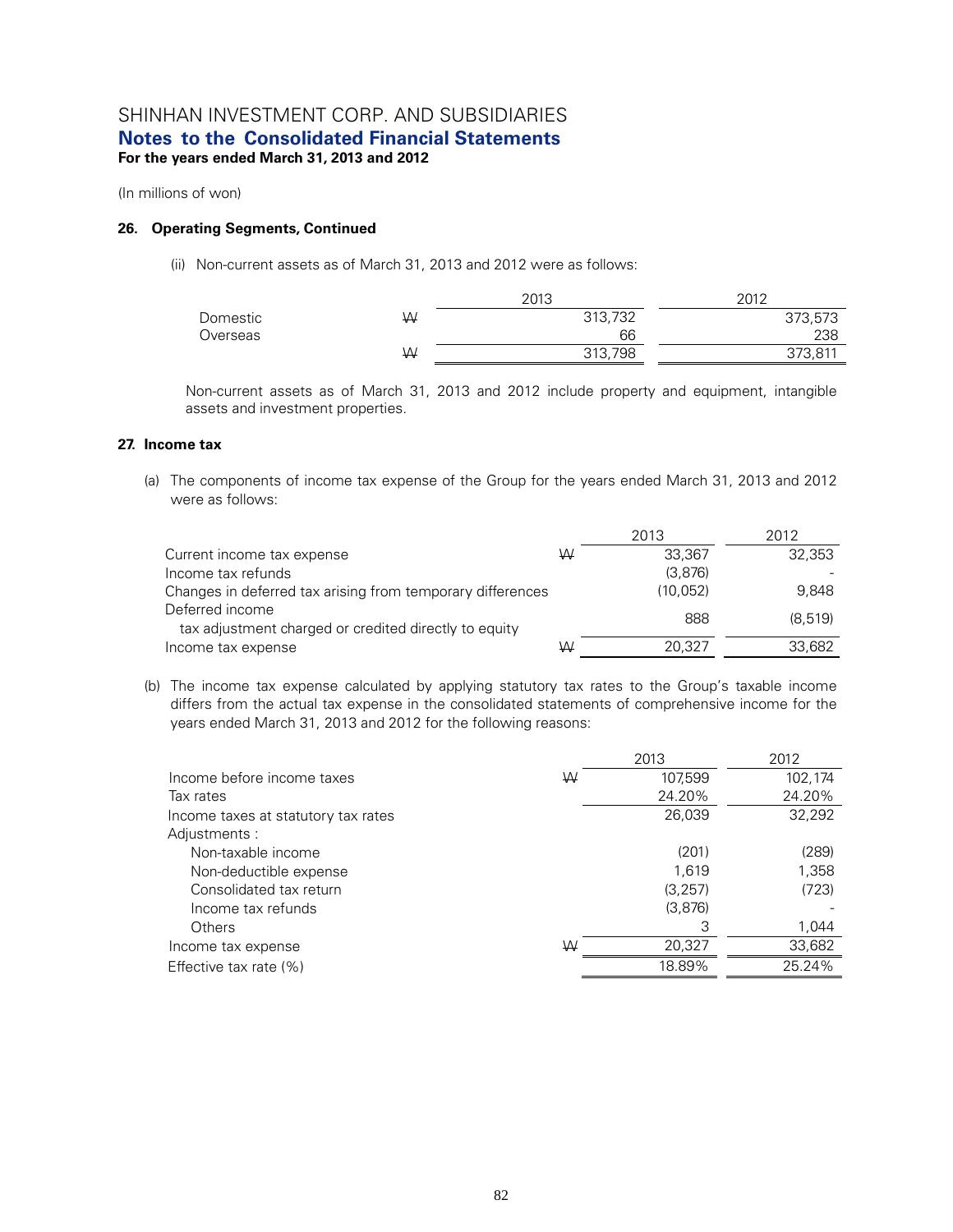(In millions of won)

## 26. Operating Segments, Continued

(ii) Non-current assets as of March 31, 2013 and 2012 were as follows:

| | | 2013 | 2012 |
|---|---|---|---|
| Domestic | ₩ | 313,732 | 373,573 |
| Overseas | | 66 | 238 |
| | ₩ | 313,798 | 373,811 |

Non-current assets as of March 31, 2013 and 2012 include property and equipment, intangible assets and investment properties.

## 27. Income tax

(a) The components of income tax expense of the Group for the years ended March 31, 2013 and 2012 were as follows:

| | | 2013 | 2012 |
|---|---|---|---|
| Current income tax expense | ₩ | 33,367 | 32,353 |
| Income tax refunds | | (3,876) | - |
| Changes in deferred tax arising from temporary differences | | (10,052) | 9,848 |
| Deferred income tax adjustment charged or credited directly to equity | | 888 | (8,519) |
| Income tax expense | ₩ | 20,327 | 33,682 |

(b) The income tax expense calculated by applying statutory tax rates to the Group's taxable income differs from the actual tax expense in the consolidated statements of comprehensive income for the years ended March 31, 2013 and 2012 for the following reasons:

| | | 2013 | 2012 |
|---|---|---|---|
| Income before income taxes | ₩ | 107,599 | 102,174 |
| Tax rates | | 24.20% | 24.20% |
| Income taxes at statutory tax rates | | 26,039 | 32,292 |
| Adjustments : | | | |
| Non-taxable income | | (201) | (289) |
| Non-deductible expense | | 1,619 | 1,358 |
| Consolidated tax return | | (3,257) | (723) |
| Income tax refunds | | (3,876) | - |
| Others | | 3 | 1,044 |
| Income tax expense | ₩ | 20,327 | 33,682 |
| Effective tax rate (%) | | 18.89% | 25.24% |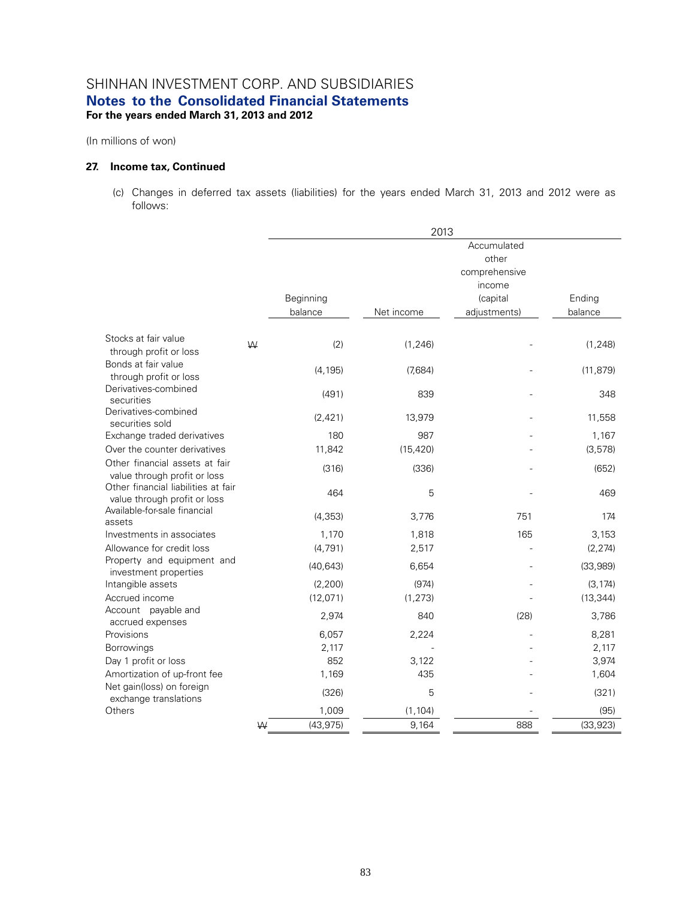SHINHAN INVESTMENT CORP. AND SUBSIDIARIES

**Notes to the Consolidated Financial Statements**

**For the years ended March 31, 2013 and 2012**

(In millions of won)

#### 27. Income tax, Continued

(c) Changes in deferred tax assets (liabilities) for the years ended March 31, 2013 and 2012 were as follows:

| | 2013 | | | |
|---|---|---|---|---|
| | Beginning balance | Net income | Accumulated other comprehensive income (capital adjustments) | Ending balance |
| Stocks at fair value through profit or loss | ₩ (2) | (1,246) | - | (1,248) |
| Bonds at fair value through profit or loss | (4,195) | (7,684) | - | (11,879) |
| Derivatives-combined securities | (491) | 839 | - | 348 |
| Derivatives-combined securities sold | (2,421) | 13,979 | - | 11,558 |
| Exchange traded derivatives | 180 | 987 | - | 1,167 |
| Over the counter derivatives | 11,842 | (15,420) | - | (3,578) |
| Other financial assets at fair value through profit or loss | (316) | (336) | - | (652) |
| Other financial liabilities at fair value through profit or loss | 464 | 5 | - | 469 |
| Available-for-sale financial assets | (4,353) | 3,776 | 751 | 174 |
| Investments in associates | 1,170 | 1,818 | 165 | 3,153 |
| Allowance for credit loss | (4,791) | 2,517 | - | (2,274) |
| Property and equipment and investment properties | (40,643) | 6,654 | - | (33,989) |
| Intangible assets | (2,200) | (974) | - | (3,174) |
| Accrued income | (12,071) | (1,273) | - | (13,344) |
| Account payable and accrued expenses | 2,974 | 840 | (28) | 3,786 |
| Provisions | 6,057 | 2,224 | - | 8,281 |
| Borrowings | 2,117 | - | - | 2,117 |
| Day 1 profit or loss | 852 | 3,122 | - | 3,974 |
| Amortization of up-front fee | 1,169 | 435 | - | 1,604 |
| Net gain(loss) on foreign exchange translations | (326) | 5 | - | (321) |
| Others | 1,009 | (1,104) | - | (95) |
| | ₩ (43,975) | 9,164 | 888 | (33,923) |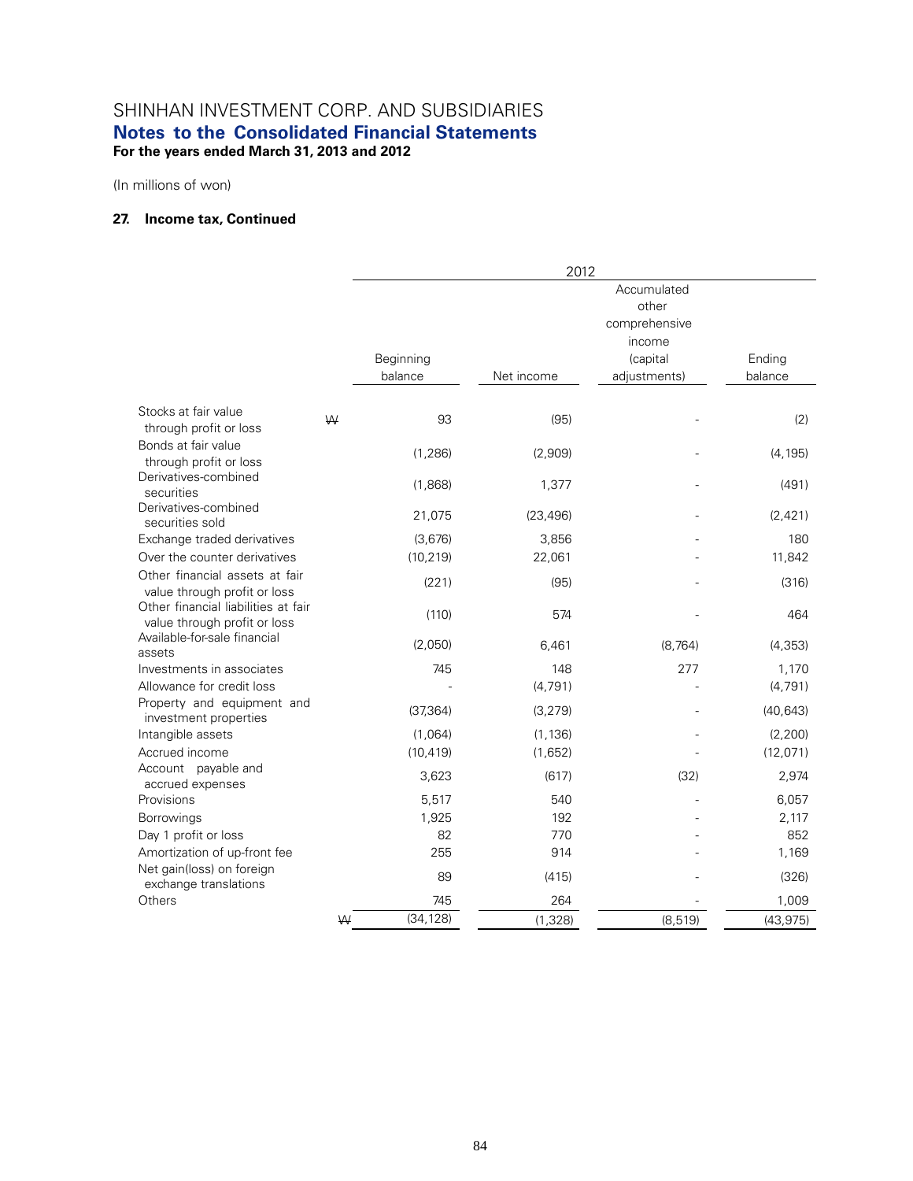# SHINHAN INVESTMENT CORP. AND SUBSIDIARIES

## Notes to the Consolidated Financial Statements

**For the years ended March 31, 2013 and 2012**

(In millions of won)

### 27. Income tax, Continued

| | | 2012 | | | |
|---|---|---|---|---|---|
| | | Beginning balance | Net income | Accumulated other comprehensive income (capital adjustments) | Ending balance |
| Stocks at fair value through profit or loss | ₩ | 93 | (95) | - | (2) |
| Bonds at fair value through profit or loss | | (1,286) | (2,909) | - | (4,195) |
| Derivatives-combined securities | | (1,868) | 1,377 | - | (491) |
| Derivatives-combined securities sold | | 21,075 | (23,496) | - | (2,421) |
| Exchange traded derivatives | | (3,676) | 3,856 | - | 180 |
| Over the counter derivatives | | (10,219) | 22,061 | - | 11,842 |
| Other financial assets at fair value through profit or loss | | (221) | (95) | - | (316) |
| Other financial liabilities at fair value through profit or loss | | (110) | 574 | - | 464 |
| Available-for-sale financial assets | | (2,050) | 6,461 | (8,764) | (4,353) |
| Investments in associates | | 745 | 148 | 277 | 1,170 |
| Allowance for credit loss | | - | (4,791) | - | (4,791) |
| Property and equipment and investment properties | | (37,364) | (3,279) | - | (40,643) |
| Intangible assets | | (1,064) | (1,136) | - | (2,200) |
| Accrued income | | (10,419) | (1,652) | - | (12,071) |
| Account payable and accrued expenses | | 3,623 | (617) | (32) | 2,974 |
| Provisions | | 5,517 | 540 | - | 6,057 |
| Borrowings | | 1,925 | 192 | - | 2,117 |
| Day 1 profit or loss | | 82 | 770 | - | 852 |
| Amortization of up-front fee | | 255 | 914 | - | 1,169 |
| Net gain(loss) on foreign exchange translations | | 89 | (415) | - | (326) |
| Others | | 745 | 264 | - | 1,009 |
| | ₩ | (34,128) | (1,328) | (8,519) | (43,975) |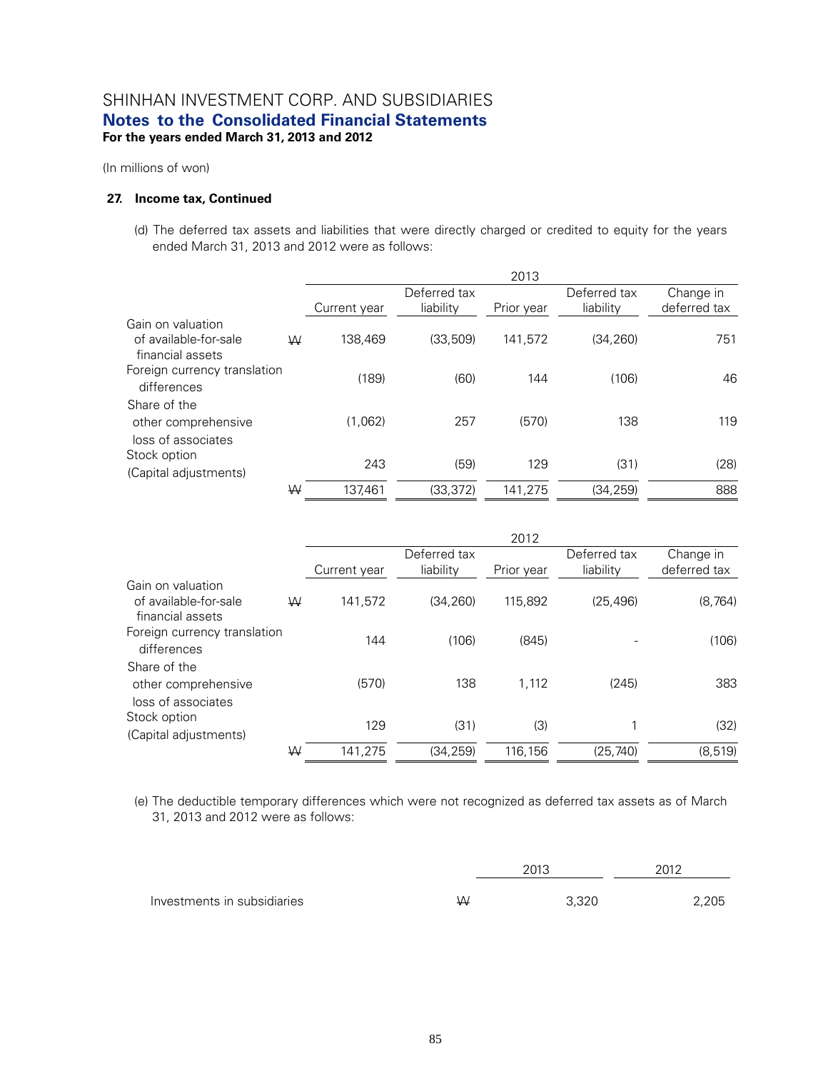# SHINHAN INVESTMENT CORP. AND SUBSIDIARIES
## Notes to the Consolidated Financial Statements
**For the years ended March 31, 2013 and 2012**

(In millions of won)

**27. Income tax, Continued**

(d) The deferred tax assets and liabilities that were directly charged or credited to equity for the years ended March 31, 2013 and 2012 were as follows:

| | | 2013 | | | | |
|---|---|---|---|---|---|---|
| | | Current year | Deferred tax liability | Prior year | Deferred tax liability | Change in deferred tax |
| Gain on valuation of available-for-sale financial assets | ₩ | 138,469 | (33,509) | 141,572 | (34,260) | 751 |
| Foreign currency translation differences | | (189) | (60) | 144 | (106) | 46 |
| Share of the other comprehensive loss of associates | | (1,062) | 257 | (570) | 138 | 119 |
| Stock option (Capital adjustments) | | 243 | (59) | 129 | (31) | (28) |
| | ₩ | 137,461 | (33,372) | 141,275 | (34,259) | 888 |

| | | 2012 | | | | |
|---|---|---|---|---|---|---|
| | | Current year | Deferred tax liability | Prior year | Deferred tax liability | Change in deferred tax |
| Gain on valuation of available-for-sale financial assets | ₩ | 141,572 | (34,260) | 115,892 | (25,496) | (8,764) |
| Foreign currency translation differences | | 144 | (106) | (845) | - | (106) |
| Share of the other comprehensive loss of associates | | (570) | 138 | 1,112 | (245) | 383 |
| Stock option (Capital adjustments) | | 129 | (31) | (3) | 1 | (32) |
| | ₩ | 141,275 | (34,259) | 116,156 | (25,740) | (8,519) |

(e) The deductible temporary differences which were not recognized as deferred tax assets as of March 31, 2013 and 2012 were as follows:

| | | 2013 | 2012 |
|---|---|---|---|
| Investments in subsidiaries | ₩ | 3,320 | 2,205 |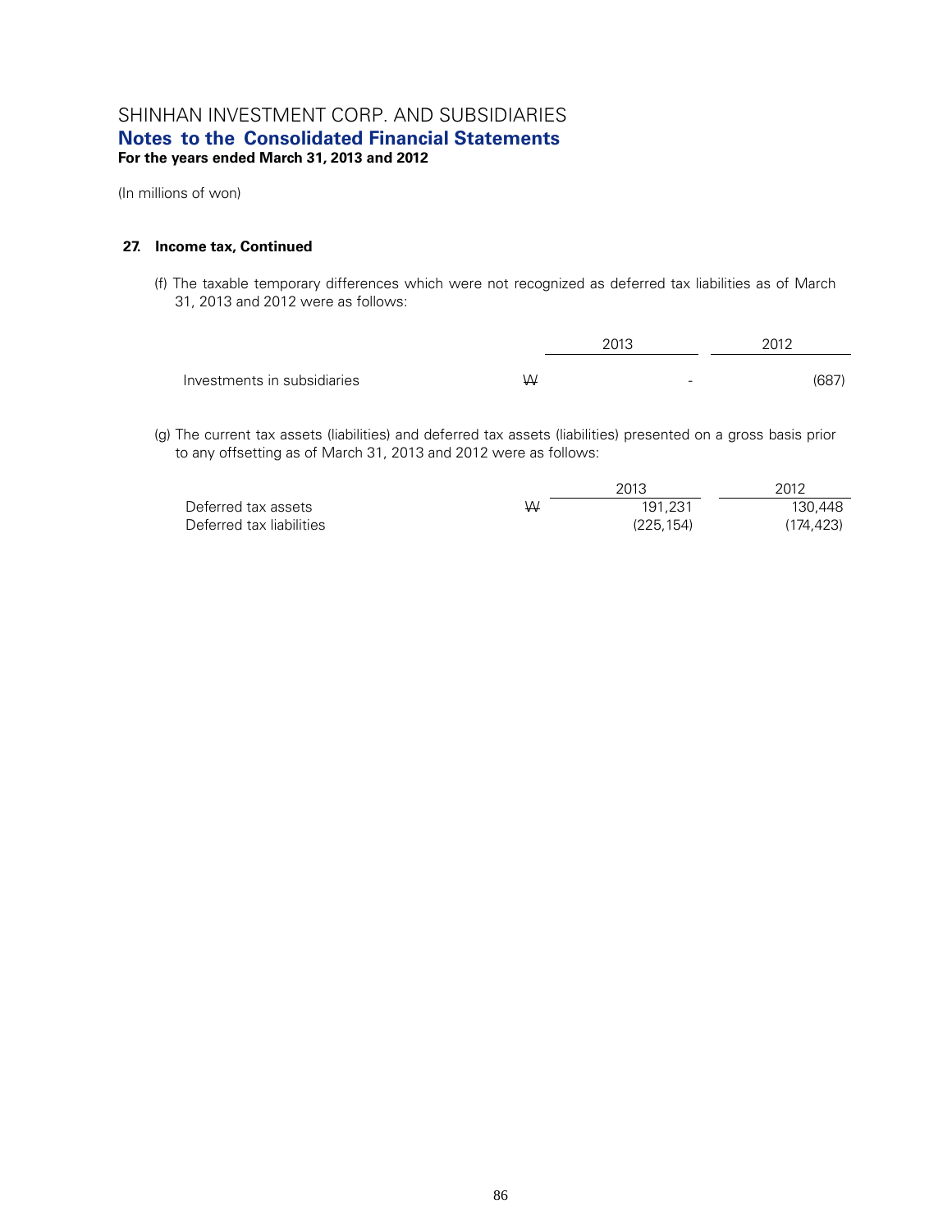# SHINHAN INVESTMENT CORP. AND SUBSIDIARIES
## Notes to the Consolidated Financial Statements
**For the years ended March 31, 2013 and 2012**

(In millions of won)

**27. Income tax, Continued**

(f) The taxable temporary differences which were not recognized as deferred tax liabilities as of March 31, 2013 and 2012 were as follows:

| | | 2013 | 2012 |
|---|---|---|---|
| Investments in subsidiaries | ₩ | - | (687) |

(g) The current tax assets (liabilities) and deferred tax assets (liabilities) presented on a gross basis prior to any offsetting as of March 31, 2013 and 2012 were as follows:

| | | 2013 | 2012 |
|---|---|---|---|
| Deferred tax assets | ₩ | 191,231 | 130,448 |
| Deferred tax liabilities | | (225,154) | (174,423) |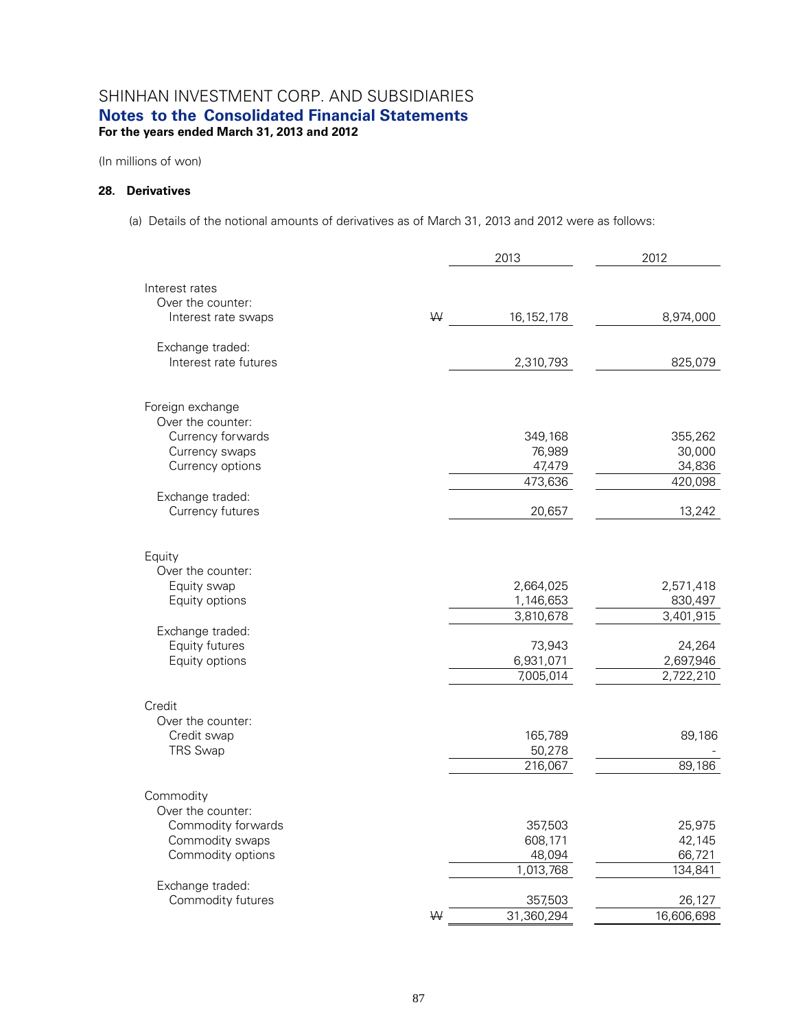SHINHAN INVESTMENT CORP. AND SUBSIDIARIES
**Notes to the Consolidated Financial Statements**
**For the years ended March 31, 2013 and 2012**

(In millions of won)

### 28. Derivatives

(a) Details of the notional amounts of derivatives as of March 31, 2013 and 2012 were as follows:

| | | 2013 | 2012 |
|---|---|---|---|
| Interest rates | | | |
| Over the counter: | | | |
| Interest rate swaps | ₩ | 16,152,178 | 8,974,000 |
| Exchange traded: | | | |
| Interest rate futures | | 2,310,793 | 825,079 |
| Foreign exchange | | | |
| Over the counter: | | | |
| Currency forwards | | 349,168 | 355,262 |
| Currency swaps | | 76,989 | 30,000 |
| Currency options | | 47,479 | 34,836 |
| | | 473,636 | 420,098 |
| Exchange traded: | | | |
| Currency futures | | 20,657 | 13,242 |
| Equity | | | |
| Over the counter: | | | |
| Equity swap | | 2,664,025 | 2,571,418 |
| Equity options | | 1,146,653 | 830,497 |
| | | 3,810,678 | 3,401,915 |
| Exchange traded: | | | |
| Equity futures | | 73,943 | 24,264 |
| Equity options | | 6,931,071 | 2,697,946 |
| | | 7,005,014 | 2,722,210 |
| Credit | | | |
| Over the counter: | | | |
| Credit swap | | 165,789 | 89,186 |
| TRS Swap | | 50,278 | - |
| | | 216,067 | 89,186 |
| Commodity | | | |
| Over the counter: | | | |
| Commodity forwards | | 357,503 | 25,975 |
| Commodity swaps | | 608,171 | 42,145 |
| Commodity options | | 48,094 | 66,721 |
| | | 1,013,768 | 134,841 |
| Exchange traded: | | | |
| Commodity futures | | 357,503 | 26,127 |
| | ₩ | 31,360,294 | 16,606,698 |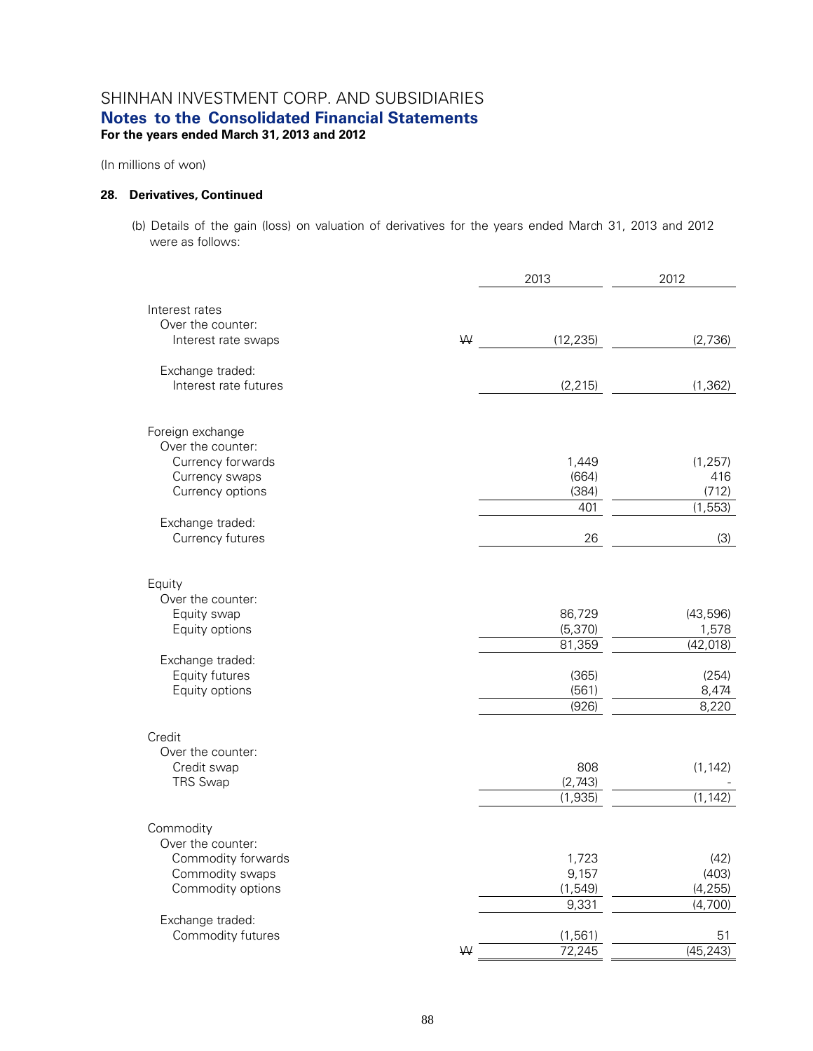SHINHAN INVESTMENT CORP. AND SUBSIDIARIES
**Notes to the Consolidated Financial Statements**
**For the years ended March 31, 2013 and 2012**

(In millions of won)

#### 28. Derivatives, Continued

(b) Details of the gain (loss) on valuation of derivatives for the years ended March 31, 2013 and 2012 were as follows:

| | | 2013 | 2012 |
|---|---|---|---|
| Interest rates | | | |
| Over the counter: | | | |
| Interest rate swaps | ₩ | (12,235) | (2,736) |
| Exchange traded: | | | |
| Interest rate futures | | (2,215) | (1,362) |
| Foreign exchange | | | |
| Over the counter: | | | |
| Currency forwards | | 1,449 | (1,257) |
| Currency swaps | | (664) | 416 |
| Currency options | | (384) | (712) |
| | | 401 | (1,553) |
| Exchange traded: | | | |
| Currency futures | | 26 | (3) |
| Equity | | | |
| Over the counter: | | | |
| Equity swap | | 86,729 | (43,596) |
| Equity options | | (5,370) | 1,578 |
| | | 81,359 | (42,018) |
| Exchange traded: | | | |
| Equity futures | | (365) | (254) |
| Equity options | | (561) | 8,474 |
| | | (926) | 8,220 |
| Credit | | | |
| Over the counter: | | | |
| Credit swap | | 808 | (1,142) |
| TRS Swap | | (2,743) | - |
| | | (1,935) | (1,142) |
| Commodity | | | |
| Over the counter: | | | |
| Commodity forwards | | 1,723 | (42) |
| Commodity swaps | | 9,157 | (403) |
| Commodity options | | (1,549) | (4,255) |
| | | 9,331 | (4,700) |
| Exchange traded: | | | |
| Commodity futures | | (1,561) | 51 |
| | ₩ | 72,245 | (45,243) |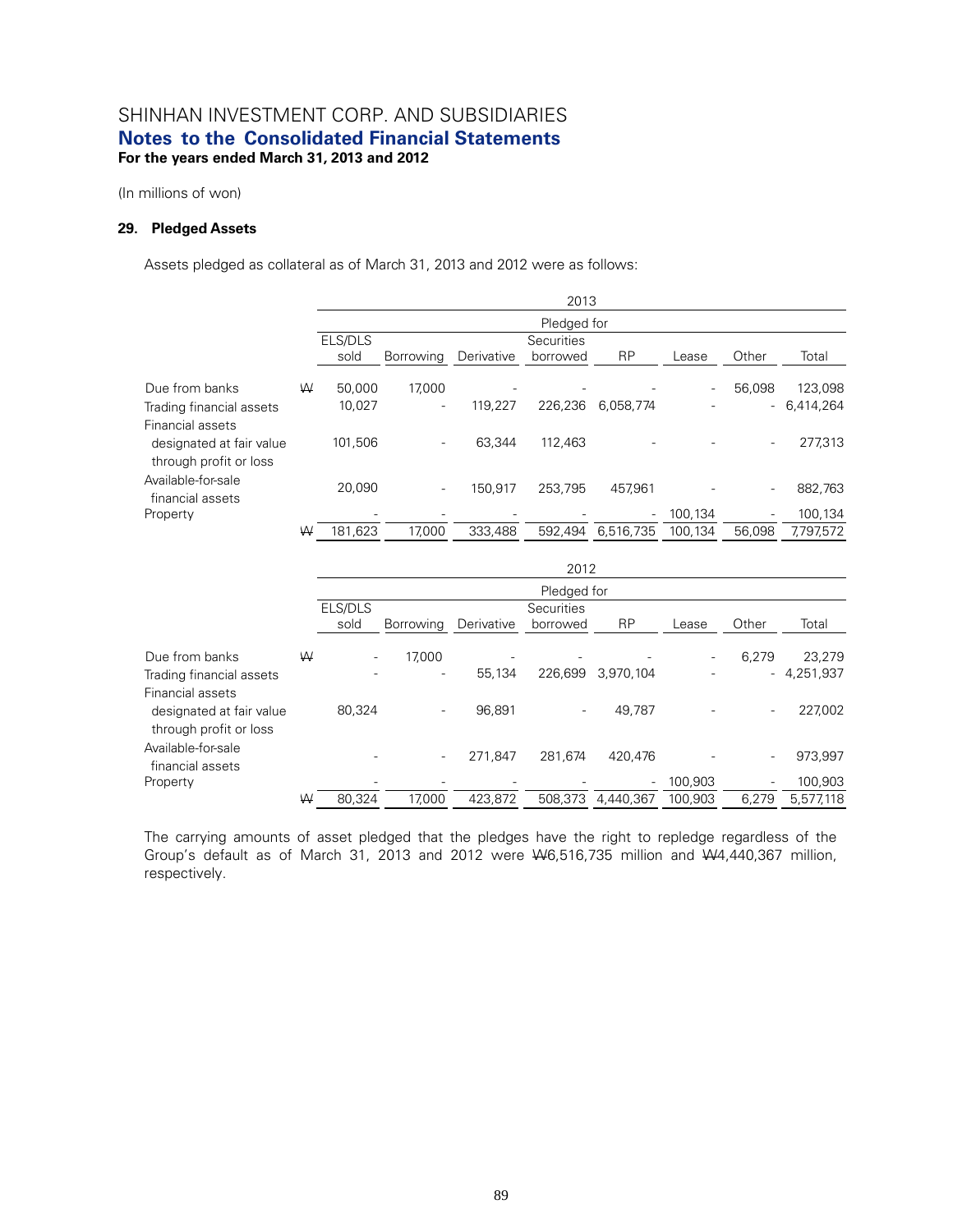# SHINHAN INVESTMENT CORP. AND SUBSIDIARIES
## Notes to the Consolidated Financial Statements
**For the years ended March 31, 2013 and 2012**

(In millions of won)

### 29. Pledged Assets

Assets pledged as collateral as of March 31, 2013 and 2012 were as follows:

| | 2013 | | | | | | | |
|---|---|---|---|---|---|---|---|---|
| | Pledged for | | | | | | | |
| | ELS/DLS sold | Borrowing | Derivative | Securities borrowed | RP | Lease | Other | Total |
| Due from banks | ₩ 50,000 | 17,000 | - | - | - | - | 56,098 | 123,098 |
| Trading financial assets | 10,027 | - | 119,227 | 226,236 | 6,058,774 | - | - | 6,414,264 |
| Financial assets designated at fair value through profit or loss | 101,506 | - | 63,344 | 112,463 | - | - | - | 277,313 |
| Available-for-sale financial assets | 20,090 | - | 150,917 | 253,795 | 457,961 | - | - | 882,763 |
| Property | - | - | - | - | - | 100,134 | - | 100,134 |
| | ₩ 181,623 | 17,000 | 333,488 | 592,494 | 6,516,735 | 100,134 | 56,098 | 7,797,572 |

| | 2012 | | | | | | | |
|---|---|---|---|---|---|---|---|---|
| | Pledged for | | | | | | | |
| | ELS/DLS sold | Borrowing | Derivative | Securities borrowed | RP | Lease | Other | Total |
| Due from banks | ₩ - | 17,000 | - | - | - | - | 6,279 | 23,279 |
| Trading financial assets | - | - | 55,134 | 226,699 | 3,970,104 | - | - | 4,251,937 |
| Financial assets designated at fair value through profit or loss | 80,324 | - | 96,891 | - | 49,787 | - | - | 227,002 |
| Available-for-sale financial assets | - | - | 271,847 | 281,674 | 420,476 | - | - | 973,997 |
| Property | - | - | - | - | - | 100,903 | - | 100,903 |
| | ₩ 80,324 | 17,000 | 423,872 | 508,373 | 4,440,367 | 100,903 | 6,279 | 5,577,118 |

The carrying amounts of asset pledged that the pledges have the right to repledge regardless of the Group's default as of March 31, 2013 and 2012 were ₩6,516,735 million and ₩4,440,367 million, respectively.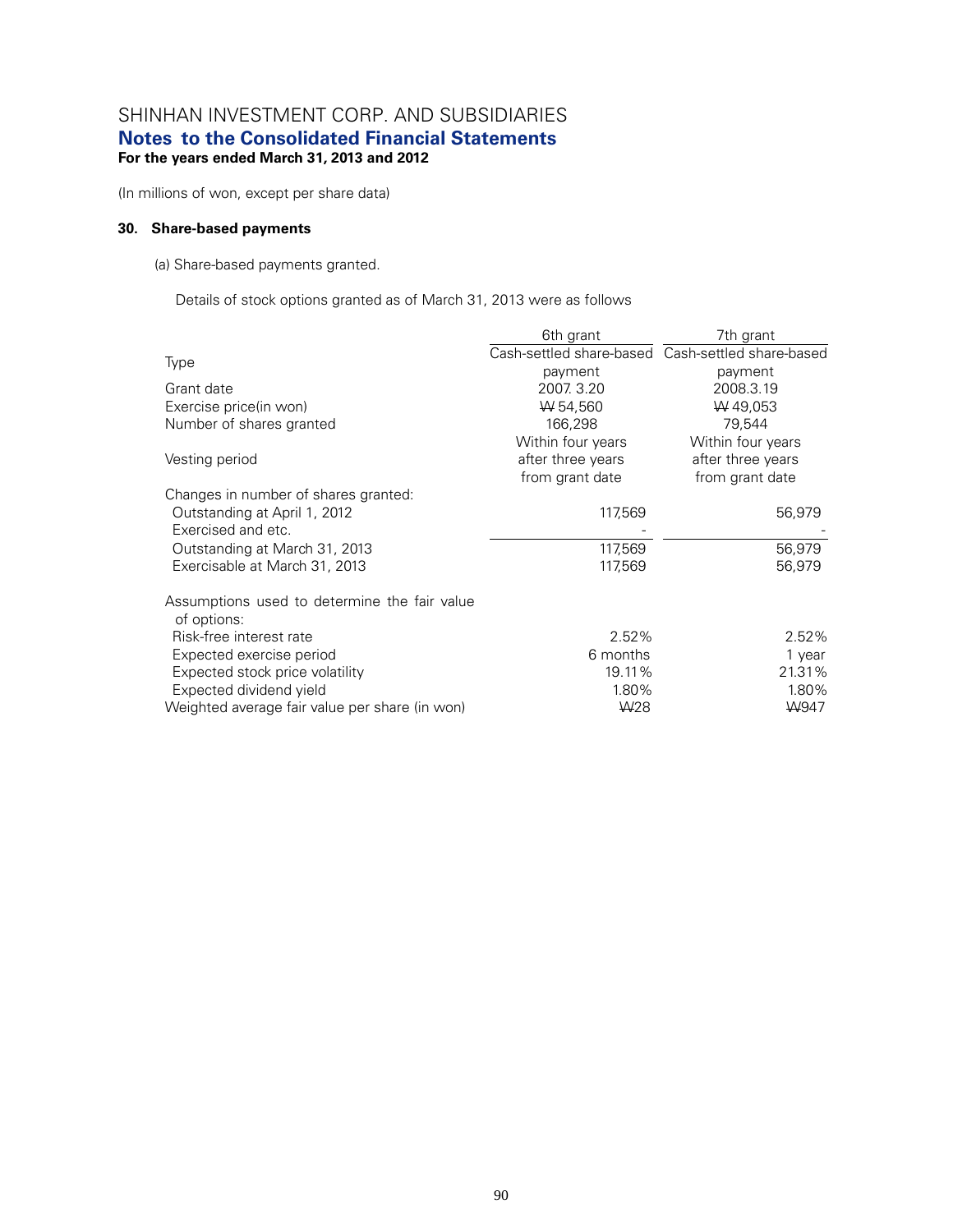SHINHAN INVESTMENT CORP. AND SUBSIDIARIES
**Notes to the Consolidated Financial Statements**
**For the years ended March 31, 2013 and 2012**

(In millions of won, except per share data)

### 30. Share-based payments

(a) Share-based payments granted.

Details of stock options granted as of March 31, 2013 were as follows

| | 6th grant | 7th grant |
|---|---|---|
| Type | Cash-settled share-based payment | Cash-settled share-based payment |
| Grant date | 2007. 3.20 | 2008.3.19 |
| Exercise price(in won) | ₩ 54,560 | ₩ 49,053 |
| Number of shares granted | 166,298 | 79,544 |
| Vesting period | Within four years after three years from grant date | Within four years after three years from grant date |
| Changes in number of shares granted: | | |
| Outstanding at April 1, 2012 | 117,569 | 56,979 |
| Exercised and etc. | - | - |
| Outstanding at March 31, 2013 | 117,569 | 56,979 |
| Exercisable at March 31, 2013 | 117,569 | 56,979 |
| Assumptions used to determine the fair value of options: | | |
| Risk-free interest rate | 2.52% | 2.52% |
| Expected exercise period | 6 months | 1 year |
| Expected stock price volatility | 19.11% | 21.31% |
| Expected dividend yield | 1.80% | 1.80% |
| Weighted average fair value per share (in won) | ₩28 | ₩947 |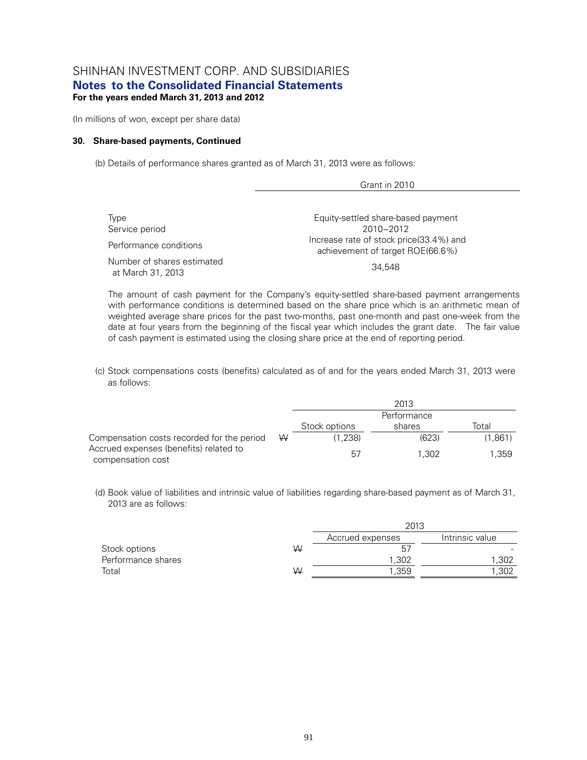SHINHAN INVESTMENT CORP. AND SUBSIDIARIES

**Notes to the Consolidated Financial Statements**

**For the years ended March 31, 2013 and 2012**

(In millions of won, except per share data)

**30. Share-based payments, Continued**

(b) Details of performance shares granted as of March 31, 2013 were as follows:

| | Grant in 2010 |
|---|---|
| Type | Equity-settled share-based payment |
| Service period | 2010~2012 |
| Performance conditions | Increase rate of stock price(33.4%) and achievement of target ROE(66.6%) |
| Number of shares estimated at March 31, 2013 | 34,548 |

The amount of cash payment for the Company's equity-settled share-based payment arrangements with performance conditions is determined based on the share price which is an arithmetic mean of weighted average share prices for the past two-months, past one-month and past one-week from the date at four years from the beginning of the fiscal year which includes the grant date. The fair value of cash payment is estimated using the closing share price at the end of reporting period.

(c) Stock compensations costs (benefits) calculated as of and for the years ended March 31, 2013 were as follows:

| | | 2013 | | |
|---|---|---|---|---|
| | | Stock options | Performance shares | Total |
| Compensation costs recorded for the period | ₩ | (1,238) | (623) | (1,861) |
| Accrued expenses (benefits) related to compensation cost | | 57 | 1,302 | 1,359 |

(d) Book value of liabilities and intrinsic value of liabilities regarding share-based payment as of March 31, 2013 are as follows:

| | | 2013 | |
|---|---|---|---|
| | | Accrued expenses | Intrinsic value |
| Stock options | ₩ | 57 | - |
| Performance shares | | 1,302 | 1,302 |
| Total | ₩ | 1,359 | 1,302 |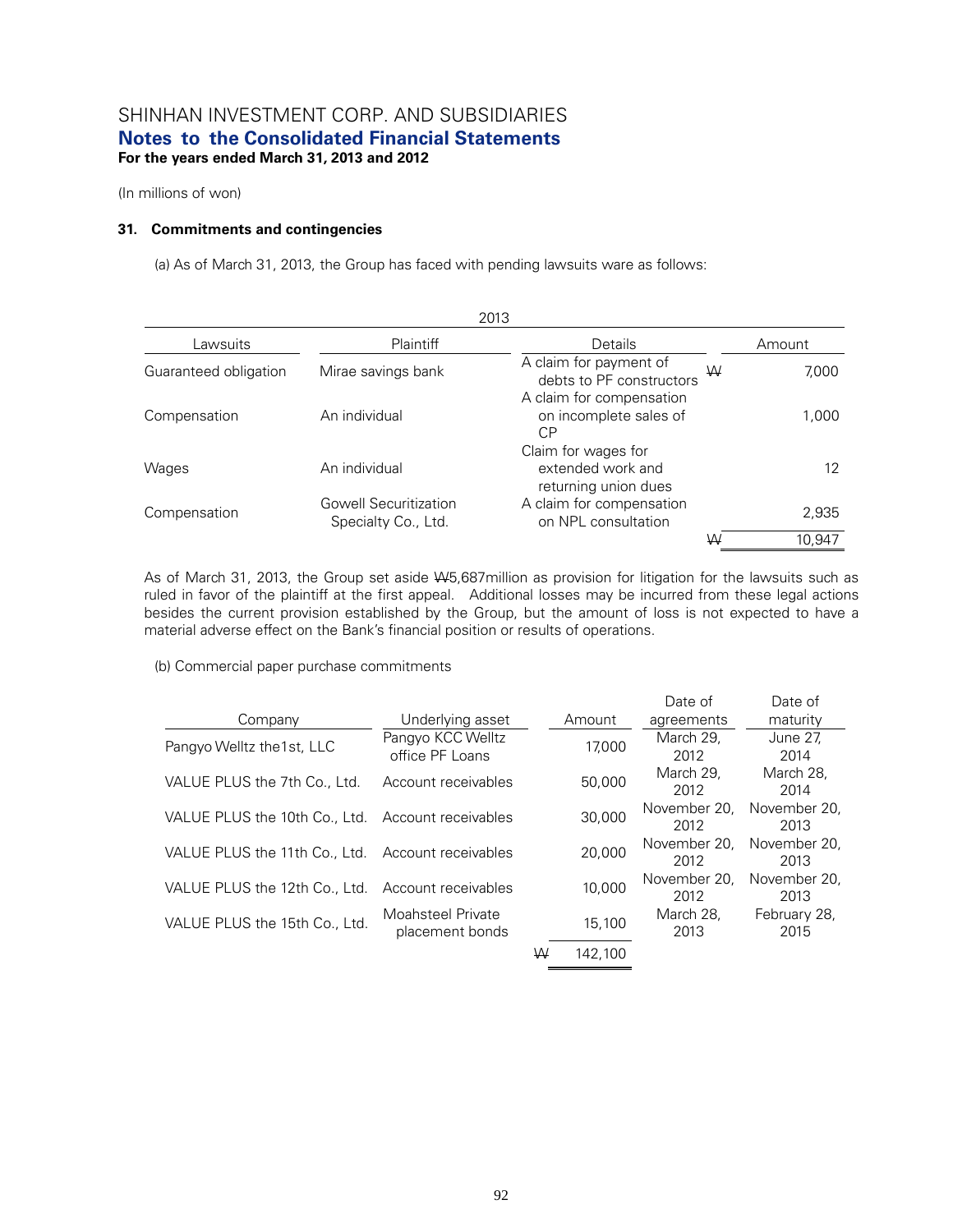(In millions of won)

### 31. Commitments and contingencies

(a) As of March 31, 2013, the Group has faced with pending lawsuits ware as follows:

| 2013 | | | | |
|---|---|---|---|---|
| Lawsuits | Plaintiff | Details | | Amount |
| Guaranteed obligation | Mirae savings bank | A claim for payment of debts to PF constructors | ₩ | 7,000 |
| Compensation | An individual | A claim for compensation on incomplete sales of CP | | 1,000 |
| Wages | An individual | Claim for wages for extended work and returning union dues | | 12 |
| Compensation | Gowell Securitization Specialty Co., Ltd. | A claim for compensation on NPL consultation | | 2,935 |
| | | | ₩ | 10,947 |

As of March 31, 2013, the Group set aside ₩5,687million as provision for litigation for the lawsuits such as ruled in favor of the plaintiff at the first appeal. Additional losses may be incurred from these legal actions besides the current provision established by the Group, but the amount of loss is not expected to have a material adverse effect on the Bank's financial position or results of operations.

(b) Commercial paper purchase commitments

| Company | Underlying asset | | Amount | Date of agreements | Date of maturity |
|---|---|---|---|---|---|
| Pangyo Welltz the1st, LLC | Pangyo KCC Welltz office PF Loans | | 17,000 | March 29, 2012 | June 27, 2014 |
| VALUE PLUS the 7th Co., Ltd. | Account receivables | | 50,000 | March 29, 2012 | March 28, 2014 |
| VALUE PLUS the 10th Co., Ltd. | Account receivables | | 30,000 | November 20, 2012 | November 20, 2013 |
| VALUE PLUS the 11th Co., Ltd. | Account receivables | | 20,000 | November 20, 2012 | November 20, 2013 |
| VALUE PLUS the 12th Co., Ltd. | Account receivables | | 10,000 | November 20, 2012 | November 20, 2013 |
| VALUE PLUS the 15th Co., Ltd. | Moahsteel Private placement bonds | | 15,100 | March 28, 2013 | February 28, 2015 |
| | | ₩ | 142,100 | | |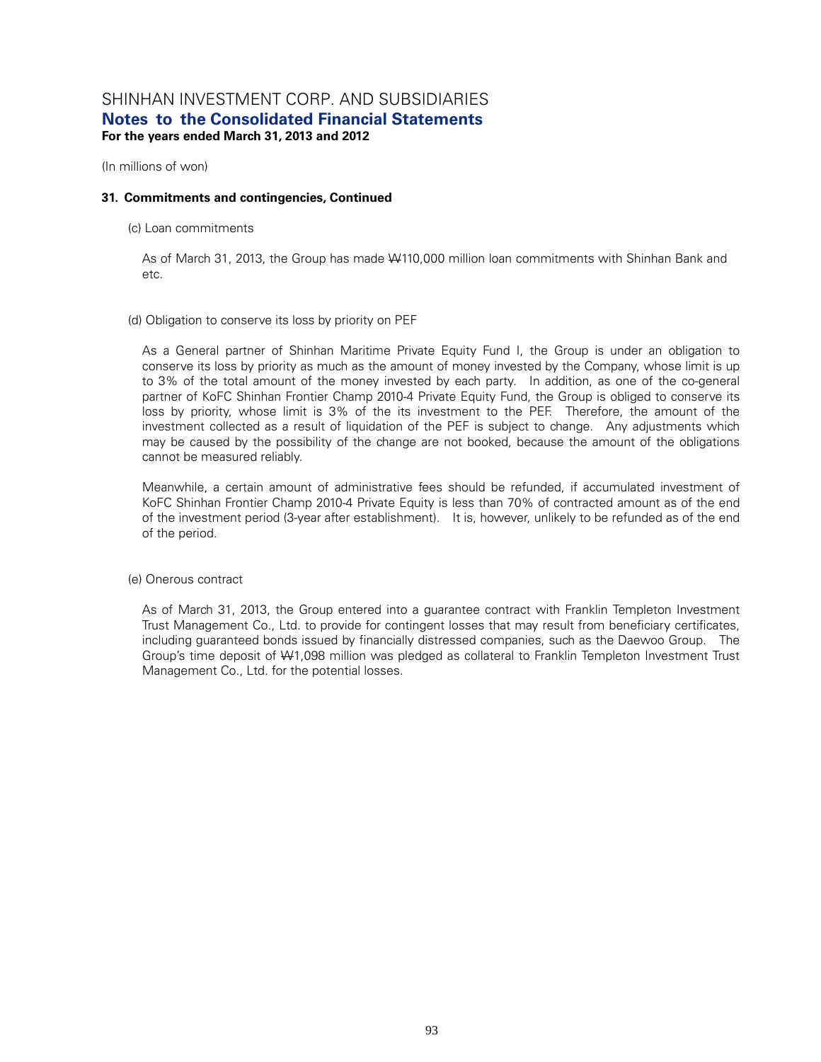(In millions of won)

**31. Commitments and contingencies, Continued**

(c) Loan commitments

As of March 31, 2013, the Group has made ₩110,000 million loan commitments with Shinhan Bank and etc.

(d) Obligation to conserve its loss by priority on PEF

As a General partner of Shinhan Maritime Private Equity Fund I, the Group is under an obligation to conserve its loss by priority as much as the amount of money invested by the Company, whose limit is up to 3% of the total amount of the money invested by each party. In addition, as one of the co-general partner of KoFC Shinhan Frontier Champ 2010-4 Private Equity Fund, the Group is obliged to conserve its loss by priority, whose limit is 3% of the its investment to the PEF. Therefore, the amount of the investment collected as a result of liquidation of the PEF is subject to change. Any adjustments which may be caused by the possibility of the change are not booked, because the amount of the obligations cannot be measured reliably.

Meanwhile, a certain amount of administrative fees should be refunded, if accumulated investment of KoFC Shinhan Frontier Champ 2010-4 Private Equity is less than 70% of contracted amount as of the end of the investment period (3-year after establishment). It is, however, unlikely to be refunded as of the end of the period.

(e) Onerous contract

As of March 31, 2013, the Group entered into a guarantee contract with Franklin Templeton Investment Trust Management Co., Ltd. to provide for contingent losses that may result from beneficiary certificates, including guaranteed bonds issued by financially distressed companies, such as the Daewoo Group. The Group's time deposit of ₩1,098 million was pledged as collateral to Franklin Templeton Investment Trust Management Co., Ltd. for the potential losses.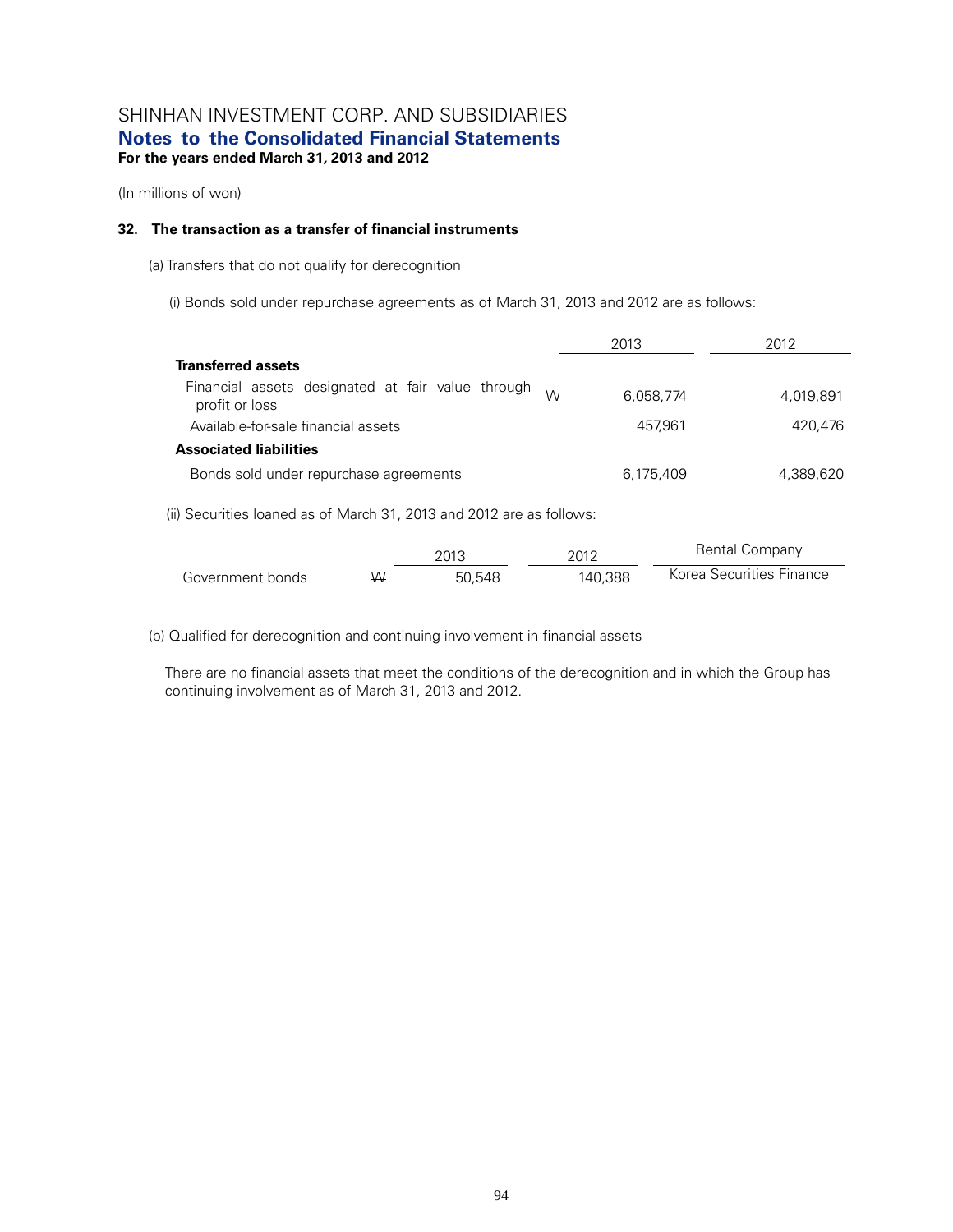# SHINHAN INVESTMENT CORP. AND SUBSIDIARIES
## Notes to the Consolidated Financial Statements
**For the years ended March 31, 2013 and 2012**

(In millions of won)

### 32. The transaction as a transfer of financial instruments

(a) Transfers that do not qualify for derecognition

(i) Bonds sold under repurchase agreements as of March 31, 2013 and 2012 are as follows:

| | | 2013 | 2012 |
|---|---|---|---|
| **Transferred assets** | | | |
| Financial assets designated at fair value through profit or loss | ₩ | 6,058,774 | 4,019,891 |
| Available-for-sale financial assets | | 457,961 | 420,476 |
| **Associated liabilities** | | | |
| Bonds sold under repurchase agreements | | 6,175,409 | 4,389,620 |

(ii) Securities loaned as of March 31, 2013 and 2012 are as follows:

| | | 2013 | 2012 | Rental Company |
|---|---|---|---|---|
| Government bonds | ₩ | 50,548 | 140,388 | Korea Securities Finance |

(b) Qualified for derecognition and continuing involvement in financial assets

There are no financial assets that meet the conditions of the derecognition and in which the Group has continuing involvement as of March 31, 2013 and 2012.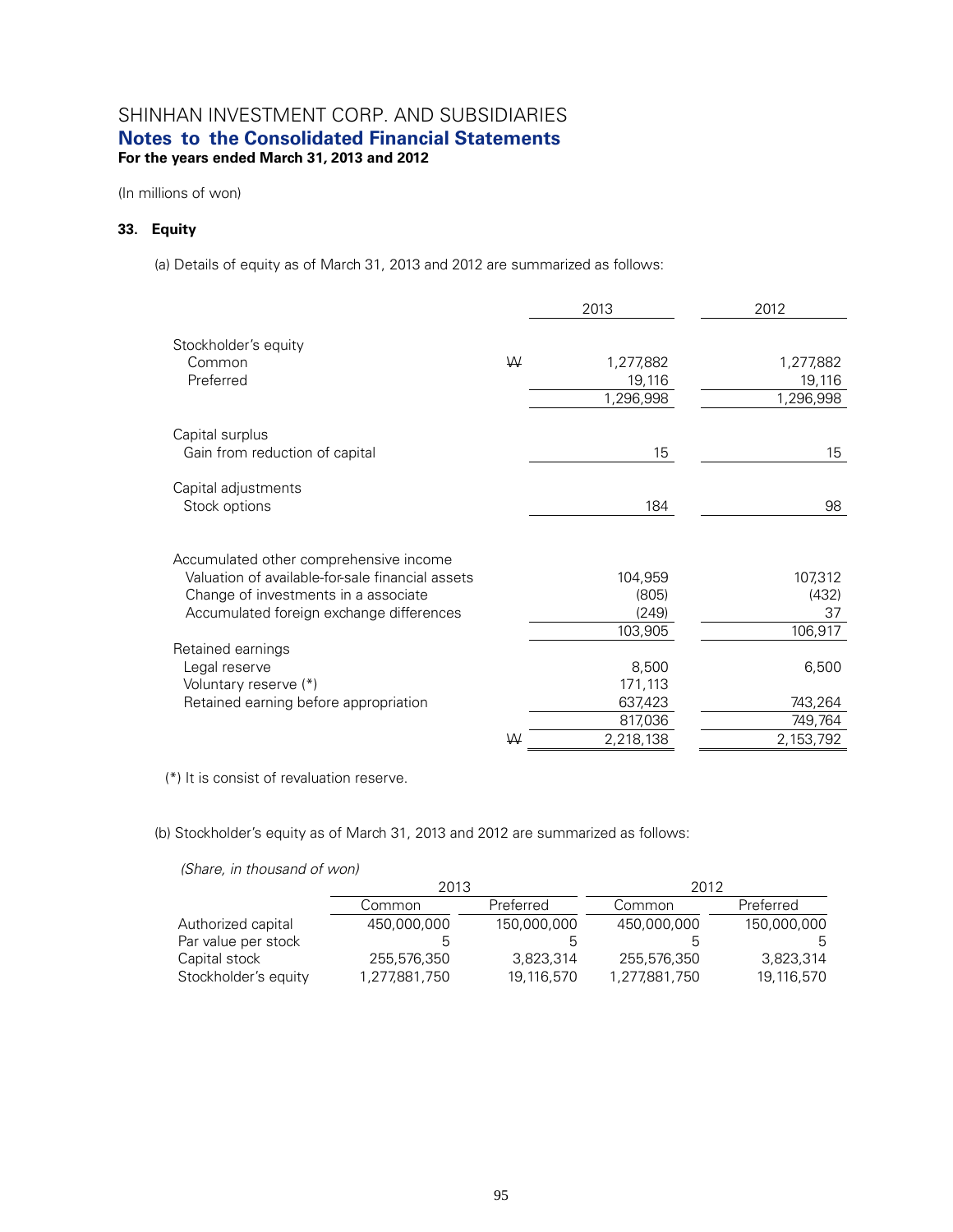# SHINHAN INVESTMENT CORP. AND SUBSIDIARIES
## Notes to the Consolidated Financial Statements
**For the years ended March 31, 2013 and 2012**

(In millions of won)

### 33. Equity

(a) Details of equity as of March 31, 2013 and 2012 are summarized as follows:

| | | 2013 | 2012 |
|---|---|---|---|
| Stockholder's equity | | | |
| Common | ₩ | 1,277,882 | 1,277,882 |
| Preferred | | 19,116 | 19,116 |
| | | 1,296,998 | 1,296,998 |
| Capital surplus | | | |
| Gain from reduction of capital | | 15 | 15 |
| Capital adjustments | | | |
| Stock options | | 184 | 98 |
| Accumulated other comprehensive income | | | |
| Valuation of available-for-sale financial assets | | 104,959 | 107,312 |
| Change of investments in a associate | | (805) | (432) |
| Accumulated foreign exchange differences | | (249) | 37 |
| | | 103,905 | 106,917 |
| Retained earnings | | | |
| Legal reserve | | 8,500 | 6,500 |
| Voluntary reserve (*) | | 171,113 | |
| Retained earning before appropriation | | 637,423 | 743,264 |
| | | 817,036 | 749,764 |
| | ₩ | 2,218,138 | 2,153,792 |

(*) It is consist of revaluation reserve.

(b) Stockholder's equity as of March 31, 2013 and 2012 are summarized as follows:

*(Share, in thousand of won)*

| | 2013 | | 2012 | |
|---|---|---|---|---|
| | Common | Preferred | Common | Preferred |
| Authorized capital | 450,000,000 | 150,000,000 | 450,000,000 | 150,000,000 |
| Par value per stock | 5 | 5 | 5 | 5 |
| Capital stock | 255,576,350 | 3,823,314 | 255,576,350 | 3,823,314 |
| Stockholder's equity | 1,277,881,750 | 19,116,570 | 1,277,881,750 | 19,116,570 |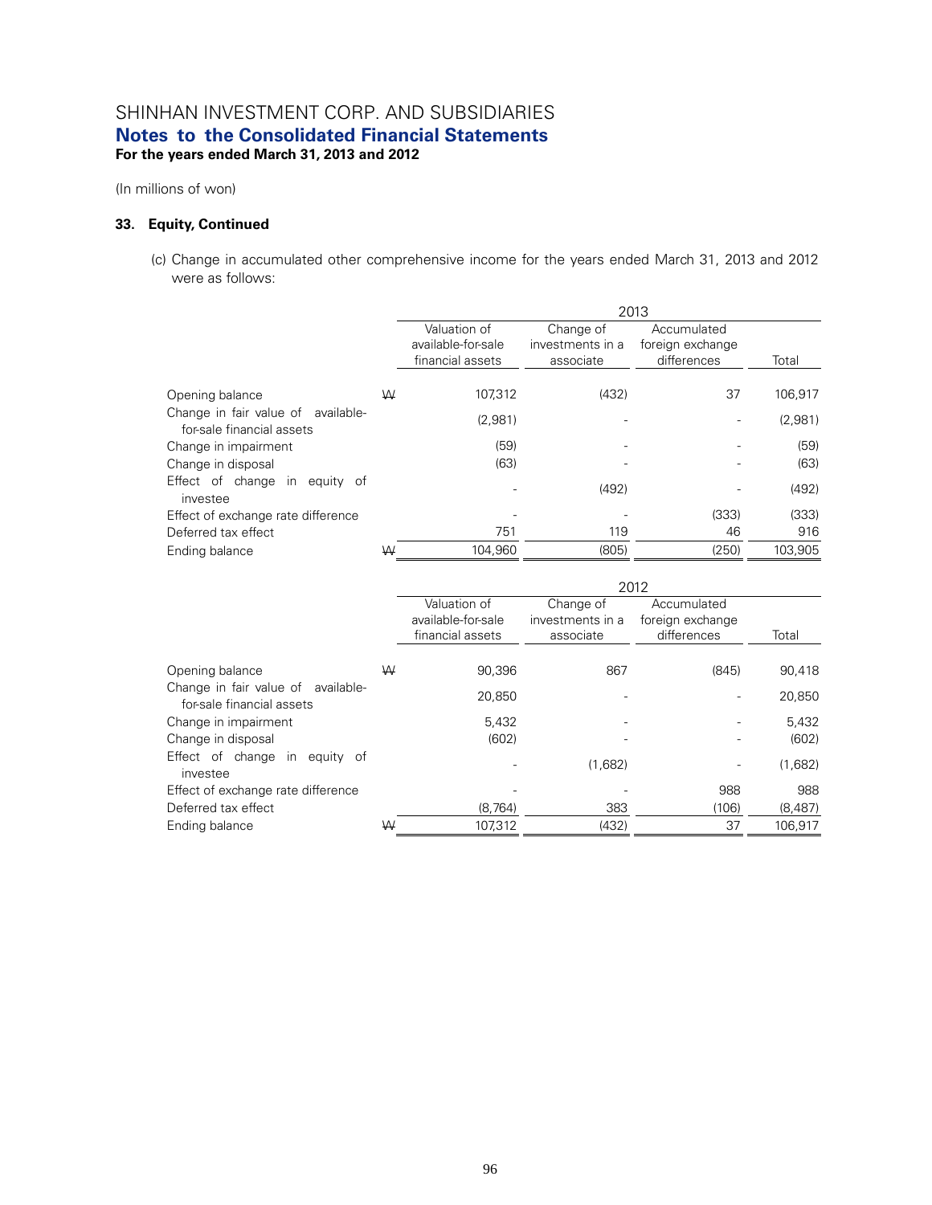# SHINHAN INVESTMENT CORP. AND SUBSIDIARIES
## Notes to the Consolidated Financial Statements
**For the years ended March 31, 2013 and 2012**

(In millions of won)

### 33. Equity, Continued

(c) Change in accumulated other comprehensive income for the years ended March 31, 2013 and 2012 were as follows:

| | | 2013 | | | |
|---|---|---|---|---|---|
| | | Valuation of available-for-sale financial assets | Change of investments in a associate | Accumulated foreign exchange differences | Total |
| Opening balance | ₩ | 107,312 | (432) | 37 | 106,917 |
| Change in fair value of available-for-sale financial assets | | (2,981) | - | - | (2,981) |
| Change in impairment | | (59) | - | - | (59) |
| Change in disposal | | (63) | - | - | (63) |
| Effect of change in equity of investee | | - | (492) | - | (492) |
| Effect of exchange rate difference | | - | - | (333) | (333) |
| Deferred tax effect | | 751 | 119 | 46 | 916 |
| Ending balance | ₩ | 104,960 | (805) | (250) | 103,905 |

| | | 2012 | | | |
|---|---|---|---|---|---|
| | | Valuation of available-for-sale financial assets | Change of investments in a associate | Accumulated foreign exchange differences | Total |
| Opening balance | ₩ | 90,396 | 867 | (845) | 90,418 |
| Change in fair value of available-for-sale financial assets | | 20,850 | - | - | 20,850 |
| Change in impairment | | 5,432 | - | - | 5,432 |
| Change in disposal | | (602) | - | - | (602) |
| Effect of change in equity of investee | | - | (1,682) | - | (1,682) |
| Effect of exchange rate difference | | - | - | 988 | 988 |
| Deferred tax effect | | (8,764) | 383 | (106) | (8,487) |
| Ending balance | ₩ | 107,312 | (432) | 37 | 106,917 |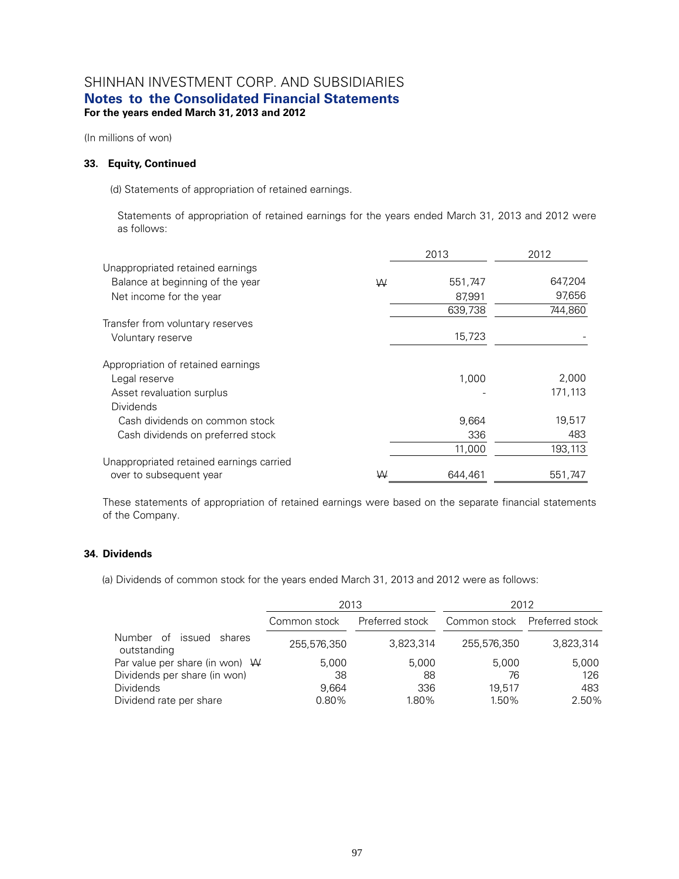# SHINHAN INVESTMENT CORP. AND SUBSIDIARIES
## Notes to the Consolidated Financial Statements
**For the years ended March 31, 2013 and 2012**

(In millions of won)

### 33. Equity, Continued

(d) Statements of appropriation of retained earnings.

Statements of appropriation of retained earnings for the years ended March 31, 2013 and 2012 were as follows:

| | | 2013 | 2012 |
|---|---|---|---|
| Unappropriated retained earnings | | | |
| Balance at beginning of the year | ₩ | 551,747 | 647,204 |
| Net income for the year | | 87,991 | 97,656 |
| | | 639,738 | 744,860 |
| Transfer from voluntary reserves | | | |
| Voluntary reserve | | 15,723 | - |
| Appropriation of retained earnings | | | |
| Legal reserve | | 1,000 | 2,000 |
| Asset revaluation surplus | | - | 171,113 |
| Dividends | | | |
| Cash dividends on common stock | | 9,664 | 19,517 |
| Cash dividends on preferred stock | | 336 | 483 |
| | | 11,000 | 193,113 |
| Unappropriated retained earnings carried over to subsequent year | ₩ | 644,461 | 551,747 |

These statements of appropriation of retained earnings were based on the separate financial statements of the Company.

### 34. Dividends

(a) Dividends of common stock for the years ended March 31, 2013 and 2012 were as follows:

| | 2013 | | 2012 | |
|---|---|---|---|---|
| | Common stock | Preferred stock | Common stock | Preferred stock |
| Number of issued shares outstanding | 255,576,350 | 3,823,314 | 255,576,350 | 3,823,314 |
| Par value per share (in won) ₩ | 5,000 | 5,000 | 5,000 | 5,000 |
| Dividends per share (in won) | 38 | 88 | 76 | 126 |
| Dividends | 9,664 | 336 | 19,517 | 483 |
| Dividend rate per share | 0.80% | 1.80% | 1.50% | 2.50% |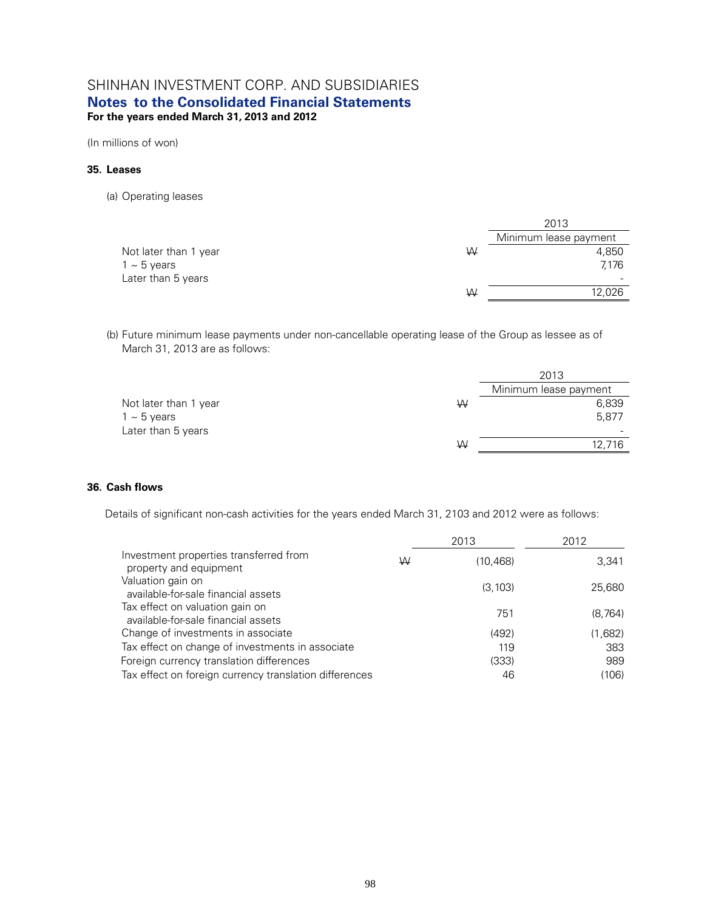# SHINHAN INVESTMENT CORP. AND SUBSIDIARIES

## Notes to the Consolidated Financial Statements

**For the years ended March 31, 2013 and 2012**

(In millions of won)

### 35. Leases

(a) Operating leases

| | | 2013 |
|---|---|---|
| | | Minimum lease payment |
| Not later than 1 year | ₩ | 4,850 |
| 1 ~ 5 years | | 7,176 |
| Later than 5 years | | - |
| | ₩ | 12,026 |

(b) Future minimum lease payments under non-cancellable operating lease of the Group as lessee as of March 31, 2013 are as follows:

| | | 2013 |
|---|---|---|
| | | Minimum lease payment |
| Not later than 1 year | ₩ | 6,839 |
| 1 ~ 5 years | | 5,877 |
| Later than 5 years | | - |
| | ₩ | 12,716 |

### 36. Cash flows

Details of significant non-cash activities for the years ended March 31, 2103 and 2012 were as follows:

| | | 2013 | 2012 |
|---|---|---|---|
| Investment properties transferred from property and equipment | ₩ | (10,468) | 3,341 |
| Valuation gain on available-for-sale financial assets | | (3,103) | 25,680 |
| Tax effect on valuation gain on available-for-sale financial assets | | 751 | (8,764) |
| Change of investments in associate | | (492) | (1,682) |
| Tax effect on change of investments in associate | | 119 | 383 |
| Foreign currency translation differences | | (333) | 989 |
| Tax effect on foreign currency translation differences | | 46 | (106) |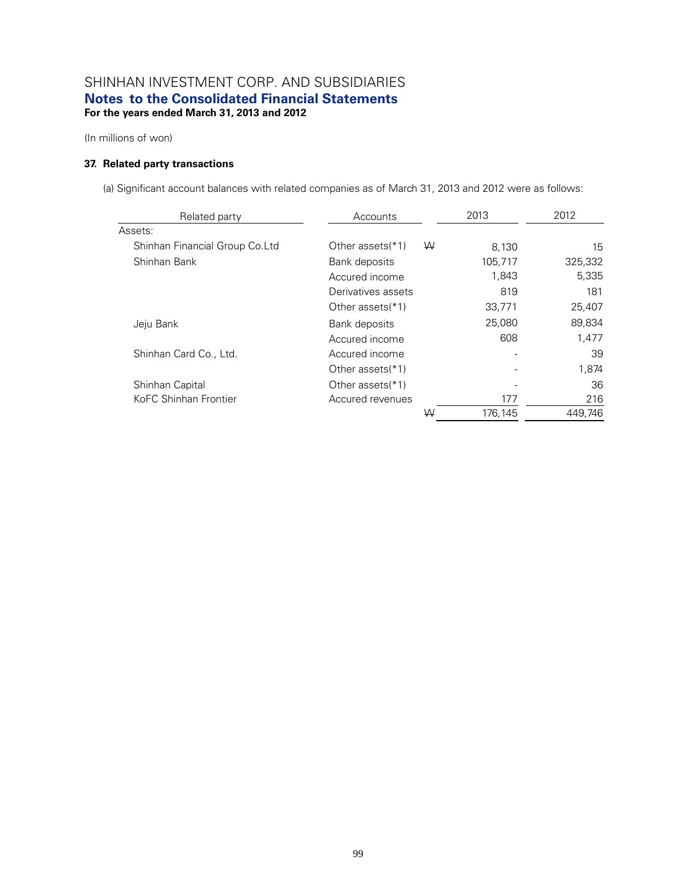# SHINHAN INVESTMENT CORP. AND SUBSIDIARIES
## Notes to the Consolidated Financial Statements
**For the years ended March 31, 2013 and 2012**

(In millions of won)

### 37. Related party transactions

(a) Significant account balances with related companies as of March 31, 2013 and 2012 were as follows:

| Related party | Accounts | | 2013 | 2012 |
|---|---|---|---|---|
| Assets: | | | | |
| Shinhan Financial Group Co.Ltd | Other assets(*1) | ₩ | 8,130 | 15 |
| Shinhan Bank | Bank deposits | | 105,717 | 325,332 |
| | Accured income | | 1,843 | 5,335 |
| | Derivatives assets | | 819 | 181 |
| | Other assets(*1) | | 33,771 | 25,407 |
| Jeju Bank | Bank deposits | | 25,080 | 89,834 |
| | Accured income | | 608 | 1,477 |
| Shinhan Card Co., Ltd. | Accured income | | - | 39 |
| | Other assets(*1) | | - | 1,874 |
| Shinhan Capital | Other assets(*1) | | - | 36 |
| KoFC Shinhan Frontier | Accured revenues | | 177 | 216 |
| | | ₩ | 176,145 | 449,746 |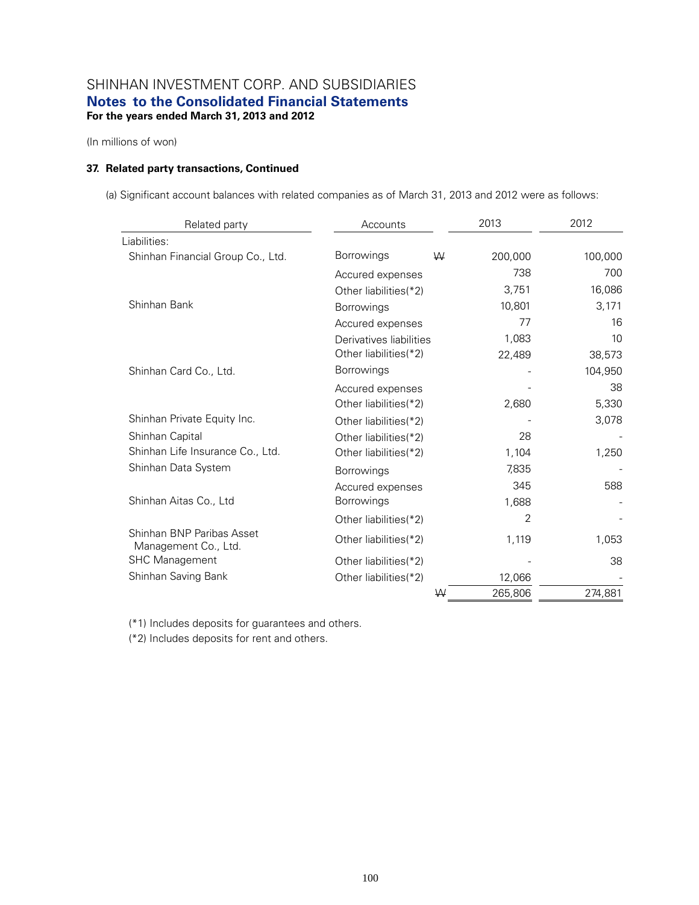SHINHAN INVESTMENT CORP. AND SUBSIDIARIES

## Notes to the Consolidated Financial Statements

**For the years ended March 31, 2013 and 2012**

(In millions of won)

### 37. Related party transactions, Continued

(a) Significant account balances with related companies as of March 31, 2013 and 2012 were as follows:

| Related party | Accounts | | 2013 | 2012 |
|---|---|---|---|---|
| Liabilities: | | | | |
| Shinhan Financial Group Co., Ltd. | Borrowings | ₩ | 200,000 | 100,000 |
| | Accured expenses | | 738 | 700 |
| | Other liabilities(*2) | | 3,751 | 16,086 |
| Shinhan Bank | Borrowings | | 10,801 | 3,171 |
| | Accured expenses | | 77 | 16 |
| | Derivatives liabilities | | 1,083 | 10 |
| | Other liabilities(*2) | | 22,489 | 38,573 |
| Shinhan Card Co., Ltd. | Borrowings | | - | 104,950 |
| | Accured expenses | | - | 38 |
| | Other liabilities(*2) | | 2,680 | 5,330 |
| Shinhan Private Equity Inc. | Other liabilities(*2) | | - | 3,078 |
| Shinhan Capital | Other liabilities(*2) | | 28 | - |
| Shinhan Life Insurance Co., Ltd. | Other liabilities(*2) | | 1,104 | 1,250 |
| Shinhan Data System | Borrowings | | 7,835 | - |
| | Accured expenses | | 345 | 588 |
| Shinhan Aitas Co., Ltd | Borrowings | | 1,688 | - |
| | Other liabilities(*2) | | 2 | - |
| Shinhan BNP Paribas Asset Management Co., Ltd. | Other liabilities(*2) | | 1,119 | 1,053 |
| SHC Management | Other liabilities(*2) | | - | 38 |
| Shinhan Saving Bank | Other liabilities(*2) | | 12,066 | - |
| | | ₩ | 265,806 | 274,881 |

(*1) Includes deposits for guarantees and others.

(*2) Includes deposits for rent and others.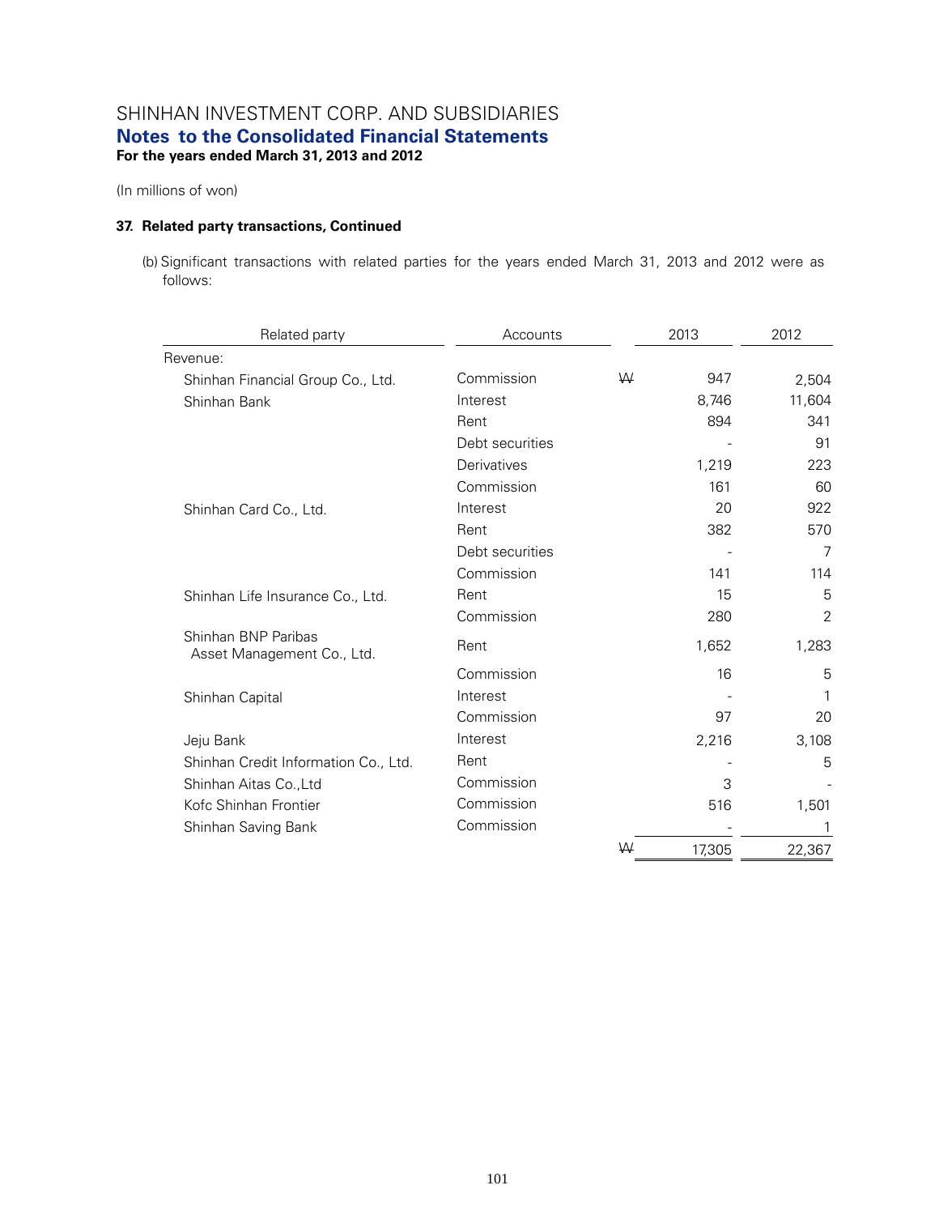SHINHAN INVESTMENT CORP. AND SUBSIDIARIES

**Notes to the Consolidated Financial Statements**

**For the years ended March 31, 2013 and 2012**

(In millions of won)

**37. Related party transactions, Continued**

(b) Significant transactions with related parties for the years ended March 31, 2013 and 2012 were as follows:

| Related party | Accounts | | 2013 | 2012 |
|---|---|---|---|---|
| Revenue: | | | | |
| Shinhan Financial Group Co., Ltd. | Commission | ₩ | 947 | 2,504 |
| Shinhan Bank | Interest | | 8,746 | 11,604 |
| | Rent | | 894 | 341 |
| | Debt securities | | - | 91 |
| | Derivatives | | 1,219 | 223 |
| | Commission | | 161 | 60 |
| Shinhan Card Co., Ltd. | Interest | | 20 | 922 |
| | Rent | | 382 | 570 |
| | Debt securities | | - | 7 |
| | Commission | | 141 | 114 |
| Shinhan Life Insurance Co., Ltd. | Rent | | 15 | 5 |
| | Commission | | 280 | 2 |
| Shinhan BNP Paribas Asset Management Co., Ltd. | Rent | | 1,652 | 1,283 |
| | Commission | | 16 | 5 |
| Shinhan Capital | Interest | | - | 1 |
| | Commission | | 97 | 20 |
| Jeju Bank | Interest | | 2,216 | 3,108 |
| Shinhan Credit Information Co., Ltd. | Rent | | - | 5 |
| Shinhan Aitas Co.,Ltd | Commission | | 3 | - |
| Kofc Shinhan Frontier | Commission | | 516 | 1,501 |
| Shinhan Saving Bank | Commission | | - | 1 |
| | | ₩ | 17,305 | 22,367 |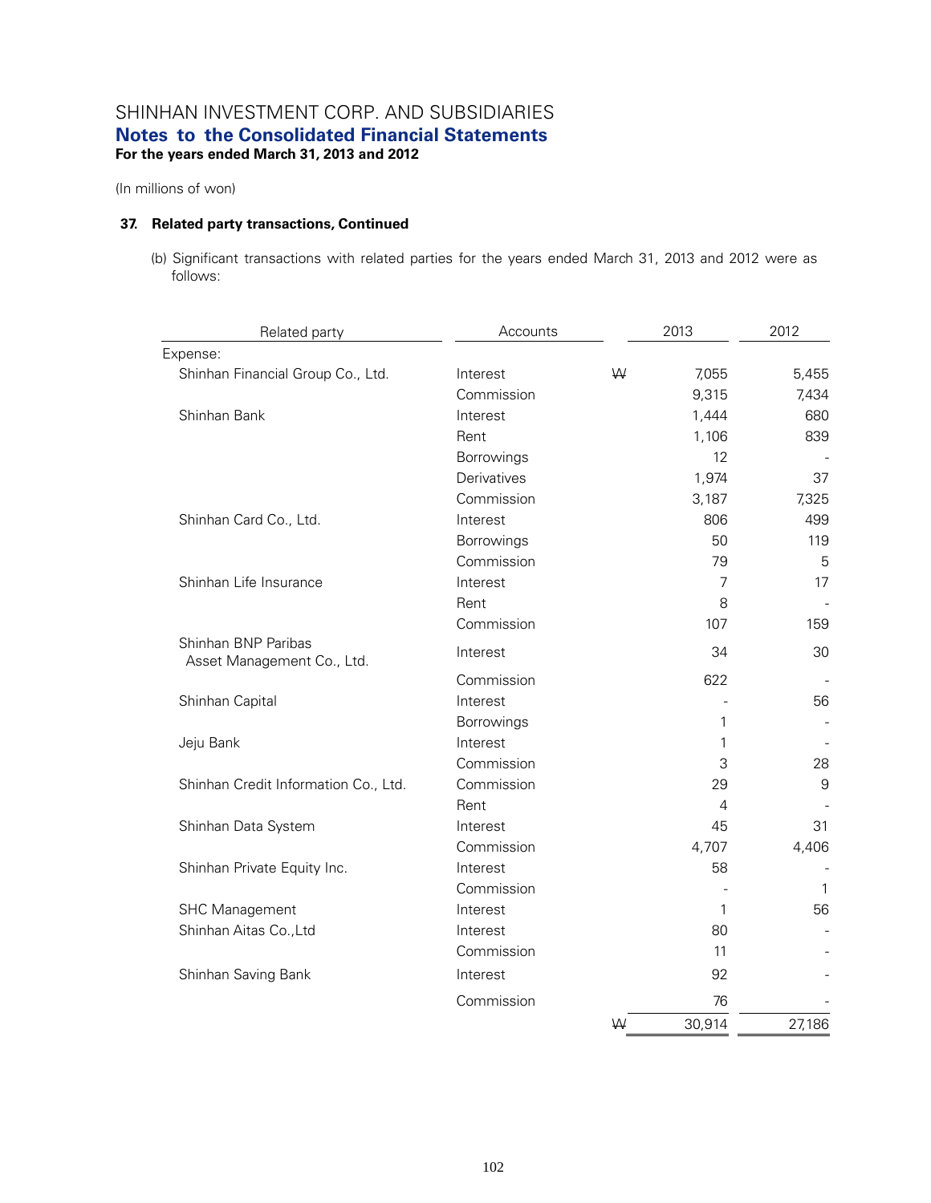# SHINHAN INVESTMENT CORP. AND SUBSIDIARIES
## Notes to the Consolidated Financial Statements
**For the years ended March 31, 2013 and 2012**

(In millions of won)

### 37. Related party transactions, Continued

(b) Significant transactions with related parties for the years ended March 31, 2013 and 2012 were as follows:

| Related party | Accounts | | 2013 | 2012 |
|---|---|---|---|---|
| Expense: | | | | |
| Shinhan Financial Group Co., Ltd. | Interest | ₩ | 7,055 | 5,455 |
| | Commission | | 9,315 | 7,434 |
| Shinhan Bank | Interest | | 1,444 | 680 |
| | Rent | | 1,106 | 839 |
| | Borrowings | | 12 | - |
| | Derivatives | | 1,974 | 37 |
| | Commission | | 3,187 | 7,325 |
| Shinhan Card Co., Ltd. | Interest | | 806 | 499 |
| | Borrowings | | 50 | 119 |
| | Commission | | 79 | 5 |
| Shinhan Life Insurance | Interest | | 7 | 17 |
| | Rent | | 8 | - |
| | Commission | | 107 | 159 |
| Shinhan BNP Paribas Asset Management Co., Ltd. | Interest | | 34 | 30 |
| | Commission | | 622 | - |
| Shinhan Capital | Interest | | - | 56 |
| | Borrowings | | 1 | - |
| Jeju Bank | Interest | | 1 | - |
| | Commission | | 3 | 28 |
| Shinhan Credit Information Co., Ltd. | Commission | | 29 | 9 |
| | Rent | | 4 | - |
| Shinhan Data System | Interest | | 45 | 31 |
| | Commission | | 4,707 | 4,406 |
| Shinhan Private Equity Inc. | Interest | | 58 | - |
| | Commission | | - | 1 |
| SHC Management | Interest | | 1 | 56 |
| Shinhan Aitas Co.,Ltd | Interest | | 80 | - |
| | Commission | | 11 | - |
| Shinhan Saving Bank | Interest | | 92 | - |
| | Commission | | 76 | - |
| | | ₩ | 30,914 | 27,186 |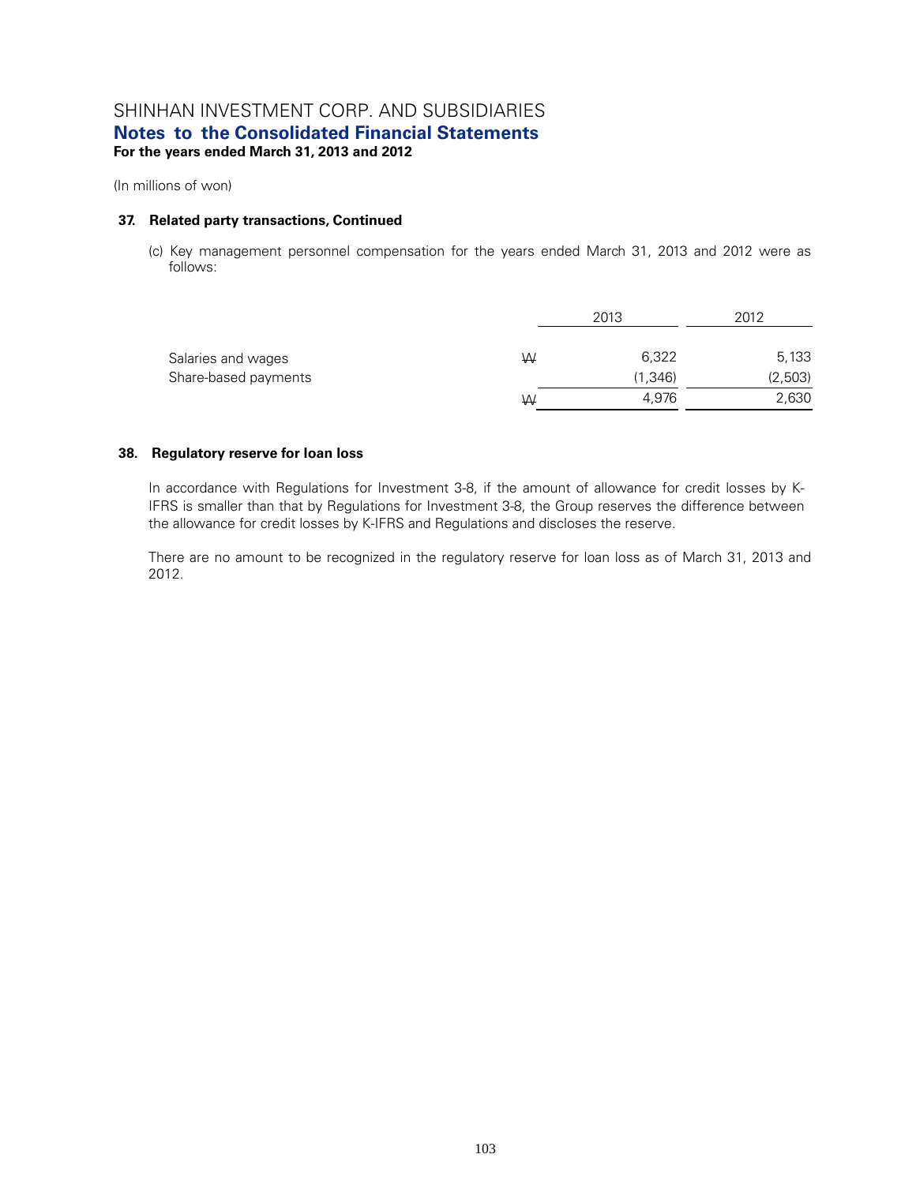SHINHAN INVESTMENT CORP. AND SUBSIDIARIES
**Notes to the Consolidated Financial Statements**
**For the years ended March 31, 2013 and 2012**

(In millions of won)

### 37. Related party transactions, Continued

(c) Key management personnel compensation for the years ended March 31, 2013 and 2012 were as follows:

| | | 2013 | 2012 |
|---|---|---|---|
| Salaries and wages | ₩ | 6,322 | 5,133 |
| Share-based payments | | (1,346) | (2,503) |
| | ₩ | 4,976 | 2,630 |

### 38. Regulatory reserve for loan loss

In accordance with Regulations for Investment 3-8, if the amount of allowance for credit losses by K-IFRS is smaller than that by Regulations for Investment 3-8, the Group reserves the difference between the allowance for credit losses by K-IFRS and Regulations and discloses the reserve.

There are no amount to be recognized in the regulatory reserve for loan loss as of March 31, 2013 and 2012.